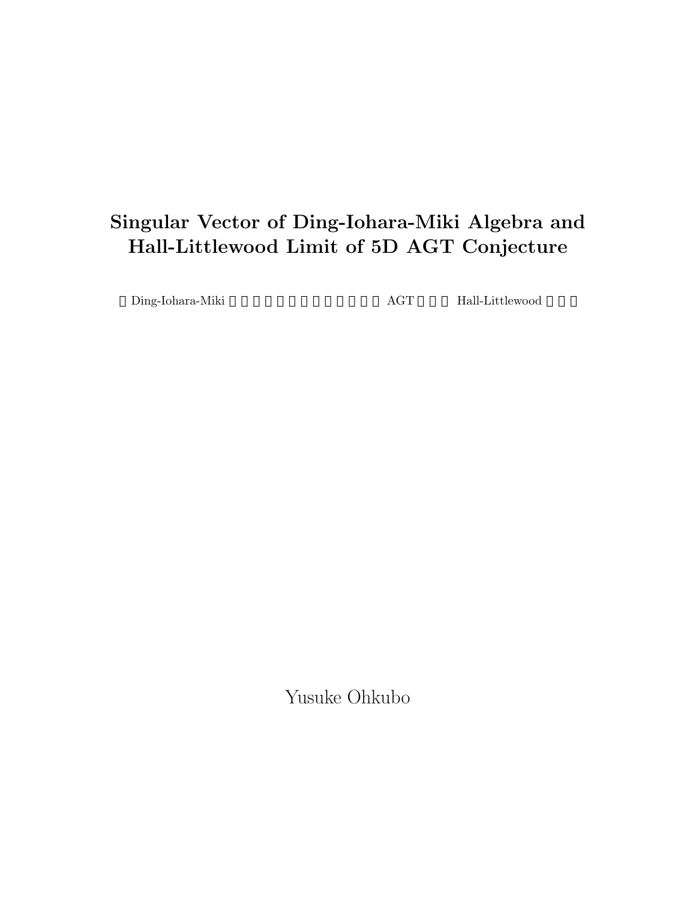# Singular Vector of Ding-Iohara-Miki Algebra and Hall-Littlewood Limit of 5D AGT Conjecture

□Ding-Iohara-Miki □□□□□□□□□□□□□ AGT □□□ Hall-Littlewood □□□

Yusuke Ohkubo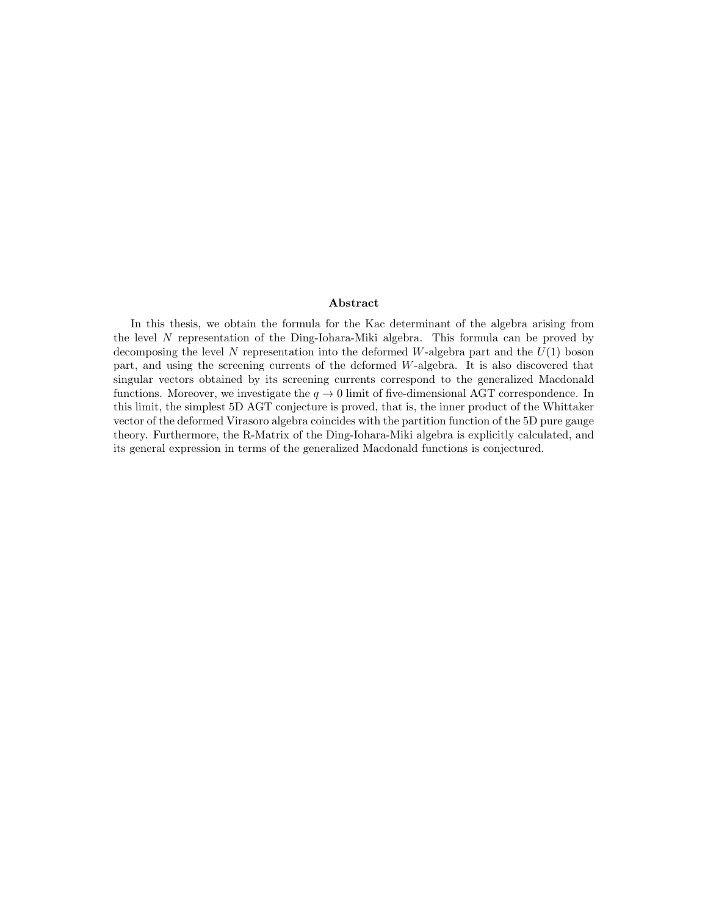## Abstract

In this thesis, we obtain the formula for the Kac determinant of the algebra arising from the level $N$ representation of the Ding-Iohara-Miki algebra. This formula can be proved by decomposing the level $N$ representation into the deformed $W$-algebra part and the $U(1)$ boson part, and using the screening currents of the deformed $W$-algebra. It is also discovered that singular vectors obtained by its screening currents correspond to the generalized Macdonald functions. Moreover, we investigate the $q \to 0$ limit of five-dimensional AGT correspondence. In this limit, the simplest 5D AGT conjecture is proved, that is, the inner product of the Whittaker vector of the deformed Virasoro algebra coincides with the partition function of the 5D pure gauge theory. Furthermore, the R-Matrix of the Ding-Iohara-Miki algebra is explicitly calculated, and its general expression in terms of the generalized Macdonald functions is conjectured.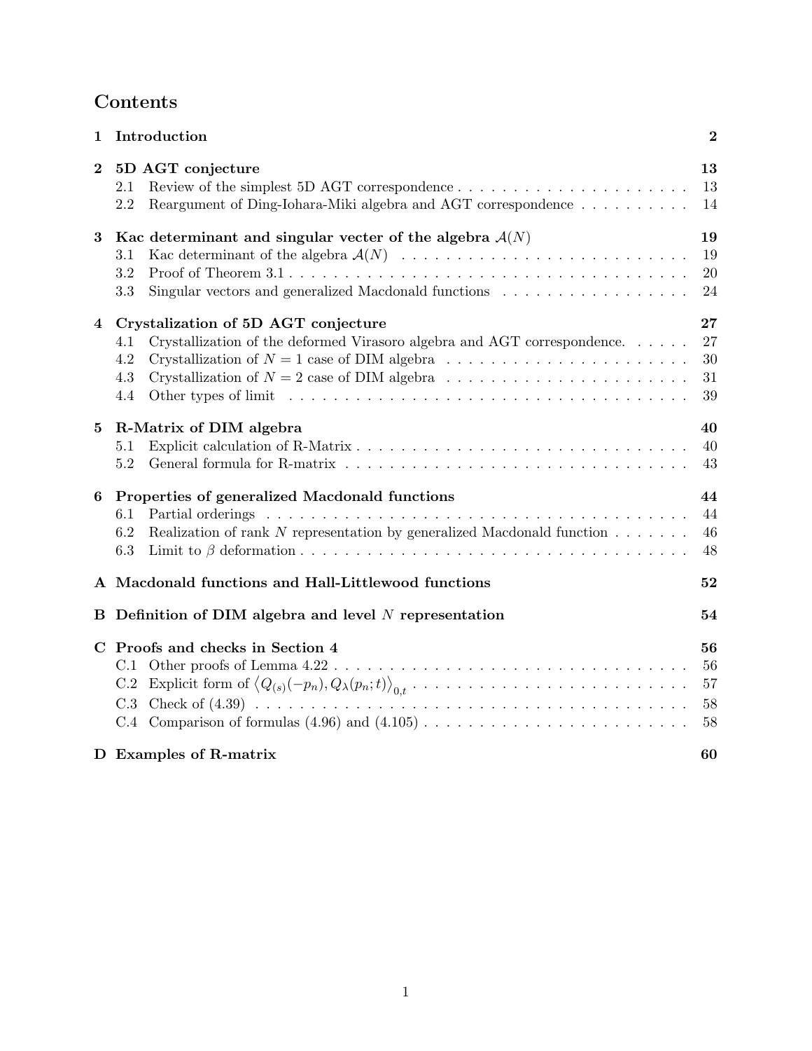# Contents

| | | |
|---|---|---|
| **1** | **Introduction** | **2** |
| **2** | **5D AGT conjecture** | **13** |
| | 2.1 Review of the simplest 5D AGT correspondence | 13 |
| | 2.2 Reargument of Ding-Iohara-Miki algebra and AGT correspondence | 14 |
| **3** | **Kac determinant and singular vecter of the algebra $\mathcal{A}(N)$** | **19** |
| | 3.1 Kac determinant of the algebra $\mathcal{A}(N)$ | 19 |
| | 3.2 Proof of Theorem 3.1 | 20 |
| | 3.3 Singular vectors and generalized Macdonald functions | 24 |
| **4** | **Crystalization of 5D AGT conjecture** | **27** |
| | 4.1 Crystallization of the deformed Virasoro algebra and AGT correspondence. | 27 |
| | 4.2 Crystallization of $N = 1$ case of DIM algebra | 30 |
| | 4.3 Crystallization of $N = 2$ case of DIM algebra | 31 |
| | 4.4 Other types of limit | 39 |
| **5** | **R-Matrix of DIM algebra** | **40** |
| | 5.1 Explicit calculation of R-Matrix | 40 |
| | 5.2 General formula for R-matrix | 43 |
| **6** | **Properties of generalized Macdonald functions** | **44** |
| | 6.1 Partial orderings | 44 |
| | 6.2 Realization of rank $N$ representation by generalized Macdonald function | 46 |
| | 6.3 Limit to $\beta$ deformation | 48 |
| **A** | **Macdonald functions and Hall-Littlewood functions** | **52** |
| **B** | **Definition of DIM algebra and level $N$ representation** | **54** |
| **C** | **Proofs and checks in Section 4** | **56** |
| | C.1 Other proofs of Lemma 4.22 | 56 |
| | C.2 Explicit form of $\left\langle Q_{(s)}(-p_n), Q_\lambda(p_n;t)\right\rangle_{0,t}$ | 57 |
| | C.3 Check of (4.39) | 58 |
| | C.4 Comparison of formulas (4.96) and (4.105) | 58 |
| **D** | **Examples of R-matrix** | **60** |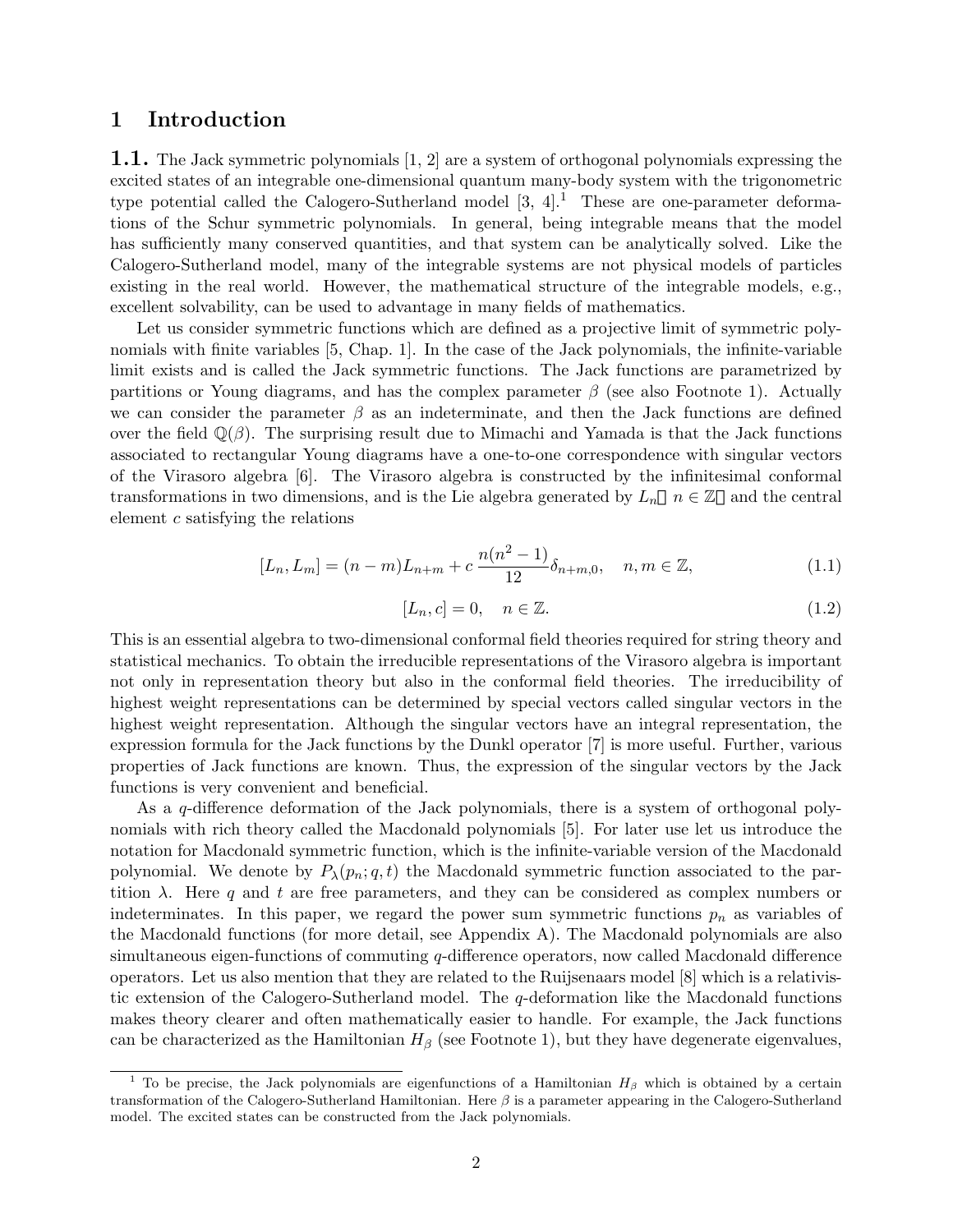# 1 Introduction

**1.1.** The Jack symmetric polynomials [1, 2] are a system of orthogonal polynomials expressing the excited states of an integrable one-dimensional quantum many-body system with the trigonometric type potential called the Calogero-Sutherland model [3, 4].[1] These are one-parameter deformations of the Schur symmetric polynomials. In general, being integrable means that the model has sufficiently many conserved quantities, and that system can be analytically solved. Like the Calogero-Sutherland model, many of the integrable systems are not physical models of particles existing in the real world. However, the mathematical structure of the integrable models, e.g., excellent solvability, can be used to advantage in many fields of mathematics.

Let us consider symmetric functions which are defined as a projective limit of symmetric polynomials with finite variables [5, Chap. 1]. In the case of the Jack polynomials, the infinite-variable limit exists and is called the Jack symmetric functions. The Jack functions are parametrized by partitions or Young diagrams, and has the complex parameter $\beta$ (see also Footnote 1). Actually we can consider the parameter $\beta$ as an indeterminate, and then the Jack functions are defined over the field $\mathbb{Q}(\beta)$. The surprising result due to Mimachi and Yamada is that the Jack functions associated to rectangular Young diagrams have a one-to-one correspondence with singular vectors of the Virasoro algebra [6]. The Virasoro algebra is constructed by the infinitesimal conformal transformations in two dimensions, and is the Lie algebra generated by $L_n$ ($n \in \mathbb{Z}$) and the central element $c$ satisfying the relations

$$[L_n, L_m] = (n-m)L_{n+m} + c\,\frac{n(n^2-1)}{12}\delta_{n+m,0}, \quad n, m \in \mathbb{Z}, \tag{1.1}$$

$$[L_n, c] = 0, \quad n \in \mathbb{Z}. \tag{1.2}$$

This is an essential algebra to two-dimensional conformal field theories required for string theory and statistical mechanics. To obtain the irreducible representations of the Virasoro algebra is important not only in representation theory but also in the conformal field theories. The irreducibility of highest weight representations can be determined by special vectors called singular vectors in the highest weight representation. Although the singular vectors have an integral representation, the expression formula for the Jack functions by the Dunkl operator [7] is more useful. Further, various properties of Jack functions are known. Thus, the expression of the singular vectors by the Jack functions is very convenient and beneficial.

As a $q$-difference deformation of the Jack polynomials, there is a system of orthogonal polynomials with rich theory called the Macdonald polynomials [5]. For later use let us introduce the notation for Macdonald symmetric function, which is the infinite-variable version of the Macdonald polynomial. We denote by $P_\lambda(p_n; q, t)$ the Macdonald symmetric function associated to the partition $\lambda$. Here $q$ and $t$ are free parameters, and they can be considered as complex numbers or indeterminates. In this paper, we regard the power sum symmetric functions $p_n$ as variables of the Macdonald functions (for more detail, see Appendix A). The Macdonald polynomials are also simultaneous eigen-functions of commuting $q$-difference operators, now called Macdonald difference operators. Let us also mention that they are related to the Ruijsenaars model [8] which is a relativistic extension of the Calogero-Sutherland model. The $q$-deformation like the Macdonald functions makes theory clearer and often mathematically easier to handle. For example, the Jack functions can be characterized as the Hamiltonian $H_\beta$ (see Footnote 1), but they have degenerate eigenvalues,

---

[1] To be precise, the Jack polynomials are eigenfunctions of a Hamiltonian $H_\beta$ which is obtained by a certain transformation of the Calogero-Sutherland Hamiltonian. Here $\beta$ is a parameter appearing in the Calogero-Sutherland model. The excited states can be constructed from the Jack polynomials.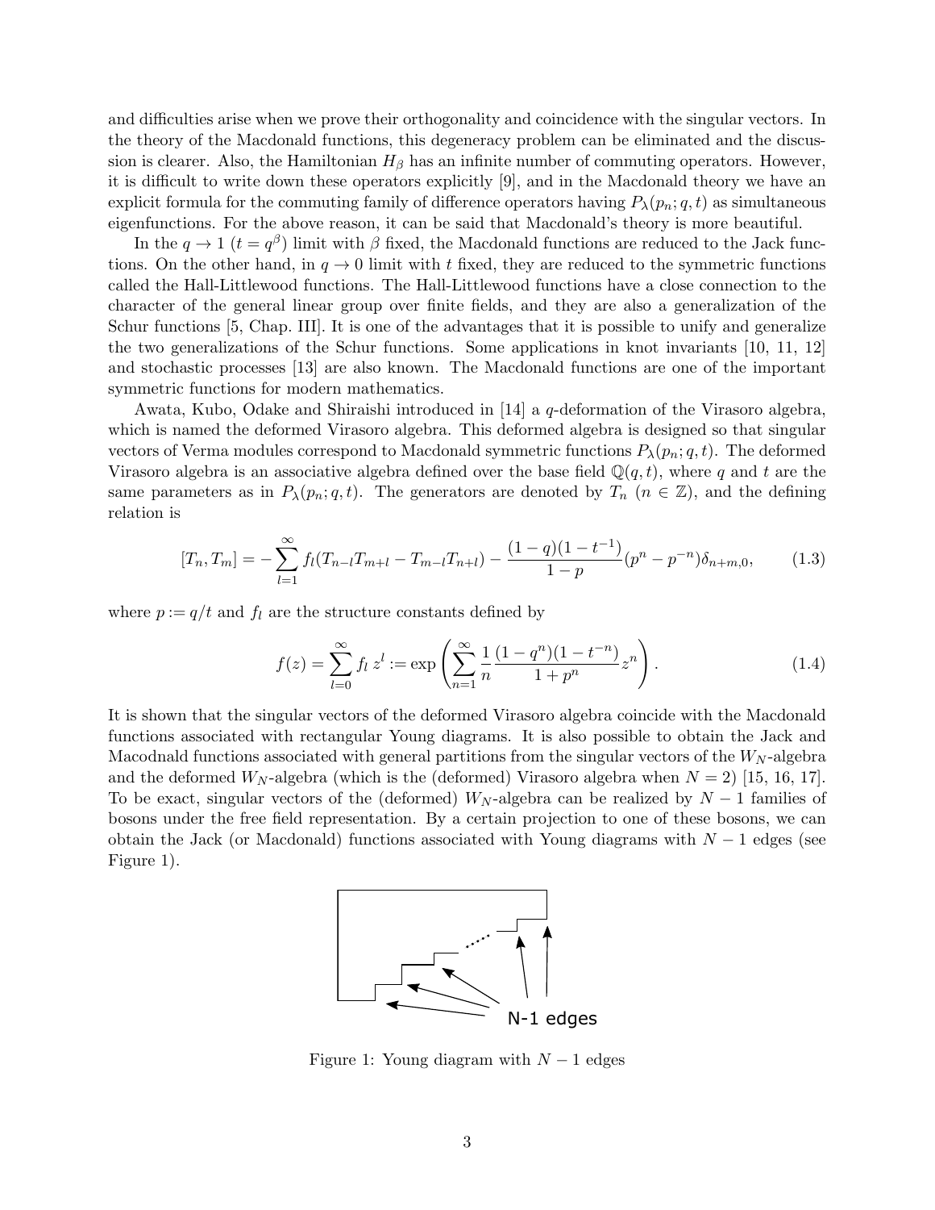and difficulties arise when we prove their orthogonality and coincidence with the singular vectors. In the theory of the Macdonald functions, this degeneracy problem can be eliminated and the discussion is clearer. Also, the Hamiltonian $H_\beta$ has an infinite number of commuting operators. However, it is difficult to write down these operators explicitly [9], and in the Macdonald theory we have an explicit formula for the commuting family of difference operators having $P_\lambda(p_n; q, t)$ as simultaneous eigenfunctions. For the above reason, it can be said that Macdonald's theory is more beautiful.

In the $q \to 1$ ($t = q^\beta$) limit with $\beta$ fixed, the Macdonald functions are reduced to the Jack functions. On the other hand, in $q \to 0$ limit with $t$ fixed, they are reduced to the symmetric functions called the Hall-Littlewood functions. The Hall-Littlewood functions have a close connection to the character of the general linear group over finite fields, and they are also a generalization of the Schur functions [5, Chap. III]. It is one of the advantages that it is possible to unify and generalize the two generalizations of the Schur functions. Some applications in knot invariants [10, 11, 12] and stochastic processes [13] are also known. The Macdonald functions are one of the important symmetric functions for modern mathematics.

Awata, Kubo, Odake and Shiraishi introduced in [14] a $q$-deformation of the Virasoro algebra, which is named the deformed Virasoro algebra. This deformed algebra is designed so that singular vectors of Verma modules correspond to Macdonald symmetric functions $P_\lambda(p_n; q, t)$. The deformed Virasoro algebra is an associative algebra defined over the base field $\mathbb{Q}(q, t)$, where $q$ and $t$ are the same parameters as in $P_\lambda(p_n; q, t)$. The generators are denoted by $T_n$ ($n \in \mathbb{Z}$), and the defining relation is

$$[T_n, T_m] = -\sum_{l=1}^{\infty} f_l (T_{n-l} T_{m+l} - T_{m-l} T_{n+l}) - \frac{(1-q)(1-t^{-1})}{1-p}(p^n - p^{-n})\delta_{n+m,0}, \tag{1.3}$$

where $p := q/t$ and $f_l$ are the structure constants defined by

$$f(z) = \sum_{l=0}^{\infty} f_l \, z^l := \exp\left( \sum_{n=1}^{\infty} \frac{1}{n} \frac{(1-q^n)(1-t^{-n})}{1+p^n} z^n \right). \tag{1.4}$$

It is shown that the singular vectors of the deformed Virasoro algebra coincide with the Macdonald functions associated with rectangular Young diagrams. It is also possible to obtain the Jack and Macodnald functions associated with general partitions from the singular vectors of the $W_N$-algebra and the deformed $W_N$-algebra (which is the (deformed) Virasoro algebra when $N = 2$) [15, 16, 17]. To be exact, singular vectors of the (deformed) $W_N$-algebra can be realized by $N - 1$ families of bosons under the free field representation. By a certain projection to one of these bosons, we can obtain the Jack (or Macdonald) functions associated with Young diagrams with $N - 1$ edges (see Figure 1).

N-1 edges

Figure 1: Young diagram with $N - 1$ edges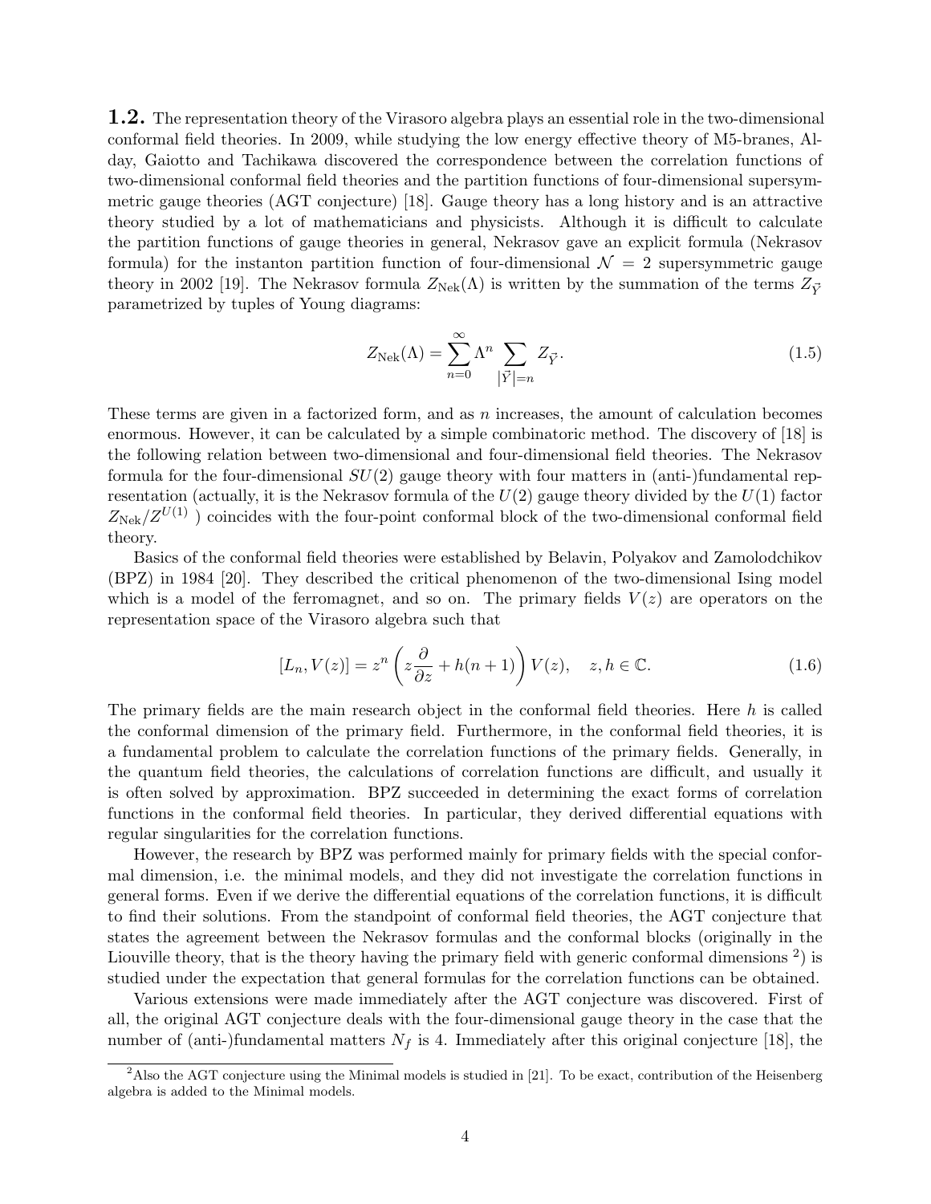**1.2.** The representation theory of the Virasoro algebra plays an essential role in the two-dimensional conformal field theories. In 2009, while studying the low energy effective theory of M5-branes, Alday, Gaiotto and Tachikawa discovered the correspondence between the correlation functions of two-dimensional conformal field theories and the partition functions of four-dimensional supersymmetric gauge theories (AGT conjecture) [18]. Gauge theory has a long history and is an attractive theory studied by a lot of mathematicians and physicists. Although it is difficult to calculate the partition functions of gauge theories in general, Nekrasov gave an explicit formula (Nekrasov formula) for the instanton partition function of four-dimensional $\mathcal{N} = 2$ supersymmetric gauge theory in 2002 [19]. The Nekrasov formula $Z_{\mathrm{Nek}}(\Lambda)$ is written by the summation of the terms $Z_{\vec{Y}}$ parametrized by tuples of Young diagrams:

$$Z_{\mathrm{Nek}}(\Lambda) = \sum_{n=0}^{\infty} \Lambda^n \sum_{|\vec{Y}|=n} Z_{\vec{Y}}. \tag{1.5}$$

These terms are given in a factorized form, and as $n$ increases, the amount of calculation becomes enormous. However, it can be calculated by a simple combinatoric method. The discovery of [18] is the following relation between two-dimensional and four-dimensional field theories. The Nekrasov formula for the four-dimensional $SU(2)$ gauge theory with four matters in (anti-)fundamental representation (actually, it is the Nekrasov formula of the $U(2)$ gauge theory divided by the $U(1)$ factor $Z_{\mathrm{Nek}}/Z^{U(1)}$ ) coincides with the four-point conformal block of the two-dimensional conformal field theory.

Basics of the conformal field theories were established by Belavin, Polyakov and Zamolodchikov (BPZ) in 1984 [20]. They described the critical phenomenon of the two-dimensional Ising model which is a model of the ferromagnet, and so on. The primary fields $V(z)$ are operators on the representation space of the Virasoro algebra such that

$$[L_n, V(z)] = z^n \left( z\frac{\partial}{\partial z} + h(n+1) \right) V(z), \quad z, h \in \mathbb{C}. \tag{1.6}$$

The primary fields are the main research object in the conformal field theories. Here $h$ is called the conformal dimension of the primary field. Furthermore, in the conformal field theories, it is a fundamental problem to calculate the correlation functions of the primary fields. Generally, in the quantum field theories, the calculations of correlation functions are difficult, and usually it is often solved by approximation. BPZ succeeded in determining the exact forms of correlation functions in the conformal field theories. In particular, they derived differential equations with regular singularities for the correlation functions.

However, the research by BPZ was performed mainly for primary fields with the special conformal dimension, i.e. the minimal models, and they did not investigate the correlation functions in general forms. Even if we derive the differential equations of the correlation functions, it is difficult to find their solutions. From the standpoint of conformal field theories, the AGT conjecture that states the agreement between the Nekrasov formulas and the conformal blocks (originally in the Liouville theory, that is the theory having the primary field with generic conformal dimensions [2]) is studied under the expectation that general formulas for the correlation functions can be obtained.

Various extensions were made immediately after the AGT conjecture was discovered. First of all, the original AGT conjecture deals with the four-dimensional gauge theory in the case that the number of (anti-)fundamental matters $N_f$ is 4. Immediately after this original conjecture [18], the

[2] Also the AGT conjecture using the Minimal models is studied in [21]. To be exact, contribution of the Heisenberg algebra is added to the Minimal models.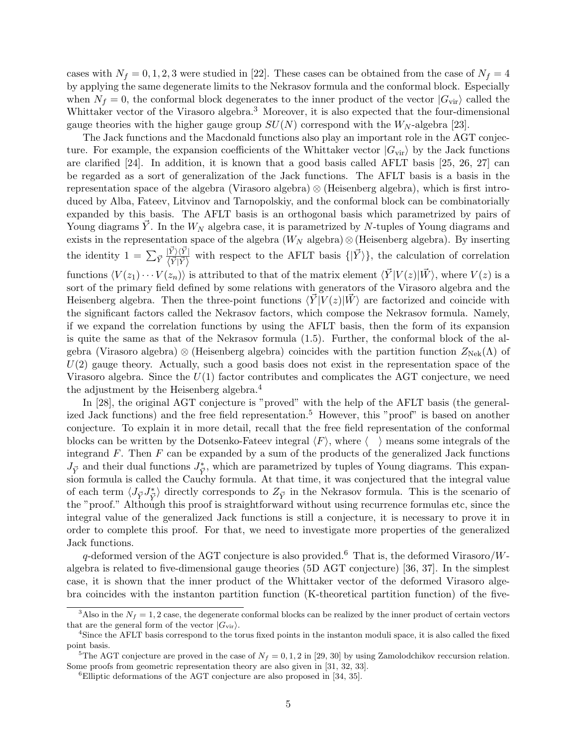cases with $N_f = 0, 1, 2, 3$ were studied in [22]. These cases can be obtained from the case of $N_f = 4$ by applying the same degenerate limits to the Nekrasov formula and the conformal block. Especially when $N_f = 0$, the conformal block degenerates to the inner product of the vector $|G_{\rm vir}\rangle$ called the Whittaker vector of the Virasoro algebra.[3] Moreover, it is also expected that the four-dimensional gauge theories with the higher gauge group $SU(N)$ correspond with the $W_N$-algebra [23].

The Jack functions and the Macdonald functions also play an important role in the AGT conjecture. For example, the expansion coefficients of the Whittaker vector $|G_{\rm vir}\rangle$ by the Jack functions are clarified [24]. In addition, it is known that a good basis called AFLT basis [25, 26, 27] can be regarded as a sort of generalization of the Jack functions. The AFLT basis is a basis in the representation space of the algebra (Virasoro algebra) $\otimes$ (Heisenberg algebra), which is first introduced by Alba, Fateev, Litvinov and Tarnopolskiy, and the conformal block can be combinatorially expanded by this basis. The AFLT basis is an orthogonal basis which parametrized by pairs of Young diagrams $\vec{Y}$. In the $W_N$ algebra case, it is parametrized by $N$-tuples of Young diagrams and exists in the representation space of the algebra ($W_N$ algebra) $\otimes$ (Heisenberg algebra). By inserting the identity $1 = \sum_{\vec{Y}} \frac{|\vec{Y}\rangle\langle\vec{Y}|}{\langle\vec{Y}|\vec{Y}\rangle}$ with respect to the AFLT basis $\{|\vec{Y}\rangle\}$, the calculation of correlation functions $\langle V(z_1)\cdots V(z_n)\rangle$ is attributed to that of the matrix element $\langle\vec{Y}|V(z)|\vec{W}\rangle$, where $V(z)$ is a sort of the primary field defined by some relations with generators of the Virasoro algebra and the Heisenberg algebra. Then the three-point functions $\langle\vec{Y}|V(z)|\vec{W}\rangle$ are factorized and coincide with the significant factors called the Nekrasov factors, which compose the Nekrasov formula. Namely, if we expand the correlation functions by using the AFLT basis, then the form of its expansion is quite the same as that of the Nekrasov formula (1.5). Further, the conformal block of the algebra (Virasoro algebra) $\otimes$ (Heisenberg algebra) coincides with the partition function $Z_{\rm Nek}(\Lambda)$ of $U(2)$ gauge theory. Actually, such a good basis does not exist in the representation space of the Virasoro algebra. Since the $U(1)$ factor contributes and complicates the AGT conjecture, we need the adjustment by the Heisenberg algebra.[4]

In [28], the original AGT conjecture is "proved" with the help of the AFLT basis (the generalized Jack functions) and the free field representation.[5] However, this "proof" is based on another conjecture. To explain it in more detail, recall that the free field representation of the conformal blocks can be written by the Dotsenko-Fateev integral $\langle F\rangle$, where $\langle\quad\rangle$ means some integrals of the integrand $F$. Then $F$ can be expanded by a sum of the products of the generalized Jack functions $J_{\vec{Y}}$ and their dual functions $J^*_{\vec{Y}}$, which are parametrized by tuples of Young diagrams. This expansion formula is called the Cauchy formula. At that time, it was conjectured that the integral value of each term $\langle J_{\vec{Y}}J^*_{\vec{Y}}\rangle$ directly corresponds to $Z_{\vec{Y}}$ in the Nekrasov formula. This is the scenario of the "proof." Although this proof is straightforward without using recurrence formulas etc, since the integral value of the generalized Jack functions is still a conjecture, it is necessary to prove it in order to complete this proof. For that, we need to investigate more properties of the generalized Jack functions.

$q$-deformed version of the AGT conjecture is also provided.[6] That is, the deformed Virasoro/$W$-algebra is related to five-dimensional gauge theories (5D AGT conjecture) [36, 37]. In the simplest case, it is shown that the inner product of the Whittaker vector of the deformed Virasoro algebra coincides with the instanton partition function (K-theoretical partition function) of the five-

---

[3] Also in the $N_f = 1, 2$ case, the degenerate conformal blocks can be realized by the inner product of certain vectors that are the general form of the vector $|G_{\rm vir}\rangle$.

[4] Since the AFLT basis correspond to the torus fixed points in the instanton moduli space, it is also called the fixed point basis.

[5] The AGT conjecture are proved in the case of $N_f = 0, 1, 2$ in [29, 30] by using Zamolodchikov reccursion relation. Some proofs from geometric representation theory are also given in [31, 32, 33].

[6] Elliptic deformations of the AGT conjecture are also proposed in [34, 35].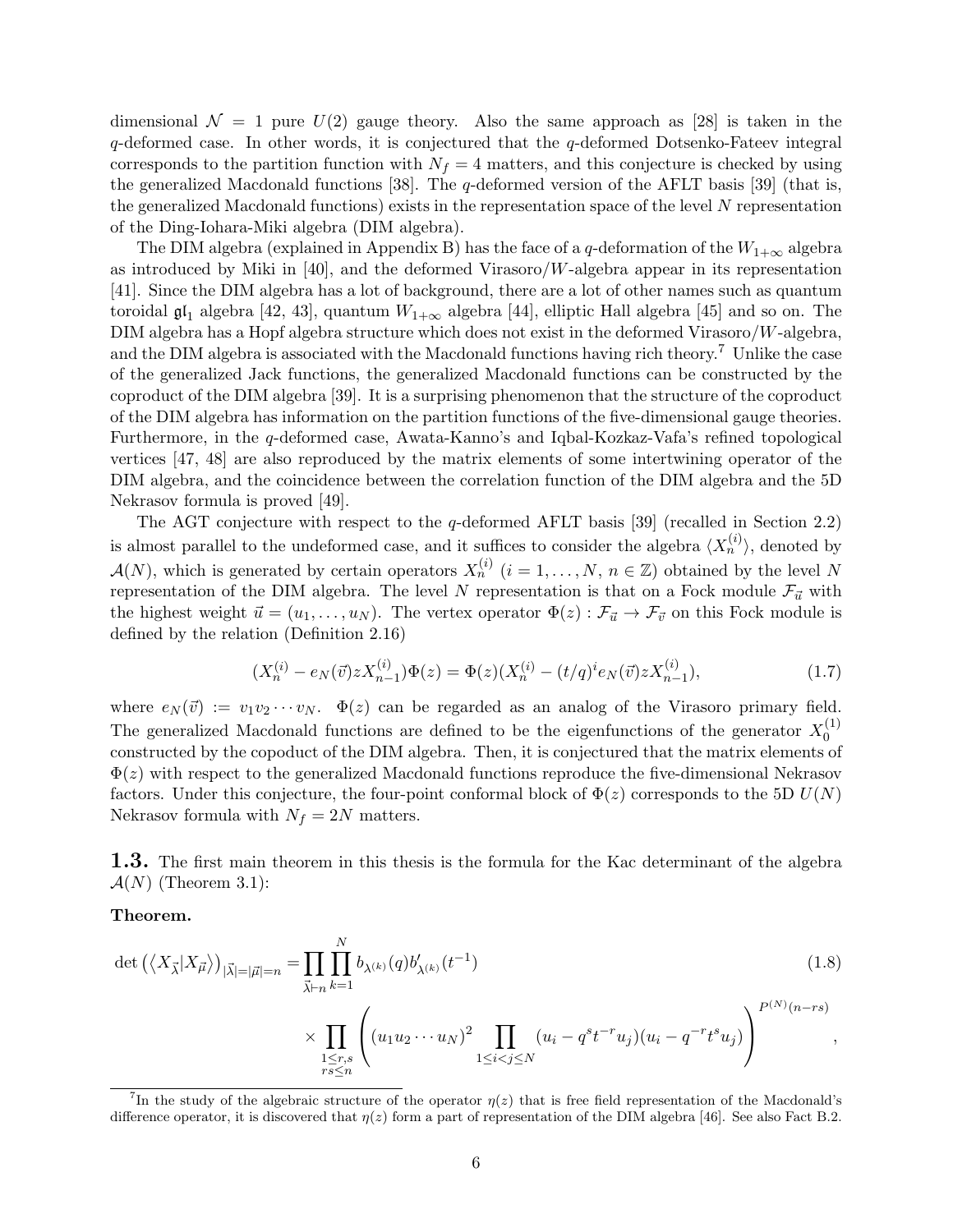dimensional $\mathcal{N} = 1$ pure $U(2)$ gauge theory. Also the same approach as [28] is taken in the $q$-deformed case. In other words, it is conjectured that the $q$-deformed Dotsenko-Fateev integral corresponds to the partition function with $N_f = 4$ matters, and this conjecture is checked by using the generalized Macdonald functions [38]. The $q$-deformed version of the AFLT basis [39] (that is, the generalized Macdonald functions) exists in the representation space of the level $N$ representation of the Ding-Iohara-Miki algebra (DIM algebra).

The DIM algebra (explained in Appendix B) has the face of a $q$-deformation of the $W_{1+\infty}$ algebra as introduced by Miki in [40], and the deformed Virasoro/$W$-algebra appear in its representation [41]. Since the DIM algebra has a lot of background, there are a lot of other names such as quantum toroidal $\mathfrak{gl}_1$ algebra [42, 43], quantum $W_{1+\infty}$ algebra [44], elliptic Hall algebra [45] and so on. The DIM algebra has a Hopf algebra structure which does not exist in the deformed Virasoro/$W$-algebra, and the DIM algebra is associated with the Macdonald functions having rich theory.[7] Unlike the case of the generalized Jack functions, the generalized Macdonald functions can be constructed by the coproduct of the DIM algebra [39]. It is a surprising phenomenon that the structure of the coproduct of the DIM algebra has information on the partition functions of the five-dimensional gauge theories. Furthermore, in the $q$-deformed case, Awata-Kanno's and Iqbal-Kozkaz-Vafa's refined topological vertices [47, 48] are also reproduced by the matrix elements of some intertwining operator of the DIM algebra, and the coincidence between the correlation function of the DIM algebra and the 5D Nekrasov formula is proved [49].

The AGT conjecture with respect to the $q$-deformed AFLT basis [39] (recalled in Section 2.2) is almost parallel to the undeformed case, and it suffices to consider the algebra $\langle X_n^{(i)} \rangle$, denoted by $\mathcal{A}(N)$, which is generated by certain operators $X_n^{(i)}$ ($i = 1, \ldots, N$, $n \in \mathbb{Z}$) obtained by the level $N$ representation of the DIM algebra. The level $N$ representation is that on a Fock module $\mathcal{F}_{\vec{u}}$ with the highest weight $\vec{u} = (u_1, \ldots, u_N)$. The vertex operator $\Phi(z) : \mathcal{F}_{\vec{u}} \to \mathcal{F}_{\vec{v}}$ on this Fock module is defined by the relation (Definition 2.16)

$$(X_n^{(i)} - e_N(\vec{v}) z X_{n-1}^{(i)}) \Phi(z) = \Phi(z) (X_n^{(i)} - (t/q)^i e_N(\vec{v}) z X_{n-1}^{(i)}), \tag{1.7}$$

where $e_N(\vec{v}) := v_1 v_2 \cdots v_N$. $\Phi(z)$ can be regarded as an analog of the Virasoro primary field. The generalized Macdonald functions are defined to be the eigenfunctions of the generator $X_0^{(1)}$ constructed by the copoduct of the DIM algebra. Then, it is conjectured that the matrix elements of $\Phi(z)$ with respect to the generalized Macdonald functions reproduce the five-dimensional Nekrasov factors. Under this conjecture, the four-point conformal block of $\Phi(z)$ corresponds to the 5D $U(N)$ Nekrasov formula with $N_f = 2N$ matters.

**1.3.** The first main theorem in this thesis is the formula for the Kac determinant of the algebra $\mathcal{A}(N)$ (Theorem 3.1):

**Theorem.**

$$\begin{aligned} \det \left( \langle X_{\vec{\lambda}} | X_{\vec{\mu}} \rangle \right)_{|\vec{\lambda}| = |\vec{\mu}| = n} &= \prod_{\vec{\lambda} \vdash n} \prod_{k=1}^{N} b_{\lambda^{(k)}}(q) b'_{\lambda^{(k)}}(t^{-1}) \\ &\times \prod_{\substack{1 \le r,s \\ rs \le n}} \left( (u_1 u_2 \cdots u_N)^2 \prod_{1 \le i < j \le N} (u_i - q^s t^{-r} u_j)(u_i - q^{-r} t^s u_j) \right)^{P^{(N)}(n-rs)}, \end{aligned} \tag{1.8}$$

[7] In the study of the algebraic structure of the operator $\eta(z)$ that is free field representation of the Macdonald's difference operator, it is discovered that $\eta(z)$ form a part of representation of the DIM algebra [46]. See also Fact B.2.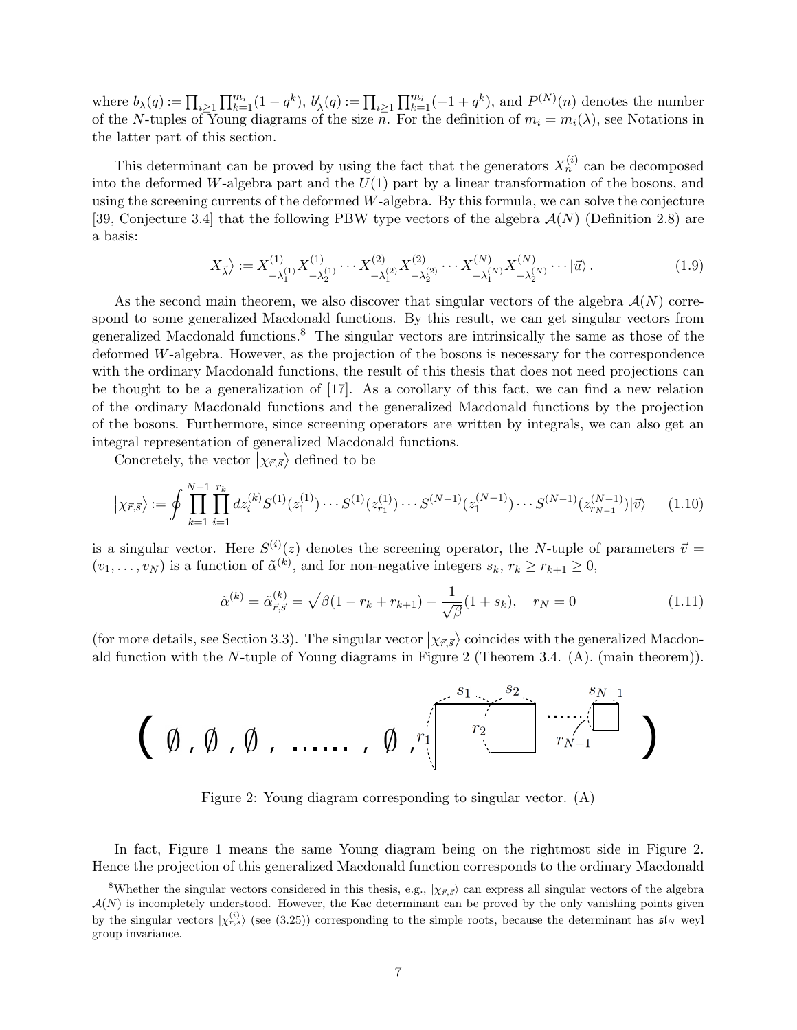where $b_\lambda(q) := \prod_{i\geq 1}\prod_{k=1}^{m_i}(1-q^k)$, $b'_\lambda(q) := \prod_{i\geq 1}\prod_{k=1}^{m_i}(-1+q^k)$, and $P^{(N)}(n)$ denotes the number of the $N$-tuples of Young diagrams of the size $n$. For the definition of $m_i = m_i(\lambda)$, see Notations in the latter part of this section.

This determinant can be proved by using the fact that the generators $X_n^{(i)}$ can be decomposed into the deformed $W$-algebra part and the $U(1)$ part by a linear transformation of the bosons, and using the screening currents of the deformed $W$-algebra. By this formula, we can solve the conjecture [39, Conjecture 3.4] that the following PBW type vectors of the algebra $\mathcal{A}(N)$ (Definition 2.8) are a basis:

$$\left|X_{\vec{\lambda}}\right\rangle := X^{(1)}_{-\lambda_1^{(1)}}X^{(1)}_{-\lambda_2^{(1)}}\cdots X^{(2)}_{-\lambda_1^{(2)}}X^{(2)}_{-\lambda_2^{(2)}}\cdots X^{(N)}_{-\lambda_1^{(N)}}X^{(N)}_{-\lambda_2^{(N)}}\cdots|\vec{u}\rangle\,. \tag{1.9}$$

As the second main theorem, we also discover that singular vectors of the algebra $\mathcal{A}(N)$ correspond to some generalized Macdonald functions. By this result, we can get singular vectors from generalized Macdonald functions.[8] The singular vectors are intrinsically the same as those of the deformed $W$-algebra. However, as the projection of the bosons is necessary for the correspondence with the ordinary Macdonald functions, the result of this thesis that does not need projections can be thought to be a generalization of [17]. As a corollary of this fact, we can find a new relation of the ordinary Macdonald functions and the generalized Macdonald functions by the projection of the bosons. Furthermore, since screening operators are written by integrals, we can also get an integral representation of generalized Macdonald functions.

Concretely, the vector $\left|\chi_{\vec{r},\vec{s}}\right\rangle$ defined to be

$$\left|\chi_{\vec{r},\vec{s}}\right\rangle := \oint\prod_{k=1}^{N-1}\prod_{i=1}^{r_k}dz_i^{(k)}S^{(1)}(z_1^{(1)})\cdots S^{(1)}(z_{r_1}^{(1)})\cdots S^{(N-1)}(z_1^{(N-1)})\cdots S^{(N-1)}(z_{r_{N-1}}^{(N-1)})|\vec{v}\rangle \tag{1.10}$$

is a singular vector. Here $S^{(i)}(z)$ denotes the screening operator, the $N$-tuple of parameters $\vec{v} = (v_1,\ldots,v_N)$ is a function of $\tilde{\alpha}^{(k)}$, and for non-negative integers $s_k$, $r_k \geq r_{k+1} \geq 0$,

$$\tilde{\alpha}^{(k)} = \tilde{\alpha}^{(k)}_{\vec{r},\vec{s}} = \sqrt{\beta}(1-r_k+r_{k+1}) - \frac{1}{\sqrt{\beta}}(1+s_k), \quad r_N = 0 \tag{1.11}$$

(for more details, see Section 3.3). The singular vector $\left|\chi_{\vec{r},\vec{s}}\right\rangle$ coincides with the generalized Macdonald function with the $N$-tuple of Young diagrams in Figure 2 (Theorem 3.4. (A). (main theorem)).

$$\left(\ \emptyset\ ,\ \emptyset\ ,\ \emptyset\ ,\ \ldots\ldots\ ,\ \emptyset\ ,\ [\text{diagram with } s_1, r_1, s_2, r_2, \ldots, s_{N-1}, r_{N-1}]\ \right)$$

Figure 2: Young diagram corresponding to singular vector. (A)

In fact, Figure 1 means the same Young diagram being on the rightmost side in Figure 2. Hence the projection of this generalized Macdonald function corresponds to the ordinary Macdonald

[8] Whether the singular vectors considered in this thesis, e.g., $|\chi_{\vec{r},\vec{s}}\rangle$ can express all singular vectors of the algebra $\mathcal{A}(N)$ is incompletely understood. However, the Kac determinant can be proved by the only vanishing points given by the singular vectors $|\chi^{(i)}_{r,s}\rangle$ (see (3.25)) corresponding to the simple roots, because the determinant has $\mathfrak{sl}_N$ weyl group invariance.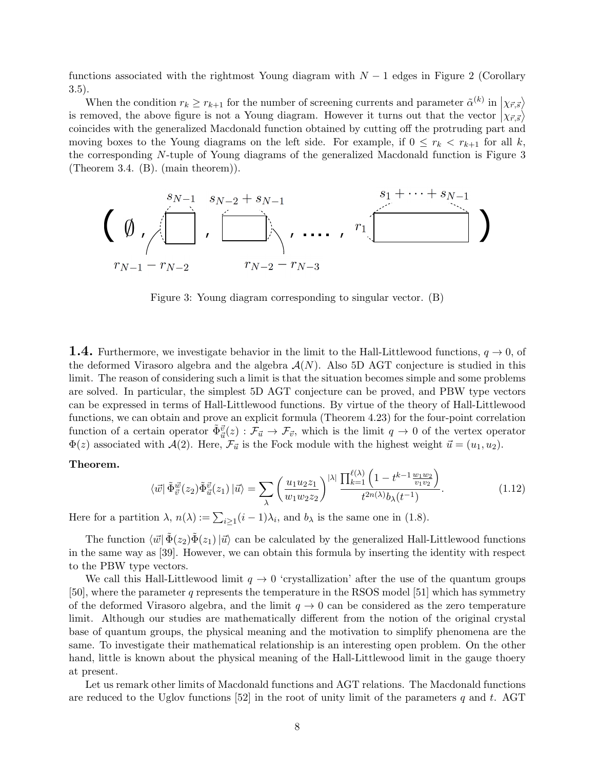functions associated with the rightmost Young diagram with $N-1$ edges in Figure 2 (Corollary 3.5).

When the condition $r_k \geq r_{k+1}$ for the number of screening currents and parameter $\tilde{\alpha}^{(k)}$ in $\left|\chi_{\vec{r},\vec{s}}\right\rangle$ is removed, the above figure is not a Young diagram. However it turns out that the vector $\left|\chi_{\vec{r},\vec{s}}\right\rangle$ coincides with the generalized Macdonald function obtained by cutting off the protruding part and moving boxes to the Young diagrams on the left side. For example, if $0 \leq r_k < r_{k+1}$ for all $k$, the corresponding $N$-tuple of Young diagrams of the generalized Macdonald function is Figure 3 (Theorem 3.4. (B). (main theorem)).

$$\Big( \emptyset, \; \underbrace{\square}_{s_{N-1}}, \; \underbrace{\square}_{s_{N-2}+s_{N-1}}, \; \ldots, \; \underbrace{\square}_{s_1+\cdots+s_{N-1}} \Big)$$

(with heights $r_{N-1}-r_{N-2}$, $r_{N-2}-r_{N-3}$, ..., $r_1$)

Figure 3: Young diagram corresponding to singular vector. (B)

**1.4.** Furthermore, we investigate behavior in the limit to the Hall-Littlewood functions, $q \to 0$, of the deformed Virasoro algebra and the algebra $\mathcal{A}(N)$. Also 5D AGT conjecture is studied in this limit. The reason of considering such a limit is that the situation becomes simple and some problems are solved. In particular, the simplest 5D AGT conjecture can be proved, and PBW type vectors can be expressed in terms of Hall-Littlewood functions. By virtue of the theory of Hall-Littlewood functions, we can obtain and prove an explicit formula (Theorem 4.23) for the four-point correlation function of a certain operator $\tilde{\Phi}^{\vec{v}}_{\vec{u}}(z) : \mathcal{F}_{\vec{u}} \to \mathcal{F}_{\vec{v}}$, which is the limit $q \to 0$ of the vertex operator $\Phi(z)$ associated with $\mathcal{A}(2)$. Here, $\mathcal{F}_{\vec{u}}$ is the Fock module with the highest weight $\vec{u} = (u_1, u_2)$.

**Theorem.**

$$\langle \vec{w}| \tilde{\Phi}^{\vec{w}}_{\vec{v}}(z_2) \tilde{\Phi}^{\vec{v}}_{\vec{u}}(z_1) |\vec{u}\rangle = \sum_{\lambda} \left( \frac{u_1 u_2 z_1}{w_1 w_2 z_2} \right)^{|\lambda|} \frac{\prod_{k=1}^{\ell(\lambda)} \left( 1 - t^{k-1} \frac{w_1 w_2}{v_1 v_2} \right)}{t^{2n(\lambda)} b_\lambda(t^{-1})}. \tag{1.12}$$

Here for a partition $\lambda$, $n(\lambda) := \sum_{i \geq 1} (i-1)\lambda_i$, and $b_\lambda$ is the same one in (1.8).

The function $\langle \vec{w}| \tilde{\Phi}(z_2) \tilde{\Phi}(z_1) |\vec{u}\rangle$ can be calculated by the generalized Hall-Littlewood functions in the same way as [39]. However, we can obtain this formula by inserting the identity with respect to the PBW type vectors.

We call this Hall-Littlewood limit $q \to 0$ 'crystallization' after the use of the quantum groups [50], where the parameter $q$ represents the temperature in the RSOS model [51] which has symmetry of the deformed Virasoro algebra, and the limit $q \to 0$ can be considered as the zero temperature limit. Although our studies are mathematically different from the notion of the original crystal base of quantum groups, the physical meaning and the motivation to simplify phenomena are the same. To investigate their mathematical relationship is an interesting open problem. On the other hand, little is known about the physical meaning of the Hall-Littlewood limit in the gauge thoery at present.

Let us remark other limits of Macdonald functions and AGT relations. The Macdonald functions are reduced to the Uglov functions [52] in the root of unity limit of the parameters $q$ and $t$. AGT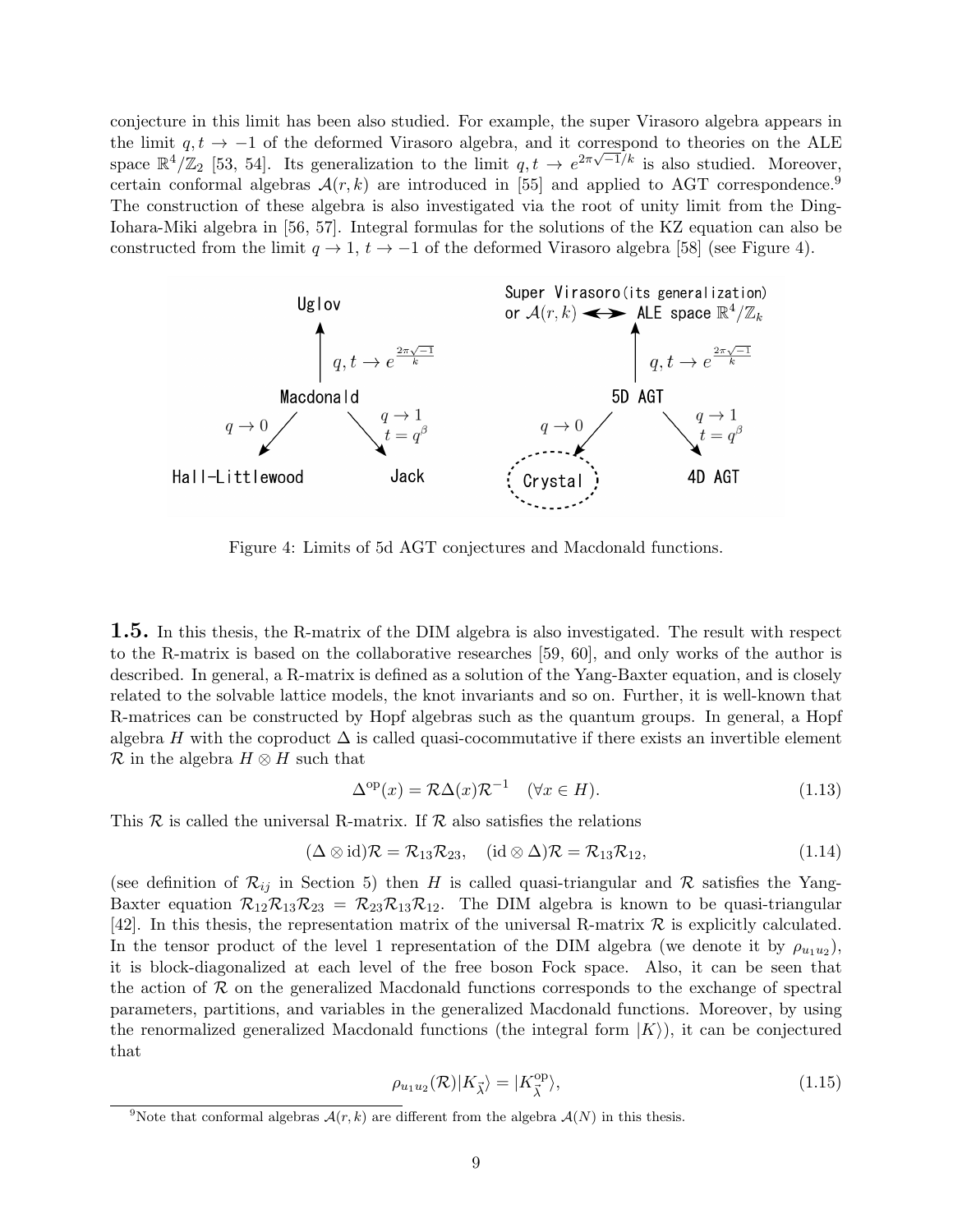conjecture in this limit has been also studied. For example, the super Virasoro algebra appears in the limit $q, t \to -1$ of the deformed Virasoro algebra, and it correspond to theories on the ALE space $\mathbb{R}^4/\mathbb{Z}_2$ [53, 54]. Its generalization to the limit $q, t \to e^{2\pi\sqrt{-1}/k}$ is also studied. Moreover, certain conformal algebras $\mathcal{A}(r, k)$ are introduced in [55] and applied to AGT correspondence.[9] The construction of these algebra is also investigated via the root of unity limit from the Ding-Iohara-Miki algebra in [56, 57]. Integral formulas for the solutions of the KZ equation can also be constructed from the limit $q \to 1$, $t \to -1$ of the deformed Virasoro algebra [58] (see Figure 4).

Uglov ↑ $q, t \to e^{\frac{2\pi\sqrt{-1}}{k}}$ Macdonald; $q \to 0$: Hall-Littlewood; $q \to 1$, $t = q^\beta$: Jack

Super Virasoro (its generalization) or $\mathcal{A}(r, k)$ ⟷ ALE space $\mathbb{R}^4/\mathbb{Z}_k$ ↑ $q, t \to e^{\frac{2\pi\sqrt{-1}}{k}}$ 5D AGT; $q \to 0$: Crystal; $q \to 1$, $t = q^\beta$: 4D AGT

Figure 4: Limits of 5d AGT conjectures and Macdonald functions.

**1.5.** In this thesis, the R-matrix of the DIM algebra is also investigated. The result with respect to the R-matrix is based on the collaborative researches [59, 60], and only works of the author is described. In general, a R-matrix is defined as a solution of the Yang-Baxter equation, and is closely related to the solvable lattice models, the knot invariants and so on. Further, it is well-known that R-matrices can be constructed by Hopf algebras such as the quantum groups. In general, a Hopf algebra $H$ with the coproduct $\Delta$ is called quasi-cocommutative if there exists an invertible element $\mathcal{R}$ in the algebra $H \otimes H$ such that

$$\Delta^{\mathrm{op}}(x) = \mathcal{R}\Delta(x)\mathcal{R}^{-1} \quad (\forall x \in H). \tag{1.13}$$

This $\mathcal{R}$ is called the universal R-matrix. If $\mathcal{R}$ also satisfies the relations

$$(\Delta \otimes \mathrm{id})\mathcal{R} = \mathcal{R}_{13}\mathcal{R}_{23}, \quad (\mathrm{id} \otimes \Delta)\mathcal{R} = \mathcal{R}_{13}\mathcal{R}_{12}, \tag{1.14}$$

(see definition of $\mathcal{R}_{ij}$ in Section 5) then $H$ is called quasi-triangular and $\mathcal{R}$ satisfies the Yang-Baxter equation $\mathcal{R}_{12}\mathcal{R}_{13}\mathcal{R}_{23} = \mathcal{R}_{23}\mathcal{R}_{13}\mathcal{R}_{12}$. The DIM algebra is known to be quasi-triangular [42]. In this thesis, the representation matrix of the universal R-matrix $\mathcal{R}$ is explicitly calculated. In the tensor product of the level 1 representation of the DIM algebra (we denote it by $\rho_{u_1 u_2}$), it is block-diagonalized at each level of the free boson Fock space. Also, it can be seen that the action of $\mathcal{R}$ on the generalized Macdonald functions corresponds to the exchange of spectral parameters, partitions, and variables in the generalized Macdonald functions. Moreover, by using the renormalized generalized Macdonald functions (the integral form $|K\rangle$), it can be conjectured that

$$\rho_{u_1 u_2}(\mathcal{R})|K_{\vec{\lambda}}\rangle = |K^{\mathrm{op}}_{\vec{\lambda}}\rangle, \tag{1.15}$$

[9] Note that conformal algebras $\mathcal{A}(r, k)$ are different from the algebra $\mathcal{A}(N)$ in this thesis.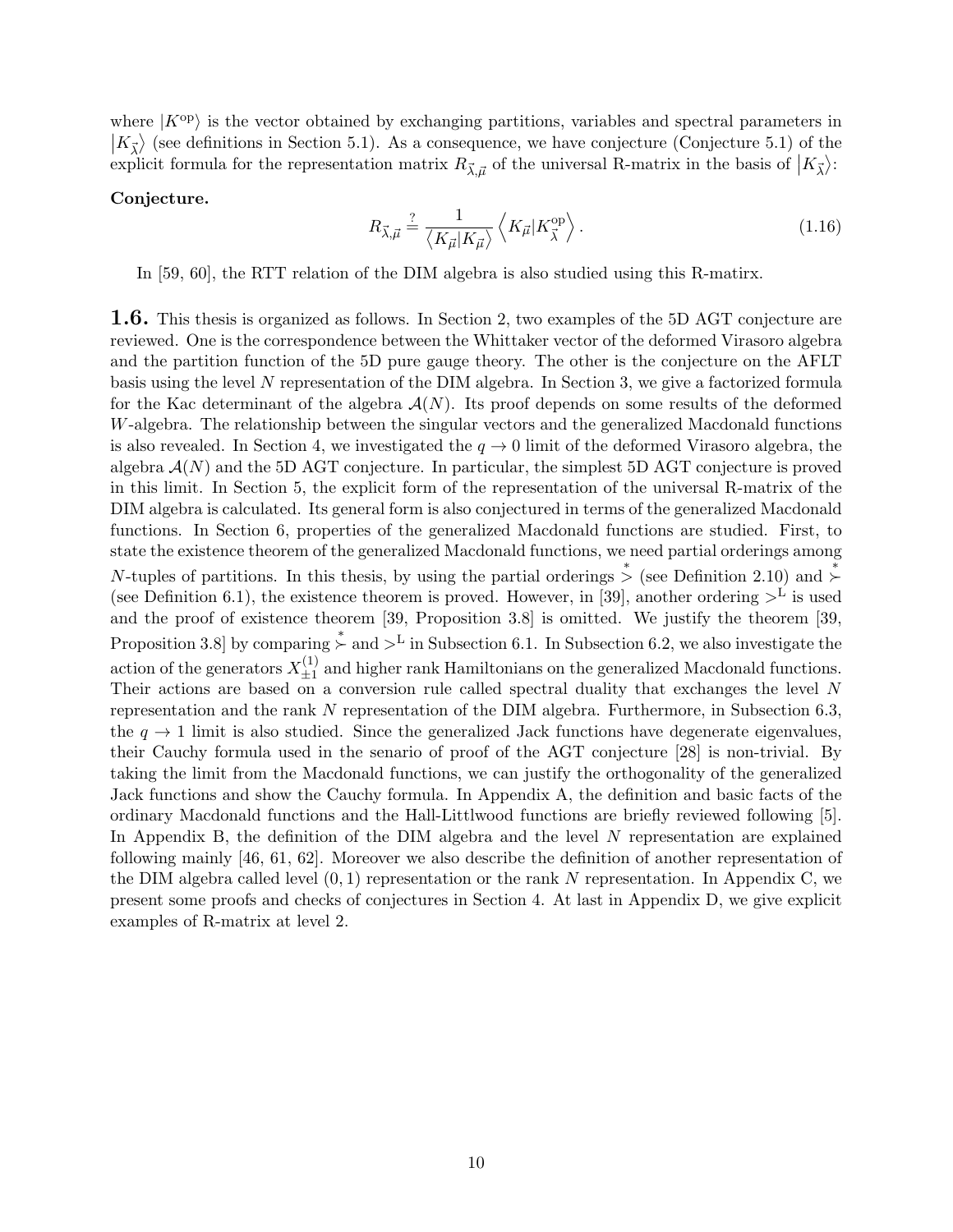where $|K^{\mathrm{op}}\rangle$ is the vector obtained by exchanging partitions, variables and spectral parameters in $|K_{\vec{\lambda}}\rangle$ (see definitions in Section 5.1). As a consequence, we have conjecture (Conjecture 5.1) of the explicit formula for the representation matrix $R_{\vec{\lambda},\vec{\mu}}$ of the universal R-matrix in the basis of $|K_{\vec{\lambda}}\rangle$:

**Conjecture.**

$$R_{\vec{\lambda},\vec{\mu}} \overset{?}{=} \frac{1}{\langle K_{\vec{\mu}}|K_{\vec{\mu}}\rangle} \left\langle K_{\vec{\mu}}|K_{\vec{\lambda}}^{\mathrm{op}}\right\rangle. \tag{1.16}$$

In [59, 60], the RTT relation of the DIM algebra is also studied using this R-matirx.

**1.6.** This thesis is organized as follows. In Section 2, two examples of the 5D AGT conjecture are reviewed. One is the correspondence between the Whittaker vector of the deformed Virasoro algebra and the partition function of the 5D pure gauge theory. The other is the conjecture on the AFLT basis using the level $N$ representation of the DIM algebra. In Section 3, we give a factorized formula for the Kac determinant of the algebra $\mathcal{A}(N)$. Its proof depends on some results of the deformed $W$-algebra. The relationship between the singular vectors and the generalized Macdonald functions is also revealed. In Section 4, we investigated the $q \to 0$ limit of the deformed Virasoro algebra, the algebra $\mathcal{A}(N)$ and the 5D AGT conjecture. In particular, the simplest 5D AGT conjecture is proved in this limit. In Section 5, the explicit form of the representation of the universal R-matrix of the DIM algebra is calculated. Its general form is also conjectured in terms of the generalized Macdonald functions. In Section 6, properties of the generalized Macdonald functions are studied. First, to state the existence theorem of the generalized Macdonald functions, we need partial orderings among $N$-tuples of partitions. In this thesis, by using the partial orderings $\overset{*}{>}$ (see Definition 2.10) and $\overset{*}{\succ}$ (see Definition 6.1), the existence theorem is proved. However, in [39], another ordering $>^{\mathrm{L}}$ is used and the proof of existence theorem [39, Proposition 3.8] is omitted. We justify the theorem [39, Proposition 3.8] by comparing $\overset{*}{\succ}$ and $>^{\mathrm{L}}$ in Subsection 6.1. In Subsection 6.2, we also investigate the action of the generators $X^{(1)}_{\pm 1}$ and higher rank Hamiltonians on the generalized Macdonald functions. Their actions are based on a conversion rule called spectral duality that exchanges the level $N$ representation and the rank $N$ representation of the DIM algebra. Furthermore, in Subsection 6.3, the $q \to 1$ limit is also studied. Since the generalized Jack functions have degenerate eigenvalues, their Cauchy formula used in the senario of proof of the AGT conjecture [28] is non-trivial. By taking the limit from the Macdonald functions, we can justify the orthogonality of the generalized Jack functions and show the Cauchy formula. In Appendix A, the definition and basic facts of the ordinary Macdonald functions and the Hall-Littlwood functions are briefly reviewed following [5]. In Appendix B, the definition of the DIM algebra and the level $N$ representation are explained following mainly [46, 61, 62]. Moreover we also describe the definition of another representation of the DIM algebra called level $(0, 1)$ representation or the rank $N$ representation. In Appendix C, we present some proofs and checks of conjectures in Section 4. At last in Appendix D, we give explicit examples of R-matrix at level 2.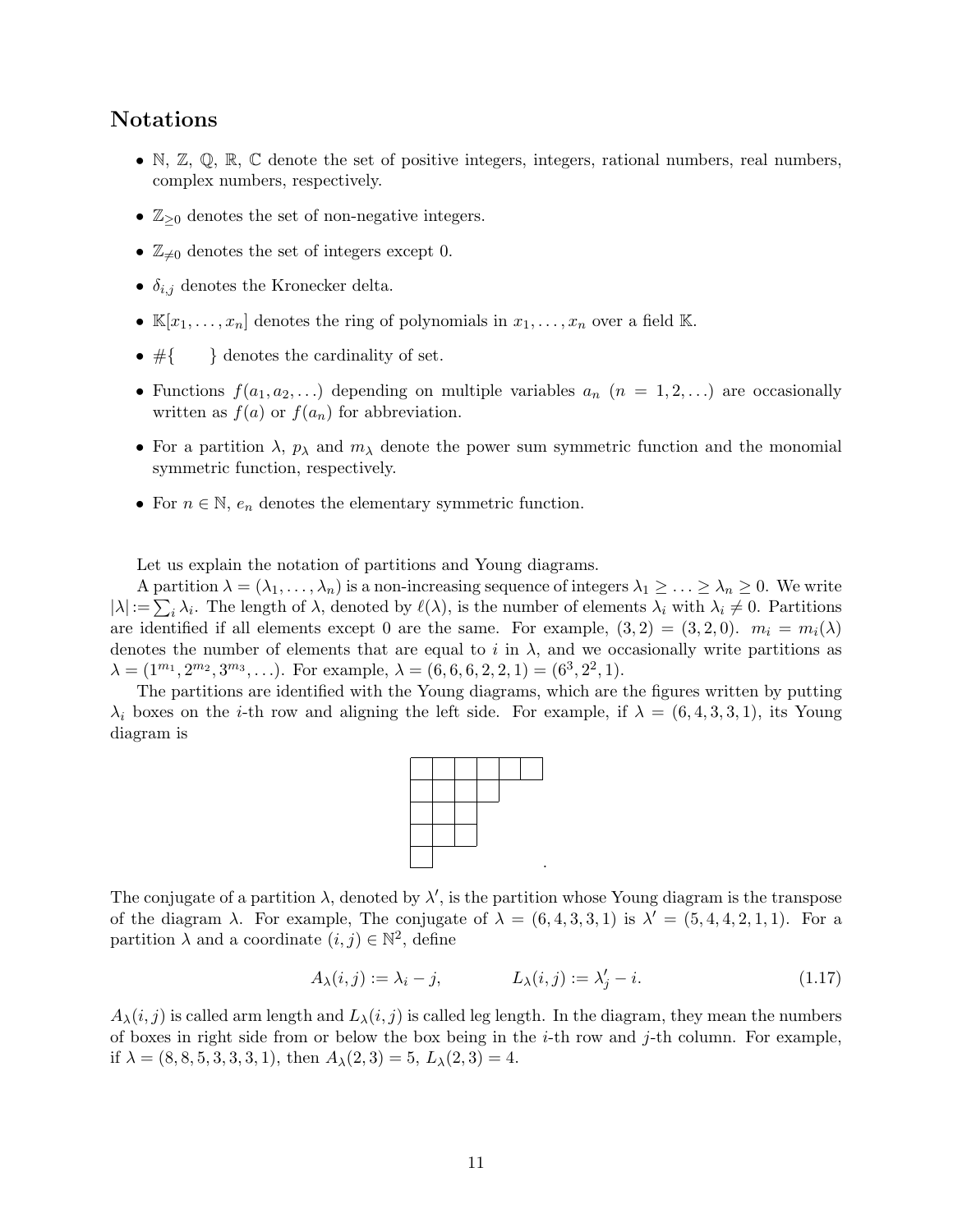# Notations

- $\mathbb{N}$, $\mathbb{Z}$, $\mathbb{Q}$, $\mathbb{R}$, $\mathbb{C}$ denote the set of positive integers, integers, rational numbers, real numbers, complex numbers, respectively.
- $\mathbb{Z}_{\geq 0}$ denotes the set of non-negative integers.
- $\mathbb{Z}_{\neq 0}$ denotes the set of integers except 0.
- $\delta_{i,j}$ denotes the Kronecker delta.
- $\mathbb{K}[x_1, \ldots, x_n]$ denotes the ring of polynomials in $x_1, \ldots, x_n$ over a field $\mathbb{K}$.
- $\#\{ \quad \}$ denotes the cardinality of set.
- Functions $f(a_1, a_2, \ldots)$ depending on multiple variables $a_n$ $(n = 1, 2, \ldots)$ are occasionally written as $f(a)$ or $f(a_n)$ for abbreviation.
- For a partition $\lambda$, $p_\lambda$ and $m_\lambda$ denote the power sum symmetric function and the monomial symmetric function, respectively.
- For $n \in \mathbb{N}$, $e_n$ denotes the elementary symmetric function.

Let us explain the notation of partitions and Young diagrams.

A partition $\lambda = (\lambda_1, \ldots, \lambda_n)$ is a non-increasing sequence of integers $\lambda_1 \geq \ldots \geq \lambda_n \geq 0$. We write $|\lambda| := \sum_i \lambda_i$. The length of $\lambda$, denoted by $\ell(\lambda)$, is the number of elements $\lambda_i$ with $\lambda_i \neq 0$. Partitions are identified if all elements except 0 are the same. For example, $(3, 2) = (3, 2, 0)$. $m_i = m_i(\lambda)$ denotes the number of elements that are equal to $i$ in $\lambda$, and we occasionally write partitions as $\lambda = (1^{m_1}, 2^{m_2}, 3^{m_3}, \ldots)$. For example, $\lambda = (6, 6, 6, 2, 2, 1) = (6^3, 2^2, 1)$.

The partitions are identified with the Young diagrams, which are the figures written by putting $\lambda_i$ boxes on the $i$-th row and aligning the left side. For example, if $\lambda = (6, 4, 3, 3, 1)$, its Young diagram is

$$
\begin{array}{|c|c|c|c|c|c|}
\hline
\phantom{x} & \phantom{x} & \phantom{x} & \phantom{x} & \phantom{x} & \phantom{x} \\
\hline
\phantom{x} & \phantom{x} & \phantom{x} & \phantom{x} & \multicolumn{2}{c}{} \\
\cline{1-4}
\phantom{x} & \phantom{x} & \phantom{x} & \multicolumn{3}{c}{} \\
\cline{1-3}
\phantom{x} & \phantom{x} & \phantom{x} & \multicolumn{3}{c}{} \\
\cline{1-3}
\phantom{x} & \multicolumn{5}{c}{} \\
\cline{1-1}
\end{array}
\,.
$$

The conjugate of a partition $\lambda$, denoted by $\lambda'$, is the partition whose Young diagram is the transpose of the diagram $\lambda$. For example, The conjugate of $\lambda = (6, 4, 3, 3, 1)$ is $\lambda' = (5, 4, 4, 2, 1, 1)$. For a partition $\lambda$ and a coordinate $(i, j) \in \mathbb{N}^2$, define

$$
A_\lambda(i, j) := \lambda_i - j, \qquad\qquad L_\lambda(i, j) := \lambda'_j - i. \tag{1.17}
$$

$A_\lambda(i, j)$ is called arm length and $L_\lambda(i, j)$ is called leg length. In the diagram, they mean the numbers of boxes in right side from or below the box being in the $i$-th row and $j$-th column. For example, if $\lambda = (8, 8, 5, 3, 3, 3, 1)$, then $A_\lambda(2, 3) = 5$, $L_\lambda(2, 3) = 4$.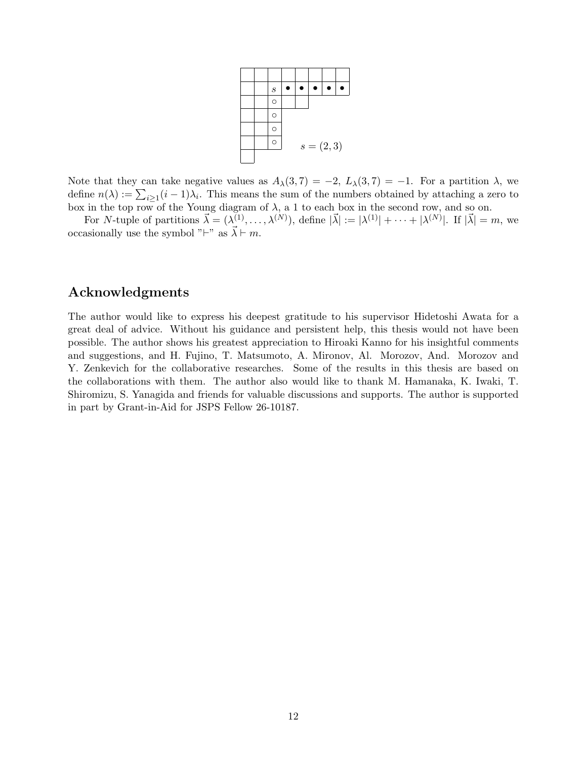$s = (2,3)$

Note that they can take negative values as $A_\lambda(3,7) = -2$, $L_\lambda(3,7) = -1$. For a partition $\lambda$, we define $n(\lambda) := \sum_{i\geq 1}(i-1)\lambda_i$. This means the sum of the numbers obtained by attaching a zero to box in the top row of the Young diagram of $\lambda$, a 1 to each box in the second row, and so on.

For $N$-tuple of partitions $\vec{\lambda} = (\lambda^{(1)}, \ldots, \lambda^{(N)})$, define $|\vec{\lambda}| := |\lambda^{(1)}| + \cdots + |\lambda^{(N)}|$. If $|\vec{\lambda}| = m$, we occasionally use the symbol "$\vdash$" as $\vec{\lambda} \vdash m$.

## Acknowledgments

The author would like to express his deepest gratitude to his supervisor Hidetoshi Awata for a great deal of advice. Without his guidance and persistent help, this thesis would not have been possible. The author shows his greatest appreciation to Hiroaki Kanno for his insightful comments and suggestions, and H. Fujino, T. Matsumoto, A. Mironov, Al. Morozov, And. Morozov and Y. Zenkevich for the collaborative researches. Some of the results in this thesis are based on the collaborations with them. The author also would like to thank M. Hamanaka, K. Iwaki, T. Shiromizu, S. Yanagida and friends for valuable discussions and supports. The author is supported in part by Grant-in-Aid for JSPS Fellow 26-10187.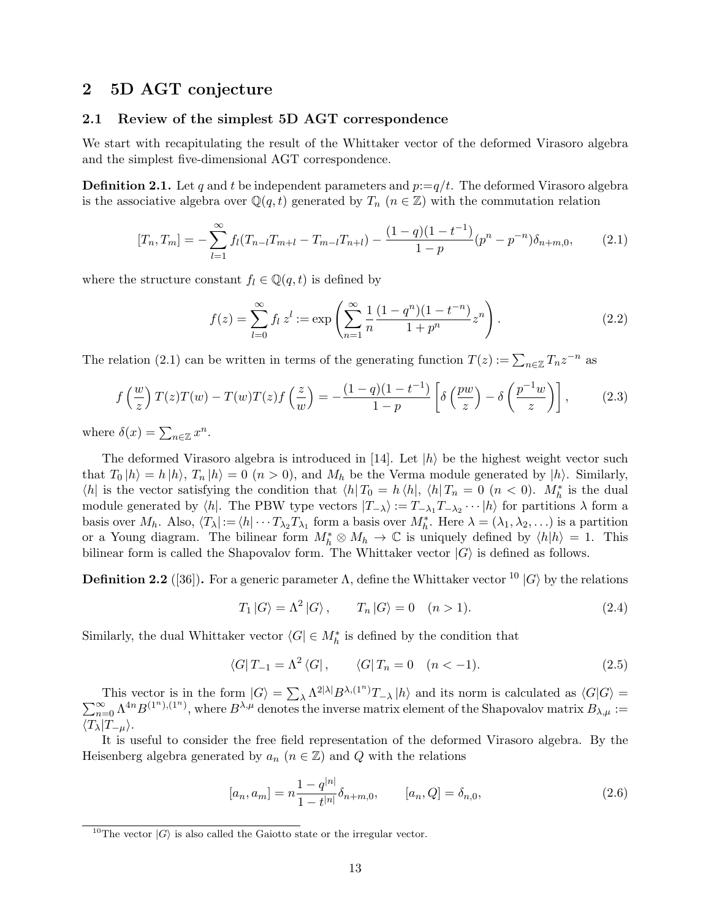## 2 5D AGT conjecture

### 2.1 Review of the simplest 5D AGT correspondence

We start with recapitulating the result of the Whittaker vector of the deformed Virasoro algebra and the simplest five-dimensional AGT correspondence.

**Definition 2.1.** Let $q$ and $t$ be independent parameters and $p:=q/t$. The deformed Virasoro algebra is the associative algebra over $\mathbb{Q}(q,t)$ generated by $T_n$ ($n \in \mathbb{Z}$) with the commutation relation

$$[T_n, T_m] = -\sum_{l=1}^{\infty} f_l (T_{n-l}T_{m+l} - T_{m-l}T_{n+l}) - \frac{(1-q)(1-t^{-1})}{1-p}(p^n - p^{-n})\delta_{n+m,0}, \tag{2.1}$$

where the structure constant $f_l \in \mathbb{Q}(q,t)$ is defined by

$$f(z) = \sum_{l=0}^{\infty} f_l \, z^l := \exp\left( \sum_{n=1}^{\infty} \frac{1}{n} \frac{(1-q^n)(1-t^{-n})}{1+p^n} z^n \right). \tag{2.2}$$

The relation (2.1) can be written in terms of the generating function $T(z) := \sum_{n\in\mathbb{Z}} T_n z^{-n}$ as

$$f\left(\frac{w}{z}\right) T(z)T(w) - T(w)T(z) f\left(\frac{z}{w}\right) = -\frac{(1-q)(1-t^{-1})}{1-p}\left[\delta\left(\frac{pw}{z}\right) - \delta\left(\frac{p^{-1}w}{z}\right)\right], \tag{2.3}$$

where $\delta(x) = \sum_{n\in\mathbb{Z}} x^n$.

The deformed Virasoro algebra is introduced in [14]. Let $|h\rangle$ be the highest weight vector such that $T_0 |h\rangle = h |h\rangle$, $T_n |h\rangle = 0$ ($n > 0$), and $M_h$ be the Verma module generated by $|h\rangle$. Similarly, $\langle h|$ is the vector satisfying the condition that $\langle h| T_0 = h \langle h|$, $\langle h| T_n = 0$ ($n < 0$). $M_h^*$ is the dual module generated by $\langle h|$. The PBW type vectors $|T_{-\lambda}\rangle := T_{-\lambda_1}T_{-\lambda_2}\cdots|h\rangle$ for partitions $\lambda$ form a basis over $M_h$. Also, $\langle T_\lambda| := \langle h|\cdots T_{\lambda_2}T_{\lambda_1}$ form a basis over $M_h^*$. Here $\lambda = (\lambda_1, \lambda_2, \ldots)$ is a partition or a Young diagram. The bilinear form $M_h^* \otimes M_h \to \mathbb{C}$ is uniquely defined by $\langle h|h\rangle = 1$. This bilinear form is called the Shapovalov form. The Whittaker vector $|G\rangle$ is defined as follows.

**Definition 2.2** ([36])**.** For a generic parameter $\Lambda$, define the Whittaker vector [10] $|G\rangle$ by the relations

$$T_1 |G\rangle = \Lambda^2 |G\rangle, \qquad T_n |G\rangle = 0 \quad (n > 1). \tag{2.4}$$

Similarly, the dual Whittaker vector $\langle G| \in M_h^*$ is defined by the condition that

$$\langle G| T_{-1} = \Lambda^2 \langle G|, \qquad \langle G| T_n = 0 \quad (n < -1). \tag{2.5}$$

This vector is in the form $|G\rangle = \sum_\lambda \Lambda^{2|\lambda|} B^{\lambda,(1^n)} T_{-\lambda}|h\rangle$ and its norm is calculated as $\langle G|G\rangle = \sum_{n=0}^{\infty} \Lambda^{4n} B^{(1^n),(1^n)}$, where $B^{\lambda,\mu}$ denotes the inverse matrix element of the Shapovalov matrix $B_{\lambda,\mu} := \langle T_\lambda | T_{-\mu}\rangle$.

It is useful to consider the free field representation of the deformed Virasoro algebra. By the Heisenberg algebra generated by $a_n$ ($n \in \mathbb{Z}$) and $Q$ with the relations

$$[a_n, a_m] = n\frac{1-q^{|n|}}{1-t^{|n|}}\delta_{n+m,0}, \qquad [a_n, Q] = \delta_{n,0}, \tag{2.6}$$

[10] The vector $|G\rangle$ is also called the Gaiotto state or the irregular vector.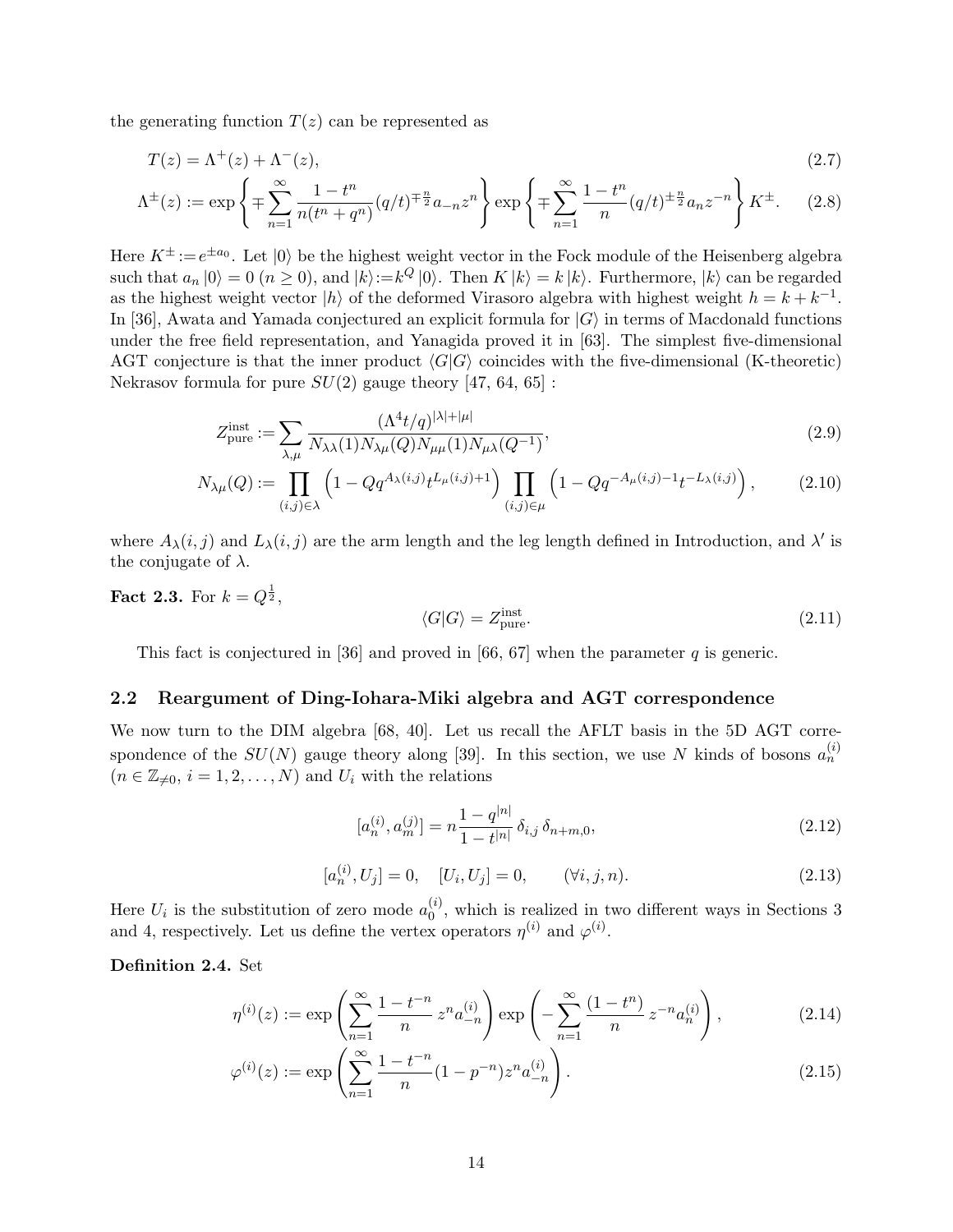the generating function $T(z)$ can be represented as

$$
T(z) = \Lambda^{+}(z) + \Lambda^{-}(z), \tag{2.7}
$$

$$
\Lambda^{\pm}(z) := \exp\left\{ \mp \sum_{n=1}^{\infty} \frac{1-t^n}{n(t^n+q^n)} (q/t)^{\mp \frac{n}{2}} a_{-n} z^n \right\} \exp\left\{ \mp \sum_{n=1}^{\infty} \frac{1-t^n}{n} (q/t)^{\pm \frac{n}{2}} a_n z^{-n} \right\} K^{\pm}. \tag{2.8}
$$

Here $K^{\pm} := e^{\pm a_0}$. Let $|0\rangle$ be the highest weight vector in the Fock module of the Heisenberg algebra such that $a_n |0\rangle = 0$ $(n \geq 0)$, and $|k\rangle := k^Q |0\rangle$. Then $K |k\rangle = k |k\rangle$. Furthermore, $|k\rangle$ can be regarded as the highest weight vector $|h\rangle$ of the deformed Virasoro algebra with highest weight $h = k + k^{-1}$. In [36], Awata and Yamada conjectured an explicit formula for $|G\rangle$ in terms of Macdonald functions under the free field representation, and Yanagida proved it in [63]. The simplest five-dimensional AGT conjecture is that the inner product $\langle G|G\rangle$ coincides with the five-dimensional (K-theoretic) Nekrasov formula for pure $SU(2)$ gauge theory [47, 64, 65] :

$$
Z^{\text{inst}}_{\text{pure}} := \sum_{\lambda,\mu} \frac{(\Lambda^4 t/q)^{|\lambda|+|\mu|}}{N_{\lambda\lambda}(1) N_{\lambda\mu}(Q) N_{\mu\mu}(1) N_{\mu\lambda}(Q^{-1})}, \tag{2.9}
$$

$$
N_{\lambda\mu}(Q) := \prod_{(i,j)\in\lambda} \left(1 - Q q^{A_\lambda(i,j)} t^{L_\mu(i,j)+1}\right) \prod_{(i,j)\in\mu} \left(1 - Q q^{-A_\mu(i,j)-1} t^{-L_\lambda(i,j)}\right), \tag{2.10}
$$

where $A_\lambda(i,j)$ and $L_\lambda(i,j)$ are the arm length and the leg length defined in Introduction, and $\lambda'$ is the conjugate of $\lambda$.

**Fact 2.3.** For $k = Q^{\frac{1}{2}}$,

$$
\langle G|G\rangle = Z^{\text{inst}}_{\text{pure}}. \tag{2.11}
$$

This fact is conjectured in [36] and proved in [66, 67] when the parameter $q$ is generic.

## 2.2 Reargument of Ding-Iohara-Miki algebra and AGT correspondence

We now turn to the DIM algebra [68, 40]. Let us recall the AFLT basis in the 5D AGT correspondence of the $SU(N)$ gauge theory along [39]. In this section, we use $N$ kinds of bosons $a^{(i)}_n$ $(n \in \mathbb{Z}_{\neq 0}$, $i = 1, 2, \ldots, N)$ and $U_i$ with the relations

$$
[a^{(i)}_n, a^{(j)}_m] = n \frac{1-q^{|n|}}{1-t^{|n|}} \delta_{i,j} \delta_{n+m,0}, \tag{2.12}
$$

$$
[a^{(i)}_n, U_j] = 0, \quad [U_i, U_j] = 0, \qquad (\forall i, j, n). \tag{2.13}
$$

Here $U_i$ is the substitution of zero mode $a^{(i)}_0$, which is realized in two different ways in Sections 3 and 4, respectively. Let us define the vertex operators $\eta^{(i)}$ and $\varphi^{(i)}$.

**Definition 2.4.** Set

$$
\eta^{(i)}(z) := \exp\left( \sum_{n=1}^{\infty} \frac{1-t^{-n}}{n} z^n a^{(i)}_{-n} \right) \exp\left( - \sum_{n=1}^{\infty} \frac{(1-t^n)}{n} z^{-n} a^{(i)}_n \right), \tag{2.14}
$$

$$
\varphi^{(i)}(z) := \exp\left( \sum_{n=1}^{\infty} \frac{1-t^{-n}}{n} (1-p^{-n}) z^n a^{(i)}_{-n} \right). \tag{2.15}
$$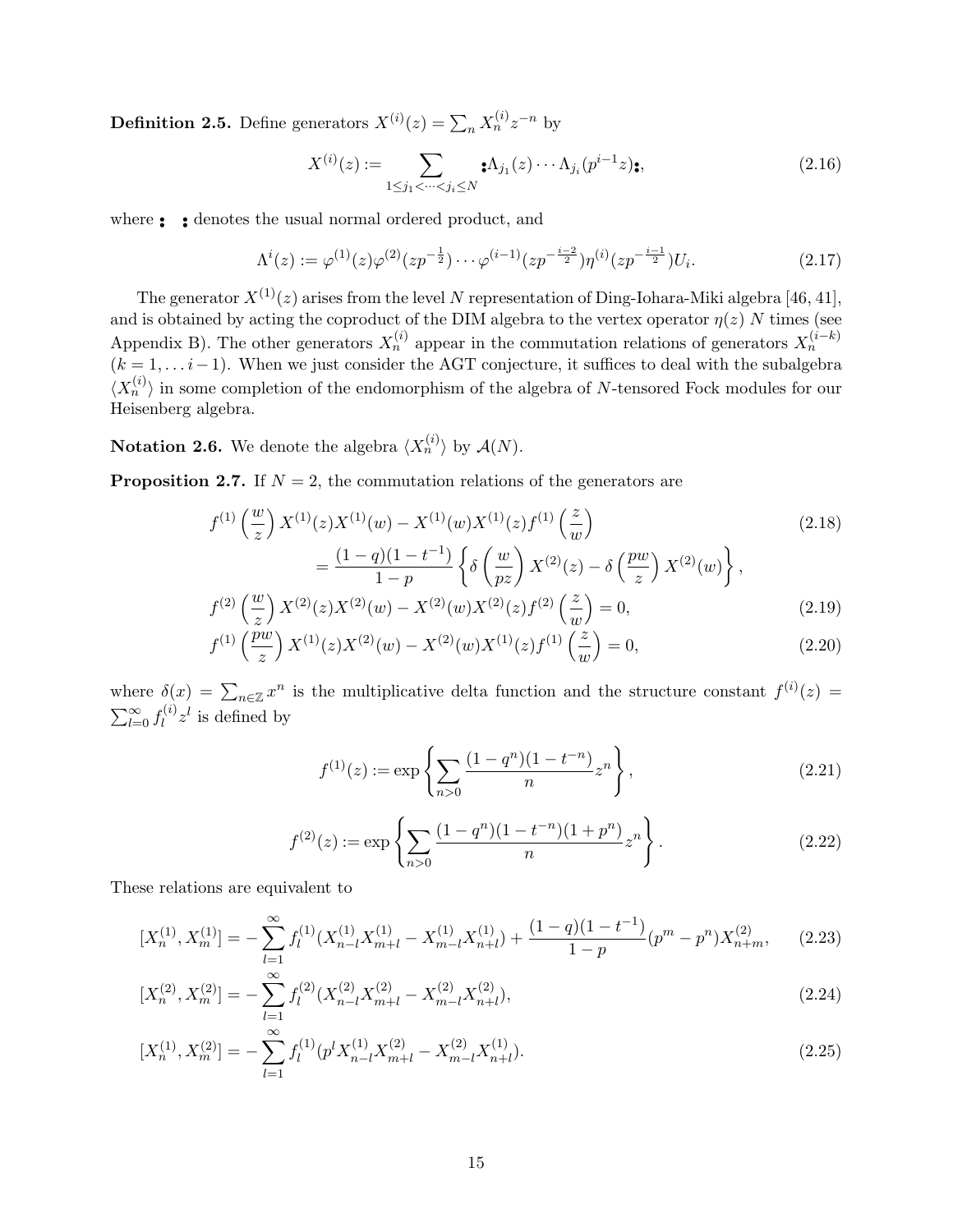**Definition 2.5.** Define generators $X^{(i)}(z) = \sum_n X_n^{(i)} z^{-n}$ by

$$X^{(i)}(z) := \sum_{1 \le j_1 < \cdots < j_i \le N} :\Lambda_{j_1}(z) \cdots \Lambda_{j_i}(p^{i-1}z):, \tag{2.16}$$

where $:\;:$ denotes the usual normal ordered product, and

$$\Lambda^i(z) := \varphi^{(1)}(z)\varphi^{(2)}(zp^{-\frac{1}{2}}) \cdots \varphi^{(i-1)}(zp^{-\frac{i-2}{2}})\eta^{(i)}(zp^{-\frac{i-1}{2}})U_i. \tag{2.17}$$

The generator $X^{(1)}(z)$ arises from the level $N$ representation of Ding-Iohara-Miki algebra [46, 41], and is obtained by acting the coproduct of the DIM algebra to the vertex operator $\eta(z)$ $N$ times (see Appendix B). The other generators $X_n^{(i)}$ appear in the commutation relations of generators $X_n^{(i-k)}$ ($k = 1, \ldots i-1$). When we just consider the AGT conjecture, it suffices to deal with the subalgebra $\langle X_n^{(i)} \rangle$ in some completion of the endomorphism of the algebra of $N$-tensored Fock modules for our Heisenberg algebra.

**Notation 2.6.** We denote the algebra $\langle X_n^{(i)} \rangle$ by $\mathcal{A}(N)$.

**Proposition 2.7.** If $N = 2$, the commutation relations of the generators are

$$\begin{aligned} f^{(1)}\left(\frac{w}{z}\right) X^{(1)}(z)X^{(1)}(w) - X^{(1)}(w)X^{(1)}(z)f^{(1)}\left(\frac{z}{w}\right) & \\ = \frac{(1-q)(1-t^{-1})}{1-p}\left\{\delta\left(\frac{w}{pz}\right)X^{(2)}(z) - \delta\left(\frac{pw}{z}\right)X^{(2)}(w)\right\}&, \end{aligned} \tag{2.18}$$

$$f^{(2)}\left(\frac{w}{z}\right) X^{(2)}(z)X^{(2)}(w) - X^{(2)}(w)X^{(2)}(z)f^{(2)}\left(\frac{z}{w}\right) = 0, \tag{2.19}$$

$$f^{(1)}\left(\frac{pw}{z}\right) X^{(1)}(z)X^{(2)}(w) - X^{(2)}(w)X^{(1)}(z)f^{(1)}\left(\frac{z}{w}\right) = 0, \tag{2.20}$$

where $\delta(x) = \sum_{n \in \mathbb{Z}} x^n$ is the multiplicative delta function and the structure constant $f^{(i)}(z) = \sum_{l=0}^{\infty} f_l^{(i)} z^l$ is defined by

$$f^{(1)}(z) := \exp\left\{\sum_{n>0} \frac{(1-q^n)(1-t^{-n})}{n} z^n\right\}, \tag{2.21}$$

$$f^{(2)}(z) := \exp\left\{\sum_{n>0} \frac{(1-q^n)(1-t^{-n})(1+p^n)}{n} z^n\right\}. \tag{2.22}$$

These relations are equivalent to

$$[X_n^{(1)}, X_m^{(1)}] = -\sum_{l=1}^{\infty} f_l^{(1)}(X_{n-l}^{(1)}X_{m+l}^{(1)} - X_{m-l}^{(1)}X_{n+l}^{(1)}) + \frac{(1-q)(1-t^{-1})}{1-p}(p^m - p^n)X_{n+m}^{(2)}, \tag{2.23}$$

$$[X_n^{(2)}, X_m^{(2)}] = -\sum_{l=1}^{\infty} f_l^{(2)}(X_{n-l}^{(2)}X_{m+l}^{(2)} - X_{m-l}^{(2)}X_{n+l}^{(2)}), \tag{2.24}$$

$$[X_n^{(1)}, X_m^{(2)}] = -\sum_{l=1}^{\infty} f_l^{(1)}(p^l X_{n-l}^{(1)}X_{m+l}^{(2)} - X_{m-l}^{(2)}X_{n+l}^{(1)}). \tag{2.25}$$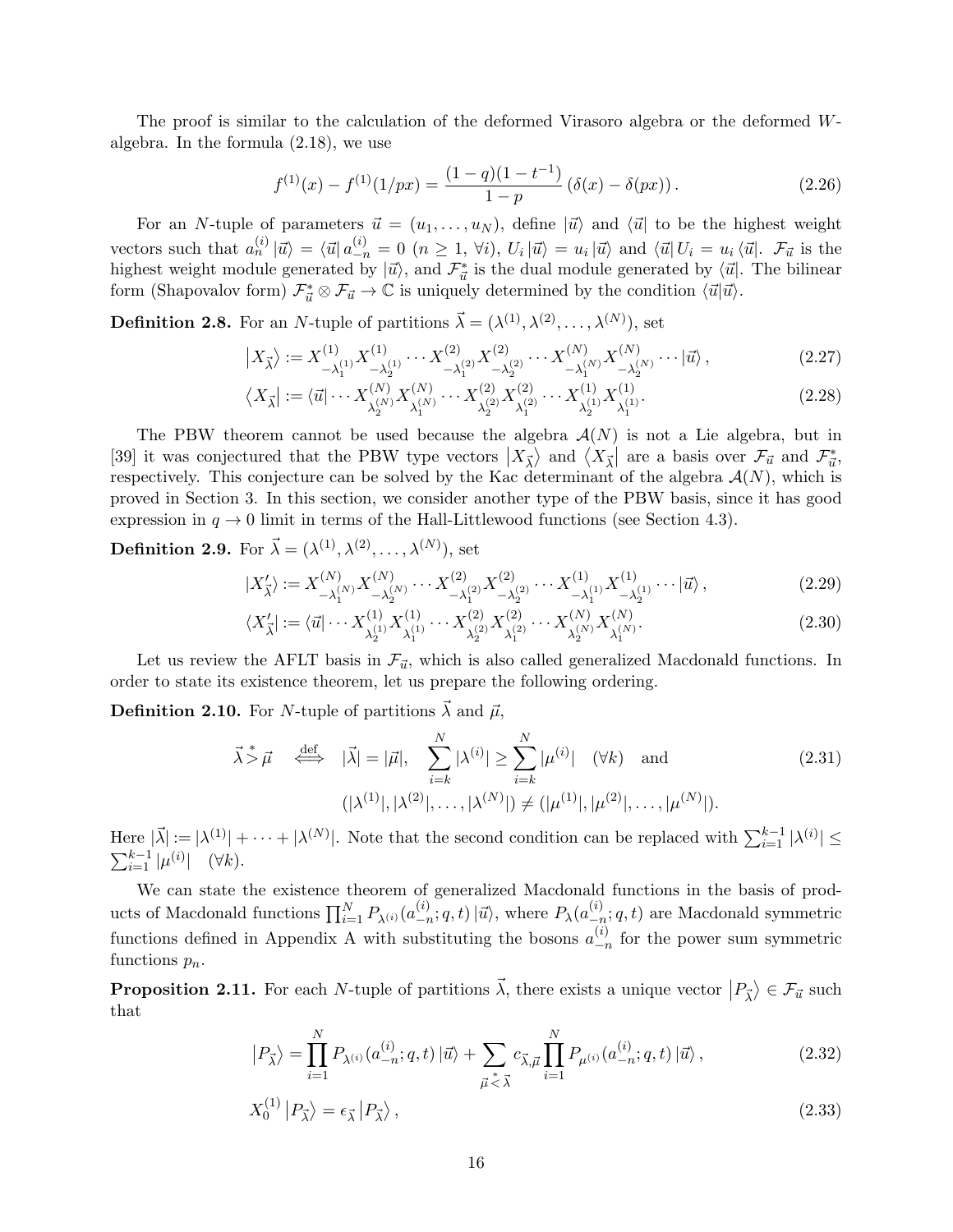The proof is similar to the calculation of the deformed Virasoro algebra or the deformed $W$-algebra. In the formula (2.18), we use

$$f^{(1)}(x) - f^{(1)}(1/px) = \frac{(1-q)(1-t^{-1})}{1-p}\left(\delta(x) - \delta(px)\right). \tag{2.26}$$

For an $N$-tuple of parameters $\vec{u} = (u_1, \dots, u_N)$, define $|\vec{u}\rangle$ and $\langle \vec{u}|$ to be the highest weight vectors such that $a_n^{(i)} |\vec{u}\rangle = \langle \vec{u}| a_{-n}^{(i)} = 0$ $(n \geq 1, \forall i)$, $U_i |\vec{u}\rangle = u_i |\vec{u}\rangle$ and $\langle \vec{u}| U_i = u_i \langle \vec{u}|$. $\mathcal{F}_{\vec{u}}$ is the highest weight module generated by $|\vec{u}\rangle$, and $\mathcal{F}^*_{\vec{u}}$ is the dual module generated by $\langle \vec{u}|$. The bilinear form (Shapovalov form) $\mathcal{F}^*_{\vec{u}} \otimes \mathcal{F}_{\vec{u}} \to \mathbb{C}$ is uniquely determined by the condition $\langle \vec{u}|\vec{u}\rangle$.

**Definition 2.8.** For an $N$-tuple of partitions $\vec{\lambda} = (\lambda^{(1)}, \lambda^{(2)}, \dots, \lambda^{(N)})$, set

$$\left|X_{\vec{\lambda}}\right\rangle := X^{(1)}_{-\lambda^{(1)}_1} X^{(1)}_{-\lambda^{(1)}_2} \cdots X^{(2)}_{-\lambda^{(2)}_1} X^{(2)}_{-\lambda^{(2)}_2} \cdots X^{(N)}_{-\lambda^{(N)}_1} X^{(N)}_{-\lambda^{(N)}_2} \cdots |\vec{u}\rangle, \tag{2.27}$$

$$\left\langle X_{\vec{\lambda}}\right| := \langle \vec{u}| \cdots X^{(N)}_{\lambda^{(N)}_2} X^{(N)}_{\lambda^{(N)}_1} \cdots X^{(2)}_{\lambda^{(2)}_2} X^{(2)}_{\lambda^{(2)}_1} \cdots X^{(1)}_{\lambda^{(1)}_2} X^{(1)}_{\lambda^{(1)}_1}. \tag{2.28}$$

The PBW theorem cannot be used because the algebra $\mathcal{A}(N)$ is not a Lie algebra, but in [39] it was conjectured that the PBW type vectors $\left|X_{\vec{\lambda}}\right\rangle$ and $\left\langle X_{\vec{\lambda}}\right|$ are a basis over $\mathcal{F}_{\vec{u}}$ and $\mathcal{F}^*_{\vec{u}}$, respectively. This conjecture can be solved by the Kac determinant of the algebra $\mathcal{A}(N)$, which is proved in Section 3. In this section, we consider another type of the PBW basis, since it has good expression in $q \to 0$ limit in terms of the Hall-Littlewood functions (see Section 4.3).

**Definition 2.9.** For $\vec{\lambda} = (\lambda^{(1)}, \lambda^{(2)}, \dots, \lambda^{(N)})$, set

$$|X'_{\vec{\lambda}}\rangle := X^{(N)}_{-\lambda^{(N)}_1} X^{(N)}_{-\lambda^{(N)}_2} \cdots X^{(2)}_{-\lambda^{(2)}_1} X^{(2)}_{-\lambda^{(2)}_2} \cdots X^{(1)}_{-\lambda^{(1)}_1} X^{(1)}_{-\lambda^{(1)}_2} \cdots |\vec{u}\rangle, \tag{2.29}$$

$$\langle X'_{\vec{\lambda}}| := \langle \vec{u}| \cdots X^{(1)}_{\lambda^{(1)}_2} X^{(1)}_{\lambda^{(1)}_1} \cdots X^{(2)}_{\lambda^{(2)}_2} X^{(2)}_{\lambda^{(2)}_1} \cdots X^{(N)}_{\lambda^{(N)}_2} X^{(N)}_{\lambda^{(N)}_1}. \tag{2.30}$$

Let us review the AFLT basis in $\mathcal{F}_{\vec{u}}$, which is also called generalized Macdonald functions. In order to state its existence theorem, let us prepare the following ordering.

**Definition 2.10.** For $N$-tuple of partitions $\vec{\lambda}$ and $\vec{\mu}$,

$$\begin{aligned}
\vec{\lambda} \overset{*}{>} \vec{\mu} \quad \overset{\text{def}}{\Longleftrightarrow} \quad & |\vec{\lambda}| = |\vec{\mu}|, \quad \sum_{i=k}^{N} |\lambda^{(i)}| \geq \sum_{i=k}^{N} |\mu^{(i)}| \quad (\forall k) \quad \text{and} \\
& (|\lambda^{(1)}|, |\lambda^{(2)}|, \dots, |\lambda^{(N)}|) \neq (|\mu^{(1)}|, |\mu^{(2)}|, \dots, |\mu^{(N)}|).
\end{aligned} \tag{2.31}$$

Here $|\vec{\lambda}| := |\lambda^{(1)}| + \cdots + |\lambda^{(N)}|$. Note that the second condition can be replaced with $\sum_{i=1}^{k-1} |\lambda^{(i)}| \leq \sum_{i=1}^{k-1} |\mu^{(i)}| \quad (\forall k)$.

We can state the existence theorem of generalized Macdonald functions in the basis of products of Macdonald functions $\prod_{i=1}^{N} P_{\lambda^{(i)}}(a^{(i)}_{-n}; q, t) |\vec{u}\rangle$, where $P_\lambda(a^{(i)}_{-n}; q, t)$ are Macdonald symmetric functions defined in Appendix A with substituting the bosons $a^{(i)}_{-n}$ for the power sum symmetric functions $p_n$.

**Proposition 2.11.** For each $N$-tuple of partitions $\vec{\lambda}$, there exists a unique vector $\left|P_{\vec{\lambda}}\right\rangle \in \mathcal{F}_{\vec{u}}$ such that

$$\left|P_{\vec{\lambda}}\right\rangle = \prod_{i=1}^{N} P_{\lambda^{(i)}}(a^{(i)}_{-n}; q, t) |\vec{u}\rangle + \sum_{\vec{\mu} \overset{*}{<} \vec{\lambda}} c_{\vec{\lambda},\vec{\mu}} \prod_{i=1}^{N} P_{\mu^{(i)}}(a^{(i)}_{-n}; q, t) |\vec{u}\rangle, \tag{2.32}$$

$$X^{(1)}_0 \left|P_{\vec{\lambda}}\right\rangle = \epsilon_{\vec{\lambda}} \left|P_{\vec{\lambda}}\right\rangle, \tag{2.33}$$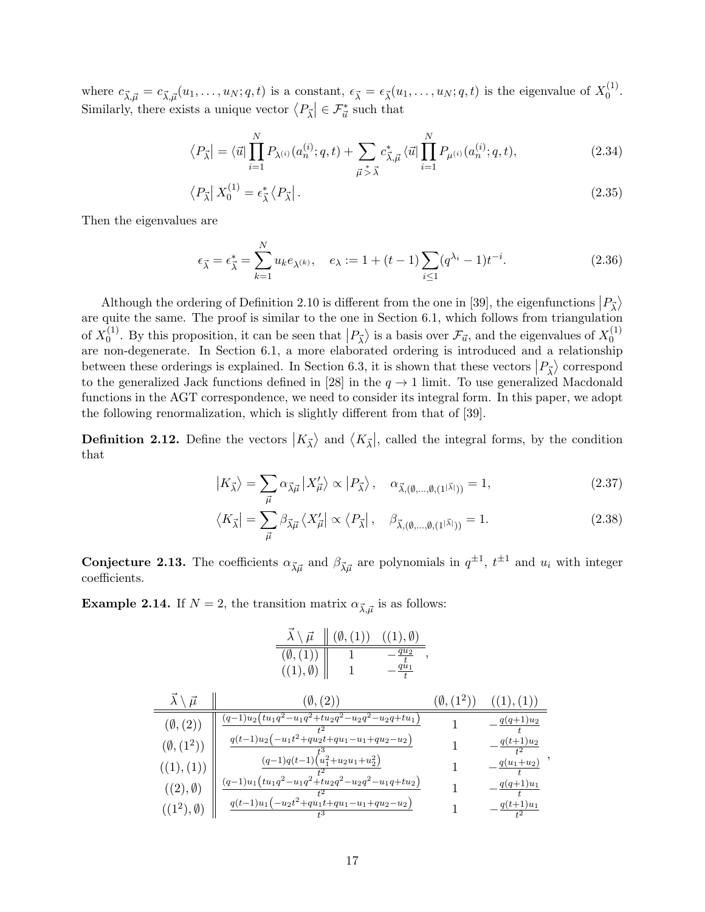where $c_{\vec{\lambda},\vec{\mu}} = c_{\vec{\lambda},\vec{\mu}}(u_1,\dots,u_N;q,t)$ is a constant, $\epsilon_{\vec{\lambda}} = \epsilon_{\vec{\lambda}}(u_1,\dots,u_N;q,t)$ is the eigenvalue of $X_0^{(1)}$. Similarly, there exists a unique vector $\langle P_{\vec{\lambda}}| \in \mathcal{F}_{\vec{u}}^*$ such that

$$\langle P_{\vec{\lambda}}| = \langle \vec{u}| \prod_{i=1}^{N} P_{\lambda^{(i)}}(a_n^{(i)};q,t) + \sum_{\vec{\mu} \overset{*}{>} \vec{\lambda}} c^*_{\vec{\lambda},\vec{\mu}} \langle \vec{u}| \prod_{i=1}^{N} P_{\mu^{(i)}}(a_n^{(i)};q,t), \tag{2.34}$$

$$\langle P_{\vec{\lambda}}| X_0^{(1)} = \epsilon^*_{\vec{\lambda}} \langle P_{\vec{\lambda}}|. \tag{2.35}$$

Then the eigenvalues are

$$\epsilon_{\vec{\lambda}} = \epsilon^*_{\vec{\lambda}} = \sum_{k=1}^{N} u_k e_{\lambda^{(k)}}, \quad e_\lambda := 1 + (t-1)\sum_{i\le 1}(q^{\lambda_i}-1)t^{-i}. \tag{2.36}$$

Although the ordering of Definition 2.10 is different from the one in [39], the eigenfunctions $|P_{\vec{\lambda}}\rangle$ are quite the same. The proof is similar to the one in Section 6.1, which follows from triangulation of $X_0^{(1)}$. By this proposition, it can be seen that $|P_{\vec{\lambda}}\rangle$ is a basis over $\mathcal{F}_{\vec{u}}$, and the eigenvalues of $X_0^{(1)}$ are non-degenerate. In Section 6.1, a more elaborated ordering is introduced and a relationship between these orderings is explained. In Section 6.3, it is shown that these vectors $|P_{\vec{\lambda}}\rangle$ correspond to the generalized Jack functions defined in [28] in the $q \to 1$ limit. To use generalized Macdonald functions in the AGT correspondence, we need to consider its integral form. In this paper, we adopt the following renormalization, which is slightly different from that of [39].

**Definition 2.12.** Define the vectors $|K_{\vec{\lambda}}\rangle$ and $\langle K_{\vec{\lambda}}|$, called the integral forms, by the condition that

$$|K_{\vec{\lambda}}\rangle = \sum_{\vec{\mu}} \alpha_{\vec{\lambda}\vec{\mu}} |X'_{\vec{\mu}}\rangle \propto |P_{\vec{\lambda}}\rangle, \quad \alpha_{\vec{\lambda},(\emptyset,\dots,\emptyset,(1^{|\vec{\lambda}|}))} = 1, \tag{2.37}$$

$$\langle K_{\vec{\lambda}}| = \sum_{\vec{\mu}} \beta_{\vec{\lambda}\vec{\mu}} \langle X'_{\vec{\mu}}| \propto \langle P_{\vec{\lambda}}|, \quad \beta_{\vec{\lambda},(\emptyset,\dots,\emptyset,(1^{|\vec{\lambda}|}))} = 1. \tag{2.38}$$

**Conjecture 2.13.** The coefficients $\alpha_{\vec{\lambda}\vec{\mu}}$ and $\beta_{\vec{\lambda}\vec{\mu}}$ are polynomials in $q^{\pm 1}$, $t^{\pm 1}$ and $u_i$ with integer coefficients.

**Example 2.14.** If $N = 2$, the transition matrix $\alpha_{\vec{\lambda},\vec{\mu}}$ is as follows:

| $\vec{\lambda} \setminus \vec{\mu}$ | $(\emptyset,(1))$ | $((1),\emptyset)$ |
|---|---|---|
| $(\emptyset,(1))$ | $1$ | $-\frac{qu_2}{t}$ |
| $((1),\emptyset)$ | $1$ | $-\frac{qu_1}{t}$ |

| $\vec{\lambda} \setminus \vec{\mu}$ | $(\emptyset,(2))$ | $(\emptyset,(1^2))$ | $((1),(1))$ |
|---|---|---|---|
| $(\emptyset,(2))$ | $\frac{(q-1)u_2\left(tu_1q^2-u_1q^2+tu_2q^2-u_2q^2-u_2q+tu_1\right)}{t^2}$ | $1$ | $-\frac{q(q+1)u_2}{t}$ |
| $(\emptyset,(1^2))$ | $\frac{q(t-1)u_2\left(-u_1t^2+qu_2t+qu_1-u_1+qu_2-u_2\right)}{t^3}$ | $1$ | $-\frac{q(t+1)u_2}{t^2}$ |
| $((1),(1))$ | $\frac{(q-1)q(t-1)\left(u_1^2+u_2u_1+u_2^2\right)}{t^2}$ | $1$ | $-\frac{q(u_1+u_2)}{t}$ |
| $((2),\emptyset)$ | $\frac{(q-1)u_1\left(tu_1q^2-u_1q^2+tu_2q^2-u_2q^2-u_1q+tu_2\right)}{t^2}$ | $1$ | $-\frac{q(q+1)u_1}{t}$ |
| $((1^2),\emptyset)$ | $\frac{q(t-1)u_1\left(-u_2t^2+qu_1t+qu_1-u_1+qu_2-u_2\right)}{t^3}$ | $1$ | $-\frac{q(t+1)u_1}{t^2}$ |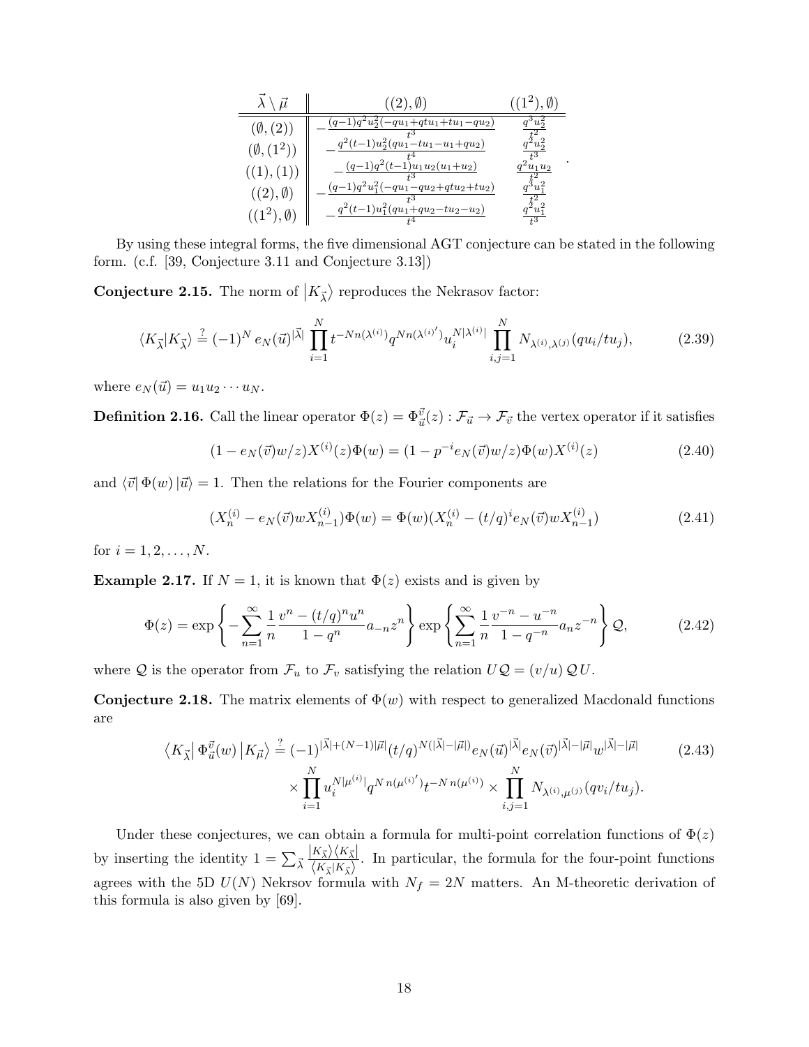| $\vec{\lambda} \setminus \vec{\mu}$ | $((2),\emptyset)$ | $((1^2),\emptyset)$ |
|---|---|---|
| $(\emptyset,(2))$ | $-\frac{(q-1)q^2u_2^2(-qu_1+qtu_1+tu_1-qu_2)}{t^3}$ | $\frac{q^3u_2^2}{t^2}$ |
| $(\emptyset,(1^2))$ | $-\frac{q^2(t-1)u_2^2(qu_1-tu_1-u_1+qu_2)}{t^4}$ | $\frac{q^2u_2^2}{t^3}$ |
| $((1),(1))$ | $-\frac{(q-1)q^2(t-1)u_1u_2(u_1+u_2)}{t^3}$ | $\frac{q^2u_1u_2}{t^2}$ |
| $((2),\emptyset)$ | $-\frac{(q-1)q^2u_1^2(-qu_1-qu_2+qtu_2+tu_2)}{t^3}$ | $\frac{q^3u_1^2}{t^2}$ |
| $((1^2),\emptyset)$ | $-\frac{q^2(t-1)u_1^2(qu_1+qu_2-tu_2-u_2)}{t^4}$ | $\frac{q^2u_1^2}{t^3}$ |

By using these integral forms, the five dimensional AGT conjecture can be stated in the following form. (c.f. [39, Conjecture 3.11 and Conjecture 3.13])

**Conjecture 2.15.** The norm of $\left|K_{\vec{\lambda}}\right\rangle$ reproduces the Nekrasov factor:

$$\langle K_{\vec{\lambda}}|K_{\vec{\lambda}}\rangle \stackrel{?}{=} (-1)^N \, e_N(\vec{u})^{|\vec{\lambda}|} \prod_{i=1}^{N} t^{-Nn(\lambda^{(i)})} q^{Nn(\lambda^{(i)\prime})} u_i^{N|\lambda^{(i)}|} \prod_{i,j=1}^{N} N_{\lambda^{(i)},\lambda^{(j)}}(qu_i/tu_j), \tag{2.39}$$

where $e_N(\vec{u}) = u_1u_2\cdots u_N$.

**Definition 2.16.** Call the linear operator $\Phi(z) = \Phi_{\vec{u}}^{\vec{v}}(z) : \mathcal{F}_{\vec{u}} \to \mathcal{F}_{\vec{v}}$ the vertex operator if it satisfies

$$(1 - e_N(\vec{v})w/z) X^{(i)}(z)\Phi(w) = (1 - p^{-i} e_N(\vec{v})w/z)\Phi(w)X^{(i)}(z) \tag{2.40}$$

and $\langle \vec{v}|\, \Phi(w)\, |\vec{u}\rangle = 1$. Then the relations for the Fourier components are

$$(X_n^{(i)} - e_N(\vec{v})wX_{n-1}^{(i)})\Phi(w) = \Phi(w)(X_n^{(i)} - (t/q)^i e_N(\vec{v})wX_{n-1}^{(i)}) \tag{2.41}$$

for $i = 1, 2, \ldots, N$.

**Example 2.17.** If $N = 1$, it is known that $\Phi(z)$ exists and is given by

$$\Phi(z) = \exp\left\{-\sum_{n=1}^{\infty} \frac{1}{n} \frac{v^n - (t/q)^n u^n}{1-q^n} a_{-n} z^n\right\} \exp\left\{\sum_{n=1}^{\infty} \frac{1}{n} \frac{v^{-n} - u^{-n}}{1-q^{-n}} a_n z^{-n}\right\} \mathcal{Q}, \tag{2.42}$$

where $\mathcal{Q}$ is the operator from $\mathcal{F}_u$ to $\mathcal{F}_v$ satisfying the relation $U\mathcal{Q} = (v/u)\,\mathcal{Q}U$.

**Conjecture 2.18.** The matrix elements of $\Phi(w)$ with respect to generalized Macdonald functions are

$$\begin{aligned} \left\langle K_{\vec{\lambda}}\right| \Phi_{\vec{u}}^{\vec{v}}(w) \left|K_{\vec{\mu}}\right\rangle \stackrel{?}{=} & (-1)^{|\vec{\lambda}|+(N-1)|\vec{\mu}|} (t/q)^{N(|\vec{\lambda}|-|\vec{\mu}|)} e_N(\vec{u})^{|\vec{\lambda}|} e_N(\vec{v})^{|\vec{\lambda}|-|\vec{\mu}|} w^{|\vec{\lambda}|-|\vec{\mu}|} \\ & \times \prod_{i=1}^{N} u_i^{N|\mu^{(i)}|} q^{N\, n(\mu^{(i)\prime})} t^{-N\, n(\mu^{(i)})} \times \prod_{i,j=1}^{N} N_{\lambda^{(i)},\mu^{(j)}}(qv_i/tu_j). \end{aligned} \tag{2.43}$$

Under these conjectures, we can obtain a formula for multi-point correlation functions of $\Phi(z)$ by inserting the identity $1 = \sum_{\vec{\lambda}} \frac{|K_{\vec{\lambda}}\rangle\langle K_{\vec{\lambda}}|}{\langle K_{\vec{\lambda}}|K_{\vec{\lambda}}\rangle}$. In particular, the formula for the four-point functions agrees with the 5D $U(N)$ Nekrsov formula with $N_f = 2N$ matters. An M-theoretic derivation of this formula is also given by [69].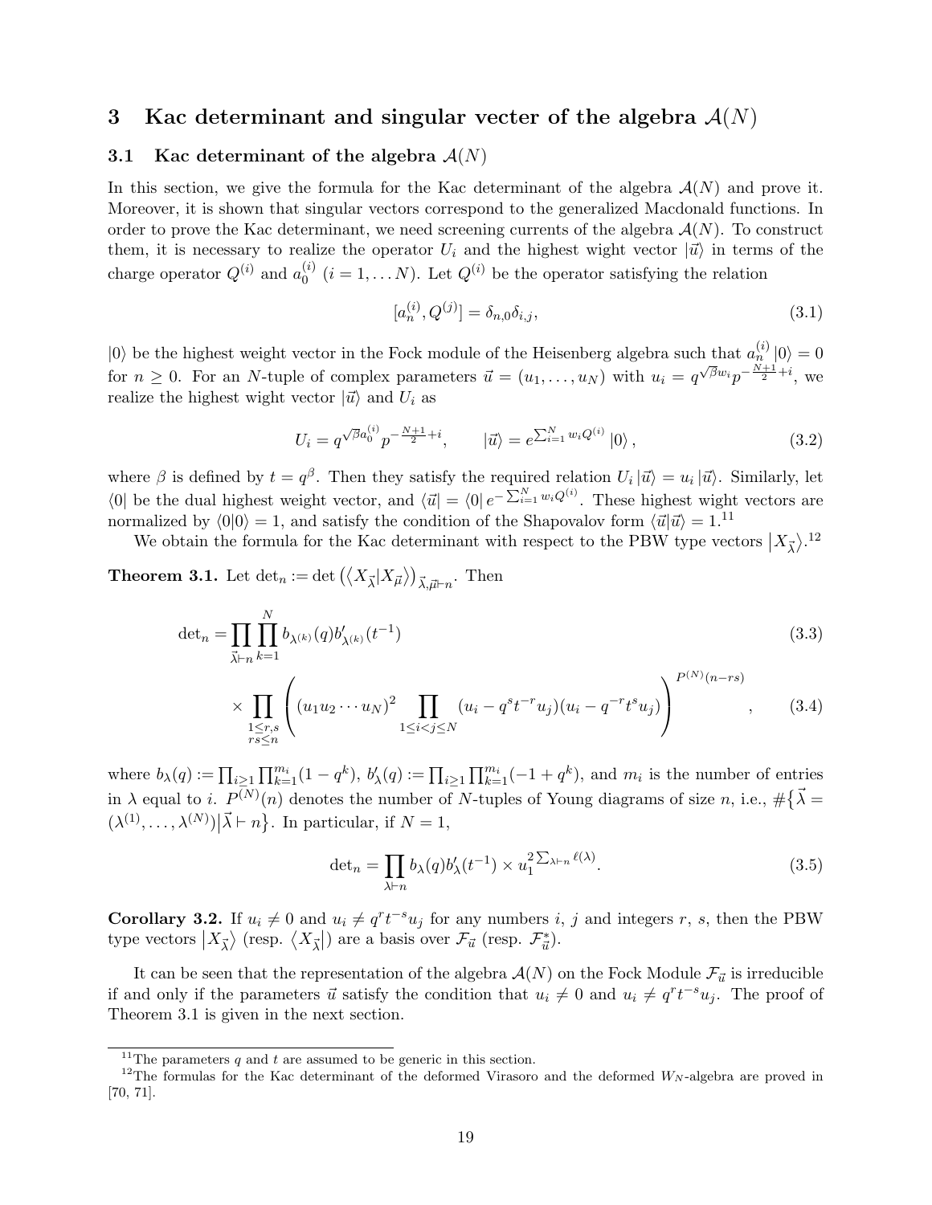# 3 Kac determinant and singular vecter of the algebra $\mathcal{A}(N)$

## 3.1 Kac determinant of the algebra $\mathcal{A}(N)$

In this section, we give the formula for the Kac determinant of the algebra $\mathcal{A}(N)$ and prove it. Moreover, it is shown that singular vectors correspond to the generalized Macdonald functions. In order to prove the Kac determinant, we need screening currents of the algebra $\mathcal{A}(N)$. To construct them, it is necessary to realize the operator $U_i$ and the highest wight vector $|\vec{u}\rangle$ in terms of the charge operator $Q^{(i)}$ and $a_0^{(i)}$ $(i = 1, \dots N)$. Let $Q^{(i)}$ be the operator satisfying the relation

$$[a_n^{(i)}, Q^{(j)}] = \delta_{n,0}\delta_{i,j}, \tag{3.1}$$

$|0\rangle$ be the highest weight vector in the Fock module of the Heisenberg algebra such that $a_n^{(i)}|0\rangle = 0$ for $n \geq 0$. For an $N$-tuple of complex parameters $\vec{u} = (u_1, \dots, u_N)$ with $u_i = q^{\sqrt{\beta}w_i}p^{-\frac{N+1}{2}+i}$, we realize the highest wight vector $|\vec{u}\rangle$ and $U_i$ as

$$U_i = q^{\sqrt{\beta}a_0^{(i)}}p^{-\frac{N+1}{2}+i}, \qquad |\vec{u}\rangle = e^{\sum_{i=1}^N w_i Q^{(i)}}|0\rangle, \tag{3.2}$$

where $\beta$ is defined by $t = q^\beta$. Then they satisfy the required relation $U_i|\vec{u}\rangle = u_i|\vec{u}\rangle$. Similarly, let $\langle 0|$ be the dual highest weight vector, and $\langle\vec{u}| = \langle 0|e^{-\sum_{i=1}^N w_i Q^{(i)}}$. These highest wight vectors are normalized by $\langle 0|0\rangle = 1$, and satisfy the condition of the Shapovalov form $\langle\vec{u}|\vec{u}\rangle = 1$.[11]

We obtain the formula for the Kac determinant with respect to the PBW type vectors $|X_{\vec{\lambda}}\rangle$.[12]

**Theorem 3.1.** Let $\det_n := \det\left(\langle X_{\vec{\lambda}}|X_{\vec{\mu}}\rangle\right)_{\vec{\lambda},\vec{\mu}\vdash n}$. Then

$$\det_n = \prod_{\vec{\lambda}\vdash n}\prod_{k=1}^N b_{\lambda^{(k)}}(q)b'_{\lambda^{(k)}}(t^{-1}) \tag{3.3}$$

$$\times \prod_{\substack{1\leq r,s\\ rs\leq n}}\left((u_1u_2\cdots u_N)^2\prod_{1\leq i<j\leq N}(u_i - q^s t^{-r}u_j)(u_i - q^{-r}t^s u_j)\right)^{P^{(N)}(n-rs)}, \tag{3.4}$$

where $b_\lambda(q) := \prod_{i\geq 1}\prod_{k=1}^{m_i}(1-q^k)$, $b'_\lambda(q) := \prod_{i\geq 1}\prod_{k=1}^{m_i}(-1+q^k)$, and $m_i$ is the number of entries in $\lambda$ equal to $i$. $P^{(N)}(n)$ denotes the number of $N$-tuples of Young diagrams of size $n$, i.e., $\#\{\vec{\lambda} = (\lambda^{(1)}, \dots, \lambda^{(N)})|\vec{\lambda}\vdash n\}$. In particular, if $N = 1$,

$$\det_n = \prod_{\lambda\vdash n} b_\lambda(q)b'_\lambda(t^{-1}) \times u_1^{2\sum_{\lambda\vdash n}\ell(\lambda)}. \tag{3.5}$$

**Corollary 3.2.** If $u_i \neq 0$ and $u_i \neq q^r t^{-s}u_j$ for any numbers $i$, $j$ and integers $r$, $s$, then the PBW type vectors $|X_{\vec{\lambda}}\rangle$ (resp. $\langle X_{\vec{\lambda}}|$) are a basis over $\mathcal{F}_{\vec{u}}$ (resp. $\mathcal{F}^*_{\vec{u}}$).

It can be seen that the representation of the algebra $\mathcal{A}(N)$ on the Fock Module $\mathcal{F}_{\vec{u}}$ is irreducible if and only if the parameters $\vec{u}$ satisfy the condition that $u_i \neq 0$ and $u_i \neq q^r t^{-s}u_j$. The proof of Theorem 3.1 is given in the next section.

[11] The parameters $q$ and $t$ are assumed to be generic in this section.

[12] The formulas for the Kac determinant of the deformed Virasoro and the deformed $W_N$-algebra are proved in [70, 71].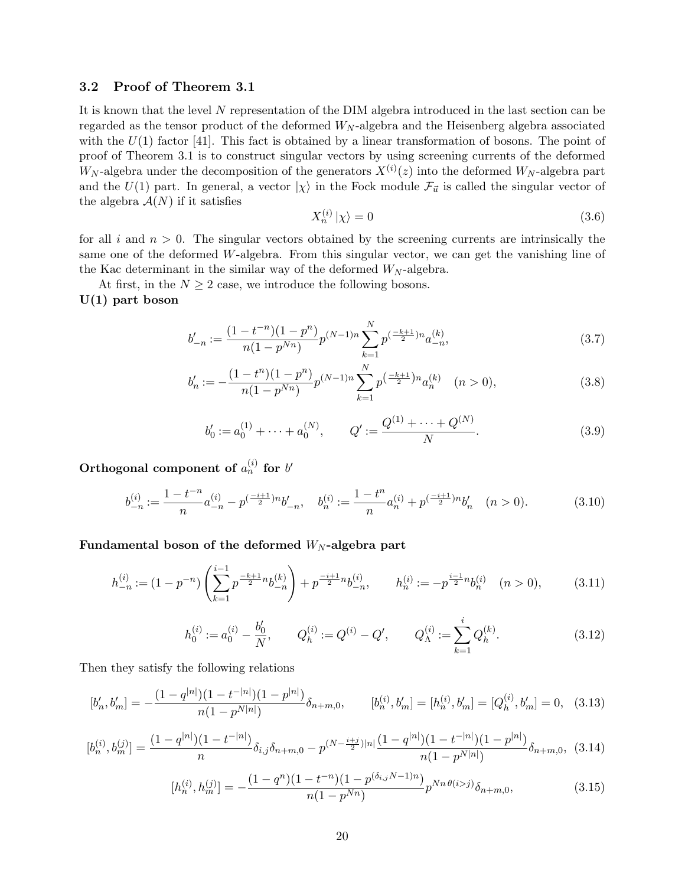### 3.2 Proof of Theorem 3.1

It is known that the level $N$ representation of the DIM algebra introduced in the last section can be regarded as the tensor product of the deformed $W_N$-algebra and the Heisenberg algebra associated with the $U(1)$ factor [41]. This fact is obtained by a linear transformation of bosons. The point of proof of Theorem 3.1 is to construct singular vectors by using screening currents of the deformed $W_N$-algebra under the decomposition of the generators $X^{(i)}(z)$ into the deformed $W_N$-algebra part and the $U(1)$ part. In general, a vector $|\chi\rangle$ in the Fock module $\mathcal{F}_{\vec{u}}$ is called the singular vector of the algebra $\mathcal{A}(N)$ if it satisfies

$$X^{(i)}_n |\chi\rangle = 0 \tag{3.6}$$

for all $i$ and $n > 0$. The singular vectors obtained by the screening currents are intrinsically the same one of the deformed $W$-algebra. From this singular vector, we can get the vanishing line of the Kac determinant in the similar way of the deformed $W_N$-algebra.

At first, in the $N \geq 2$ case, we introduce the following bosons.

**U(1) part boson**

$$b'_{-n} := \frac{(1-t^{-n})(1-p^n)}{n(1-p^{Nn})} p^{(N-1)n} \sum_{k=1}^{N} p^{(\frac{-k+1}{2})n} a^{(k)}_{-n}, \tag{3.7}$$

$$b'_{n} := -\frac{(1-t^{n})(1-p^n)}{n(1-p^{Nn})} p^{(N-1)n} \sum_{k=1}^{N} p^{(\frac{-k+1}{2})n} a^{(k)}_{n} \quad (n>0), \tag{3.8}$$

$$b'_0 := a^{(1)}_0 + \cdots + a^{(N)}_0, \qquad Q' := \frac{Q^{(1)} + \cdots + Q^{(N)}}{N}. \tag{3.9}$$

**Orthogonal component of $a^{(i)}_n$ for $b'$**

$$b^{(i)}_{-n} := \frac{1-t^{-n}}{n} a^{(i)}_{-n} - p^{(\frac{-i+1}{2})n} b'_{-n}, \quad b^{(i)}_{n} := \frac{1-t^{n}}{n} a^{(i)}_{n} + p^{(\frac{-i+1}{2})n} b'_{n} \quad (n>0). \tag{3.10}$$

**Fundamental boson of the deformed $W_N$-algebra part**

$$h^{(i)}_{-n} := (1-p^{-n}) \left( \sum_{k=1}^{i-1} p^{\frac{-k+1}{2}n} b^{(k)}_{-n} \right) + p^{\frac{-i+1}{2}n} b^{(i)}_{-n}, \qquad h^{(i)}_{n} := -p^{\frac{i-1}{2}n} b^{(i)}_{n} \quad (n>0), \tag{3.11}$$

$$h^{(i)}_0 := a^{(i)}_0 - \frac{b'_0}{N}, \qquad Q^{(i)}_h := Q^{(i)} - Q', \qquad Q^{(i)}_\Lambda := \sum_{k=1}^{i} Q^{(k)}_h. \tag{3.12}$$

Then they satisfy the following relations

$$[b'_n, b'_m] = -\frac{(1-q^{|n|})(1-t^{-|n|})(1-p^{|n|})}{n(1-p^{N|n|})} \delta_{n+m,0}, \qquad [b^{(i)}_n, b'_m] = [h^{(i)}_n, b'_m] = [Q^{(i)}_h, b'_m] = 0, \tag{3.13}$$

$$[b^{(i)}_n, b^{(j)}_m] = \frac{(1-q^{|n|})(1-t^{-|n|})}{n} \delta_{i,j} \delta_{n+m,0} - p^{(N-\frac{i+j}{2})|n|} \frac{(1-q^{|n|})(1-t^{-|n|})(1-p^{|n|})}{n(1-p^{N|n|})} \delta_{n+m,0}, \tag{3.14}$$

$$[h^{(i)}_n, h^{(j)}_m] = -\frac{(1-q^n)(1-t^{-n})(1-p^{(\delta_{i,j}N-1)n})}{n(1-p^{Nn})} p^{Nn\,\theta(i>j)} \delta_{n+m,0}, \tag{3.15}$$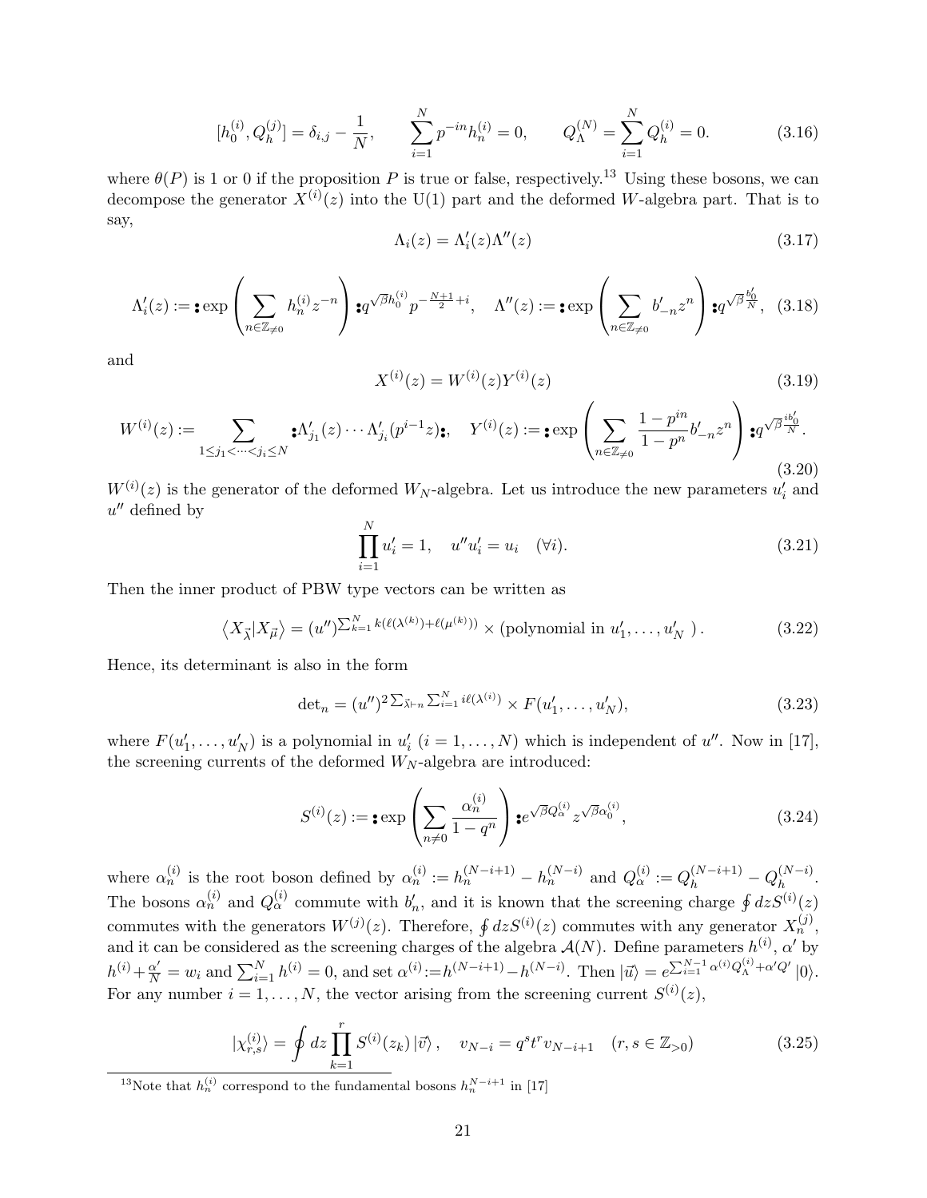$$[h_0^{(i)}, Q_h^{(j)}] = \delta_{i,j} - \frac{1}{N}, \qquad \sum_{i=1}^{N} p^{-in} h_n^{(i)} = 0, \qquad Q_\Lambda^{(N)} = \sum_{i=1}^{N} Q_h^{(i)} = 0. \tag{3.16}$$

where $\theta(P)$ is 1 or 0 if the proposition $P$ is true or false, respectively.[13] Using these bosons, we can decompose the generator $X^{(i)}(z)$ into the U(1) part and the deformed $W$-algebra part. That is to say,

$$\Lambda_i(z) = \Lambda_i'(z)\Lambda''(z) \tag{3.17}$$

$$\Lambda_i'(z) := \mathbf{:}\exp\left(\sum_{n\in\mathbb{Z}_{\neq 0}} h_n^{(i)} z^{-n}\right)\mathbf{:} q^{\sqrt{\beta}h_0^{(i)}} p^{-\frac{N+1}{2}+i}, \quad \Lambda''(z) := \mathbf{:}\exp\left(\sum_{n\in\mathbb{Z}_{\neq 0}} b'_{-n} z^{n}\right)\mathbf{:} q^{\sqrt{\beta}\frac{b_0'}{N}}, \tag{3.18}$$

and

$$X^{(i)}(z) = W^{(i)}(z) Y^{(i)}(z) \tag{3.19}$$

$$W^{(i)}(z) := \sum_{1\leq j_1<\cdots<j_i\leq N} \mathbf{:}\Lambda'_{j_1}(z)\cdots\Lambda'_{j_i}(p^{i-1}z)\mathbf{:}, \quad Y^{(i)}(z) := \mathbf{:}\exp\left(\sum_{n\in\mathbb{Z}_{\neq 0}} \frac{1-p^{in}}{1-p^n} b'_{-n} z^n\right)\mathbf{:} q^{\sqrt{\beta}\frac{ib_0'}{N}}. \tag{3.20}$$

$W^{(i)}(z)$ is the generator of the deformed $W_N$-algebra. Let us introduce the new parameters $u_i'$ and $u''$ defined by

$$\prod_{i=1}^{N} u_i' = 1, \quad u'' u_i' = u_i \quad (\forall i). \tag{3.21}$$

Then the inner product of PBW type vectors can be written as

$$\left\langle X_{\vec{\lambda}} | X_{\vec{\mu}} \right\rangle = (u'')^{\sum_{k=1}^{N} k(\ell(\lambda^{(k)})+\ell(\mu^{(k)}))} \times (\text{polynomial in } u_1', \ldots, u_N' \ ). \tag{3.22}$$

Hence, its determinant is also in the form

$$\det{}_n = (u'')^{2\sum_{\vec{\lambda}\vdash n}\sum_{i=1}^{N} i\ell(\lambda^{(i)})} \times F(u_1', \ldots, u_N'), \tag{3.23}$$

where $F(u_1', \ldots, u_N')$ is a polynomial in $u_i'$ $(i = 1, \ldots, N)$ which is independent of $u''$. Now in [17], the screening currents of the deformed $W_N$-algebra are introduced:

$$S^{(i)}(z) := \mathbf{:}\exp\left(\sum_{n\neq 0} \frac{\alpha_n^{(i)}}{1-q^n}\right)\mathbf{:} e^{\sqrt{\beta}Q_\alpha^{(i)}} z^{\sqrt{\beta}\alpha_0^{(i)}}, \tag{3.24}$$

where $\alpha_n^{(i)}$ is the root boson defined by $\alpha_n^{(i)} := h_n^{(N-i+1)} - h_n^{(N-i)}$ and $Q_\alpha^{(i)} := Q_h^{(N-i+1)} - Q_h^{(N-i)}$. The bosons $\alpha_n^{(i)}$ and $Q_\alpha^{(i)}$ commute with $b_n'$, and it is known that the screening charge $\oint dz S^{(i)}(z)$ commutes with the generators $W^{(j)}(z)$. Therefore, $\oint dz S^{(i)}(z)$ commutes with any generator $X_n^{(j)}$, and it can be considered as the screening charges of the algebra $\mathcal{A}(N)$. Define parameters $h^{(i)}$, $\alpha'$ by $h^{(i)} + \frac{\alpha'}{N} = w_i$ and $\sum_{i=1}^{N} h^{(i)} = 0$, and set $\alpha^{(i)} := h^{(N-i+1)} - h^{(N-i)}$. Then $|\vec{u}\rangle = e^{\sum_{i=1}^{N-1}\alpha^{(i)}Q_\Lambda^{(i)} + \alpha' Q'}|0\rangle$. For any number $i = 1, \ldots, N$, the vector arising from the screening current $S^{(i)}(z)$,

$$|\chi_{r,s}^{(i)}\rangle = \oint dz \prod_{k=1}^{r} S^{(i)}(z_k)\,|\vec{v}\rangle\,, \quad v_{N-i} = q^s t^r v_{N-i+1} \quad (r, s \in \mathbb{Z}_{>0}) \tag{3.25}$$

[13] Note that $h_n^{(i)}$ correspond to the fundamental bosons $h_n^{N-i+1}$ in [17]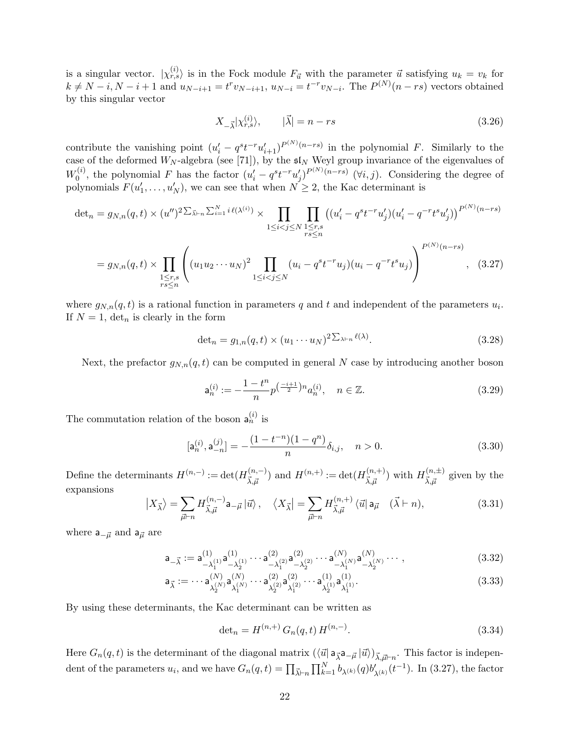is a singular vector. $|\chi^{(i)}_{r,s}\rangle$ is in the Fock module $F_{\vec{u}}$ with the parameter $\vec{u}$ satisfying $u_k = v_k$ for $k \neq N-i, N-i+1$ and $u_{N-i+1} = t^r v_{N-i+1}$, $u_{N-i} = t^{-r} v_{N-i}$. The $P^{(N)}(n-rs)$ vectors obtained by this singular vector

$$X_{-\vec{\lambda}}|\chi^{(i)}_{r,s}\rangle, \qquad |\vec{\lambda}| = n - rs \tag{3.26}$$

contribute the vanishing point $(u'_i - q^s t^{-r} u'_{i+1})^{P^{(N)}(n-rs)}$ in the polynomial $F$. Similarly to the case of the deformed $W_N$-algebra (see [71]), by the $\mathfrak{sl}_N$ Weyl group invariance of the eigenvalues of $W^{(i)}_0$, the polynomial $F$ has the factor $(u'_i - q^s t^{-r} u'_j)^{P^{(N)}(n-rs)}$ ($\forall i, j$). Considering the degree of polynomials $F(u'_1, \ldots, u'_N)$, we can see that when $N \geq 2$, the Kac determinant is

$$\begin{aligned}
\det{}_n &= g_{N,n}(q,t) \times (u'')^{2\sum_{\vec{\lambda}\vdash n}\sum_{i=1}^{N} i\,\ell(\lambda^{(i)})} \times \prod_{1\leq i<j\leq N}\prod_{\substack{1\leq r,s\\ rs\leq n}} \left((u'_i - q^s t^{-r} u'_j)(u'_i - q^{-r} t^s u'_j)\right)^{P^{(N)}(n-rs)} \\
&= g_{N,n}(q,t) \times \prod_{\substack{1\leq r,s\\ rs\leq n}} \left( (u_1 u_2 \cdots u_N)^2 \prod_{1\leq i<j\leq N} (u_i - q^s t^{-r} u_j)(u_i - q^{-r} t^s u_j) \right)^{P^{(N)}(n-rs)},
\end{aligned} \tag{3.27}$$

where $g_{N,n}(q,t)$ is a rational function in parameters $q$ and $t$ and independent of the parameters $u_i$. If $N = 1$, $\det_n$ is clearly in the form

$$\det{}_n = g_{1,n}(q,t) \times (u_1 \cdots u_N)^{2\sum_{\lambda\vdash n}\ell(\lambda)}. \tag{3.28}$$

Next, the prefactor $g_{N,n}(q,t)$ can be computed in general $N$ case by introducing another boson

$$\mathsf{a}^{(i)}_n := -\frac{1-t^n}{n} p^{(\frac{-i+1}{2})n} a^{(i)}_n, \quad n \in \mathbb{Z}. \tag{3.29}$$

The commutation relation of the boson $\mathsf{a}^{(i)}_n$ is

$$[\mathsf{a}^{(i)}_n, \mathsf{a}^{(j)}_{-n}] = -\frac{(1-t^{-n})(1-q^n)}{n}\delta_{i,j}, \quad n > 0. \tag{3.30}$$

Define the determinants $H^{(n,-)} := \det(H^{(n,-)}_{\vec{\lambda},\vec{\mu}})$ and $H^{(n,+)} := \det(H^{(n,+)}_{\vec{\lambda},\vec{\mu}})$ with $H^{(n,\pm)}_{\vec{\lambda},\vec{\mu}}$ given by the expansions

$$\left|X_{\vec{\lambda}}\right\rangle = \sum_{\vec{\mu}\vdash n} H^{(n,-)}_{\vec{\lambda},\vec{\mu}} \mathsf{a}_{-\vec{\mu}} \left|\vec{u}\right\rangle, \quad \left\langle X_{\vec{\lambda}}\right| = \sum_{\vec{\mu}\vdash n} H^{(n,+)}_{\vec{\lambda},\vec{\mu}} \left\langle\vec{u}\right| \mathsf{a}_{\vec{\mu}} \quad (\vec{\lambda}\vdash n), \tag{3.31}$$

where $\mathsf{a}_{-\vec{\mu}}$ and $\mathsf{a}_{\vec{\mu}}$ are

$$\mathsf{a}_{-\vec{\lambda}} := \mathsf{a}^{(1)}_{-\lambda^{(1)}_1}\mathsf{a}^{(1)}_{-\lambda^{(1)}_2}\cdots \mathsf{a}^{(2)}_{-\lambda^{(2)}_1}\mathsf{a}^{(2)}_{-\lambda^{(2)}_2}\cdots \mathsf{a}^{(N)}_{-\lambda^{(N)}_1}\mathsf{a}^{(N)}_{-\lambda^{(N)}_2}\cdots, \tag{3.32}$$

$$\mathsf{a}_{\vec{\lambda}} := \cdots \mathsf{a}^{(N)}_{\lambda^{(N)}_2}\mathsf{a}^{(N)}_{\lambda^{(N)}_1}\cdots \mathsf{a}^{(2)}_{\lambda^{(2)}_2}\mathsf{a}^{(2)}_{\lambda^{(2)}_1}\cdots \mathsf{a}^{(1)}_{\lambda^{(1)}_2}\mathsf{a}^{(1)}_{\lambda^{(1)}_1}. \tag{3.33}$$

By using these determinants, the Kac determinant can be written as

$$\det{}_n = H^{(n,+)}\, G_n(q,t)\, H^{(n,-)}. \tag{3.34}$$

Here $G_n(q,t)$ is the determinant of the diagonal matrix $(\langle\vec{u}|\,\mathsf{a}_{\vec{\lambda}}\mathsf{a}_{-\vec{\mu}}\,|\vec{u}\rangle)_{\vec{\lambda},\vec{\mu}\vdash n}$. This factor is independent of the parameters $u_i$, and we have $G_n(q,t) = \prod_{\vec{\lambda}\vdash n}\prod_{k=1}^{N} b_{\lambda^{(k)}}(q) b'_{\lambda^{(k)}}(t^{-1})$. In (3.27), the factor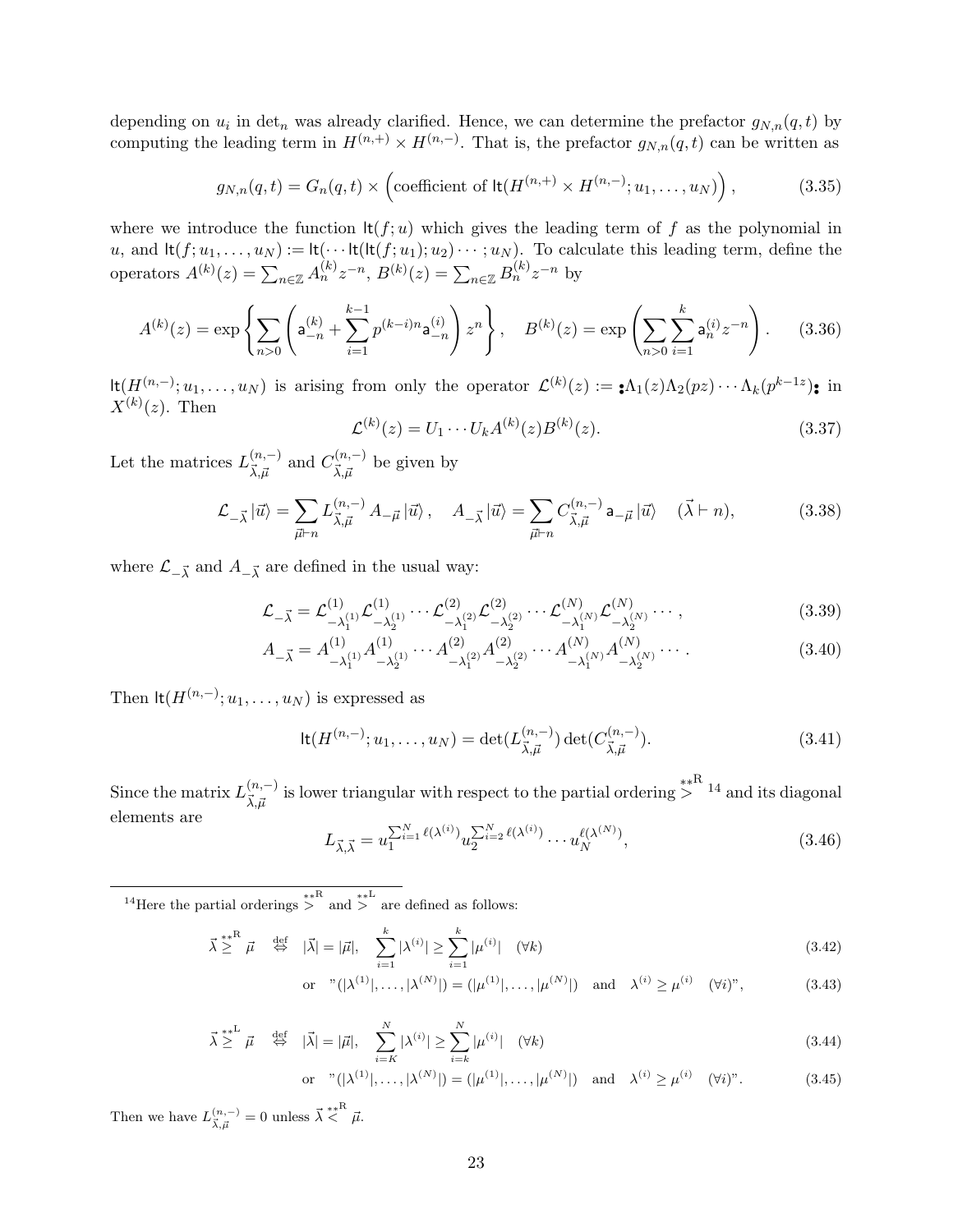depending on $u_i$ in $\det_n$ was already clarified. Hence, we can determine the prefactor $g_{N,n}(q,t)$ by computing the leading term in $H^{(n,+)} \times H^{(n,-)}$. That is, the prefactor $g_{N,n}(q,t)$ can be written as

$$g_{N,n}(q,t) = G_n(q,t) \times \Big(\text{coefficient of } \mathsf{lt}(H^{(n,+)} \times H^{(n,-)}; u_1, \dots, u_N)\Big), \tag{3.35}$$

where we introduce the function $\mathsf{lt}(f;u)$ which gives the leading term of $f$ as the polynomial in $u$, and $\mathsf{lt}(f; u_1, \dots, u_N) := \mathsf{lt}(\cdots \mathsf{lt}(\mathsf{lt}(f; u_1); u_2) \cdots ; u_N)$. To calculate this leading term, define the operators $A^{(k)}(z) = \sum_{n\in\mathbb{Z}} A_n^{(k)} z^{-n}$, $B^{(k)}(z) = \sum_{n\in\mathbb{Z}} B_n^{(k)} z^{-n}$ by

$$A^{(k)}(z) = \exp\left\{ \sum_{n>0} \left( \mathsf{a}_{-n}^{(k)} + \sum_{i=1}^{k-1} p^{(k-i)n} \mathsf{a}_{-n}^{(i)} \right) z^n \right\}, \quad B^{(k)}(z) = \exp\left( \sum_{n>0} \sum_{i=1}^{k} \mathsf{a}_n^{(i)} z^{-n} \right). \tag{3.36}$$

$\mathsf{lt}(H^{(n,-)}; u_1, \dots, u_N)$ is arising from only the operator $\mathcal{L}^{(k)}(z) := :\Lambda_1(z)\Lambda_2(pz)\cdots\Lambda_k(p^{k-1z}):$ in $X^{(k)}(z)$. Then

$$\mathcal{L}^{(k)}(z) = U_1 \cdots U_k A^{(k)}(z) B^{(k)}(z). \tag{3.37}$$

Let the matrices $L^{(n,-)}_{\vec{\lambda},\vec{\mu}}$ and $C^{(n,-)}_{\vec{\lambda},\vec{\mu}}$ be given by

$$\mathcal{L}_{-\vec{\lambda}} \left|\vec{u}\right\rangle = \sum_{\vec{\mu}\vdash n} L^{(n,-)}_{\vec{\lambda},\vec{\mu}} \, A_{-\vec{\mu}} \left|\vec{u}\right\rangle, \quad A_{-\vec{\lambda}} \left|\vec{u}\right\rangle = \sum_{\vec{\mu}\vdash n} C^{(n,-)}_{\vec{\lambda},\vec{\mu}} \, \mathsf{a}_{-\vec{\mu}} \left|\vec{u}\right\rangle \quad (\vec{\lambda} \vdash n), \tag{3.38}$$

where $\mathcal{L}_{-\vec{\lambda}}$ and $A_{-\vec{\lambda}}$ are defined in the usual way:

$$\mathcal{L}_{-\vec{\lambda}} = \mathcal{L}^{(1)}_{-\lambda_1^{(1)}} \mathcal{L}^{(1)}_{-\lambda_2^{(1)}} \cdots \mathcal{L}^{(2)}_{-\lambda_1^{(2)}} \mathcal{L}^{(2)}_{-\lambda_2^{(2)}} \cdots \mathcal{L}^{(N)}_{-\lambda_1^{(N)}} \mathcal{L}^{(N)}_{-\lambda_2^{(N)}} \cdots, \tag{3.39}$$

$$A_{-\vec{\lambda}} = A^{(1)}_{-\lambda_1^{(1)}} A^{(1)}_{-\lambda_2^{(1)}} \cdots A^{(2)}_{-\lambda_1^{(2)}} A^{(2)}_{-\lambda_2^{(2)}} \cdots A^{(N)}_{-\lambda_1^{(N)}} A^{(N)}_{-\lambda_2^{(N)}} \cdots. \tag{3.40}$$

Then $\mathsf{lt}(H^{(n,-)}; u_1, \dots, u_N)$ is expressed as

$$\mathsf{lt}(H^{(n,-)}; u_1, \dots, u_N) = \det(L^{(n,-)}_{\vec{\lambda},\vec{\mu}}) \det(C^{(n,-)}_{\vec{\lambda},\vec{\mu}}). \tag{3.41}$$

Since the matrix $L^{(n,-)}_{\vec{\lambda},\vec{\mu}}$ is lower triangular with respect to the partial ordering $\stackrel{**\mathrm{R}}{>}$ [14] and its diagonal elements are

$$L_{\vec{\lambda},\vec{\lambda}} = u_1^{\sum_{i=1}^N \ell(\lambda^{(i)})} u_2^{\sum_{i=2}^N \ell(\lambda^{(i)})} \cdots u_N^{\ell(\lambda^{(N)})}, \tag{3.46}$$

---

[14] Here the partial orderings $\stackrel{**\mathrm{R}}{>}$ and $\stackrel{**\mathrm{L}}{>}$ are defined as follows:

$$\vec{\lambda} \stackrel{**\mathrm{R}}{\geq} \vec{\mu} \quad \stackrel{\text{def}}{\Leftrightarrow} \quad |\vec{\lambda}| = |\vec{\mu}|, \quad \sum_{i=1}^{k} |\lambda^{(i)}| \geq \sum_{i=1}^{k} |\mu^{(i)}| \quad (\forall k) \tag{3.42}$$

$$\text{or} \quad \text{"}(|\lambda^{(1)}|, \dots, |\lambda^{(N)}|) = (|\mu^{(1)}|, \dots, |\mu^{(N)}|) \quad \text{and} \quad \lambda^{(i)} \geq \mu^{(i)} \quad (\forall i)\text{"}, \tag{3.43}$$

$$\vec{\lambda} \stackrel{**\mathrm{L}}{\geq} \vec{\mu} \quad \stackrel{\text{def}}{\Leftrightarrow} \quad |\vec{\lambda}| = |\vec{\mu}|, \quad \sum_{i=K}^{N} |\lambda^{(i)}| \geq \sum_{i=k}^{N} |\mu^{(i)}| \quad (\forall k) \tag{3.44}$$

$$\text{or} \quad \text{"}(|\lambda^{(1)}|, \dots, |\lambda^{(N)}|) = (|\mu^{(1)}|, \dots, |\mu^{(N)}|) \quad \text{and} \quad \lambda^{(i)} \geq \mu^{(i)} \quad (\forall i)\text{"}. \tag{3.45}$$

Then we have $L^{(n,-)}_{\vec{\lambda},\vec{\mu}} = 0$ unless $\vec{\lambda} \stackrel{**\mathrm{R}}{<} \vec{\mu}$.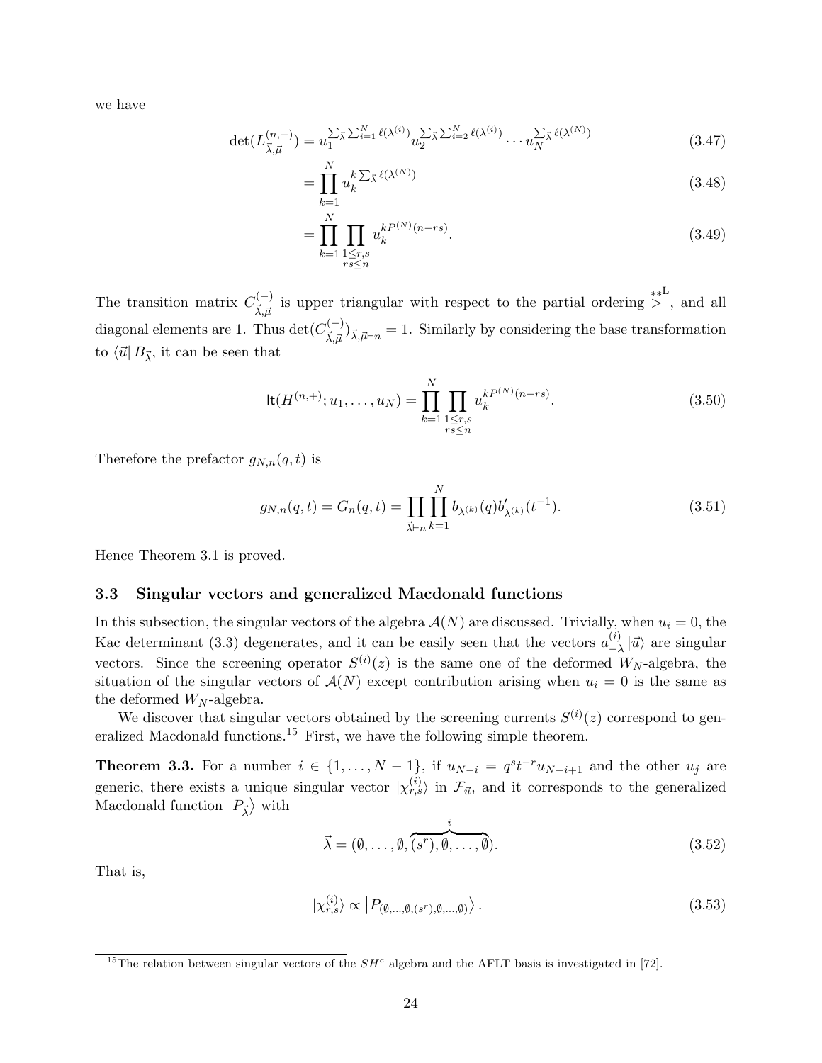we have

$$\det(L^{(n,-)}_{\vec{\lambda},\vec{\mu}}) = u_1^{\sum_{\vec{\lambda}}\sum_{i=1}^{N}\ell(\lambda^{(i)})} u_2^{\sum_{\vec{\lambda}}\sum_{i=2}^{N}\ell(\lambda^{(i)})} \cdots u_N^{\sum_{\vec{\lambda}}\ell(\lambda^{(N)})} \tag{3.47}$$

$$= \prod_{k=1}^{N} u_k^{k\sum_{\vec{\lambda}}\ell(\lambda^{(N)})} \tag{3.48}$$

$$= \prod_{k=1}^{N}\prod_{\substack{1\leq r,s \\ rs\leq n}} u_k^{kP^{(N)}(n-rs)}. \tag{3.49}$$

The transition matrix $C^{(-)}_{\vec{\lambda},\vec{\mu}}$ is upper triangular with respect to the partial ordering $\overset{**\mathrm{L}}{>}$, and all diagonal elements are 1. Thus $\det(C^{(-)}_{\vec{\lambda},\vec{\mu}})_{\vec{\lambda},\vec{\mu}\vdash n} = 1$. Similarly by considering the base transformation to $\langle\vec{u}|\, B_{\vec{\lambda}}$, it can be seen that

$$\mathsf{lt}(H^{(n,+)}; u_1,\ldots,u_N) = \prod_{k=1}^{N}\prod_{\substack{1\leq r,s \\ rs\leq n}} u_k^{kP^{(N)}(n-rs)}. \tag{3.50}$$

Therefore the prefactor $g_{N,n}(q,t)$ is

$$g_{N,n}(q,t) = G_n(q,t) = \prod_{\vec{\lambda}\vdash n}\prod_{k=1}^{N} b_{\lambda^{(k)}}(q) b'_{\lambda^{(k)}}(t^{-1}). \tag{3.51}$$

Hence Theorem 3.1 is proved.

### 3.3 Singular vectors and generalized Macdonald functions

In this subsection, the singular vectors of the algebra $\mathcal{A}(N)$ are discussed. Trivially, when $u_i = 0$, the Kac determinant (3.3) degenerates, and it can be easily seen that the vectors $a^{(i)}_{-\lambda}\,|\vec{u}\rangle$ are singular vectors. Since the screening operator $S^{(i)}(z)$ is the same one of the deformed $W_N$-algebra, the situation of the singular vectors of $\mathcal{A}(N)$ except contribution arising when $u_i = 0$ is the same as the deformed $W_N$-algebra.

We discover that singular vectors obtained by the screening currents $S^{(i)}(z)$ correspond to generalized Macdonald functions.[15] First, we have the following simple theorem.

**Theorem 3.3.** For a number $i \in \{1,\ldots,N-1\}$, if $u_{N-i} = q^s t^{-r} u_{N-i+1}$ and the other $u_j$ are generic, there exists a unique singular vector $|\chi^{(i)}_{r,s}\rangle$ in $\mathcal{F}_{\vec{u}}$, and it corresponds to the generalized Macdonald function $|P_{\vec{\lambda}}\rangle$ with

$$\vec{\lambda} = (\emptyset,\ldots,\emptyset,\overbrace{(s^r),\emptyset,\ldots,\emptyset}^{i}). \tag{3.52}$$

That is,

$$|\chi^{(i)}_{r,s}\rangle \propto \left|P_{(\emptyset,\ldots,\emptyset,(s^r),\emptyset,\ldots,\emptyset)}\right\rangle. \tag{3.53}$$

[15] The relation between singular vectors of the $SH^c$ algebra and the AFLT basis is investigated in [72].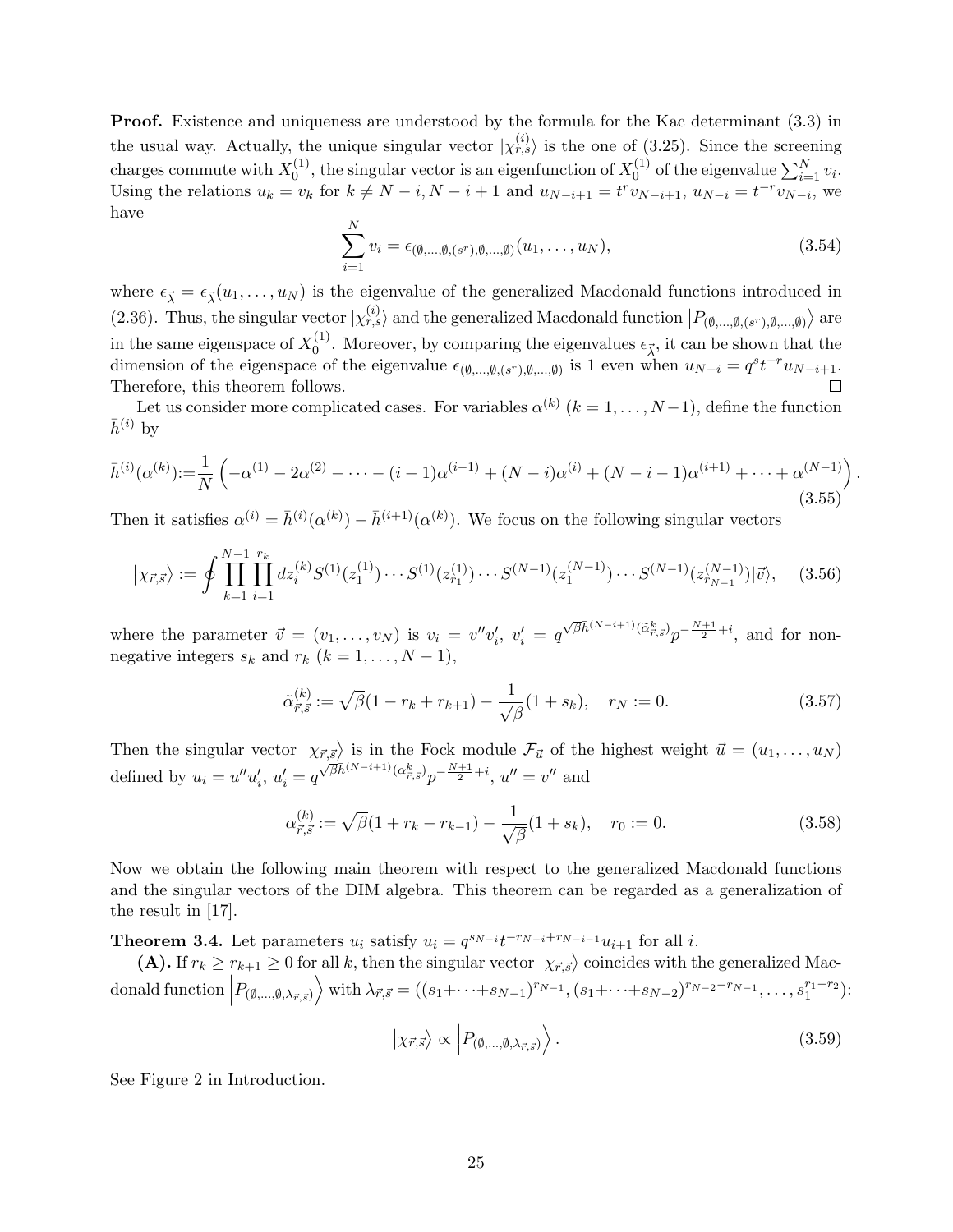**Proof.** Existence and uniqueness are understood by the formula for the Kac determinant (3.3) in the usual way. Actually, the unique singular vector $|\chi^{(i)}_{r,s}\rangle$ is the one of (3.25). Since the screening charges commute with $X^{(1)}_0$, the singular vector is an eigenfunction of $X^{(1)}_0$ of the eigenvalue $\sum_{i=1}^N v_i$. Using the relations $u_k = v_k$ for $k \neq N-i, N-i+1$ and $u_{N-i+1} = t^r v_{N-i+1}$, $u_{N-i} = t^{-r} v_{N-i}$, we have

$$\sum_{i=1}^{N} v_i = \epsilon_{(\emptyset,\dots,\emptyset,(s^r),\emptyset,\dots,\emptyset)}(u_1,\dots,u_N), \tag{3.54}$$

where $\epsilon_{\vec{\lambda}} = \epsilon_{\vec{\lambda}}(u_1,\dots,u_N)$ is the eigenvalue of the generalized Macdonald functions introduced in (2.36). Thus, the singular vector $|\chi^{(i)}_{r,s}\rangle$ and the generalized Macdonald function $\left|P_{(\emptyset,\dots,\emptyset,(s^r),\emptyset,\dots,\emptyset)}\right\rangle$ are in the same eigenspace of $X^{(1)}_0$. Moreover, by comparing the eigenvalues $\epsilon_{\vec{\lambda}}$, it can be shown that the dimension of the eigenspace of the eigenvalue $\epsilon_{(\emptyset,\dots,\emptyset,(s^r),\emptyset,\dots,\emptyset)}$ is 1 even when $u_{N-i} = q^s t^{-r} u_{N-i+1}$. Therefore, this theorem follows. □

Let us consider more complicated cases. For variables $\alpha^{(k)}$ ($k = 1,\dots,N-1$), define the function $\bar{h}^{(i)}$ by

$$\bar{h}^{(i)}(\alpha^{(k)}) := \frac{1}{N}\left(-\alpha^{(1)} - 2\alpha^{(2)} - \dots - (i-1)\alpha^{(i-1)} + (N-i)\alpha^{(i)} + (N-i-1)\alpha^{(i+1)} + \dots + \alpha^{(N-1)}\right). \tag{3.55}$$

Then it satisfies $\alpha^{(i)} = \bar{h}^{(i)}(\alpha^{(k)}) - \bar{h}^{(i+1)}(\alpha^{(k)})$. We focus on the following singular vectors

$$\left|\chi_{\vec{r},\vec{s}}\right\rangle := \oint \prod_{k=1}^{N-1}\prod_{i=1}^{r_k} dz^{(k)}_i S^{(1)}(z^{(1)}_1)\cdots S^{(1)}(z^{(1)}_{r_1})\cdots S^{(N-1)}(z^{(N-1)}_1)\cdots S^{(N-1)}(z^{(N-1)}_{r_{N-1}})|\vec{v}\rangle, \tag{3.56}$$

where the parameter $\vec{v} = (v_1,\dots,v_N)$ is $v_i = v'' v'_i$, $v'_i = q^{\sqrt{\beta}\bar{h}^{(N-i+1)}(\tilde{\alpha}^k_{\vec{r},\vec{s}})} p^{-\frac{N+1}{2}+i}$, and for non-negative integers $s_k$ and $r_k$ ($k = 1,\dots,N-1$),

$$\tilde{\alpha}^{(k)}_{\vec{r},\vec{s}} := \sqrt{\beta}(1 - r_k + r_{k+1}) - \frac{1}{\sqrt{\beta}}(1+s_k), \quad r_N := 0. \tag{3.57}$$

Then the singular vector $\left|\chi_{\vec{r},\vec{s}}\right\rangle$ is in the Fock module $\mathcal{F}_{\vec{u}}$ of the highest weight $\vec{u} = (u_1,\dots,u_N)$ defined by $u_i = u'' u'_i$, $u'_i = q^{\sqrt{\beta}\bar{h}^{(N-i+1)}(\alpha^k_{\vec{r},\vec{s}})} p^{-\frac{N+1}{2}+i}$, $u'' = v''$ and

$$\alpha^{(k)}_{\vec{r},\vec{s}} := \sqrt{\beta}(1 + r_k - r_{k-1}) - \frac{1}{\sqrt{\beta}}(1+s_k), \quad r_0 := 0. \tag{3.58}$$

Now we obtain the following main theorem with respect to the generalized Macdonald functions and the singular vectors of the DIM algebra. This theorem can be regarded as a generalization of the result in [17].

**Theorem 3.4.** Let parameters $u_i$ satisfy $u_i = q^{s_{N-i}} t^{-r_{N-i}+r_{N-i-1}} u_{i+1}$ for all $i$.

**(A).** If $r_k \geq r_{k+1} \geq 0$ for all $k$, then the singular vector $\left|\chi_{\vec{r},\vec{s}}\right\rangle$ coincides with the generalized Macdonald function $\left|P_{(\emptyset,\dots,\emptyset,\lambda_{\vec{r},\vec{s}})}\right\rangle$ with $\lambda_{\vec{r},\vec{s}} = ((s_1+\dots+s_{N-1})^{r_{N-1}}, (s_1+\dots+s_{N-2})^{r_{N-2}-r_{N-1}}, \dots, s_1^{r_1-r_2})$:

$$\left|\chi_{\vec{r},\vec{s}}\right\rangle \propto \left|P_{(\emptyset,\dots,\emptyset,\lambda_{\vec{r},\vec{s}})}\right\rangle. \tag{3.59}$$

See Figure 2 in Introduction.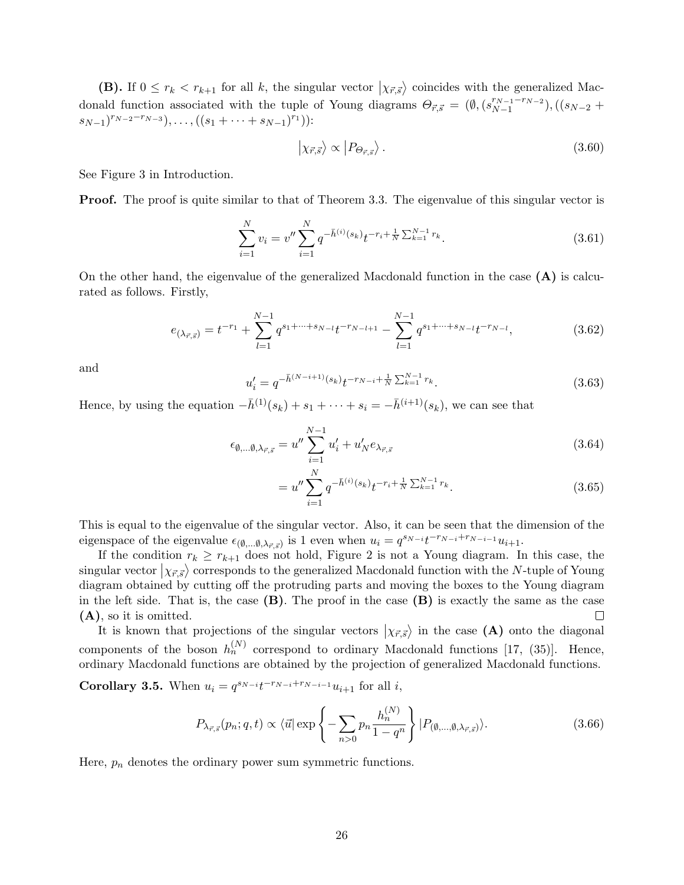**(B).** If $0 \leq r_k < r_{k+1}$ for all $k$, the singular vector $\left|\chi_{\vec{r},\vec{s}}\right\rangle$ coincides with the generalized Macdonald function associated with the tuple of Young diagrams $\Theta_{\vec{r},\vec{s}} = (\emptyset, (s_{N-1}^{r_{N-1}-r_{N-2}}), ((s_{N-2} + s_{N-1})^{r_{N-2}-r_{N-3}}), \ldots, ((s_1 + \cdots + s_{N-1})^{r_1}))$:

$$\left|\chi_{\vec{r},\vec{s}}\right\rangle \propto \left|P_{\Theta_{\vec{r},\vec{s}}}\right\rangle. \tag{3.60}$$

See Figure 3 in Introduction.

**Proof.** The proof is quite similar to that of Theorem 3.3. The eigenvalue of this singular vector is

$$\sum_{i=1}^{N} v_i = v'' \sum_{i=1}^{N} q^{-\bar{h}^{(i)}(s_k)} t^{-r_i + \frac{1}{N}\sum_{k=1}^{N-1} r_k}. \tag{3.61}$$

On the other hand, the eigenvalue of the generalized Macdonald function in the case **(A)** is calculated as follows. Firstly,

$$e_{(\lambda_{\vec{r},\vec{s}})} = t^{-r_1} + \sum_{l=1}^{N-1} q^{s_1+\cdots+s_{N-l}} t^{-r_{N-l+1}} - \sum_{l=1}^{N-1} q^{s_1+\cdots+s_{N-l}} t^{-r_{N-l}}, \tag{3.62}$$

and

$$u'_i = q^{-\bar{h}^{(N-i+1)}(s_k)} t^{-r_{N-i} + \frac{1}{N}\sum_{k=1}^{N-1} r_k}. \tag{3.63}$$

Hence, by using the equation $-\bar{h}^{(1)}(s_k) + s_1 + \cdots + s_i = -\bar{h}^{(i+1)}(s_k)$, we can see that

$$\epsilon_{\emptyset,\ldots\emptyset,\lambda_{\vec{r},\vec{s}}} = u'' \sum_{i=1}^{N-1} u'_i + u'_N e_{\lambda_{\vec{r},\vec{s}}} \tag{3.64}$$

$$= u'' \sum_{i=1}^{N} q^{-\bar{h}^{(i)}(s_k)} t^{-r_i + \frac{1}{N}\sum_{k=1}^{N-1} r_k}. \tag{3.65}$$

This is equal to the eigenvalue of the singular vector. Also, it can be seen that the dimension of the eigenspace of the eigenvalue $\epsilon_{(\emptyset,\ldots\emptyset,\lambda_{\vec{r},\vec{s}})}$ is 1 even when $u_i = q^{s_{N-i}} t^{-r_{N-i}+r_{N-i-1}} u_{i+1}$.

If the condition $r_k \geq r_{k+1}$ does not hold, Figure 2 is not a Young diagram. In this case, the singular vector $\left|\chi_{\vec{r},\vec{s}}\right\rangle$ corresponds to the generalized Macdonald function with the $N$-tuple of Young diagram obtained by cutting off the protruding parts and moving the boxes to the Young diagram in the left side. That is, the case **(B)**. The proof in the case **(B)** is exactly the same as the case **(A)**, so it is omitted. □

It is known that projections of the singular vectors $\left|\chi_{\vec{r},\vec{s}}\right\rangle$ in the case **(A)** onto the diagonal components of the boson $h_n^{(N)}$ correspond to ordinary Macdonald functions [17, (35)]. Hence, ordinary Macdonald functions are obtained by the projection of generalized Macdonald functions.

**Corollary 3.5.** When $u_i = q^{s_{N-i}} t^{-r_{N-i}+r_{N-i-1}} u_{i+1}$ for all $i$,

$$P_{\lambda_{\vec{r},\vec{s}}}(p_n; q, t) \propto \langle \vec{u} | \exp\left\{ -\sum_{n>0} p_n \frac{h_n^{(N)}}{1-q^n} \right\} |P_{(\emptyset,\ldots,\emptyset,\lambda_{\vec{r},\vec{s}})}\rangle. \tag{3.66}$$

Here, $p_n$ denotes the ordinary power sum symmetric functions.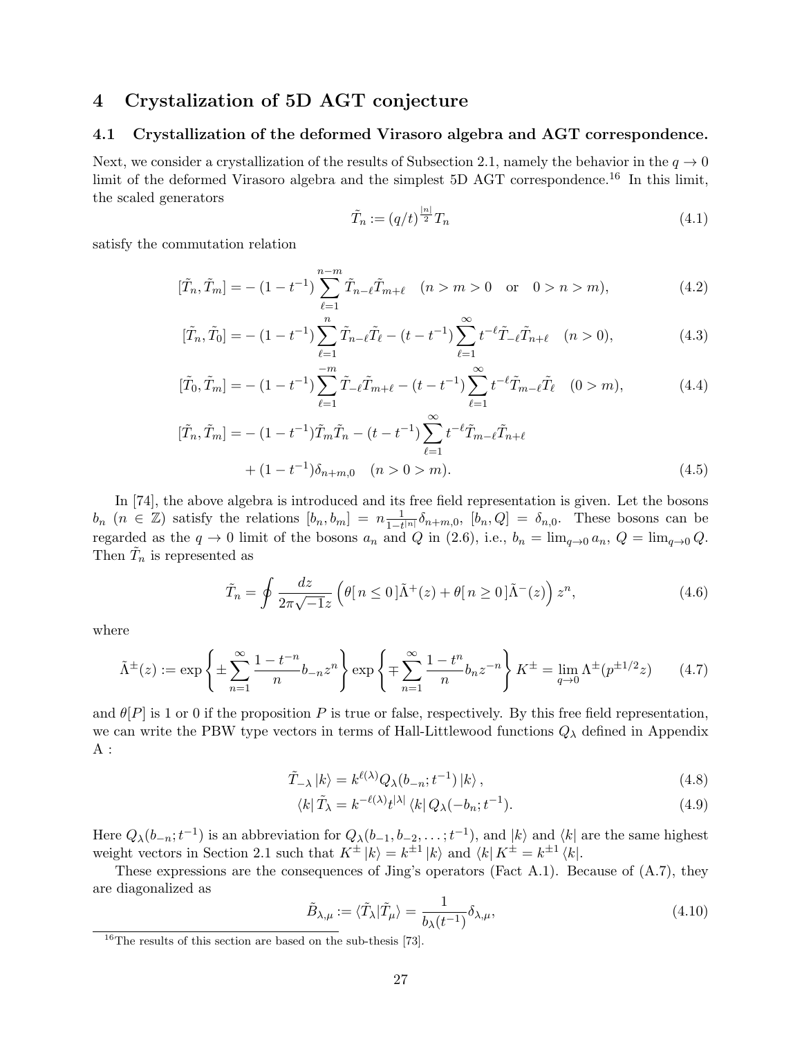## 4 Crystalization of 5D AGT conjecture

### 4.1 Crystallization of the deformed Virasoro algebra and AGT correspondence.

Next, we consider a crystallization of the results of Subsection 2.1, namely the behavior in the $q \to 0$ limit of the deformed Virasoro algebra and the simplest 5D AGT correspondence.[16] In this limit, the scaled generators

$$\tilde{T}_n := (q/t)^{\frac{|n|}{2}} T_n \tag{4.1}$$

satisfy the commutation relation

$$[\tilde{T}_n, \tilde{T}_m] = -(1-t^{-1}) \sum_{\ell=1}^{n-m} \tilde{T}_{n-\ell} \tilde{T}_{m+\ell} \quad (n > m > 0 \quad \text{or} \quad 0 > n > m), \tag{4.2}$$

$$[\tilde{T}_n, \tilde{T}_0] = -(1-t^{-1}) \sum_{\ell=1}^{n} \tilde{T}_{n-\ell} \tilde{T}_{\ell} - (t-t^{-1}) \sum_{\ell=1}^{\infty} t^{-\ell} \tilde{T}_{-\ell} \tilde{T}_{n+\ell} \quad (n > 0), \tag{4.3}$$

$$[\tilde{T}_0, \tilde{T}_m] = -(1-t^{-1}) \sum_{\ell=1}^{-m} \tilde{T}_{-\ell} \tilde{T}_{m+\ell} - (t-t^{-1}) \sum_{\ell=1}^{\infty} t^{-\ell} \tilde{T}_{m-\ell} \tilde{T}_{\ell} \quad (0 > m), \tag{4.4}$$

$$\begin{aligned}[\tilde{T}_n, \tilde{T}_m] = &-(1-t^{-1}) \tilde{T}_m \tilde{T}_n - (t-t^{-1}) \sum_{\ell=1}^{\infty} t^{-\ell} \tilde{T}_{m-\ell} \tilde{T}_{n+\ell} \\ &+ (1-t^{-1}) \delta_{n+m,0} \quad (n > 0 > m). \end{aligned} \tag{4.5}$$

In [74], the above algebra is introduced and its free field representation is given. Let the bosons $b_n$ ($n \in \mathbb{Z}$) satisfy the relations $[b_n, b_m] = n \frac{1}{1-t^{|n|}} \delta_{n+m,0}$, $[b_n, Q] = \delta_{n,0}$. These bosons can be regarded as the $q \to 0$ limit of the bosons $a_n$ and $Q$ in (2.6), i.e., $b_n = \lim_{q \to 0} a_n$, $Q = \lim_{q\to 0} Q$. Then $\tilde{T}_n$ is represented as

$$\tilde{T}_n = \oint \frac{dz}{2\pi\sqrt{-1}z} \left( \theta[\, n \leq 0\,] \tilde{\Lambda}^+(z) + \theta[\, n \geq 0\,] \tilde{\Lambda}^-(z) \right) z^n, \tag{4.6}$$

where

$$\tilde{\Lambda}^{\pm}(z) := \exp\left\{ \pm \sum_{n=1}^{\infty} \frac{1-t^{-n}}{n} b_{-n} z^n \right\} \exp\left\{ \mp \sum_{n=1}^{\infty} \frac{1-t^{n}}{n} b_{n} z^{-n} \right\} K^{\pm} = \lim_{q \to 0} \Lambda^{\pm}(p^{\pm 1/2} z) \tag{4.7}$$

and $\theta[P]$ is 1 or 0 if the proposition $P$ is true or false, respectively. By this free field representation, we can write the PBW type vectors in terms of Hall-Littlewood functions $Q_\lambda$ defined in Appendix A :

$$\tilde{T}_{-\lambda} \left| k \right\rangle = k^{\ell(\lambda)} Q_{\lambda}(b_{-n}; t^{-1}) \left| k \right\rangle, \tag{4.8}$$

$$\left\langle k \right| \tilde{T}_{\lambda} = k^{-\ell(\lambda)} t^{|\lambda|} \left\langle k \right| Q_{\lambda}(-b_{n}; t^{-1}). \tag{4.9}$$

Here $Q_\lambda(b_{-n}; t^{-1})$ is an abbreviation for $Q_\lambda(b_{-1}, b_{-2}, \ldots; t^{-1})$, and $|k\rangle$ and $\langle k|$ are the same highest weight vectors in Section 2.1 such that $K^{\pm} |k\rangle = k^{\pm 1} |k\rangle$ and $\langle k| K^{\pm} = k^{\pm 1} \langle k|$.

These expressions are the consequences of Jing's operators (Fact A.1). Because of (A.7), they are diagonalized as

$$\tilde{B}_{\lambda,\mu} := \langle \tilde{T}_{\lambda} | \tilde{T}_{\mu} \rangle = \frac{1}{b_{\lambda}(t^{-1})} \delta_{\lambda,\mu}, \tag{4.10}$$

[16] The results of this section are based on the sub-thesis [73].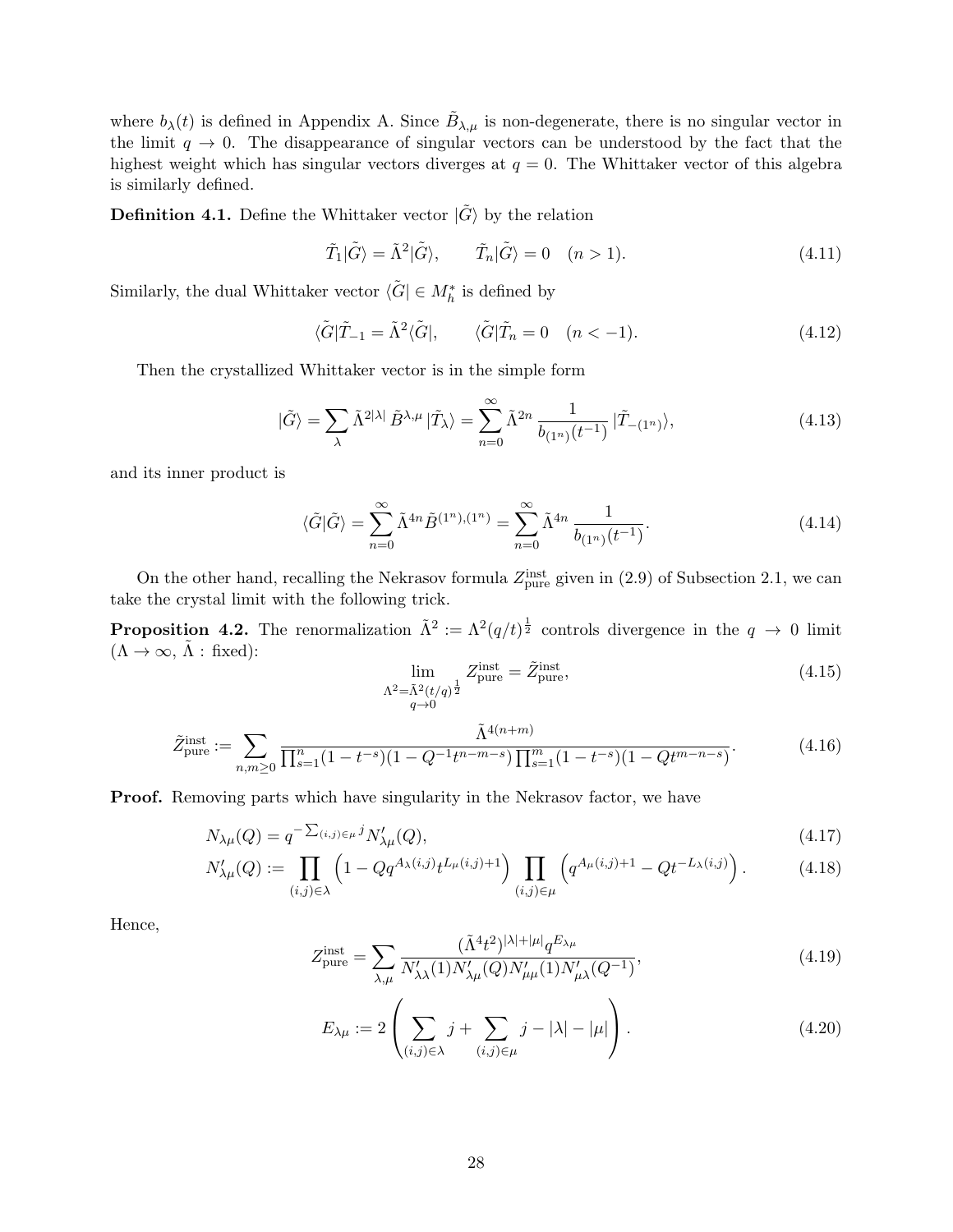where $b_\lambda(t)$ is defined in Appendix A. Since $\tilde{B}_{\lambda,\mu}$ is non-degenerate, there is no singular vector in the limit $q \to 0$. The disappearance of singular vectors can be understood by the fact that the highest weight which has singular vectors diverges at $q = 0$. The Whittaker vector of this algebra is similarly defined.

**Definition 4.1.** Define the Whittaker vector $|\tilde{G}\rangle$ by the relation

$$\tilde{T}_1|\tilde{G}\rangle = \tilde{\Lambda}^2|\tilde{G}\rangle, \qquad \tilde{T}_n|\tilde{G}\rangle = 0 \quad (n > 1). \tag{4.11}$$

Similarly, the dual Whittaker vector $\langle\tilde{G}| \in M_h^*$ is defined by

$$\langle\tilde{G}|\tilde{T}_{-1} = \tilde{\Lambda}^2\langle\tilde{G}|, \qquad \langle\tilde{G}|\tilde{T}_n = 0 \quad (n < -1). \tag{4.12}$$

Then the crystallized Whittaker vector is in the simple form

$$|\tilde{G}\rangle = \sum_\lambda \tilde{\Lambda}^{2|\lambda|}\,\tilde{B}^{\lambda,\mu}\,|\tilde{T}_\lambda\rangle = \sum_{n=0}^{\infty} \tilde{\Lambda}^{2n}\,\frac{1}{b_{(1^n)}(t^{-1})}\,|\tilde{T}_{-(1^n)}\rangle, \tag{4.13}$$

and its inner product is

$$\langle\tilde{G}|\tilde{G}\rangle = \sum_{n=0}^{\infty} \tilde{\Lambda}^{4n}\tilde{B}^{(1^n),(1^n)} = \sum_{n=0}^{\infty} \tilde{\Lambda}^{4n}\,\frac{1}{b_{(1^n)}(t^{-1})}. \tag{4.14}$$

On the other hand, recalling the Nekrasov formula $Z^{\text{inst}}_{\text{pure}}$ given in (2.9) of Subsection 2.1, we can take the crystal limit with the following trick.

**Proposition 4.2.** The renormalization $\tilde{\Lambda}^2 := \Lambda^2(q/t)^{\frac{1}{2}}$ controls divergence in the $q \to 0$ limit ($\Lambda \to \infty$, $\tilde{\Lambda}$ : fixed):

$$\lim_{\substack{\Lambda^2=\tilde{\Lambda}^2(t/q)^{\frac{1}{2}} \\ q\to 0}} Z^{\text{inst}}_{\text{pure}} = \tilde{Z}^{\text{inst}}_{\text{pure}}, \tag{4.15}$$

$$\tilde{Z}^{\text{inst}}_{\text{pure}} := \sum_{n,m\geq 0} \frac{\tilde{\Lambda}^{4(n+m)}}{\prod_{s=1}^{n}(1-t^{-s})(1-Q^{-1}t^{n-m-s})\prod_{s=1}^{m}(1-t^{-s})(1-Qt^{m-n-s})}. \tag{4.16}$$

**Proof.** Removing parts which have singularity in the Nekrasov factor, we have

$$N_{\lambda\mu}(Q) = q^{-\sum_{(i,j)\in\mu} j} N'_{\lambda\mu}(Q), \tag{4.17}$$

$$N'_{\lambda\mu}(Q) := \prod_{(i,j)\in\lambda}\left(1 - Qq^{A_\lambda(i,j)}t^{L_\mu(i,j)+1}\right)\prod_{(i,j)\in\mu}\left(q^{A_\mu(i,j)+1} - Qt^{-L_\lambda(i,j)}\right). \tag{4.18}$$

Hence,

$$Z^{\text{inst}}_{\text{pure}} = \sum_{\lambda,\mu} \frac{(\tilde{\Lambda}^4t^2)^{|\lambda|+|\mu|}q^{E_{\lambda\mu}}}{N'_{\lambda\lambda}(1)N'_{\lambda\mu}(Q)N'_{\mu\mu}(1)N'_{\mu\lambda}(Q^{-1})}, \tag{4.19}$$

$$E_{\lambda\mu} := 2\left(\sum_{(i,j)\in\lambda} j + \sum_{(i,j)\in\mu} j - |\lambda| - |\mu|\right). \tag{4.20}$$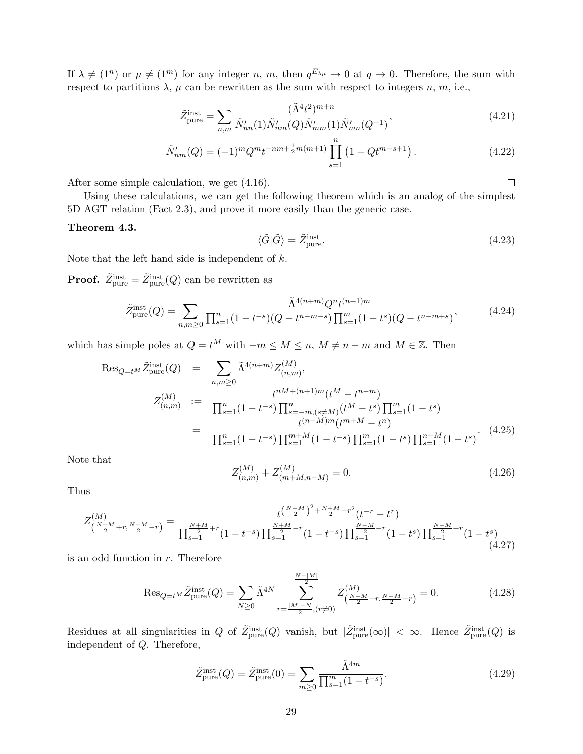If $\lambda \neq (1^n)$ or $\mu \neq (1^m)$ for any integer $n$, $m$, then $q^{E_{\lambda\mu}} \to 0$ at $q \to 0$. Therefore, the sum with respect to partitions $\lambda$, $\mu$ can be rewritten as the sum with respect to integers $n$, $m$, i.e.,

$$\tilde{Z}^{\rm inst}_{\rm pure} = \sum_{n,m} \frac{(\tilde{\Lambda}^4 t^2)^{m+n}}{\tilde{N}'_{nn}(1)\tilde{N}'_{nm}(Q)\tilde{N}'_{mm}(1)\tilde{N}'_{mn}(Q^{-1})}, \tag{4.21}$$

$$\tilde{N}'_{nm}(Q) = (-1)^m Q^m t^{-nm+\frac{1}{2}m(m+1)} \prod_{s=1}^{n} \left(1 - Q t^{m-s+1}\right). \tag{4.22}$$

After some simple calculation, we get (4.16). □

Using these calculations, we can get the following theorem which is an analog of the simplest 5D AGT relation (Fact 2.3), and prove it more easily than the generic case.

**Theorem 4.3.**

$$\langle \tilde{G} | \tilde{G} \rangle = \tilde{Z}^{\rm inst}_{\rm pure}. \tag{4.23}$$

Note that the left hand side is independent of $k$.

**Proof.** $\tilde{Z}^{\rm inst}_{\rm pure} = \tilde{Z}^{\rm inst}_{\rm pure}(Q)$ can be rewritten as

$$\tilde{Z}^{\rm inst}_{\rm pure}(Q) = \sum_{n,m \geq 0} \frac{\tilde{\Lambda}^{4(n+m)} Q^n t^{(n+1)m}}{\prod_{s=1}^{n}(1-t^{-s})(Q - t^{n-m-s}) \prod_{s=1}^{m}(1-t^{s})(Q - t^{n-m+s})}, \tag{4.24}$$

which has simple poles at $Q = t^M$ with $-m \leq M \leq n$, $M \neq n-m$ and $M \in \mathbb{Z}$. Then

$$\begin{aligned}
\mathrm{Res}_{Q=t^M} \tilde{Z}^{\rm inst}_{\rm pure}(Q) &= \sum_{n,m\geq 0} \tilde{\Lambda}^{4(n+m)} Z^{(M)}_{(n,m)}, \\
Z^{(M)}_{(n,m)} &:= \frac{t^{nM+(n+1)m}(t^M - t^{n-m})}{\prod_{s=1}^{n}(1-t^{-s}) \prod_{s=-m,(s\neq M)}^{n}(t^M - t^s) \prod_{s=1}^{m}(1-t^s)} \\
&= \frac{t^{(n-M)m}(t^{m+M} - t^n)}{\prod_{s=1}^{n}(1-t^{-s}) \prod_{s=1}^{m+M}(1-t^{-s}) \prod_{s=1}^{m}(1-t^s) \prod_{s=1}^{n-M}(1-t^s)}.
\end{aligned} \tag{4.25}$$

Note that

$$Z^{(M)}_{(n,m)} + Z^{(M)}_{(m+M,n-M)} = 0. \tag{4.26}$$

Thus

$$Z^{(M)}_{\left(\frac{N+M}{2}+r, \frac{N-M}{2}-r\right)} = \frac{t^{\left(\frac{N-M}{2}\right)^2 + \frac{N+M}{2} - r^2}(t^{-r} - t^r)}{\prod_{s=1}^{\frac{N+M}{2}+r}(1-t^{-s}) \prod_{s=1}^{\frac{N+M}{2}-r}(1-t^{-s}) \prod_{s=1}^{\frac{N-M}{2}-r}(1-t^s) \prod_{s=1}^{\frac{N-M}{2}+r}(1-t^s)} \tag{4.27}$$

is an odd function in $r$. Therefore

$$\mathrm{Res}_{Q=t^M} \tilde{Z}^{\rm inst}_{\rm pure}(Q) = \sum_{N\geq 0} \tilde{\Lambda}^{4N} \sum_{r=\frac{|M|-N}{2},(r\neq 0)}^{\frac{N-|M|}{2}} Z^{(M)}_{\left(\frac{N+M}{2}+r, \frac{N-M}{2}-r\right)} = 0. \tag{4.28}$$

Residues at all singularities in $Q$ of $\tilde{Z}^{\rm inst}_{\rm pure}(Q)$ vanish, but $|\tilde{Z}^{\rm inst}_{\rm pure}(\infty)| < \infty$. Hence $\tilde{Z}^{\rm inst}_{\rm pure}(Q)$ is independent of $Q$. Therefore,

$$\tilde{Z}^{\rm inst}_{\rm pure}(Q) = \tilde{Z}^{\rm inst}_{\rm pure}(0) = \sum_{m\geq 0} \frac{\tilde{\Lambda}^{4m}}{\prod_{s=1}^{m}(1-t^{-s})}. \tag{4.29}$$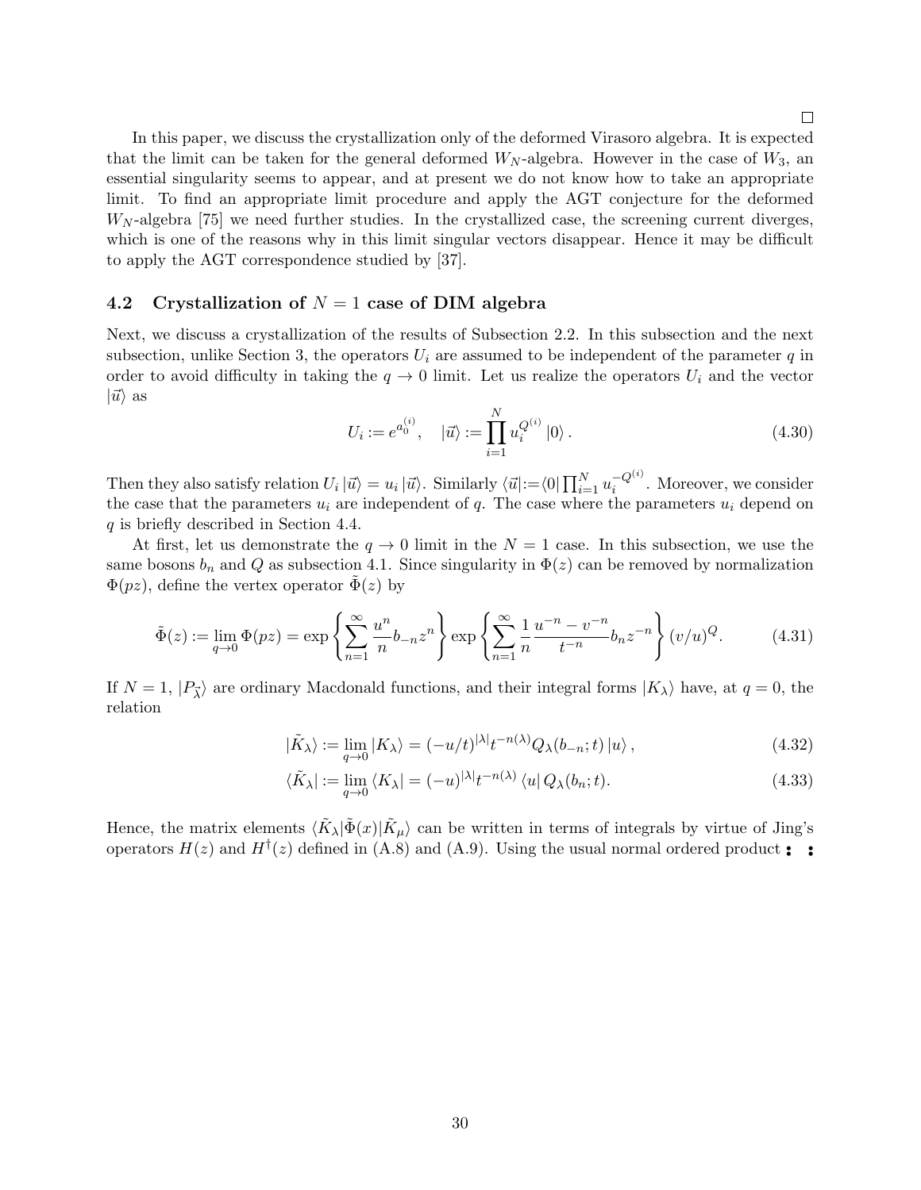□

In this paper, we discuss the crystallization only of the deformed Virasoro algebra. It is expected that the limit can be taken for the general deformed $W_N$-algebra. However in the case of $W_3$, an essential singularity seems to appear, and at present we do not know how to take an appropriate limit. To find an appropriate limit procedure and apply the AGT conjecture for the deformed $W_N$-algebra [75] we need further studies. In the crystallized case, the screening current diverges, which is one of the reasons why in this limit singular vectors disappear. Hence it may be difficult to apply the AGT correspondence studied by [37].

### 4.2 Crystallization of $N = 1$ case of DIM algebra

Next, we discuss a crystallization of the results of Subsection 2.2. In this subsection and the next subsection, unlike Section 3, the operators $U_i$ are assumed to be independent of the parameter $q$ in order to avoid difficulty in taking the $q \to 0$ limit. Let us realize the operators $U_i$ and the vector $|\vec{u}\rangle$ as

$$U_i := e^{a_0^{(i)}}, \quad |\vec{u}\rangle := \prod_{i=1}^{N} u_i^{Q^{(i)}} |0\rangle . \tag{4.30}$$

Then they also satisfy relation $U_i |\vec{u}\rangle = u_i |\vec{u}\rangle$. Similarly $\langle \vec{u}| := \langle 0| \prod_{i=1}^{N} u_i^{-Q^{(i)}}$. Moreover, we consider the case that the parameters $u_i$ are independent of $q$. The case where the parameters $u_i$ depend on $q$ is briefly described in Section 4.4.

At first, let us demonstrate the $q \to 0$ limit in the $N = 1$ case. In this subsection, we use the same bosons $b_n$ and $Q$ as subsection 4.1. Since singularity in $\Phi(z)$ can be removed by normalization $\Phi(pz)$, define the vertex operator $\tilde{\Phi}(z)$ by

$$\tilde{\Phi}(z) := \lim_{q\to 0} \Phi(pz) = \exp\left\{ \sum_{n=1}^{\infty} \frac{u^n}{n} b_{-n} z^n \right\} \exp\left\{ \sum_{n=1}^{\infty} \frac{1}{n} \frac{u^{-n} - v^{-n}}{t^{-n}} b_n z^{-n} \right\} (v/u)^Q . \tag{4.31}$$

If $N = 1$, $|P_{\vec{\lambda}}\rangle$ are ordinary Macdonald functions, and their integral forms $|K_\lambda\rangle$ have, at $q = 0$, the relation

$$|\tilde{K}_\lambda\rangle := \lim_{q\to 0} |K_\lambda\rangle = (-u/t)^{|\lambda|} t^{-n(\lambda)} Q_\lambda(b_{-n}; t) |u\rangle , \tag{4.32}$$

$$\langle \tilde{K}_\lambda| := \lim_{q\to 0} \langle K_\lambda| = (-u)^{|\lambda|} t^{-n(\lambda)} \langle u| Q_\lambda(b_n; t). \tag{4.33}$$

Hence, the matrix elements $\langle \tilde{K}_\lambda|\tilde{\Phi}(x)|\tilde{K}_\mu\rangle$ can be written in terms of integrals by virtue of Jing's operators $H(z)$ and $H^\dagger(z)$ defined in (A.8) and (A.9). Using the usual normal ordered product $:\ :$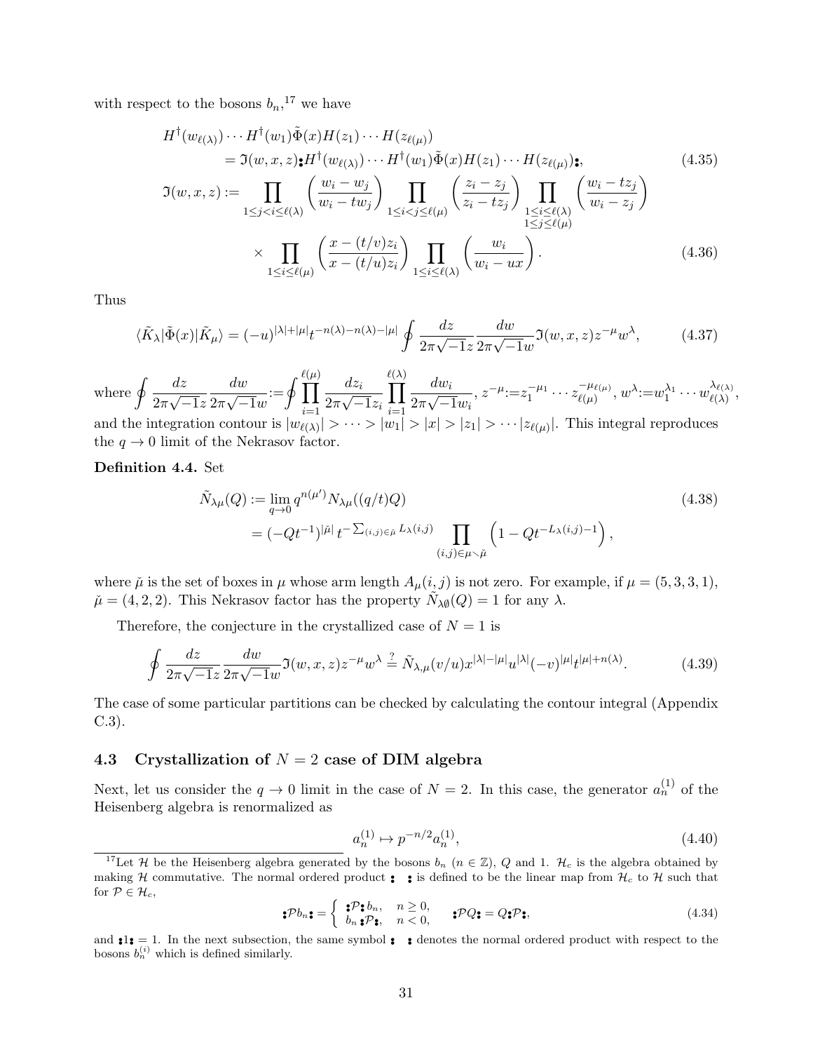with respect to the bosons $b_n$,[17] we have

$$
\begin{aligned}
&H^\dagger(w_{\ell(\lambda)})\cdots H^\dagger(w_1)\tilde{\Phi}(x)H(z_1)\cdots H(z_{\ell(\mu)}) \\
&\qquad = \mathfrak{I}(w,x,z) {:} H^\dagger(w_{\ell(\lambda)})\cdots H^\dagger(w_1)\tilde{\Phi}(x)H(z_1)\cdots H(z_{\ell(\mu)}) {:}, \qquad (4.35)\\
&\mathfrak{I}(w,x,z) := \prod_{1\le j<i\le \ell(\lambda)} \left(\frac{w_i-w_j}{w_i-tw_j}\right) \prod_{1\le i<j\le \ell(\mu)} \left(\frac{z_i-z_j}{z_i-tz_j}\right) \prod_{\substack{1\le i\le \ell(\lambda)\\ 1\le j\le \ell(\mu)}} \left(\frac{w_i-tz_j}{w_i-z_j}\right) \\
&\qquad \times \prod_{1\le i\le \ell(\mu)} \left(\frac{x-(t/v)z_i}{x-(t/u)z_i}\right) \prod_{1\le i\le \ell(\lambda)} \left(\frac{w_i}{w_i-ux}\right). \qquad (4.36)
\end{aligned}
$$

Thus

$$
\langle \tilde{K}_\lambda | \tilde{\Phi}(x) | \tilde{K}_\mu \rangle = (-u)^{|\lambda|+|\mu|} t^{-n(\lambda)-n(\mu)-|\mu|} \oint \frac{dz}{2\pi\sqrt{-1}z}\frac{dw}{2\pi\sqrt{-1}w} \mathfrak{I}(w,x,z) z^{-\mu} w^{\lambda}, \qquad (4.37)
$$

where $\oint \frac{dz}{2\pi\sqrt{-1}z}\frac{dw}{2\pi\sqrt{-1}w} := \oint \prod_{i=1}^{\ell(\mu)} \frac{dz_i}{2\pi\sqrt{-1}z_i} \prod_{i=1}^{\ell(\lambda)} \frac{dw_i}{2\pi\sqrt{-1}w_i}$, $z^{-\mu} := z_1^{-\mu_1}\cdots z_{\ell(\mu)}^{-\mu_{\ell(\mu)}}$, $w^\lambda := w_1^{\lambda_1}\cdots w_{\ell(\lambda)}^{\lambda_{\ell(\lambda)}}$, and the integration contour is $|w_{\ell(\lambda)}| > \cdots > |w_1| > |x| > |z_1| > \cdots |z_{\ell(\mu)}|$. This integral reproduces the $q\to 0$ limit of the Nekrasov factor.

**Definition 4.4.** Set

$$
\begin{aligned}
\tilde{N}_{\lambda\mu}(Q) &:= \lim_{q\to 0} q^{n(\mu')} N_{\lambda\mu}((q/t)Q) \qquad (4.38)\\
&= (-Qt^{-1})^{|\check{\mu}|}\, t^{-\sum_{(i,j)\in\check{\mu}} L_\lambda(i,j)} \prod_{(i,j)\in \mu\smallsetminus\check{\mu}} \left(1-Qt^{-L_\lambda(i,j)-1}\right),
\end{aligned}
$$

where $\check{\mu}$ is the set of boxes in $\mu$ whose arm length $A_\mu(i,j)$ is not zero. For example, if $\mu=(5,3,3,1)$, $\check{\mu}=(4,2,2)$. This Nekrasov factor has the property $\tilde{N}_{\lambda\emptyset}(Q)=1$ for any $\lambda$.

Therefore, the conjecture in the crystallized case of $N=1$ is

$$
\oint \frac{dz}{2\pi\sqrt{-1}z}\frac{dw}{2\pi\sqrt{-1}w} \mathfrak{I}(w,x,z) z^{-\mu} w^{\lambda} \stackrel{?}{=} \tilde{N}_{\lambda,\mu}(v/u) x^{|\lambda|-|\mu|} u^{|\lambda|} (-v)^{|\mu|} t^{|\mu|+n(\lambda)}. \qquad (4.39)
$$

The case of some particular partitions can be checked by calculating the contour integral (Appendix C.3).

### 4.3 Crystallization of $N=2$ case of DIM algebra

Next, let us consider the $q\to 0$ limit in the case of $N=2$. In this case, the generator $a_n^{(1)}$ of the Heisenberg algebra is renormalized as

$$
a_n^{(1)} \mapsto p^{-n/2} a_n^{(1)}, \qquad (4.40)
$$

[17] Let $\mathcal{H}$ be the Heisenberg algebra generated by the bosons $b_n$ ($n\in\mathbb{Z}$), $Q$ and 1. $\mathcal{H}_c$ is the algebra obtained by making $\mathcal{H}$ commutative. The normal ordered product ${:}\ \ {:}$ is defined to be the linear map from $\mathcal{H}_c$ to $\mathcal{H}$ such that for $\mathcal{P}\in\mathcal{H}_c$,

$$
{:}\mathcal{P} b_n{:} = \begin{cases} {:}\mathcal{P}{:}\, b_n, & n\ge 0, \\ b_n\, {:}\mathcal{P}{:}, & n<0, \end{cases} \qquad {:}\mathcal{P}Q{:} = Q{:}\mathcal{P}{:}, \qquad (4.34)
$$

and ${:}1{:}=1$. In the next subsection, the same symbol ${:}\ \ {:}$ denotes the normal ordered product with respect to the bosons $b_n^{(i)}$ which is defined similarly.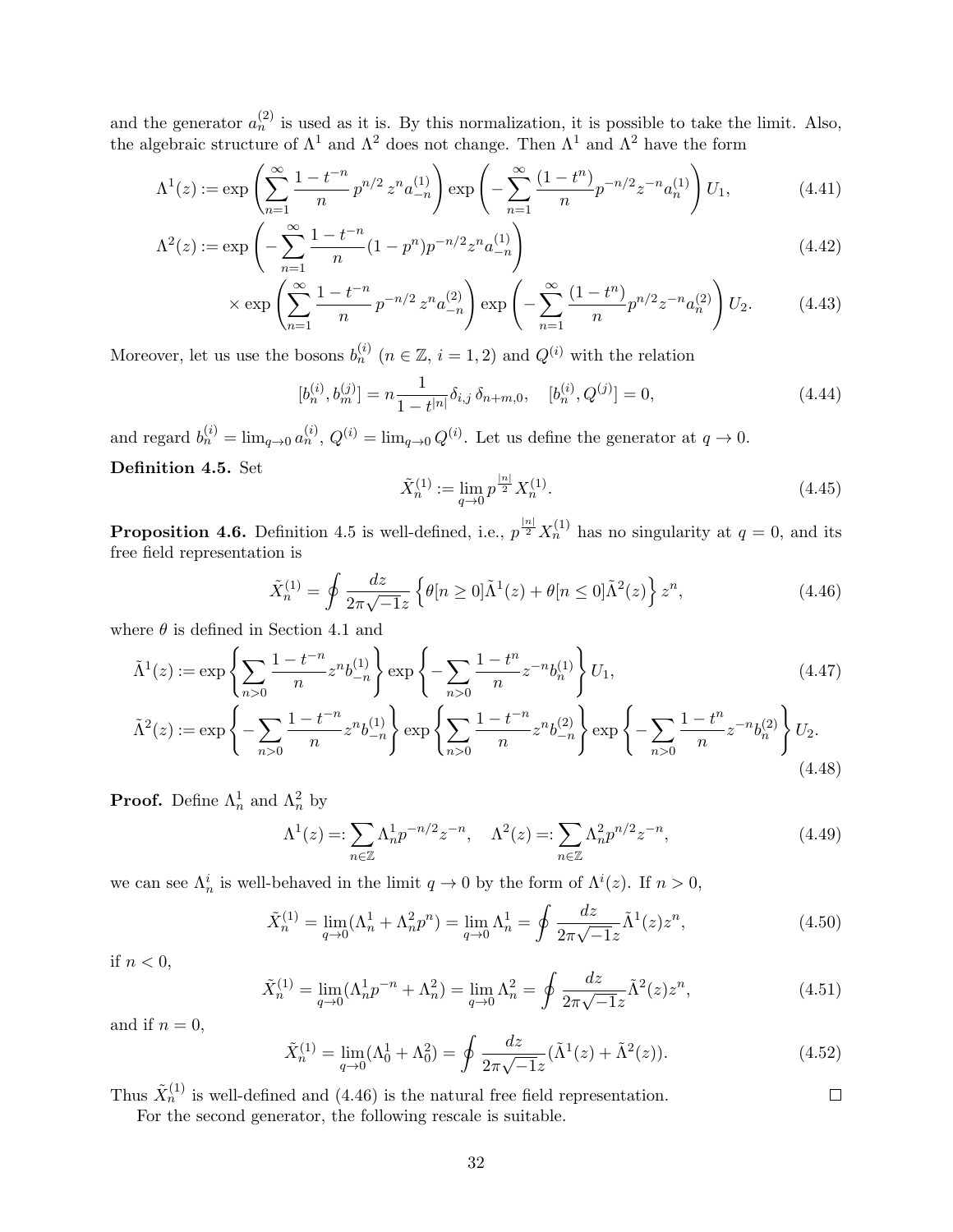and the generator $a_n^{(2)}$ is used as it is. By this normalization, it is possible to take the limit. Also, the algebraic structure of $\Lambda^1$ and $\Lambda^2$ does not change. Then $\Lambda^1$ and $\Lambda^2$ have the form

$$\Lambda^1(z) := \exp\left(\sum_{n=1}^{\infty} \frac{1-t^{-n}}{n}\, p^{n/2}\, z^n a_{-n}^{(1)}\right) \exp\left(-\sum_{n=1}^{\infty} \frac{(1-t^n)}{n} p^{-n/2} z^{-n} a_n^{(1)}\right) U_1, \tag{4.41}$$

$$\Lambda^2(z) := \exp\left(-\sum_{n=1}^{\infty} \frac{1-t^{-n}}{n}(1-p^n) p^{-n/2} z^n a_{-n}^{(1)}\right) \tag{4.42}$$

$$\times \exp\left(\sum_{n=1}^{\infty} \frac{1-t^{-n}}{n}\, p^{-n/2}\, z^n a_{-n}^{(2)}\right) \exp\left(-\sum_{n=1}^{\infty} \frac{(1-t^n)}{n} p^{n/2} z^{-n} a_n^{(2)}\right) U_2. \tag{4.43}$$

Moreover, let us use the bosons $b_n^{(i)}$ ($n \in \mathbb{Z}$, $i = 1, 2$) and $Q^{(i)}$ with the relation

$$[b_n^{(i)}, b_m^{(j)}] = n \frac{1}{1-t^{|n|}} \delta_{i,j}\, \delta_{n+m,0}, \quad [b_n^{(i)}, Q^{(j)}] = 0, \tag{4.44}$$

and regard $b_n^{(i)} = \lim_{q\to 0} a_n^{(i)}$, $Q^{(i)} = \lim_{q\to 0} Q^{(i)}$. Let us define the generator at $q \to 0$.

**Definition 4.5.** Set

$$\tilde{X}_n^{(1)} := \lim_{q\to 0} p^{\frac{|n|}{2}} X_n^{(1)}. \tag{4.45}$$

**Proposition 4.6.** Definition 4.5 is well-defined, i.e., $p^{\frac{|n|}{2}} X_n^{(1)}$ has no singularity at $q = 0$, and its free field representation is

$$\tilde{X}_n^{(1)} = \oint \frac{dz}{2\pi\sqrt{-1}z} \left\{\theta[n \geq 0]\tilde{\Lambda}^1(z) + \theta[n \leq 0]\tilde{\Lambda}^2(z)\right\} z^n, \tag{4.46}$$

where $\theta$ is defined in Section 4.1 and

$$\tilde{\Lambda}^1(z) := \exp\left\{\sum_{n>0} \frac{1-t^{-n}}{n} z^n b_{-n}^{(1)}\right\} \exp\left\{-\sum_{n>0} \frac{1-t^n}{n} z^{-n} b_n^{(1)}\right\} U_1, \tag{4.47}$$

$$\tilde{\Lambda}^2(z) := \exp\left\{-\sum_{n>0} \frac{1-t^{-n}}{n} z^n b_{-n}^{(1)}\right\} \exp\left\{\sum_{n>0} \frac{1-t^{-n}}{n} z^n b_{-n}^{(2)}\right\} \exp\left\{-\sum_{n>0} \frac{1-t^n}{n} z^{-n} b_n^{(2)}\right\} U_2. \tag{4.48}$$

**Proof.** Define $\Lambda_n^1$ and $\Lambda_n^2$ by

$$\Lambda^1(z) =: \sum_{n\in\mathbb{Z}} \Lambda_n^1 p^{-n/2} z^{-n}, \quad \Lambda^2(z) =: \sum_{n\in\mathbb{Z}} \Lambda_n^2 p^{n/2} z^{-n}, \tag{4.49}$$

we can see $\Lambda_n^i$ is well-behaved in the limit $q \to 0$ by the form of $\Lambda^i(z)$. If $n > 0$,

$$\tilde{X}_n^{(1)} = \lim_{q\to 0}(\Lambda_n^1 + \Lambda_n^2 p^n) = \lim_{q\to 0} \Lambda_n^1 = \oint \frac{dz}{2\pi\sqrt{-1}z} \tilde{\Lambda}^1(z) z^n, \tag{4.50}$$

if $n < 0$,

$$\tilde{X}_n^{(1)} = \lim_{q\to 0}(\Lambda_n^1 p^{-n} + \Lambda_n^2) = \lim_{q\to 0} \Lambda_n^2 = \oint \frac{dz}{2\pi\sqrt{-1}z} \tilde{\Lambda}^2(z) z^n, \tag{4.51}$$

and if $n = 0$,

$$\tilde{X}_n^{(1)} = \lim_{q\to 0}(\Lambda_0^1 + \Lambda_0^2) = \oint \frac{dz}{2\pi\sqrt{-1}z} (\tilde{\Lambda}^1(z) + \tilde{\Lambda}^2(z)). \tag{4.52}$$

Thus $\tilde{X}_n^{(1)}$ is well-defined and (4.46) is the natural free field representation. □

For the second generator, the following rescale is suitable.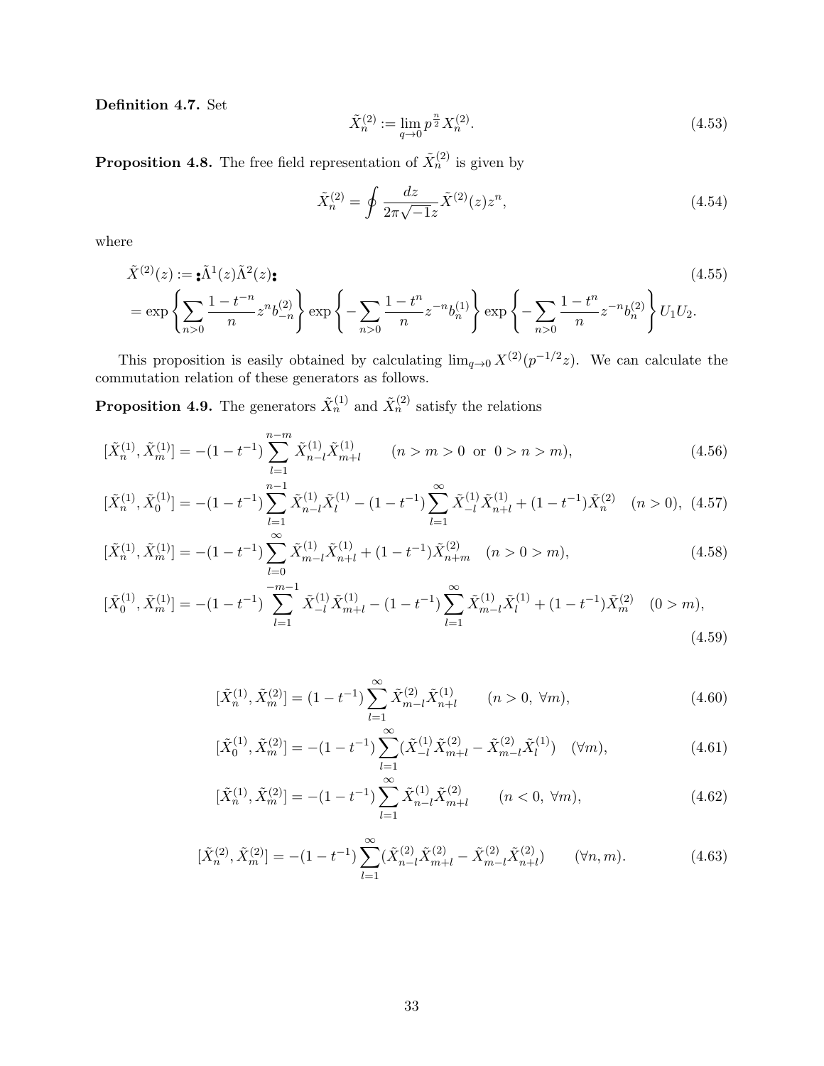**Definition 4.7.** Set

$$\tilde{X}^{(2)}_n := \lim_{q\to 0} p^{\frac{n}{2}} X^{(2)}_n. \tag{4.53}$$

**Proposition 4.8.** The free field representation of $\tilde{X}^{(2)}_n$ is given by

$$\tilde{X}^{(2)}_n = \oint \frac{dz}{2\pi\sqrt{-1}z} \tilde{X}^{(2)}(z) z^n, \tag{4.54}$$

where

$$\begin{aligned}
\tilde{X}^{(2)}(z) &:= \,:\!\tilde{\Lambda}^1(z)\tilde{\Lambda}^2(z)\!: \qquad\qquad (4.55)\\
&= \exp\left\{ \sum_{n>0} \frac{1-t^{-n}}{n} z^n b^{(2)}_{-n} \right\} \exp\left\{ -\sum_{n>0} \frac{1-t^n}{n} z^{-n} b^{(1)}_n \right\} \exp\left\{ -\sum_{n>0} \frac{1-t^n}{n} z^{-n} b^{(2)}_n \right\} U_1 U_2.
\end{aligned}$$

This proposition is easily obtained by calculating $\lim_{q\to 0} X^{(2)}(p^{-1/2}z)$. We can calculate the commutation relation of these generators as follows.

**Proposition 4.9.** The generators $\tilde{X}^{(1)}_n$ and $\tilde{X}^{(2)}_n$ satisfy the relations

$$[\tilde{X}^{(1)}_n, \tilde{X}^{(1)}_m] = -(1-t^{-1}) \sum_{l=1}^{n-m} \tilde{X}^{(1)}_{n-l} \tilde{X}^{(1)}_{m+l} \qquad (n > m > 0 \ \text{ or } \ 0 > n > m), \tag{4.56}$$

$$[\tilde{X}^{(1)}_n, \tilde{X}^{(1)}_0] = -(1-t^{-1}) \sum_{l=1}^{n-1} \tilde{X}^{(1)}_{n-l} \tilde{X}^{(1)}_{l} - (1-t^{-1}) \sum_{l=1}^{\infty} \tilde{X}^{(1)}_{-l} \tilde{X}^{(1)}_{n+l} + (1-t^{-1}) \tilde{X}^{(2)}_n \quad (n>0), \tag{4.57}$$

$$[\tilde{X}^{(1)}_n, \tilde{X}^{(1)}_m] = -(1-t^{-1}) \sum_{l=0}^{\infty} \tilde{X}^{(1)}_{m-l} \tilde{X}^{(1)}_{n+l} + (1-t^{-1}) \tilde{X}^{(2)}_{n+m} \quad (n > 0 > m), \tag{4.58}$$

$$[\tilde{X}^{(1)}_0, \tilde{X}^{(1)}_m] = -(1-t^{-1}) \sum_{l=1}^{-m-1} \tilde{X}^{(1)}_{-l} \tilde{X}^{(1)}_{m+l} - (1-t^{-1}) \sum_{l=1}^{\infty} \tilde{X}^{(1)}_{m-l} \tilde{X}^{(1)}_{l} + (1-t^{-1}) \tilde{X}^{(2)}_m \quad (0 > m), \tag{4.59}$$

$$[\tilde{X}^{(1)}_n, \tilde{X}^{(2)}_m] = (1-t^{-1}) \sum_{l=1}^{\infty} \tilde{X}^{(2)}_{m-l} \tilde{X}^{(1)}_{n+l} \qquad (n>0, \ \forall m), \tag{4.60}$$

$$[\tilde{X}^{(1)}_0, \tilde{X}^{(2)}_m] = -(1-t^{-1}) \sum_{l=1}^{\infty} (\tilde{X}^{(1)}_{-l} \tilde{X}^{(2)}_{m+l} - \tilde{X}^{(2)}_{m-l} \tilde{X}^{(1)}_{l}) \quad (\forall m), \tag{4.61}$$

$$[\tilde{X}^{(1)}_n, \tilde{X}^{(2)}_m] = -(1-t^{-1}) \sum_{l=1}^{\infty} \tilde{X}^{(1)}_{n-l} \tilde{X}^{(2)}_{m+l} \qquad (n<0, \ \forall m), \tag{4.62}$$

$$[\tilde{X}^{(2)}_n, \tilde{X}^{(2)}_m] = -(1-t^{-1}) \sum_{l=1}^{\infty} (\tilde{X}^{(2)}_{n-l} \tilde{X}^{(2)}_{m+l} - \tilde{X}^{(2)}_{m-l} \tilde{X}^{(2)}_{n+l}) \qquad (\forall n, m). \tag{4.63}$$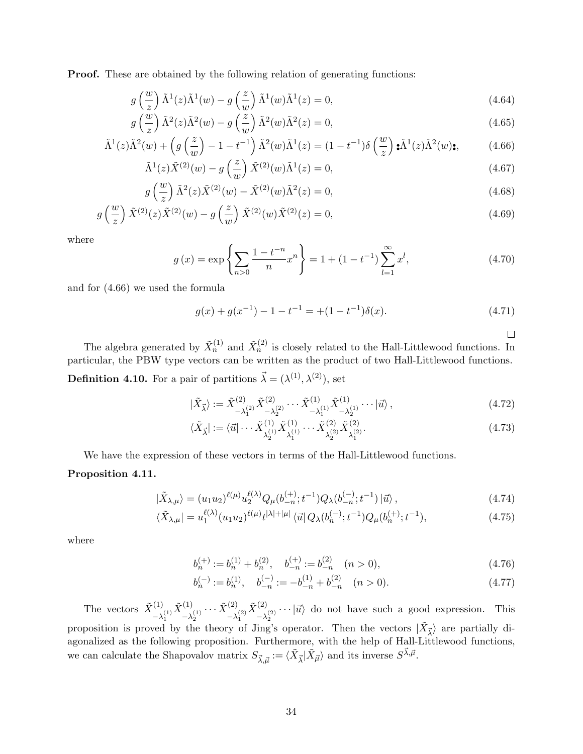**Proof.** These are obtained by the following relation of generating functions:

$$g\left(\frac{w}{z}\right)\tilde{\Lambda}^1(z)\tilde{\Lambda}^1(w) - g\left(\frac{z}{w}\right)\tilde{\Lambda}^1(w)\tilde{\Lambda}^1(z) = 0, \tag{4.64}$$

$$g\left(\frac{w}{z}\right)\tilde{\Lambda}^2(z)\tilde{\Lambda}^2(w) - g\left(\frac{z}{w}\right)\tilde{\Lambda}^2(w)\tilde{\Lambda}^2(z) = 0, \tag{4.65}$$

$$\tilde{\Lambda}^1(z)\tilde{\Lambda}^2(w) + \left(g\left(\frac{z}{w}\right) - 1 - t^{-1}\right)\tilde{\Lambda}^2(w)\tilde{\Lambda}^1(z) = (1-t^{-1})\delta\left(\frac{w}{z}\right) :\!\tilde{\Lambda}^1(z)\tilde{\Lambda}^2(w)\!:, \tag{4.66}$$

$$\tilde{\Lambda}^1(z)\tilde{X}^{(2)}(w) - g\left(\frac{z}{w}\right)\tilde{X}^{(2)}(w)\tilde{\Lambda}^1(z) = 0, \tag{4.67}$$

$$g\left(\frac{w}{z}\right)\tilde{\Lambda}^2(z)\tilde{X}^{(2)}(w) - \tilde{X}^{(2)}(w)\tilde{\Lambda}^2(z) = 0, \tag{4.68}$$

$$g\left(\frac{w}{z}\right)\tilde{X}^{(2)}(z)\tilde{X}^{(2)}(w) - g\left(\frac{z}{w}\right)\tilde{X}^{(2)}(w)\tilde{X}^{(2)}(z) = 0, \tag{4.69}$$

where

$$g(x) = \exp\left\{\sum_{n>0}\frac{1-t^{-n}}{n}x^n\right\} = 1 + (1-t^{-1})\sum_{l=1}^{\infty}x^l, \tag{4.70}$$

and for (4.66) we used the formula

$$g(x) + g(x^{-1}) - 1 - t^{-1} = +(1-t^{-1})\delta(x). \tag{4.71}$$

□

The algebra generated by $\tilde{X}_n^{(1)}$ and $\tilde{X}_n^{(2)}$ is closely related to the Hall-Littlewood functions. In particular, the PBW type vectors can be written as the product of two Hall-Littlewood functions.

**Definition 4.10.** For a pair of partitions $\vec{\lambda} = (\lambda^{(1)}, \lambda^{(2)})$, set

$$|\tilde{X}_{\vec{\lambda}}\rangle := \tilde{X}^{(2)}_{-\lambda_1^{(2)}}\tilde{X}^{(2)}_{-\lambda_2^{(2)}}\cdots\tilde{X}^{(1)}_{-\lambda_1^{(1)}}\tilde{X}^{(1)}_{-\lambda_2^{(1)}}\cdots|\vec{u}\rangle, \tag{4.72}$$

$$\langle\tilde{X}_{\vec{\lambda}}| := \langle\vec{u}|\cdots\tilde{X}^{(1)}_{\lambda_2^{(1)}}\tilde{X}^{(1)}_{\lambda_1^{(1)}}\cdots\tilde{X}^{(2)}_{\lambda_2^{(2)}}\tilde{X}^{(2)}_{\lambda_1^{(2)}}. \tag{4.73}$$

We have the expression of these vectors in terms of the Hall-Littlewood functions.

**Proposition 4.11.**

$$|\tilde{X}_{\lambda,\mu}\rangle = (u_1u_2)^{\ell(\mu)}u_2^{\ell(\lambda)}Q_\mu(b_{-n}^{(+)};t^{-1})Q_\lambda(b_{-n}^{(-)};t^{-1})\,|\vec{u}\rangle, \tag{4.74}$$

$$\langle\tilde{X}_{\lambda,\mu}| = u_1^{\ell(\lambda)}(u_1u_2)^{\ell(\mu)}t^{|\lambda|+|\mu|}\,\langle\vec{u}|\,Q_\lambda(b_n^{(-)};t^{-1})Q_\mu(b_n^{(+)};t^{-1}), \tag{4.75}$$

where

$$b_n^{(+)} := b_n^{(1)} + b_n^{(2)}, \quad b_{-n}^{(+)} := b_{-n}^{(2)} \quad (n>0), \tag{4.76}$$

$$b_n^{(-)} := b_n^{(1)}, \quad b_{-n}^{(-)} := -b_{-n}^{(1)} + b_{-n}^{(2)} \quad (n>0). \tag{4.77}$$

The vectors $\tilde{X}^{(1)}_{-\lambda_1^{(1)}}\tilde{X}^{(1)}_{-\lambda_2^{(1)}}\cdots\tilde{X}^{(2)}_{-\lambda_1^{(2)}}\tilde{X}^{(2)}_{-\lambda_2^{(2)}}\cdots|\vec{u}\rangle$ do not have such a good expression. This proposition is proved by the theory of Jing's operator. Then the vectors $|\tilde{X}_{\vec{\lambda}}\rangle$ are partially diagonalized as the following proposition. Furthermore, with the help of Hall-Littlewood functions, we can calculate the Shapovalov matrix $S_{\vec{\lambda},\vec{\mu}} := \langle\tilde{X}_{\vec{\lambda}}|\tilde{X}_{\vec{\mu}}\rangle$ and its inverse $S^{\vec{\lambda},\vec{\mu}}$.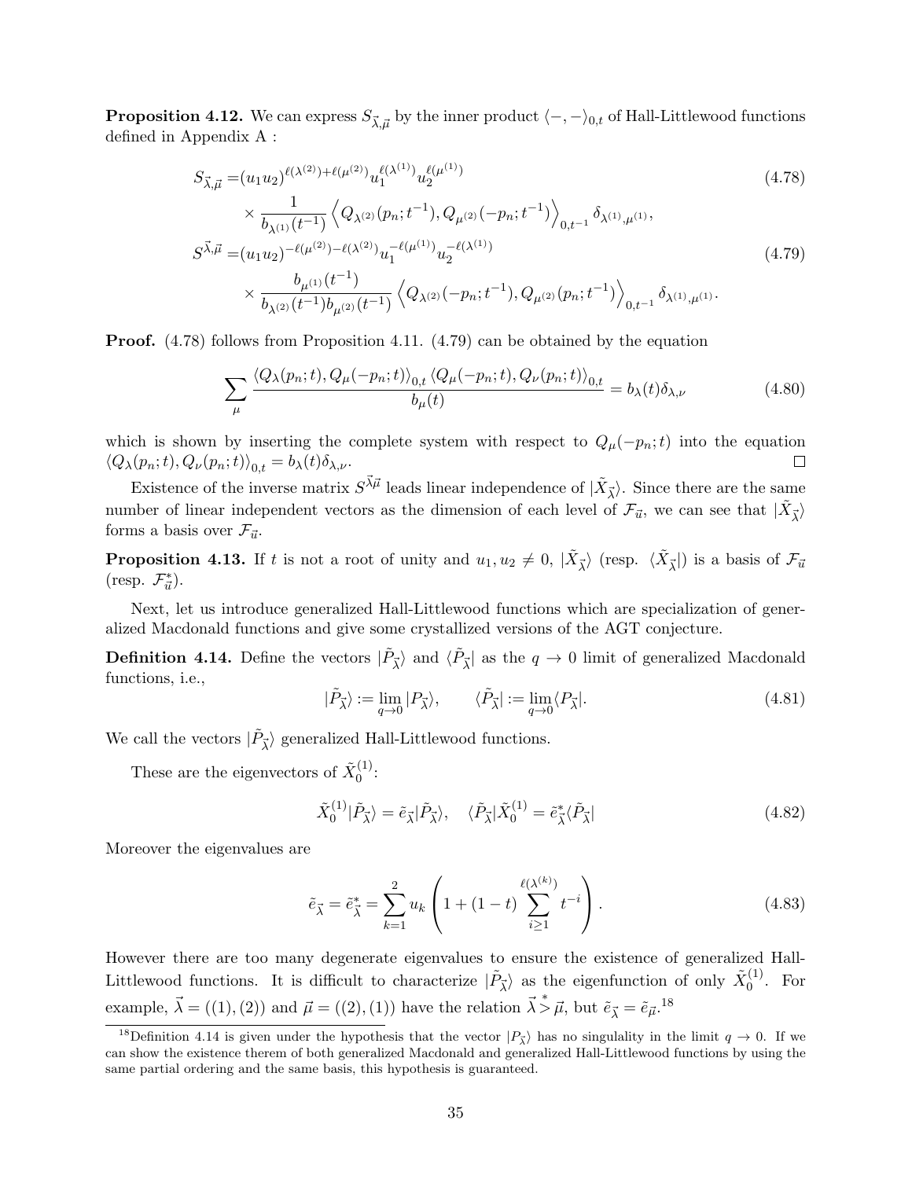**Proposition 4.12.** We can express $S_{\vec{\lambda},\vec{\mu}}$ by the inner product $\langle -, -\rangle_{0,t}$ of Hall-Littlewood functions defined in Appendix A :

$$
\begin{aligned}
S_{\vec{\lambda},\vec{\mu}} =& (u_1 u_2)^{\ell(\lambda^{(2)})+\ell(\mu^{(2)})} u_1^{\ell(\lambda^{(1)})} u_2^{\ell(\mu^{(1)})} \\
&\times \frac{1}{b_{\lambda^{(1)}}(t^{-1})} \left\langle Q_{\lambda^{(2)}}(p_n; t^{-1}), Q_{\mu^{(2)}}(-p_n; t^{-1}) \right\rangle_{0,t^{-1}} \delta_{\lambda^{(1)},\mu^{(1)}},
\end{aligned} \tag{4.78}
$$

$$
\begin{aligned}
S^{\vec{\lambda},\vec{\mu}} =& (u_1 u_2)^{-\ell(\mu^{(2)})-\ell(\lambda^{(2)})} u_1^{-\ell(\mu^{(1)})} u_2^{-\ell(\lambda^{(1)})} \\
&\times \frac{b_{\mu^{(1)}}(t^{-1})}{b_{\lambda^{(2)}}(t^{-1}) b_{\mu^{(2)}}(t^{-1})} \left\langle Q_{\lambda^{(2)}}(-p_n; t^{-1}), Q_{\mu^{(2)}}(p_n; t^{-1}) \right\rangle_{0,t^{-1}} \delta_{\lambda^{(1)},\mu^{(1)}}.
\end{aligned} \tag{4.79}
$$

**Proof.** (4.78) follows from Proposition 4.11. (4.79) can be obtained by the equation

$$
\sum_{\mu} \frac{\langle Q_\lambda(p_n; t), Q_\mu(-p_n; t)\rangle_{0,t} \langle Q_\mu(-p_n; t), Q_\nu(p_n; t)\rangle_{0,t}}{b_\mu(t)} = b_\lambda(t) \delta_{\lambda,\nu} \tag{4.80}
$$

which is shown by inserting the complete system with respect to $Q_\mu(-p_n; t)$ into the equation $\langle Q_\lambda(p_n; t), Q_\nu(p_n; t)\rangle_{0,t} = b_\lambda(t)\delta_{\lambda,\nu}$. □

Existence of the inverse matrix $S^{\vec{\lambda}\vec{\mu}}$ leads linear independence of $|\tilde{X}_{\vec{\lambda}}\rangle$. Since there are the same number of linear independent vectors as the dimension of each level of $\mathcal{F}_{\vec{u}}$, we can see that $|\tilde{X}_{\vec{\lambda}}\rangle$ forms a basis over $\mathcal{F}_{\vec{u}}$.

**Proposition 4.13.** If $t$ is not a root of unity and $u_1, u_2 \neq 0$, $|\tilde{X}_{\vec{\lambda}}\rangle$ (resp. $\langle \tilde{X}_{\vec{\lambda}}|$) is a basis of $\mathcal{F}_{\vec{u}}$ (resp. $\mathcal{F}^*_{\vec{u}}$).

Next, let us introduce generalized Hall-Littlewood functions which are specialization of generalized Macdonald functions and give some crystallized versions of the AGT conjecture.

**Definition 4.14.** Define the vectors $|\tilde{P}_{\vec{\lambda}}\rangle$ and $\langle \tilde{P}_{\vec{\lambda}}|$ as the $q \to 0$ limit of generalized Macdonald functions, i.e.,

$$
|\tilde{P}_{\vec{\lambda}}\rangle := \lim_{q\to 0} |P_{\vec{\lambda}}\rangle, \qquad \langle \tilde{P}_{\vec{\lambda}}| := \lim_{q\to 0} \langle P_{\vec{\lambda}}|. \tag{4.81}
$$

We call the vectors $|\tilde{P}_{\vec{\lambda}}\rangle$ generalized Hall-Littlewood functions.

These are the eigenvectors of $\tilde{X}^{(1)}_0$:

$$
\tilde{X}^{(1)}_0 |\tilde{P}_{\vec{\lambda}}\rangle = \tilde{e}_{\vec{\lambda}} |\tilde{P}_{\vec{\lambda}}\rangle, \quad \langle \tilde{P}_{\vec{\lambda}}| \tilde{X}^{(1)}_0 = \tilde{e}^*_{\vec{\lambda}} \langle \tilde{P}_{\vec{\lambda}}| \tag{4.82}
$$

Moreover the eigenvalues are

$$
\tilde{e}_{\vec{\lambda}} = \tilde{e}^*_{\vec{\lambda}} = \sum_{k=1}^{2} u_k \left( 1 + (1-t) \sum_{i\geq 1}^{\ell(\lambda^{(k)})} t^{-i} \right). \tag{4.83}
$$

However there are too many degenerate eigenvalues to ensure the existence of generalized Hall-Littlewood functions. It is difficult to characterize $|\tilde{P}_{\vec{\lambda}}\rangle$ as the eigenfunction of only $\tilde{X}^{(1)}_0$. For example, $\vec{\lambda} = ((1),(2))$ and $\vec{\mu} = ((2),(1))$ have the relation $\vec{\lambda} \overset{*}{>} \vec{\mu}$, but $\tilde{e}_{\vec{\lambda}} = \tilde{e}_{\vec{\mu}}$.[18]

[18] Definition 4.14 is given under the hypothesis that the vector $|P_{\vec{\lambda}}\rangle$ has no singularity in the limit $q \to 0$. If we can show the existence therem of both generalized Macdonald and generalized Hall-Littlewood functions by using the same partial ordering and the same basis, this hypothesis is guaranteed.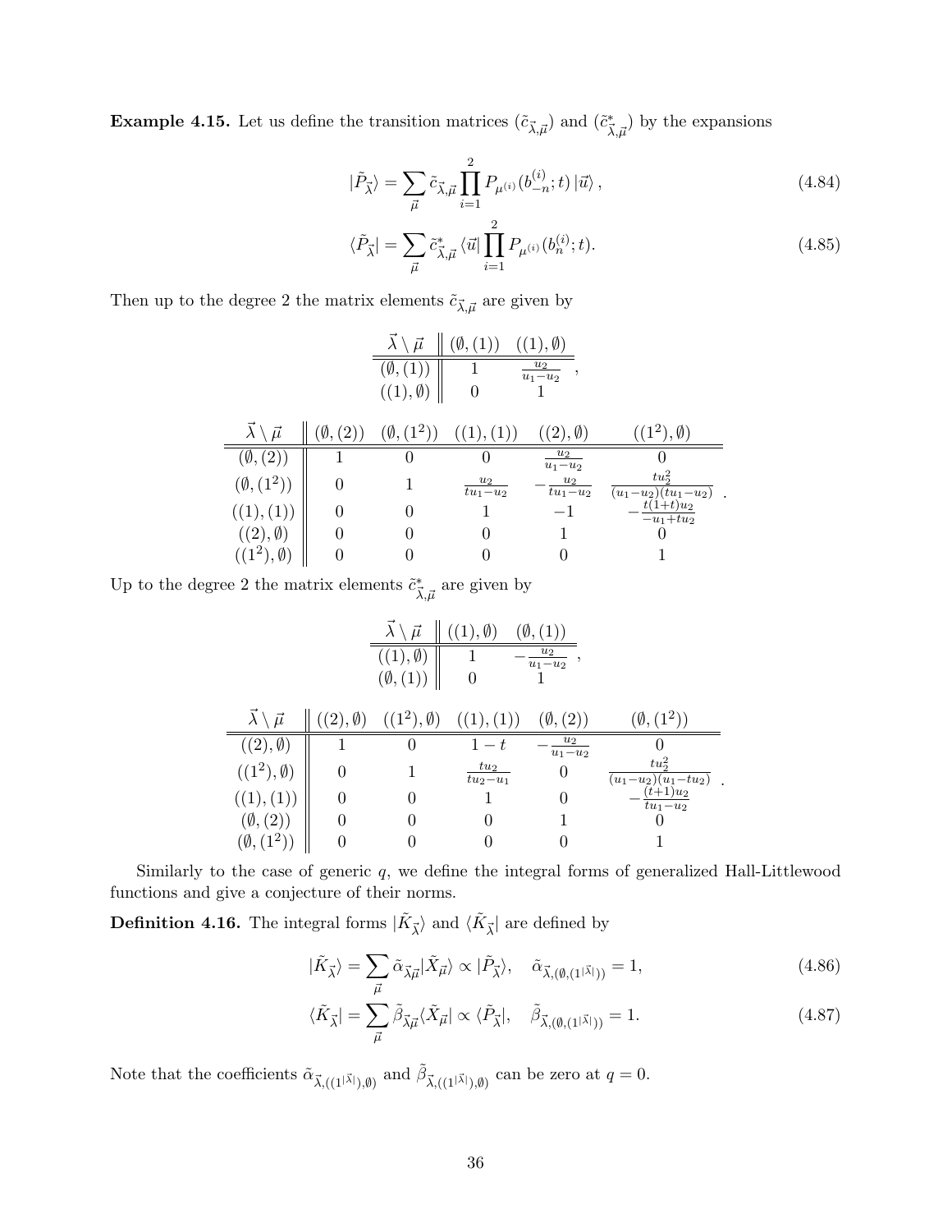**Example 4.15.** Let us define the transition matrices $(\tilde{c}_{\vec{\lambda},\vec{\mu}})$ and $(\tilde{c}^*_{\vec{\lambda},\vec{\mu}})$ by the expansions

$$|\tilde{P}_{\vec{\lambda}}\rangle = \sum_{\vec{\mu}} \tilde{c}_{\vec{\lambda},\vec{\mu}} \prod_{i=1}^{2} P_{\mu^{(i)}}(b^{(i)}_{-n};t)\,|\vec{u}\rangle\,, \tag{4.84}$$

$$\langle\tilde{P}_{\vec{\lambda}}| = \sum_{\vec{\mu}} \tilde{c}^*_{\vec{\lambda},\vec{\mu}}\,\langle\vec{u}|\prod_{i=1}^{2} P_{\mu^{(i)}}(b^{(i)}_{n};t). \tag{4.85}$$

Then up to the degree 2 the matrix elements $\tilde{c}_{\vec{\lambda},\vec{\mu}}$ are given by

| $\vec{\lambda}\setminus\vec{\mu}$ | $(\emptyset,(1))$ | $((1),\emptyset)$ |
|---|---|---|
| $(\emptyset,(1))$ | $1$ | $\frac{u_2}{u_1-u_2}$ |
| $((1),\emptyset)$ | $0$ | $1$ |

| $\vec{\lambda}\setminus\vec{\mu}$ | $(\emptyset,(2))$ | $(\emptyset,(1^2))$ | $((1),(1))$ | $((2),\emptyset)$ | $((1^2),\emptyset)$ |
|---|---|---|---|---|---|
| $(\emptyset,(2))$ | $1$ | $0$ | $0$ | $\frac{u_2}{u_1-u_2}$ | $0$ |
| $(\emptyset,(1^2))$ | $0$ | $1$ | $\frac{u_2}{tu_1-u_2}$ | $-\frac{u_2}{tu_1-u_2}$ | $\frac{tu_2^2}{(u_1-u_2)(tu_1-u_2)}$ |
| $((1),(1))$ | $0$ | $0$ | $1$ | $-1$ | $-\frac{t(1+t)u_2}{-u_1+tu_2}$ |
| $((2),\emptyset)$ | $0$ | $0$ | $0$ | $1$ | $0$ |
| $((1^2),\emptyset)$ | $0$ | $0$ | $0$ | $0$ | $1$ |

Up to the degree 2 the matrix elements $\tilde{c}^*_{\vec{\lambda},\vec{\mu}}$ are given by

| $\vec{\lambda}\setminus\vec{\mu}$ | $((1),\emptyset)$ | $(\emptyset,(1))$ |
|---|---|---|
| $((1),\emptyset)$ | $1$ | $-\frac{u_2}{u_1-u_2}$ |
| $(\emptyset,(1))$ | $0$ | $1$ |

| $\vec{\lambda}\setminus\vec{\mu}$ | $((2),\emptyset)$ | $((1^2),\emptyset)$ | $((1),(1))$ | $(\emptyset,(2))$ | $(\emptyset,(1^2))$ |
|---|---|---|---|---|---|
| $((2),\emptyset)$ | $1$ | $0$ | $1-t$ | $-\frac{u_2}{u_1-u_2}$ | $0$ |
| $((1^2),\emptyset)$ | $0$ | $1$ | $\frac{tu_2}{tu_2-u_1}$ | $0$ | $\frac{tu_2^2}{(u_1-u_2)(u_1-tu_2)}$ |
| $((1),(1))$ | $0$ | $0$ | $1$ | $0$ | $-\frac{(t+1)u_2}{tu_1-u_2}$ |
| $(\emptyset,(2))$ | $0$ | $0$ | $0$ | $1$ | $0$ |
| $(\emptyset,(1^2))$ | $0$ | $0$ | $0$ | $0$ | $1$ |

Similarly to the case of generic $q$, we define the integral forms of generalized Hall-Littlewood functions and give a conjecture of their norms.

**Definition 4.16.** The integral forms $|\tilde{K}_{\vec{\lambda}}\rangle$ and $\langle\tilde{K}_{\vec{\lambda}}|$ are defined by

$$|\tilde{K}_{\vec{\lambda}}\rangle = \sum_{\vec{\mu}} \tilde{\alpha}_{\vec{\lambda}\vec{\mu}}|\tilde{X}_{\vec{\mu}}\rangle \propto |\tilde{P}_{\vec{\lambda}}\rangle, \quad \tilde{\alpha}_{\vec{\lambda},(\emptyset,(1^{|\vec{\lambda}|}))} = 1, \tag{4.86}$$

$$\langle\tilde{K}_{\vec{\lambda}}| = \sum_{\vec{\mu}} \tilde{\beta}_{\vec{\lambda}\vec{\mu}}\langle\tilde{X}_{\vec{\mu}}| \propto \langle\tilde{P}_{\vec{\lambda}}|, \quad \tilde{\beta}_{\vec{\lambda},(\emptyset,(1^{|\vec{\lambda}|}))} = 1. \tag{4.87}$$

Note that the coefficients $\tilde{\alpha}_{\vec{\lambda},((1^{|\vec{\lambda}|}),\emptyset)}$ and $\tilde{\beta}_{\vec{\lambda},((1^{|\vec{\lambda}|}),\emptyset)}$ can be zero at $q=0$.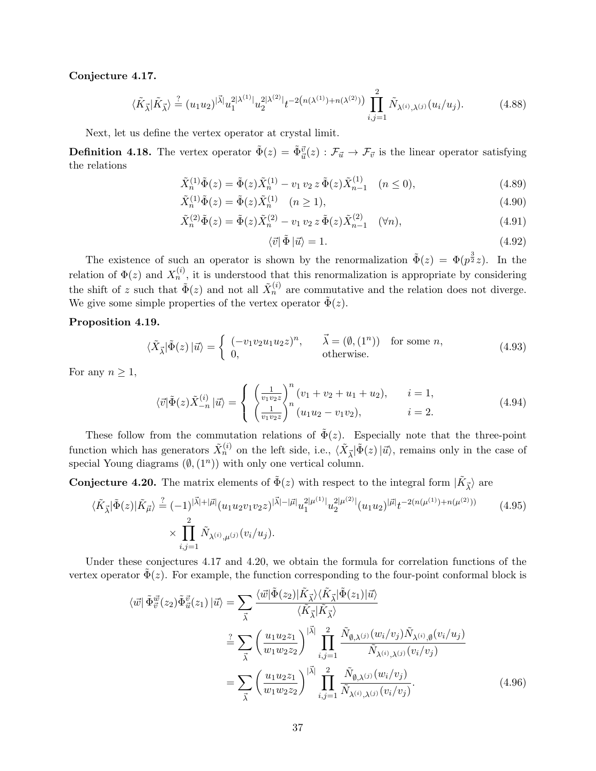**Conjecture 4.17.**

$$\langle \tilde{K}_{\vec{\lambda}} | \tilde{K}_{\vec{\lambda}} \rangle \overset{?}{=} (u_1 u_2)^{|\vec{\lambda}|} u_1^{2|\lambda^{(1)}|} u_2^{2|\lambda^{(2)}|} t^{-2\left(n(\lambda^{(1)})+n(\lambda^{(2)})\right)} \prod_{i,j=1}^{2} \tilde{N}_{\lambda^{(i)},\lambda^{(j)}}(u_i/u_j). \tag{4.88}$$

Next, let us define the vertex operator at crystal limit.

**Definition 4.18.** The vertex operator $\tilde{\Phi}(z) = \tilde{\Phi}_{\vec{u}}^{\vec{v}}(z) : \mathcal{F}_{\vec{u}} \to \mathcal{F}_{\vec{v}}$ is the linear operator satisfying the relations

$$\tilde{X}_n^{(1)} \tilde{\Phi}(z) = \tilde{\Phi}(z) \tilde{X}_n^{(1)} - v_1 v_2 z \, \tilde{\Phi}(z) \tilde{X}_{n-1}^{(1)} \quad (n \leq 0), \tag{4.89}$$

$$\tilde{X}_n^{(1)} \tilde{\Phi}(z) = \tilde{\Phi}(z) \tilde{X}_n^{(1)} \quad (n \geq 1), \tag{4.90}$$

$$\tilde{X}_n^{(2)} \tilde{\Phi}(z) = \tilde{\Phi}(z) \tilde{X}_n^{(2)} - v_1 v_2 z \, \tilde{\Phi}(z) \tilde{X}_{n-1}^{(2)} \quad (\forall n), \tag{4.91}$$

$$\langle \vec{v} | \, \tilde{\Phi} \, | \vec{u} \rangle = 1. \tag{4.92}$$

The existence of such an operator is shown by the renormalization $\tilde{\Phi}(z) = \Phi(p^{\frac{3}{2}} z)$. In the relation of $\Phi(z)$ and $X_n^{(i)}$, it is understood that this renormalization is appropriate by considering the shift of $z$ such that $\tilde{\Phi}(z)$ and not all $\tilde{X}_n^{(i)}$ are commutative and the relation does not diverge. We give some simple properties of the vertex operator $\tilde{\Phi}(z)$.

**Proposition 4.19.**

$$\langle \tilde{X}_{\vec{\lambda}} | \tilde{\Phi}(z) \, | \vec{u} \rangle = \begin{cases} (-v_1 v_2 u_1 u_2 z)^n, & \vec{\lambda} = (\emptyset, (1^n)) \quad \text{for some } n, \\ 0, & \text{otherwise.} \end{cases} \tag{4.93}$$

For any $n \geq 1$,

$$\langle \vec{v} | \tilde{\Phi}(z) \tilde{X}_{-n}^{(i)} \, | \vec{u} \rangle = \begin{cases} \left( \frac{1}{v_1 v_2 z} \right)^n (v_1 + v_2 + u_1 + u_2), & i = 1, \\ \left( \frac{1}{v_1 v_2 z} \right)^n (u_1 u_2 - v_1 v_2), & i = 2. \end{cases} \tag{4.94}$$

These follow from the commutation relations of $\tilde{\Phi}(z)$. Especially note that the three-point function which has generators $\tilde{X}_n^{(i)}$ on the left side, i.e., $\langle \tilde{X}_{\vec{\lambda}} | \tilde{\Phi}(z) \, | \vec{u} \rangle$, remains only in the case of special Young diagrams $(\emptyset, (1^n))$ with only one vertical column.

**Conjecture 4.20.** The matrix elements of $\tilde{\Phi}(z)$ with respect to the integral form $|\tilde{K}_{\vec{\lambda}}\rangle$ are

$$\begin{aligned} \langle \tilde{K}_{\vec{\lambda}} | \tilde{\Phi}(z) | \tilde{K}_{\vec{\mu}} \rangle \overset{?}{=} & (-1)^{|\vec{\lambda}|+|\vec{\mu}|} (u_1 u_2 v_1 v_2 z)^{|\vec{\lambda}|-|\vec{\mu}|} u_1^{2|\mu^{(1)}|} u_2^{2|\mu^{(2)}|} (u_1 u_2)^{|\vec{\mu}|} t^{-2(n(\mu^{(1)})+n(\mu^{(2)}))} \\ & \times \prod_{i,j=1}^{2} \tilde{N}_{\lambda^{(i)},\mu^{(j)}}(v_i/u_j). \end{aligned} \tag{4.95}$$

Under these conjectures 4.17 and 4.20, we obtain the formula for correlation functions of the vertex operator $\tilde{\Phi}(z)$. For example, the function corresponding to the four-point conformal block is

$$\begin{aligned} \langle \vec{w} | \, \tilde{\Phi}_{\vec{v}}^{\vec{w}}(z_2) \tilde{\Phi}_{\vec{u}}^{\vec{v}}(z_1) \, | \vec{u} \rangle &= \sum_{\vec{\lambda}} \frac{\langle \vec{w} | \tilde{\Phi}(z_2) | \tilde{K}_{\vec{\lambda}} \rangle \langle \tilde{K}_{\vec{\lambda}} | \tilde{\Phi}(z_1) | \vec{u} \rangle}{\langle \tilde{K}_{\vec{\lambda}} | \tilde{K}_{\vec{\lambda}} \rangle} \\ &\overset{?}{=} \sum_{\vec{\lambda}} \left( \frac{u_1 u_2 z_1}{w_1 w_2 z_2} \right)^{|\vec{\lambda}|} \prod_{i,j=1}^{2} \frac{\tilde{N}_{\emptyset,\lambda^{(j)}}(w_i/v_j) \tilde{N}_{\lambda^{(i)},\emptyset}(v_i/u_j)}{\tilde{N}_{\lambda^{(i)},\lambda^{(j)}}(v_i/v_j)} \\ &= \sum_{\vec{\lambda}} \left( \frac{u_1 u_2 z_1}{w_1 w_2 z_2} \right)^{|\vec{\lambda}|} \prod_{i,j=1}^{2} \frac{\tilde{N}_{\emptyset,\lambda^{(j)}}(w_i/v_j)}{\tilde{N}_{\lambda^{(i)},\lambda^{(j)}}(v_i/v_j)}. \end{aligned} \tag{4.96}$$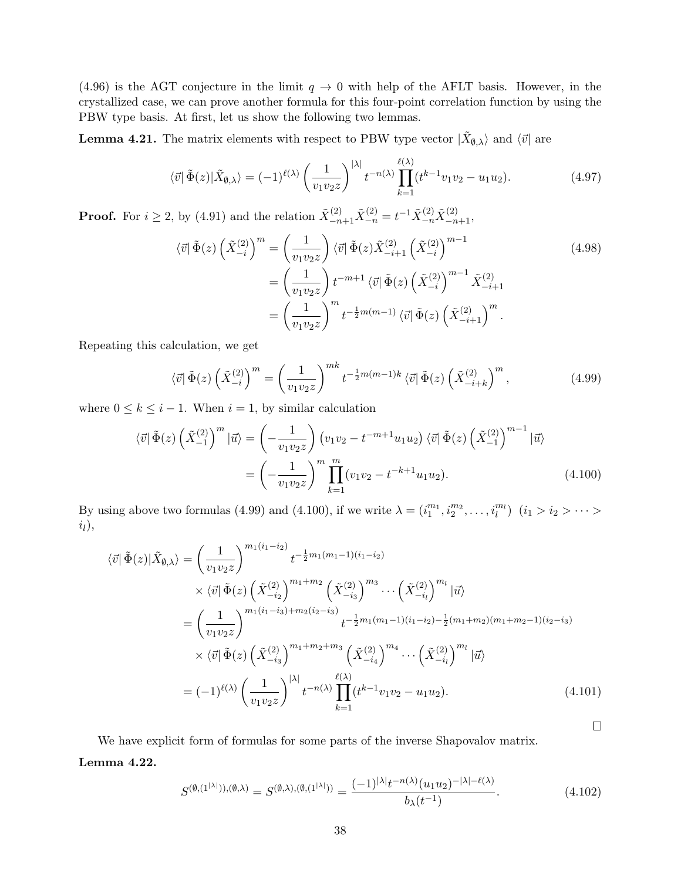(4.96) is the AGT conjecture in the limit $q \to 0$ with help of the AFLT basis. However, in the crystallized case, we can prove another formula for this four-point correlation function by using the PBW type basis. At first, let us show the following two lemmas.

**Lemma 4.21.** The matrix elements with respect to PBW type vector $|\tilde{X}_{\emptyset,\lambda}\rangle$ and $\langle\vec{v}|$ are

$$\langle\vec{v}|\,\tilde{\Phi}(z)|\tilde{X}_{\emptyset,\lambda}\rangle = (-1)^{\ell(\lambda)}\left(\frac{1}{v_1v_2z}\right)^{|\lambda|} t^{-n(\lambda)}\prod_{k=1}^{\ell(\lambda)}(t^{k-1}v_1v_2 - u_1u_2). \tag{4.97}$$

**Proof.** For $i \geq 2$, by (4.91) and the relation $\tilde{X}^{(2)}_{-n+1}\tilde{X}^{(2)}_{-n} = t^{-1}\tilde{X}^{(2)}_{-n}\tilde{X}^{(2)}_{-n+1}$,

$$\begin{aligned}
\langle\vec{v}|\,\tilde{\Phi}(z)\left(\tilde{X}^{(2)}_{-i}\right)^m &= \left(\frac{1}{v_1v_2z}\right)\langle\vec{v}|\,\tilde{\Phi}(z)\tilde{X}^{(2)}_{-i+1}\left(\tilde{X}^{(2)}_{-i}\right)^{m-1} \\
&= \left(\frac{1}{v_1v_2z}\right)t^{-m+1}\langle\vec{v}|\,\tilde{\Phi}(z)\left(\tilde{X}^{(2)}_{-i}\right)^{m-1}\tilde{X}^{(2)}_{-i+1} \\
&= \left(\frac{1}{v_1v_2z}\right)^m t^{-\frac{1}{2}m(m-1)}\langle\vec{v}|\,\tilde{\Phi}(z)\left(\tilde{X}^{(2)}_{-i+1}\right)^m.
\end{aligned} \tag{4.98}$$

Repeating this calculation, we get

$$\langle\vec{v}|\,\tilde{\Phi}(z)\left(\tilde{X}^{(2)}_{-i}\right)^m = \left(\frac{1}{v_1v_2z}\right)^{mk} t^{-\frac{1}{2}m(m-1)k}\langle\vec{v}|\,\tilde{\Phi}(z)\left(\tilde{X}^{(2)}_{-i+k}\right)^m, \tag{4.99}$$

where $0 \leq k \leq i-1$. When $i=1$, by similar calculation

$$\begin{aligned}
\langle\vec{v}|\,\tilde{\Phi}(z)\left(\tilde{X}^{(2)}_{-1}\right)^m|\vec{u}\rangle &= \left(-\frac{1}{v_1v_2z}\right)\left(v_1v_2 - t^{-m+1}u_1u_2\right)\langle\vec{v}|\,\tilde{\Phi}(z)\left(\tilde{X}^{(2)}_{-1}\right)^{m-1}|\vec{u}\rangle \\
&= \left(-\frac{1}{v_1v_2z}\right)^m\prod_{k=1}^{m}(v_1v_2 - t^{-k+1}u_1u_2).
\end{aligned} \tag{4.100}$$

By using above two formulas (4.99) and (4.100), if we write $\lambda = (i_1^{m_1}, i_2^{m_2}, \ldots, i_l^{m_l})$ $(i_1 > i_2 > \cdots > i_l)$,

$$\begin{aligned}
\langle\vec{v}|\,\tilde{\Phi}(z)|\tilde{X}_{\emptyset,\lambda}\rangle &= \left(\frac{1}{v_1v_2z}\right)^{m_1(i_1-i_2)} t^{-\frac{1}{2}m_1(m_1-1)(i_1-i_2)} \\
&\quad\times\langle\vec{v}|\,\tilde{\Phi}(z)\left(\tilde{X}^{(2)}_{-i_2}\right)^{m_1+m_2}\left(\tilde{X}^{(2)}_{-i_3}\right)^{m_3}\cdots\left(\tilde{X}^{(2)}_{-i_l}\right)^{m_l}|\vec{u}\rangle \\
&= \left(\frac{1}{v_1v_2z}\right)^{m_1(i_1-i_3)+m_2(i_2-i_3)} t^{-\frac{1}{2}m_1(m_1-1)(i_1-i_2)-\frac{1}{2}(m_1+m_2)(m_1+m_2-1)(i_2-i_3)} \\
&\quad\times\langle\vec{v}|\,\tilde{\Phi}(z)\left(\tilde{X}^{(2)}_{-i_3}\right)^{m_1+m_2+m_3}\left(\tilde{X}^{(2)}_{-i_4}\right)^{m_4}\cdots\left(\tilde{X}^{(2)}_{-i_l}\right)^{m_l}|\vec{u}\rangle \\
&= (-1)^{\ell(\lambda)}\left(\frac{1}{v_1v_2z}\right)^{|\lambda|} t^{-n(\lambda)}\prod_{k=1}^{\ell(\lambda)}(t^{k-1}v_1v_2 - u_1u_2).
\end{aligned} \tag{4.101}$$

□

We have explicit form of formulas for some parts of the inverse Shapovalov matrix.

**Lemma 4.22.**

$$S^{(\emptyset,(1^{|\lambda|})),(\emptyset,\lambda)} = S^{(\emptyset,\lambda),(\emptyset,(1^{|\lambda|}))} = \frac{(-1)^{|\lambda|}t^{-n(\lambda)}(u_1u_2)^{-|\lambda|-\ell(\lambda)}}{b_\lambda(t^{-1})}. \tag{4.102}$$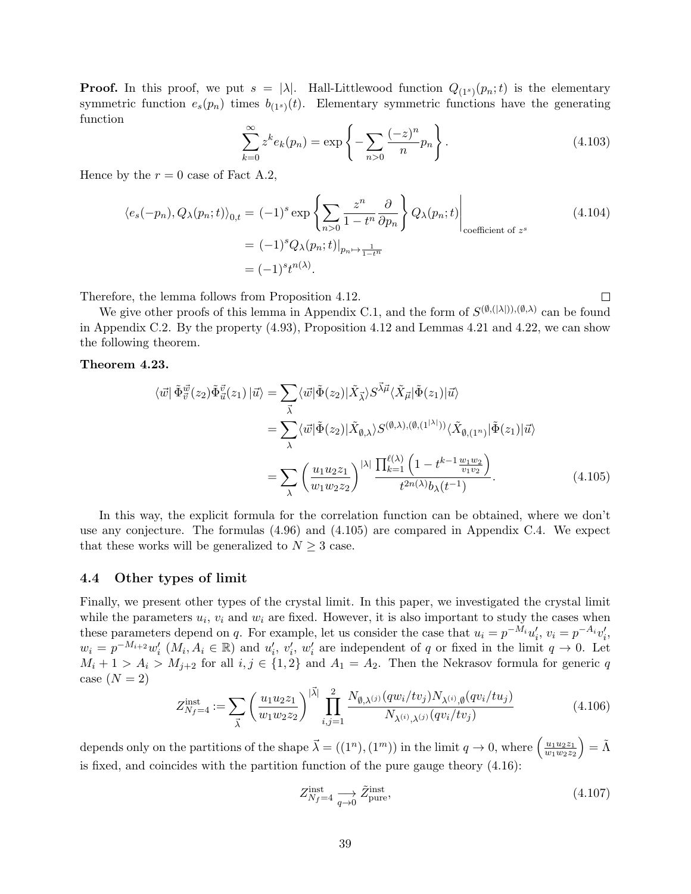**Proof.** In this proof, we put $s = |\lambda|$. Hall-Littlewood function $Q_{(1^s)}(p_n;t)$ is the elementary symmetric function $e_s(p_n)$ times $b_{(1^s)}(t)$. Elementary symmetric functions have the generating function

$$\sum_{k=0}^{\infty} z^k e_k(p_n) = \exp\left\{ -\sum_{n>0} \frac{(-z)^n}{n} p_n \right\}. \tag{4.103}$$

Hence by the $r=0$ case of Fact A.2,

$$\begin{aligned}
\langle e_s(-p_n), Q_\lambda(p_n;t)\rangle_{0,t} &= (-1)^s \exp\left\{ \sum_{n>0} \frac{z^n}{1-t^n} \frac{\partial}{\partial p_n} \right\} Q_\lambda(p_n;t) \Bigg|_{\text{coefficient of } z^s} \\
&= (-1)^s Q_\lambda(p_n;t)\big|_{p_n \mapsto \frac{1}{1-t^n}} \\
&= (-1)^s t^{n(\lambda)}.
\end{aligned} \tag{4.104}$$

Therefore, the lemma follows from Proposition 4.12. □

We give other proofs of this lemma in Appendix C.1, and the form of $S^{(\emptyset,(|\lambda|)),(\emptyset,\lambda)}$ can be found in Appendix C.2. By the property (4.93), Proposition 4.12 and Lemmas 4.21 and 4.22, we can show the following theorem.

**Theorem 4.23.**

$$\begin{aligned}
\langle \vec{w}|\, \tilde{\Phi}^{\vec{w}}_{\vec{v}}(z_2) \tilde{\Phi}^{\vec{v}}_{\vec{u}}(z_1)\, |\vec{u}\rangle &= \sum_{\vec{\lambda}} \langle \vec{w}|\tilde{\Phi}(z_2)|\tilde{X}_{\vec{\lambda}}\rangle S^{\vec{\lambda}\vec{\mu}} \langle \tilde{X}_{\vec{\mu}}|\tilde{\Phi}(z_1)|\vec{u}\rangle \\
&= \sum_{\lambda} \langle \vec{w}|\tilde{\Phi}(z_2)|\tilde{X}_{\emptyset,\lambda}\rangle S^{(\emptyset,\lambda),(\emptyset,(1^{|\lambda|}))} \langle \tilde{X}_{\emptyset,(1^n)}|\tilde{\Phi}(z_1)|\vec{u}\rangle \\
&= \sum_{\lambda} \left( \frac{u_1 u_2 z_1}{w_1 w_2 z_2} \right)^{|\lambda|} \frac{\prod_{k=1}^{\ell(\lambda)} \left(1 - t^{k-1} \frac{w_1 w_2}{v_1 v_2}\right)}{t^{2n(\lambda)} b_\lambda(t^{-1})}.
\end{aligned} \tag{4.105}$$

In this way, the explicit formula for the correlation function can be obtained, where we don't use any conjecture. The formulas (4.96) and (4.105) are compared in Appendix C.4. We expect that these works will be generalized to $N \geq 3$ case.

### 4.4 Other types of limit

Finally, we present other types of the crystal limit. In this paper, we investigated the crystal limit while the parameters $u_i$, $v_i$ and $w_i$ are fixed. However, it is also important to study the cases when these parameters depend on $q$. For example, let us consider the case that $u_i = p^{-M_i} u'_i$, $v_i = p^{-A_i} v'_i$, $w_i = p^{-M_{i+2}} w'_i$ ($M_i, A_i \in \mathbb{R}$) and $u'_i$, $v'_i$, $w'_i$ are independent of $q$ or fixed in the limit $q \to 0$. Let $M_i + 1 > A_i > M_{j+2}$ for all $i,j \in \{1,2\}$ and $A_1 = A_2$. Then the Nekrasov formula for generic $q$ case ($N=2$)

$$Z^{\text{inst}}_{N_f=4} := \sum_{\vec{\lambda}} \left( \frac{u_1 u_2 z_1}{w_1 w_2 z_2} \right)^{|\vec{\lambda}|} \prod_{i,j=1}^{2} \frac{N_{\emptyset,\lambda^{(j)}}(q w_i / t v_j) N_{\lambda^{(i)},\emptyset}(q v_i / t u_j)}{N_{\lambda^{(i)},\lambda^{(j)}}(q v_i / t v_j)} \tag{4.106}$$

depends only on the partitions of the shape $\vec{\lambda} = ((1^n),(1^m))$ in the limit $q \to 0$, where $\left(\frac{u_1 u_2 z_1}{w_1 w_2 z_2}\right) = \tilde{\Lambda}$ is fixed, and coincides with the partition function of the pure gauge theory (4.16):

$$Z^{\text{inst}}_{N_f=4} \underset{q\to 0}{\longrightarrow} \tilde{Z}^{\text{inst}}_{\text{pure}}, \tag{4.107}$$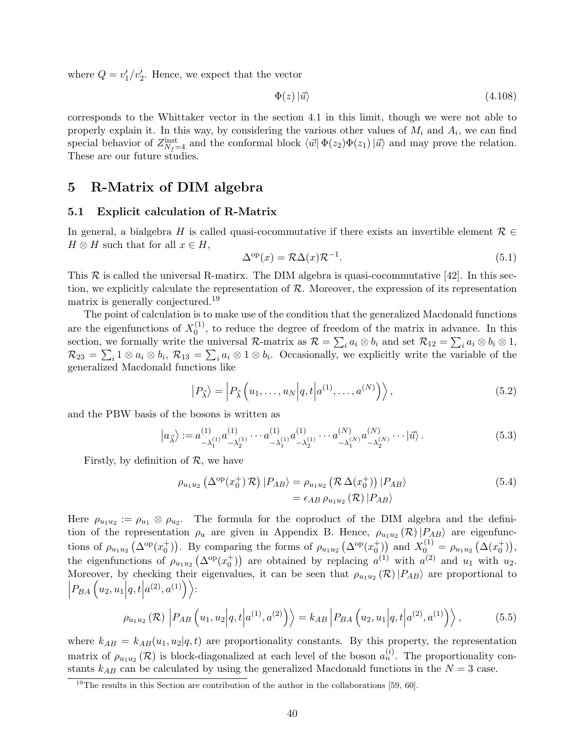where $Q = v_1'/v_2'$. Hence, we expect that the vector

$$\Phi(z)\,|\vec{u}\rangle \tag{4.108}$$

corresponds to the Whittaker vector in the section 4.1 in this limit, though we were not able to properly explain it. In this way, by considering the various other values of $M_i$ and $A_i$, we can find special behavior of $Z^{\text{inst}}_{N_f=4}$ and the conformal block $\langle\vec{w}|\,\Phi(z_2)\Phi(z_1)\,|\vec{u}\rangle$ and may prove the relation. These are our future studies.

# 5 R-Matrix of DIM algebra

## 5.1 Explicit calculation of R-Matrix

In general, a bialgebra $H$ is called quasi-cocommutative if there exists an invertible element $\mathcal{R} \in H \otimes H$ such that for all $x \in H$,

$$\Delta^{\text{op}}(x) = \mathcal{R}\Delta(x)\mathcal{R}^{-1}. \tag{5.1}$$

This $\mathcal{R}$ is called the universal R-matirx. The DIM algebra is quasi-cocommutative [42]. In this section, we explicitly calculate the representation of $\mathcal{R}$. Moreover, the expression of its representation matrix is generally conjectured.[19]

The point of calculation is to make use of the condition that the generalized Macdonald functions are the eigenfunctions of $X^{(1)}_0$, to reduce the degree of freedom of the matrix in advance. In this section, we formally write the universal $\mathcal{R}$-matrix as $\mathcal{R} = \sum_i a_i \otimes b_i$ and set $\mathcal{R}_{12} = \sum_i a_i \otimes b_i \otimes 1$, $\mathcal{R}_{23} = \sum_i 1 \otimes a_i \otimes b_i$, $\mathcal{R}_{13} = \sum_i a_i \otimes 1 \otimes b_i$. Occasionally, we explicitly write the variable of the generalized Macdonald functions like

$$\left|P_{\vec{\lambda}}\right\rangle = \left|P_{\vec{\lambda}}\left(u_1,\ldots,u_N\middle|q,t\middle|a^{(1)},\ldots,a^{(N)}\right)\right\rangle, \tag{5.2}$$

and the PBW basis of the bosons is written as

$$\left|a_{\vec{\lambda}}\right\rangle := a^{(1)}_{-\lambda^{(1)}_1}a^{(1)}_{-\lambda^{(1)}_2}\cdots a^{(1)}_{-\lambda^{(1)}_1}a^{(1)}_{-\lambda^{(1)}_2}\cdots a^{(N)}_{-\lambda^{(N)}_1}a^{(N)}_{-\lambda^{(N)}_2}\cdots|\vec{u}\rangle. \tag{5.3}$$

Firstly, by definition of $\mathcal{R}$, we have

$$\begin{aligned}\rho_{u_1u_2}\left(\Delta^{\text{op}}(x^+_0)\,\mathcal{R}\right)|P_{AB}\rangle &= \rho_{u_1u_2}\left(\mathcal{R}\,\Delta(x^+_0)\right)|P_{AB}\rangle \\ &= \epsilon_{AB}\,\rho_{u_1u_2}\left(\mathcal{R}\right)|P_{AB}\rangle\end{aligned} \tag{5.4}$$

Here $\rho_{u_1u_2} := \rho_{u_1}\otimes\rho_{u_2}$. The formula for the coproduct of the DIM algebra and the definition of the representation $\rho_u$ are given in Appendix B. Hence, $\rho_{u_1u_2}(\mathcal{R})\,|P_{AB}\rangle$ are eigenfunctions of $\rho_{u_1u_2}\left(\Delta^{\text{op}}(x^+_0)\right)$. By comparing the forms of $\rho_{u_1u_2}\left(\Delta^{\text{op}}(x^+_0)\right)$ and $X^{(1)}_0 = \rho_{u_1u_2}\left(\Delta(x^+_0)\right)$, the eigenfunctions of $\rho_{u_1u_2}\left(\Delta^{\text{op}}(x^+_0)\right)$ are obtained by replacing $a^{(1)}$ with $a^{(2)}$ and $u_1$ with $u_2$. Moreover, by checking their eigenvalues, it can be seen that $\rho_{u_1u_2}(\mathcal{R})\,|P_{AB}\rangle$ are proportional to $\left|P_{BA}\left(u_2,u_1\middle|q,t\middle|a^{(2)},a^{(1)}\right)\right\rangle$:

$$\rho_{u_1u_2}\left(\mathcal{R}\right)\left|P_{AB}\left(u_1,u_2\middle|q,t\middle|a^{(1)},a^{(2)}\right)\right\rangle = k_{AB}\left|P_{BA}\left(u_2,u_1\middle|q,t\middle|a^{(2)},a^{(1)}\right)\right\rangle, \tag{5.5}$$

where $k_{AB} = k_{AB}(u_1,u_2|q,t)$ are proportionality constants. By this property, the representation matrix of $\rho_{u_1u_2}(\mathcal{R})$ is block-diagonalized at each level of the boson $a^{(i)}_n$. The proportionality constants $k_{AB}$ can be calculated by using the generalized Macdonald functions in the $N=3$ case.

---

[19] The results in this Section are contribution of the author in the collaborations [59, 60].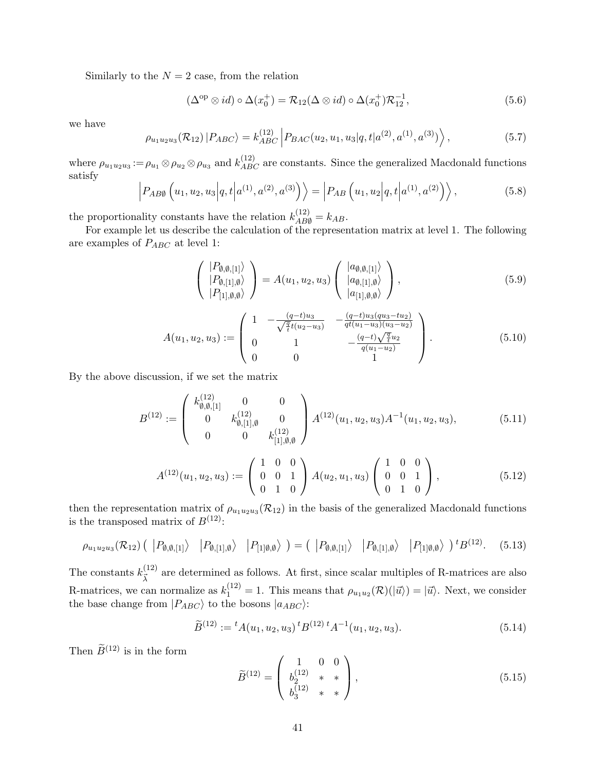Similarly to the $N=2$ case, from the relation

$$(\Delta^{\mathrm{op}} \otimes id) \circ \Delta(x_0^+) = \mathcal{R}_{12} (\Delta \otimes id) \circ \Delta(x_0^+) \mathcal{R}_{12}^{-1}, \tag{5.6}$$

we have

$$\rho_{u_1 u_2 u_3}(\mathcal{R}_{12}) \left| P_{ABC} \right\rangle = k_{ABC}^{(12)} \left| P_{BAC}(u_2, u_1, u_3 | q, t | a^{(2)}, a^{(1)}, a^{(3)}) \right\rangle, \tag{5.7}$$

where $\rho_{u_1 u_2 u_3} := \rho_{u_1} \otimes \rho_{u_2} \otimes \rho_{u_3}$ and $k_{ABC}^{(12)}$ are constants. Since the generalized Macdonald functions satisfy

$$\left| P_{AB\emptyset}\left( u_1, u_2, u_3 \middle| q, t \middle| a^{(1)}, a^{(2)}, a^{(3)} \right) \right\rangle = \left| P_{AB}\left( u_1, u_2 \middle| q, t \middle| a^{(1)}, a^{(2)} \right) \right\rangle, \tag{5.8}$$

the proportionality constants have the relation $k_{AB\emptyset}^{(12)} = k_{AB}$.

For example let us describe the calculation of the representation matrix at level 1. The following are examples of $P_{ABC}$ at level 1:

$$\begin{pmatrix} |P_{\emptyset,\emptyset,[1]}\rangle \\ |P_{\emptyset,[1],\emptyset}\rangle \\ |P_{[1],\emptyset,\emptyset}\rangle \end{pmatrix} = A(u_1, u_2, u_3) \begin{pmatrix} |a_{\emptyset,\emptyset,[1]}\rangle \\ |a_{\emptyset,[1],\emptyset}\rangle \\ |a_{[1],\emptyset,\emptyset}\rangle \end{pmatrix}, \tag{5.9}$$

$$A(u_1, u_2, u_3) := \begin{pmatrix} 1 & -\frac{(q-t)u_3}{\sqrt{\frac{q}{t}}t(u_2-u_3)} & -\frac{(q-t)u_3(qu_3-tu_2)}{qt(u_1-u_3)(u_3-u_2)} \\ 0 & 1 & -\frac{(q-t)\sqrt{\frac{q}{t}}u_2}{q(u_1-u_2)} \\ 0 & 0 & 1 \end{pmatrix}. \tag{5.10}$$

By the above discussion, if we set the matrix

$$B^{(12)} := \begin{pmatrix} k_{\emptyset,\emptyset,[1]}^{(12)} & 0 & 0 \\ 0 & k_{\emptyset,[1],\emptyset}^{(12)} & 0 \\ 0 & 0 & k_{[1],\emptyset,\emptyset}^{(12)} \end{pmatrix} A^{(12)}(u_1, u_2, u_3) A^{-1}(u_1, u_2, u_3), \tag{5.11}$$

$$A^{(12)}(u_1, u_2, u_3) := \begin{pmatrix} 1 & 0 & 0 \\ 0 & 0 & 1 \\ 0 & 1 & 0 \end{pmatrix} A(u_2, u_1, u_3) \begin{pmatrix} 1 & 0 & 0 \\ 0 & 0 & 1 \\ 0 & 1 & 0 \end{pmatrix}, \tag{5.12}$$

then the representation matrix of $\rho_{u_1 u_2 u_3}(\mathcal{R}_{12})$ in the basis of the generalized Macdonald functions is the transposed matrix of $B^{(12)}$:

$$\rho_{u_1 u_2 u_3}(\mathcal{R}_{12}) \begin{pmatrix} |P_{\emptyset,\emptyset,[1]}\rangle & |P_{\emptyset,[1],\emptyset}\rangle & |P_{[1]\emptyset,\emptyset}\rangle \end{pmatrix} = \begin{pmatrix} |P_{\emptyset,\emptyset,[1]}\rangle & |P_{\emptyset,[1],\emptyset}\rangle & |P_{[1]\emptyset,\emptyset}\rangle \end{pmatrix} {}^t B^{(12)}. \tag{5.13}$$

The constants $k_{\vec{\lambda}}^{(12)}$ are determined as follows. At first, since scalar multiples of R-matrices are also R-matrices, we can normalize as $k_{\vec{1}}^{(12)} = 1$. This means that $\rho_{u_1 u_2}(\mathcal{R})(|\vec{u}\rangle) = |\vec{u}\rangle$. Next, we consider the base change from $|P_{ABC}\rangle$ to the bosons $|a_{ABC}\rangle$:

$$\widetilde{B}^{(12)} := {}^t A(u_1, u_2, u_3)\, {}^t B^{(12)}\, {}^t A^{-1}(u_1, u_2, u_3). \tag{5.14}$$

Then $\widetilde{B}^{(12)}$ is in the form

$$\widetilde{B}^{(12)} = \begin{pmatrix} 1 & 0 & 0 \\ b_2^{(12)} & * & * \\ b_3^{(12)} & * & * \end{pmatrix}, \tag{5.15}$$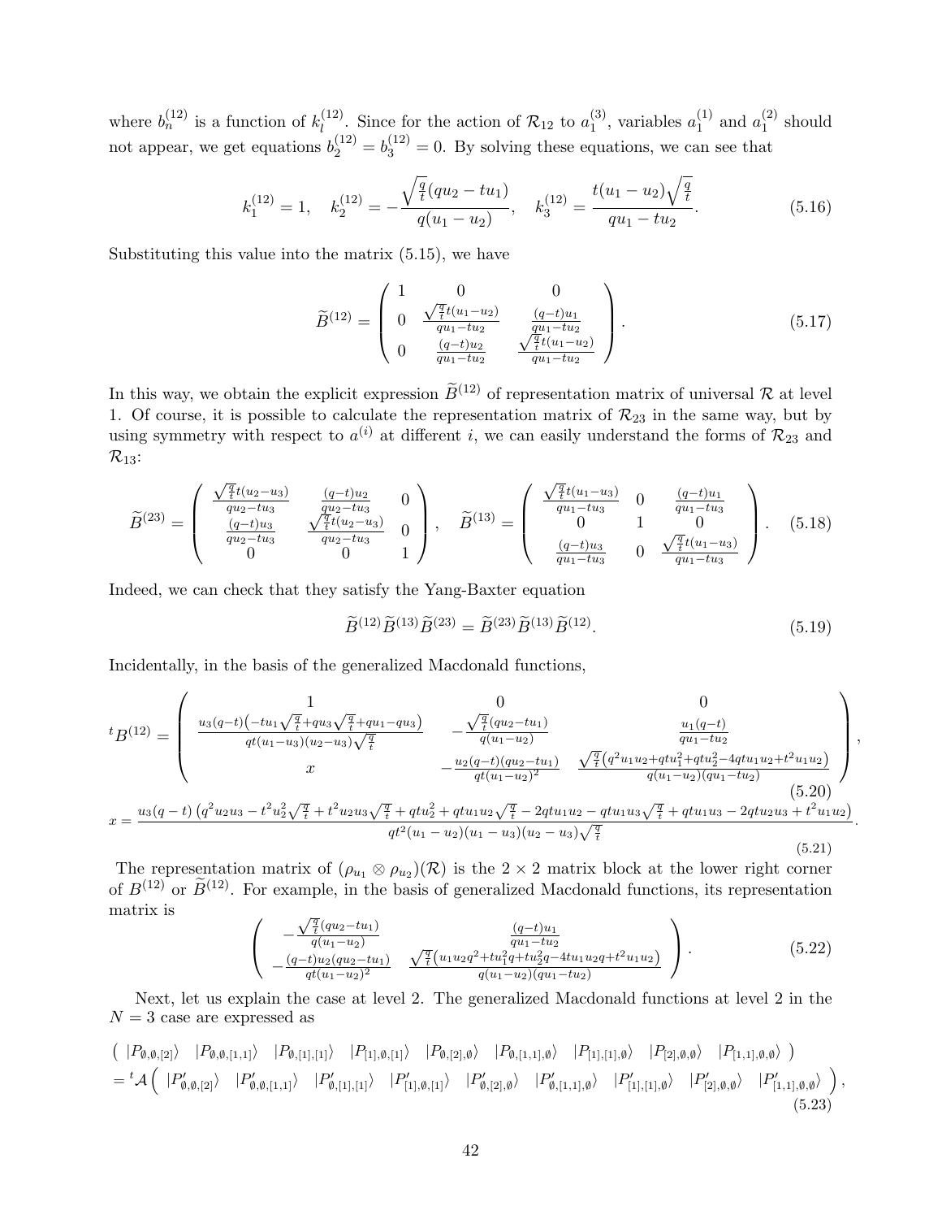where $b_n^{(12)}$ is a function of $k_l^{(12)}$. Since for the action of $\mathcal{R}_{12}$ to $a_1^{(3)}$, variables $a_1^{(1)}$ and $a_1^{(2)}$ should not appear, we get equations $b_2^{(12)} = b_3^{(12)} = 0$. By solving these equations, we can see that

$$k_1^{(12)} = 1, \quad k_2^{(12)} = -\frac{\sqrt{\frac{q}{t}}(qu_2 - tu_1)}{q(u_1 - u_2)}, \quad k_3^{(12)} = \frac{t(u_1 - u_2)\sqrt{\frac{q}{t}}}{qu_1 - tu_2}. \tag{5.16}$$

Substituting this value into the matrix (5.15), we have

$$\widetilde{B}^{(12)} = \begin{pmatrix} 1 & 0 & 0 \\ 0 & \frac{\sqrt{\frac{q}{t}}t(u_1-u_2)}{qu_1-tu_2} & \frac{(q-t)u_1}{qu_1-tu_2} \\ 0 & \frac{(q-t)u_2}{qu_1-tu_2} & \frac{\sqrt{\frac{q}{t}}t(u_1-u_2)}{qu_1-tu_2} \end{pmatrix}. \tag{5.17}$$

In this way, we obtain the explicit expression $\widetilde{B}^{(12)}$ of representation matrix of universal $\mathcal{R}$ at level 1. Of course, it is possible to calculate the representation matrix of $\mathcal{R}_{23}$ in the same way, but by using symmetry with respect to $a^{(i)}$ at different $i$, we can easily understand the forms of $\mathcal{R}_{23}$ and $\mathcal{R}_{13}$:

$$\widetilde{B}^{(23)} = \begin{pmatrix} \frac{\sqrt{\frac{q}{t}}t(u_2-u_3)}{qu_2-tu_3} & \frac{(q-t)u_2}{qu_2-tu_3} & 0 \\ \frac{(q-t)u_3}{qu_2-tu_3} & \frac{\sqrt{\frac{q}{t}}t(u_2-u_3)}{qu_2-tu_3} & 0 \\ 0 & 0 & 1 \end{pmatrix}, \quad \widetilde{B}^{(13)} = \begin{pmatrix} \frac{\sqrt{\frac{q}{t}}t(u_1-u_3)}{qu_1-tu_3} & 0 & \frac{(q-t)u_1}{qu_1-tu_3} \\ 0 & 1 & 0 \\ \frac{(q-t)u_3}{qu_1-tu_3} & 0 & \frac{\sqrt{\frac{q}{t}}t(u_1-u_3)}{qu_1-tu_3} \end{pmatrix}. \tag{5.18}$$

Indeed, we can check that they satisfy the Yang-Baxter equation

$$\widetilde{B}^{(12)}\widetilde{B}^{(13)}\widetilde{B}^{(23)} = \widetilde{B}^{(23)}\widetilde{B}^{(13)}\widetilde{B}^{(12)}. \tag{5.19}$$

Incidentally, in the basis of the generalized Macdonald functions,

$${}^{t}B^{(12)} = \begin{pmatrix} 1 & 0 & 0 \\ \frac{u_3(q-t)\left(-tu_1\sqrt{\frac{q}{t}}+qu_3\sqrt{\frac{q}{t}}+qu_1-qu_3\right)}{qt(u_1-u_3)(u_2-u_3)\sqrt{\frac{q}{t}}} & -\frac{\sqrt{\frac{q}{t}}(qu_2-tu_1)}{q(u_1-u_2)} & \frac{u_1(q-t)}{qu_1-tu_2} \\ x & -\frac{u_2(q-t)(qu_2-tu_1)}{qt(u_1-u_2)^2} & \frac{\sqrt{\frac{q}{t}}\left(q^2u_1u_2+qtu_1^2+qtu_2^2-4qtu_1u_2+t^2u_1u_2\right)}{q(u_1-u_2)(qu_1-tu_2)} \end{pmatrix}, \tag{5.20}$$

$$x = \frac{u_3(q-t)\left(q^2u_2u_3 - t^2u_2^2\sqrt{\frac{q}{t}} + t^2u_2u_3\sqrt{\frac{q}{t}} + qtu_2^2 + qtu_1u_2\sqrt{\frac{q}{t}} - 2qtu_1u_2 - qtu_1u_3\sqrt{\frac{q}{t}} + qtu_1u_3 - 2qtu_2u_3 + t^2u_1u_2\right)}{qt^2(u_1-u_2)(u_1-u_3)(u_2-u_3)\sqrt{\frac{q}{t}}}. \tag{5.21}$$

The representation matrix of $(\rho_{u_1} \otimes \rho_{u_2})(\mathcal{R})$ is the $2 \times 2$ matrix block at the lower right corner of $B^{(12)}$ or $\widetilde{B}^{(12)}$. For example, in the basis of generalized Macdonald functions, its representation matrix is

$$\begin{pmatrix} -\frac{\sqrt{\frac{q}{t}}(qu_2-tu_1)}{q(u_1-u_2)} & \frac{(q-t)u_1}{qu_1-tu_2} \\ -\frac{(q-t)u_2(qu_2-tu_1)}{qt(u_1-u_2)^2} & \frac{\sqrt{\frac{q}{t}}\left(u_1u_2q^2+tu_1^2q+tu_2^2q-4tu_1u_2q+t^2u_1u_2\right)}{q(u_1-u_2)(qu_1-tu_2)} \end{pmatrix}. \tag{5.22}$$

Next, let us explain the case at level 2. The generalized Macdonald functions at level 2 in the $N = 3$ case are expressed as

$$\begin{aligned}
&\left(\, |P_{\emptyset,\emptyset,[2]}\rangle \quad |P_{\emptyset,\emptyset,[1,1]}\rangle \quad |P_{\emptyset,[1],[1]}\rangle \quad |P_{[1],\emptyset,[1]}\rangle \quad |P_{\emptyset,[2],\emptyset}\rangle \quad |P_{\emptyset,[1,1],\emptyset}\rangle \quad |P_{[1],[1],\emptyset}\rangle \quad |P_{[2],\emptyset,\emptyset}\rangle \quad |P_{[1,1],\emptyset,\emptyset}\rangle \,\right) \\
&= {}^{t}\mathcal{A}\left(\, |P'_{\emptyset,\emptyset,[2]}\rangle \quad |P'_{\emptyset,\emptyset,[1,1]}\rangle \quad |P'_{\emptyset,[1],[1]}\rangle \quad |P'_{[1],\emptyset,[1]}\rangle \quad |P'_{\emptyset,[2],\emptyset}\rangle \quad |P'_{\emptyset,[1,1],\emptyset}\rangle \quad |P'_{[1],[1],\emptyset}\rangle \quad |P'_{[2],\emptyset,\emptyset}\rangle \quad |P'_{[1,1],\emptyset,\emptyset}\rangle \,\right),
\end{aligned} \tag{5.23}$$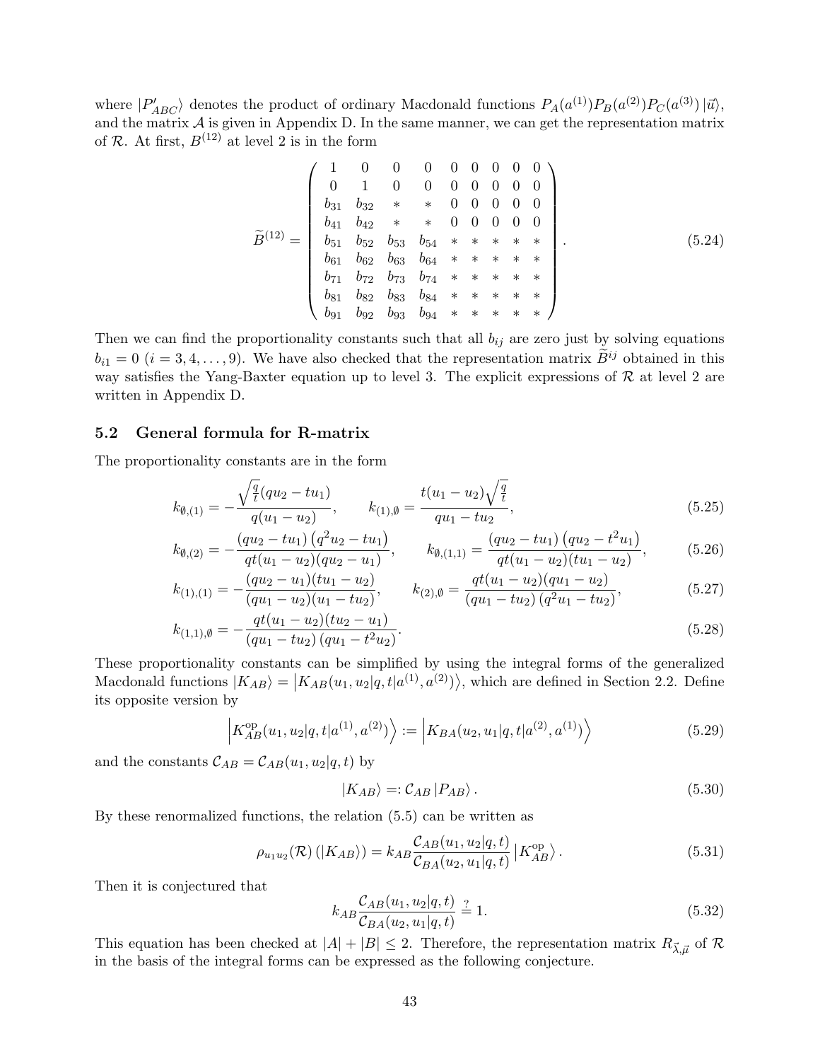where $|P'_{ABC}\rangle$ denotes the product of ordinary Macdonald functions $P_A(a^{(1)})P_B(a^{(2)})P_C(a^{(3)})\,|\vec{u}\rangle$, and the matrix $\mathcal{A}$ is given in Appendix D. In the same manner, we can get the representation matrix of $\mathcal{R}$. At first, $B^{(12)}$ at level 2 is in the form

$$
\widetilde{B}^{(12)} = \begin{pmatrix}
1 & 0 & 0 & 0 & 0 & 0 & 0 & 0 & 0 \\
0 & 1 & 0 & 0 & 0 & 0 & 0 & 0 & 0 \\
b_{31} & b_{32} & * & * & 0 & 0 & 0 & 0 & 0 \\
b_{41} & b_{42} & * & * & 0 & 0 & 0 & 0 & 0 \\
b_{51} & b_{52} & b_{53} & b_{54} & * & * & * & * & * \\
b_{61} & b_{62} & b_{63} & b_{64} & * & * & * & * & * \\
b_{71} & b_{72} & b_{73} & b_{74} & * & * & * & * & * \\
b_{81} & b_{82} & b_{83} & b_{84} & * & * & * & * & * \\
b_{91} & b_{92} & b_{93} & b_{94} & * & * & * & * & *
\end{pmatrix}. \tag{5.24}
$$

Then we can find the proportionality constants such that all $b_{ij}$ are zero just by solving equations $b_{i1} = 0$ $(i = 3, 4, \ldots, 9)$. We have also checked that the representation matrix $\widetilde{B}^{ij}$ obtained in this way satisfies the Yang-Baxter equation up to level 3. The explicit expressions of $\mathcal{R}$ at level 2 are written in Appendix D.

## 5.2 General formula for R-matrix

The proportionality constants are in the form

$$
k_{\emptyset,(1)} = -\frac{\sqrt{\frac{q}{t}}(qu_2 - tu_1)}{q(u_1 - u_2)}, \qquad k_{(1),\emptyset} = \frac{t(u_1 - u_2)\sqrt{\frac{q}{t}}}{qu_1 - tu_2}, \tag{5.25}
$$

$$
k_{\emptyset,(2)} = -\frac{(qu_2 - tu_1)\left(q^2u_2 - tu_1\right)}{qt(u_1 - u_2)(qu_2 - u_1)}, \qquad k_{\emptyset,(1,1)} = \frac{(qu_2 - tu_1)\left(qu_2 - t^2u_1\right)}{qt(u_1 - u_2)(tu_1 - u_2)}, \tag{5.26}
$$

$$
k_{(1),(1)} = -\frac{(qu_2 - u_1)(tu_1 - u_2)}{(qu_1 - u_2)(u_1 - tu_2)}, \qquad k_{(2),\emptyset} = \frac{qt(u_1 - u_2)(qu_1 - u_2)}{(qu_1 - tu_2)\left(q^2u_1 - tu_2\right)}, \tag{5.27}
$$

$$
k_{(1,1),\emptyset} = -\frac{qt(u_1 - u_2)(tu_2 - u_1)}{(qu_1 - tu_2)\left(qu_1 - t^2u_2\right)}. \tag{5.28}
$$

These proportionality constants can be simplified by using the integral forms of the generalized Macdonald functions $|K_{AB}\rangle = \left|K_{AB}(u_1, u_2|q, t|a^{(1)}, a^{(2)})\right\rangle$, which are defined in Section 2.2. Define its opposite version by

$$
\left|K^{\mathrm{op}}_{AB}(u_1, u_2|q, t|a^{(1)}, a^{(2)})\right\rangle := \left|K_{BA}(u_2, u_1|q, t|a^{(2)}, a^{(1)})\right\rangle \tag{5.29}
$$

and the constants $\mathcal{C}_{AB} = \mathcal{C}_{AB}(u_1, u_2|q, t)$ by

$$
|K_{AB}\rangle =: \mathcal{C}_{AB}\, |P_{AB}\rangle\,. \tag{5.30}
$$

By these renormalized functions, the relation (5.5) can be written as

$$
\rho_{u_1u_2}(\mathcal{R})\left(|K_{AB}\rangle\right) = k_{AB}\frac{\mathcal{C}_{AB}(u_1, u_2|q, t)}{\mathcal{C}_{BA}(u_2, u_1|q, t)}\left|K^{\mathrm{op}}_{AB}\right\rangle. \tag{5.31}
$$

Then it is conjectured that

$$
k_{AB}\frac{\mathcal{C}_{AB}(u_1, u_2|q, t)}{\mathcal{C}_{BA}(u_2, u_1|q, t)} \overset{?}{=} 1. \tag{5.32}
$$

This equation has been checked at $|A| + |B| \leq 2$. Therefore, the representation matrix $R_{\vec{\lambda},\vec{\mu}}$ of $\mathcal{R}$ in the basis of the integral forms can be expressed as the following conjecture.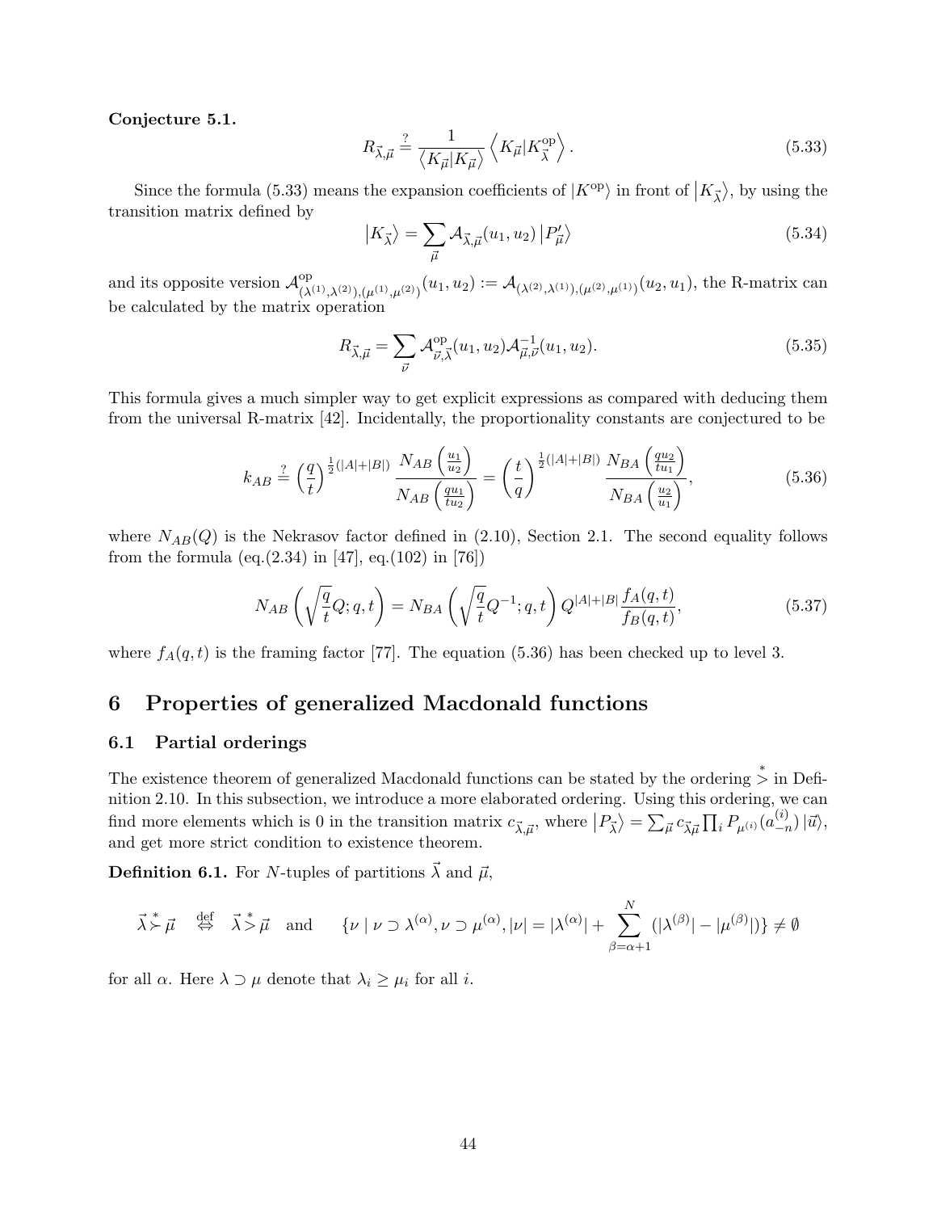**Conjecture 5.1.**

$$R_{\vec{\lambda},\vec{\mu}} \overset{?}{=} \frac{1}{\langle K_{\vec{\mu}} | K_{\vec{\mu}} \rangle} \left\langle K_{\vec{\mu}} | K^{\mathrm{op}}_{\vec{\lambda}} \right\rangle. \tag{5.33}$$

Since the formula (5.33) means the expansion coefficients of $|K^{\mathrm{op}}\rangle$ in front of $|K_{\vec{\lambda}}\rangle$, by using the transition matrix defined by

$$|K_{\vec{\lambda}}\rangle = \sum_{\vec{\mu}} \mathcal{A}_{\vec{\lambda},\vec{\mu}}(u_1, u_2) \, |P'_{\vec{\mu}}\rangle \tag{5.34}$$

and its opposite version $\mathcal{A}^{\mathrm{op}}_{(\lambda^{(1)},\lambda^{(2)}),(\mu^{(1)},\mu^{(2)})}(u_1,u_2) := \mathcal{A}_{(\lambda^{(2)},\lambda^{(1)}),(\mu^{(2)},\mu^{(1)})}(u_2,u_1)$, the R-matrix can be calculated by the matrix operation

$$R_{\vec{\lambda},\vec{\mu}} = \sum_{\vec{\nu}} \mathcal{A}^{\mathrm{op}}_{\vec{\nu},\vec{\lambda}}(u_1,u_2) \mathcal{A}^{-1}_{\vec{\mu},\vec{\nu}}(u_1,u_2). \tag{5.35}$$

This formula gives a much simpler way to get explicit expressions as compared with deducing them from the universal R-matrix [42]. Incidentally, the proportionality constants are conjectured to be

$$k_{AB} \overset{?}{=} \left(\frac{q}{t}\right)^{\frac{1}{2}(|A|+|B|)} \frac{N_{AB}\left(\frac{u_1}{u_2}\right)}{N_{AB}\left(\frac{qu_1}{tu_2}\right)} = \left(\frac{t}{q}\right)^{\frac{1}{2}(|A|+|B|)} \frac{N_{BA}\left(\frac{qu_2}{tu_1}\right)}{N_{BA}\left(\frac{u_2}{u_1}\right)}, \tag{5.36}$$

where $N_{AB}(Q)$ is the Nekrasov factor defined in (2.10), Section 2.1. The second equality follows from the formula (eq.(2.34) in [47], eq.(102) in [76])

$$N_{AB}\left(\sqrt{\frac{q}{t}}Q; q, t\right) = N_{BA}\left(\sqrt{\frac{q}{t}}Q^{-1}; q, t\right) Q^{|A|+|B|} \frac{f_A(q,t)}{f_B(q,t)}, \tag{5.37}$$

where $f_A(q,t)$ is the framing factor [77]. The equation (5.36) has been checked up to level 3.

# 6 Properties of generalized Macdonald functions

## 6.1 Partial orderings

The existence theorem of generalized Macdonald functions can be stated by the ordering $\overset{*}{>}$ in Definition 2.10. In this subsection, we introduce a more elaborated ordering. Using this ordering, we can find more elements which is 0 in the transition matrix $c_{\vec{\lambda},\vec{\mu}}$, where $|P_{\vec{\lambda}}\rangle = \sum_{\vec{\mu}} c_{\vec{\lambda}\vec{\mu}} \prod_i P_{\mu^{(i)}}(a^{(i)}_{-n}) \, |\vec{u}\rangle$, and get more strict condition to existence theorem.

**Definition 6.1.** For $N$-tuples of partitions $\vec{\lambda}$ and $\vec{\mu}$,

$$\vec{\lambda} \overset{*}{\succ} \vec{\mu} \quad \overset{\text{def}}{\Leftrightarrow} \quad \vec{\lambda} \overset{*}{>} \vec{\mu} \quad \text{and} \qquad \{\nu \mid \nu \supset \lambda^{(\alpha)}, \nu \supset \mu^{(\alpha)}, |\nu| = |\lambda^{(\alpha)}| + \sum_{\beta=\alpha+1}^{N} (|\lambda^{(\beta)}| - |\mu^{(\beta)}|)\} \neq \emptyset$$

for all $\alpha$. Here $\lambda \supset \mu$ denote that $\lambda_i \geq \mu_i$ for all $i$.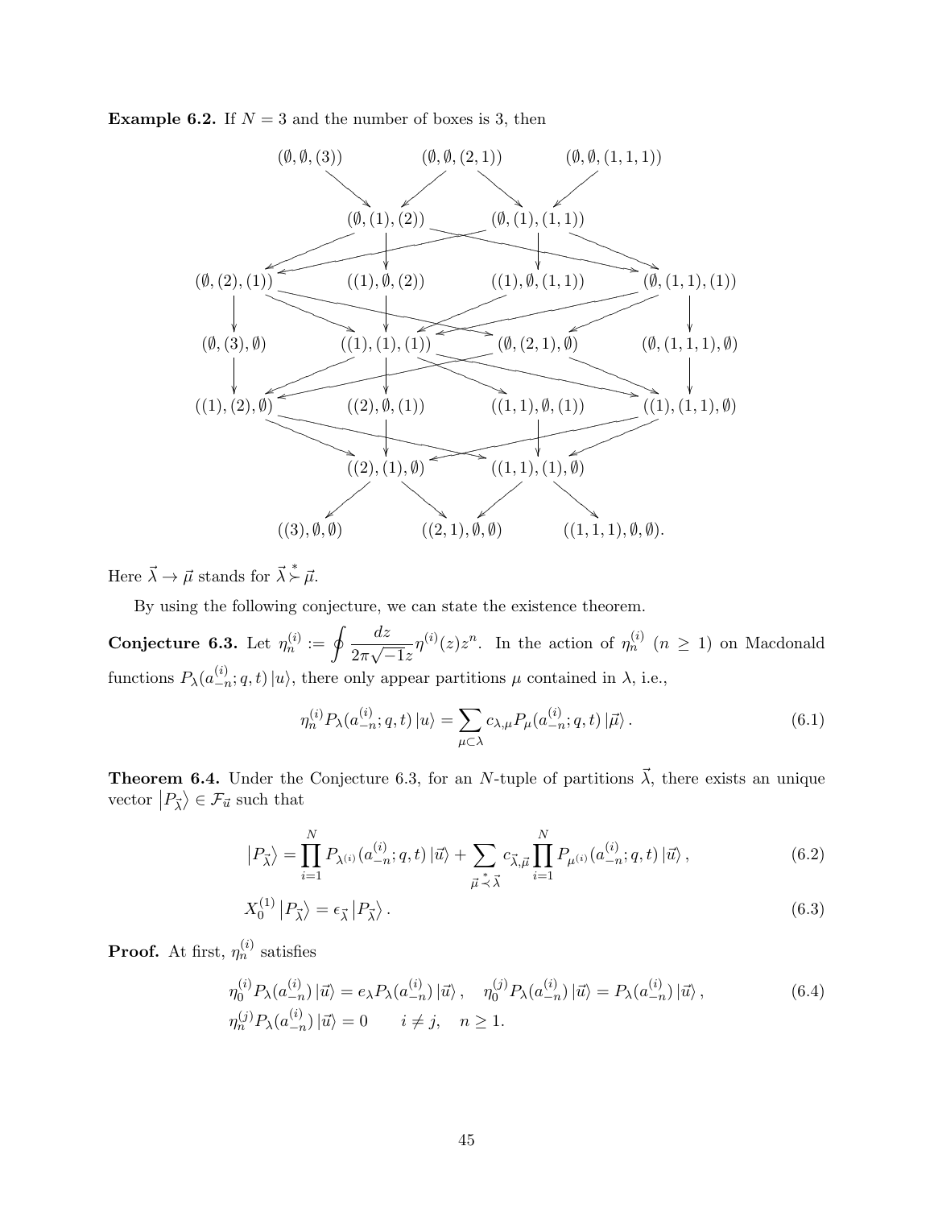**Example 6.2.** If $N = 3$ and the number of boxes is 3, then

$$
\begin{array}{cccc}
 & (\emptyset,\emptyset,(3)) \quad (\emptyset,\emptyset,(2,1)) \quad (\emptyset,\emptyset,(1,1,1)) & & \\
 & (\emptyset,(1),(2)) \quad (\emptyset,(1),(1,1)) & & \\
(\emptyset,(2),(1)) & ((1),\emptyset,(2)) & ((1),\emptyset,(1,1)) & (\emptyset,(1,1),(1)) \\
(\emptyset,(3),\emptyset) & ((1),(1),(1)) & (\emptyset,(2,1),\emptyset) & (\emptyset,(1,1,1),\emptyset) \\
((1),(2),\emptyset) & ((2),\emptyset,(1)) & ((1,1),\emptyset,(1)) & ((1),(1,1),\emptyset) \\
 & ((2),(1),\emptyset) \quad ((1,1),(1),\emptyset) & & \\
 & ((3),\emptyset,\emptyset) \quad ((2,1),\emptyset,\emptyset) \quad ((1,1,1),\emptyset,\emptyset). & &
\end{array}
$$

Here $\vec{\lambda} \to \vec{\mu}$ stands for $\vec{\lambda} \overset{*}{\succ} \vec{\mu}$.

By using the following conjecture, we can state the existence theorem.

**Conjecture 6.3.** Let $\eta_n^{(i)} := \oint \frac{dz}{2\pi\sqrt{-1}z}\eta^{(i)}(z)z^n$. In the action of $\eta_n^{(i)}$ $(n \geq 1)$ on Macdonald functions $P_\lambda(a_{-n}^{(i)}; q, t) \left|u\right\rangle$, there only appear partitions $\mu$ contained in $\lambda$, i.e.,

$$
\eta_n^{(i)} P_\lambda(a_{-n}^{(i)}; q, t) \left|u\right\rangle = \sum_{\mu \subset \lambda} c_{\lambda,\mu} P_\mu(a_{-n}^{(i)}; q, t) \left|\vec{\mu}\right\rangle. \tag{6.1}
$$

**Theorem 6.4.** Under the Conjecture 6.3, for an $N$-tuple of partitions $\vec{\lambda}$, there exists an unique vector $\left|P_{\vec{\lambda}}\right\rangle \in \mathcal{F}_{\vec{u}}$ such that

$$
\left|P_{\vec{\lambda}}\right\rangle = \prod_{i=1}^{N} P_{\lambda^{(i)}}(a_{-n}^{(i)}; q, t) \left|\vec{u}\right\rangle + \sum_{\vec{\mu} \overset{*}{\prec} \vec{\lambda}} c_{\vec{\lambda},\vec{\mu}} \prod_{i=1}^{N} P_{\mu^{(i)}}(a_{-n}^{(i)}; q, t) \left|\vec{u}\right\rangle, \tag{6.2}
$$

$$
X_0^{(1)} \left|P_{\vec{\lambda}}\right\rangle = \epsilon_{\vec{\lambda}} \left|P_{\vec{\lambda}}\right\rangle. \tag{6.3}
$$

**Proof.** At first, $\eta_n^{(i)}$ satisfies

$$
\begin{aligned}
&\eta_0^{(i)} P_\lambda(a_{-n}^{(i)}) \left|\vec{u}\right\rangle = e_\lambda P_\lambda(a_{-n}^{(i)}) \left|\vec{u}\right\rangle, \quad \eta_0^{(j)} P_\lambda(a_{-n}^{(i)}) \left|\vec{u}\right\rangle = P_\lambda(a_{-n}^{(i)}) \left|\vec{u}\right\rangle, \\
&\eta_n^{(j)} P_\lambda(a_{-n}^{(i)}) \left|\vec{u}\right\rangle = 0 \qquad i \neq j, \quad n \geq 1.
\end{aligned} \tag{6.4}
$$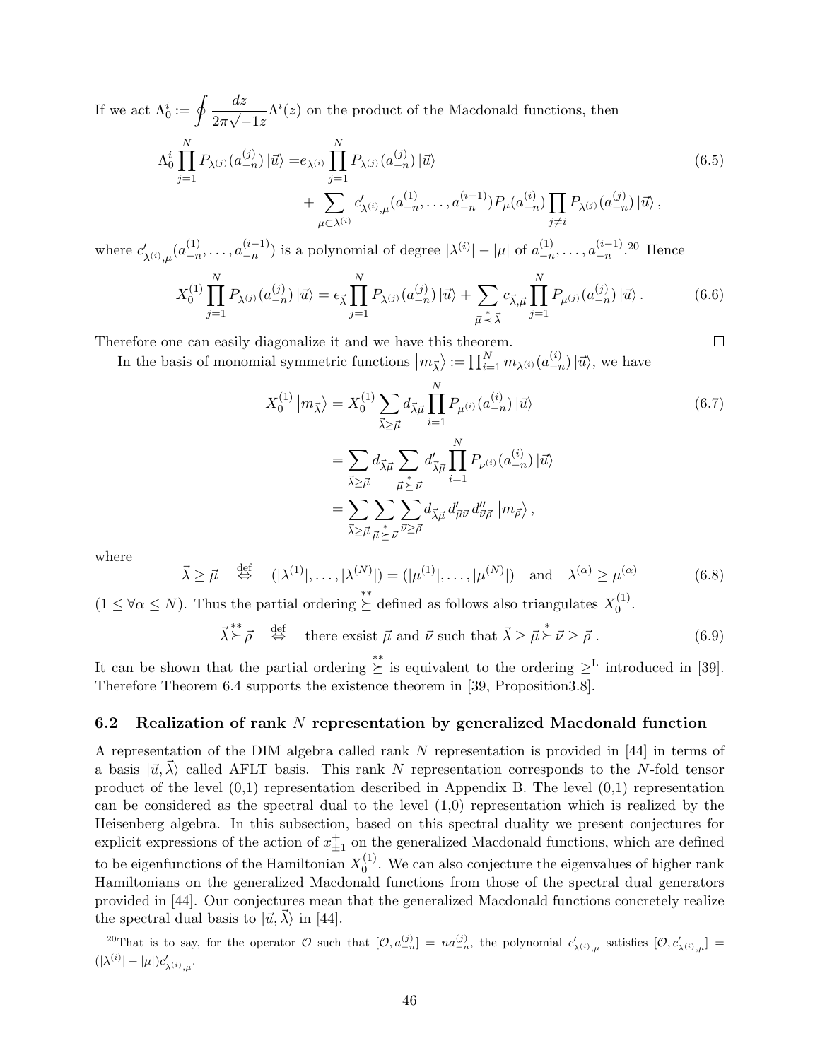If we act $\Lambda_0^i := \oint \frac{dz}{2\pi\sqrt{-1}z}\Lambda^i(z)$ on the product of the Macdonald functions, then

$$
\begin{aligned}
\Lambda_0^i \prod_{j=1}^N P_{\lambda^{(j)}}(a_{-n}^{(j)}) |\vec{u}\rangle =& e_{\lambda^{(i)}} \prod_{j=1}^N P_{\lambda^{(j)}}(a_{-n}^{(j)}) |\vec{u}\rangle \\
&+ \sum_{\mu \subset \lambda^{(i)}} c'_{\lambda^{(i)},\mu}(a_{-n}^{(1)}, \dots, a_{-n}^{(i-1)}) P_\mu(a_{-n}^{(i)}) \prod_{j\neq i} P_{\lambda^{(j)}}(a_{-n}^{(j)}) |\vec{u}\rangle ,
\end{aligned} \tag{6.5}
$$

where $c'_{\lambda^{(i)},\mu}(a_{-n}^{(1)}, \dots, a_{-n}^{(i-1)})$ is a polynomial of degree $|\lambda^{(i)}| - |\mu|$ of $a_{-n}^{(1)}, \dots, a_{-n}^{(i-1)}$.[20] Hence

$$
X_0^{(1)} \prod_{j=1}^N P_{\lambda^{(j)}}(a_{-n}^{(j)}) |\vec{u}\rangle = \epsilon_{\vec{\lambda}} \prod_{j=1}^N P_{\lambda^{(j)}}(a_{-n}^{(j)}) |\vec{u}\rangle + \sum_{\vec{\mu} \overset{*}{\prec} \vec{\lambda}} c_{\vec{\lambda},\vec{\mu}} \prod_{j=1}^N P_{\mu^{(j)}}(a_{-n}^{(j)}) |\vec{u}\rangle . \tag{6.6}
$$

Therefore one can easily diagonalize it and we have this theorem. □

In the basis of monomial symmetric functions $|m_{\vec{\lambda}}\rangle := \prod_{i=1}^N m_{\lambda^{(i)}}(a_{-n}^{(i)}) |\vec{u}\rangle$, we have

$$
\begin{aligned}
X_0^{(1)} |m_{\vec{\lambda}}\rangle &= X_0^{(1)} \sum_{\vec{\lambda} \geq \vec{\mu}} d_{\vec{\lambda}\vec{\mu}} \prod_{i=1}^N P_{\mu^{(i)}}(a_{-n}^{(i)}) |\vec{u}\rangle \\
&= \sum_{\vec{\lambda} \geq \vec{\mu}} d_{\vec{\lambda}\vec{\mu}} \sum_{\vec{\mu} \overset{*}{\succeq} \vec{\nu}} d'_{\vec{\lambda}\vec{\mu}} \prod_{i=1}^N P_{\nu^{(i)}}(a_{-n}^{(i)}) |\vec{u}\rangle \\
&= \sum_{\vec{\lambda} \geq \vec{\mu}} \sum_{\vec{\mu} \overset{*}{\succeq} \vec{\nu}} \sum_{\vec{\nu} \geq \vec{\rho}} d_{\vec{\lambda}\vec{\mu}} d'_{\vec{\mu}\vec{\nu}} d''_{\vec{\nu}\vec{\rho}} |m_{\vec{\rho}}\rangle ,
\end{aligned} \tag{6.7}
$$

where

$$
\vec{\lambda} \geq \vec{\mu} \quad \overset{\text{def}}{\Leftrightarrow} \quad (|\lambda^{(1)}|, \dots, |\lambda^{(N)}|) = (|\mu^{(1)}|, \dots, |\mu^{(N)}|) \quad \text{and} \quad \lambda^{(\alpha)} \geq \mu^{(\alpha)} \tag{6.8}
$$

$(1 \leq \forall \alpha \leq N)$. Thus the partial ordering $\overset{**}{\succeq}$ defined as follows also triangulates $X_0^{(1)}$.

$$
\vec{\lambda} \overset{**}{\succeq} \vec{\rho} \quad \overset{\text{def}}{\Leftrightarrow} \quad \text{there exsist } \vec{\mu} \text{ and } \vec{\nu} \text{ such that } \vec{\lambda} \geq \vec{\mu} \overset{*}{\succeq} \vec{\nu} \geq \vec{\rho} . \tag{6.9}
$$

It can be shown that the partial ordering $\overset{**}{\succeq}$ is equivalent to the ordering $\geq^{\mathrm{L}}$ introduced in [39]. Therefore Theorem 6.4 supports the existence theorem in [39, Proposition3.8].

## 6.2 Realization of rank $N$ representation by generalized Macdonald function

A representation of the DIM algebra called rank $N$ representation is provided in [44] in terms of a basis $|\vec{u}, \vec{\lambda}\rangle$ called AFLT basis. This rank $N$ representation corresponds to the $N$-fold tensor product of the level (0,1) representation described in Appendix B. The level (0,1) representation can be considered as the spectral dual to the level (1,0) representation which is realized by the Heisenberg algebra. In this subsection, based on this spectral duality we present conjectures for explicit expressions of the action of $x_{\pm 1}^+$ on the generalized Macdonald functions, which are defined to be eigenfunctions of the Hamiltonian $X_0^{(1)}$. We can also conjecture the eigenvalues of higher rank Hamiltonians on the generalized Macdonald functions from those of the spectral dual generators provided in [44]. Our conjectures mean that the generalized Macdonald functions concretely realize the spectral dual basis to $|\vec{u}, \vec{\lambda}\rangle$ in [44].

[20] That is to say, for the operator $\mathcal{O}$ such that $[\mathcal{O}, a_{-n}^{(j)}] = n a_{-n}^{(j)}$, the polynomial $c'_{\lambda^{(i)},\mu}$ satisfies $[\mathcal{O}, c'_{\lambda^{(i)},\mu}] = (|\lambda^{(i)}| - |\mu|) c'_{\lambda^{(i)},\mu}$.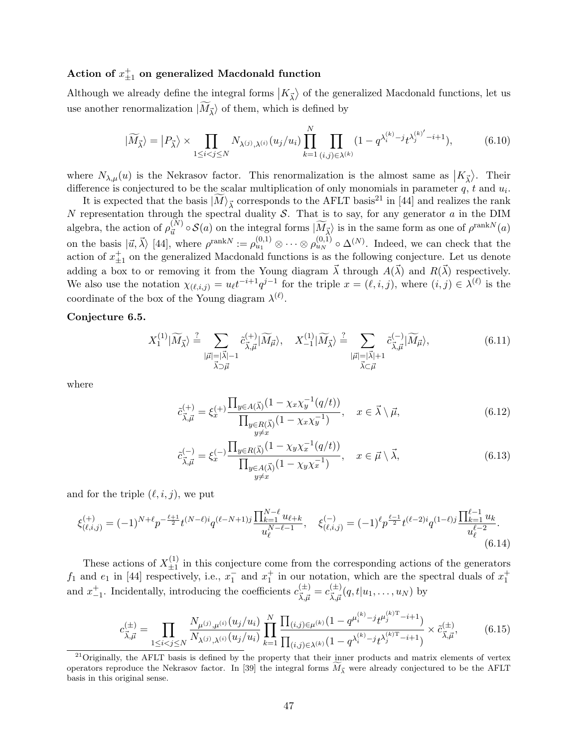### Action of $x^+_{\pm 1}$ on generalized Macdonald function

Although we already define the integral forms $|K_{\vec{\lambda}}\rangle$ of the generalized Macdonald functions, let us use another renormalization $|\widetilde{M}_{\vec{\lambda}}\rangle$ of them, which is defined by

$$|\widetilde{M}_{\vec{\lambda}}\rangle = |P_{\vec{\lambda}}\rangle \times \prod_{1\le i<j\le N} N_{\lambda^{(j)},\lambda^{(i)}}(u_j/u_i) \prod_{k=1}^{N} \prod_{(i,j)\in\lambda^{(k)}} (1 - q^{\lambda_i^{(k)}-j} t^{\lambda_j^{(k)\prime}-i+1}), \tag{6.10}$$

where $N_{\lambda,\mu}(u)$ is the Nekrasov factor. This renormalization is the almost same as $|K_{\vec{\lambda}}\rangle$. Their difference is conjectured to be the scalar multiplication of only monomials in parameter $q$, $t$ and $u_i$.

It is expected that the basis $|\widetilde{M}\rangle_{\vec{\lambda}}$ corresponds to the AFLT basis[21] in [44] and realizes the rank $N$ representation through the spectral duality $\mathcal{S}$. That is to say, for any generator $a$ in the DIM algebra, the action of $\rho^{(N)}_{\vec{u}} \circ \mathcal{S}(a)$ on the integral forms $|\widetilde{M}_{\vec{\lambda}}\rangle$ is in the same form as one of $\rho^{\mathrm{rank}N}(a)$ on the basis $|\vec{u}, \vec{\lambda}\rangle$ [44], where $\rho^{\mathrm{rank}N} := \rho^{(0,1)}_{u_1} \otimes \cdots \otimes \rho^{(0,1)}_{u_N} \circ \Delta^{(N)}$. Indeed, we can check that the action of $x^+_{\pm 1}$ on the generalized Macdonald functions is as the following conjecture. Let us denote adding a box to or removing it from the Young diagram $\vec{\lambda}$ through $A(\vec{\lambda})$ and $R(\vec{\lambda})$ respectively. We also use the notation $\chi_{(\ell,i,j)} = u_\ell t^{-i+1} q^{j-1}$ for the triple $x = (\ell, i, j)$, where $(i,j) \in \lambda^{(\ell)}$ is the coordinate of the box of the Young diagram $\lambda^{(\ell)}$.

**Conjecture 6.5.**

$$X^{(1)}_1 |\widetilde{M}_{\vec{\lambda}}\rangle \overset{?}{=} \sum_{\substack{|\vec{\mu}|=|\vec{\lambda}|-1 \\ \vec{\lambda}\supset\vec{\mu}}} \tilde{c}^{(+)}_{\vec{\lambda},\vec{\mu}} |\widetilde{M}_{\vec{\mu}}\rangle, \quad X^{(1)}_{-1} |\widetilde{M}_{\vec{\lambda}}\rangle \overset{?}{=} \sum_{\substack{|\vec{\mu}|=|\vec{\lambda}|+1 \\ \vec{\lambda}\subset\vec{\mu}}} \tilde{c}^{(-)}_{\vec{\lambda},\vec{\mu}} |\widetilde{M}_{\vec{\mu}}\rangle, \tag{6.11}$$

where

$$\tilde{c}^{(+)}_{\vec{\lambda},\vec{\mu}} = \xi^{(+)}_x \frac{\prod_{y\in A(\vec{\lambda})} (1 - \chi_x \chi_y^{-1}(q/t))}{\prod_{\substack{y\in R(\vec{\lambda}) \\ y\neq x}} (1 - \chi_x \chi_y^{-1})}, \quad x \in \vec{\lambda} \setminus \vec{\mu}, \tag{6.12}$$

$$\tilde{c}^{(-)}_{\vec{\lambda},\vec{\mu}} = \xi^{(-)}_x \frac{\prod_{y\in R(\vec{\lambda})} (1 - \chi_y \chi_x^{-1}(q/t))}{\prod_{\substack{y\in A(\vec{\lambda}) \\ y\neq x}} (1 - \chi_y \chi_x^{-1})}, \quad x \in \vec{\mu} \setminus \vec{\lambda}, \tag{6.13}$$

and for the triple $(\ell, i, j)$, we put

$$\xi^{(+)}_{(\ell,i,j)} = (-1)^{N+\ell} p^{-\frac{\ell+1}{2}} t^{(N-\ell)i} q^{(\ell-N+1)j} \frac{\prod_{k=1}^{N-\ell} u_{\ell+k}}{u_\ell^{N-\ell-1}}, \quad \xi^{(-)}_{(\ell,i,j)} = (-1)^{\ell} p^{\frac{\ell-1}{2}} t^{(\ell-2)i} q^{(1-\ell)j} \frac{\prod_{k=1}^{\ell-1} u_k}{u_\ell^{\ell-2}}. \tag{6.14}$$

These actions of $X^{(1)}_{\pm 1}$ in this conjecture come from the corresponding actions of the generators $f_1$ and $e_1$ in [44] respectively, i.e., $x^-_1$ and $x^+_1$ in our notation, which are the spectral duals of $x^+_1$ and $x^+_{-1}$. Incidentally, introducing the coefficients $c^{(\pm)}_{\vec{\lambda},\vec{\mu}} = c^{(\pm)}_{\vec{\lambda},\vec{\mu}}(q, t|u_1, \ldots, u_N)$ by

$$c^{(\pm)}_{\vec{\lambda},\vec{\mu}} = \prod_{1\le i<j\le N} \frac{N_{\mu^{(j)},\mu^{(i)}}(u_j/u_i)}{N_{\lambda^{(j)},\lambda^{(i)}}(u_j/u_i)} \prod_{k=1}^{N} \frac{\prod_{(i,j)\in\mu^{(k)}} (1 - q^{\mu_i^{(k)}-j} t^{\mu_j^{(k)\mathrm{T}}-i+1})}{\prod_{(i,j)\in\lambda^{(k)}} (1 - q^{\lambda_i^{(k)}-j} t^{\lambda_j^{(k)\mathrm{T}}-i+1})} \times \tilde{c}^{(\pm)}_{\vec{\lambda},\vec{\mu}}, \tag{6.15}$$

[21] Originally, the AFLT basis is defined by the property that their inner products and matrix elements of vertex operators reproduce the Nekrasov factor. In [39] the integral forms $\widetilde{M}_{\vec{\lambda}}$ were already conjectured to be the AFLT basis in this original sense.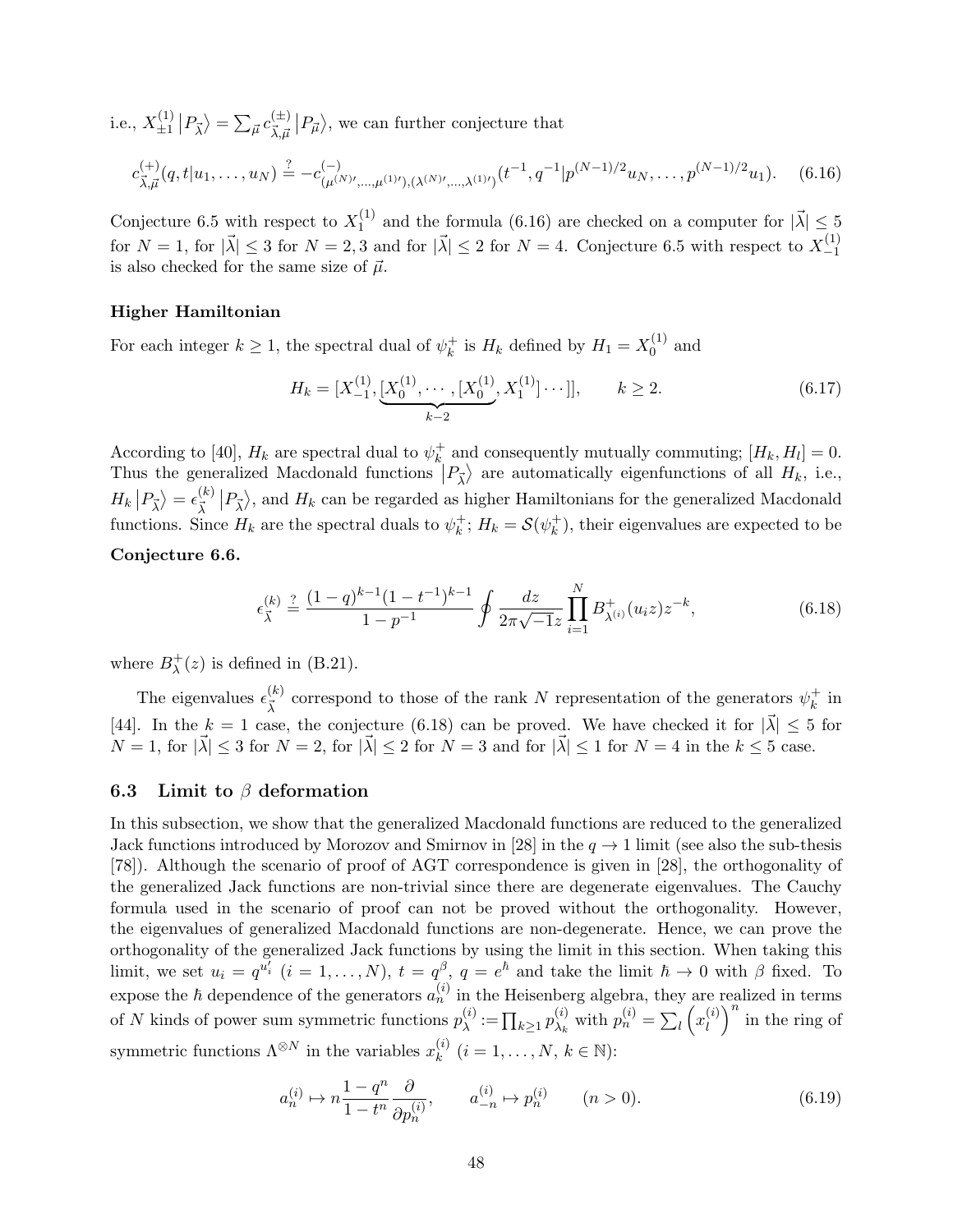i.e., $X^{(1)}_{\pm 1}\left|P_{\vec{\lambda}}\right\rangle = \sum_{\vec{\mu}} c^{(\pm)}_{\vec{\lambda},\vec{\mu}}\left|P_{\vec{\mu}}\right\rangle$, we can further conjecture that

$$c^{(+)}_{\vec{\lambda},\vec{\mu}}(q,t|u_1,\ldots,u_N) \overset{?}{=} -c^{(-)}_{(\mu^{(N)\prime},\ldots,\mu^{(1)\prime}),(\lambda^{(N)\prime},\ldots,\lambda^{(1)\prime})}(t^{-1},q^{-1}|p^{(N-1)/2}u_N,\ldots,p^{(N-1)/2}u_1). \tag{6.16}$$

Conjecture 6.5 with respect to $X^{(1)}_1$ and the formula (6.16) are checked on a computer for $|\vec{\lambda}| \leq 5$ for $N=1$, for $|\vec{\lambda}| \leq 3$ for $N=2,3$ and for $|\vec{\lambda}| \leq 2$ for $N=4$. Conjecture 6.5 with respect to $X^{(1)}_{-1}$ is also checked for the same size of $\vec{\mu}$.

**Higher Hamiltonian**

For each integer $k \geq 1$, the spectral dual of $\psi^+_k$ is $H_k$ defined by $H_1 = X^{(1)}_0$ and

$$H_k = [X^{(1)}_{-1}, \underbrace{[X^{(1)}_0, \cdots, [X^{(1)}_0}_{k-2}, X^{(1)}_1]\cdots]], \qquad k \geq 2. \tag{6.17}$$

According to [40], $H_k$ are spectral dual to $\psi^+_k$ and consequently mutually commuting; $[H_k, H_l] = 0$. Thus the generalized Macdonald functions $\left|P_{\vec{\lambda}}\right\rangle$ are automatically eigenfunctions of all $H_k$, i.e., $H_k\left|P_{\vec{\lambda}}\right\rangle = \epsilon^{(k)}_{\vec{\lambda}}\left|P_{\vec{\lambda}}\right\rangle$, and $H_k$ can be regarded as higher Hamiltonians for the generalized Macdonald functions. Since $H_k$ are the spectral duals to $\psi^+_k$; $H_k = \mathcal{S}(\psi^+_k)$, their eigenvalues are expected to be

**Conjecture 6.6.**

$$\epsilon^{(k)}_{\vec{\lambda}} \overset{?}{=} \frac{(1-q)^{k-1}(1-t^{-1})^{k-1}}{1-p^{-1}} \oint \frac{dz}{2\pi\sqrt{-1}z} \prod_{i=1}^{N} B^+_{\lambda^{(i)}}(u_i z) z^{-k}, \tag{6.18}$$

where $B^+_\lambda(z)$ is defined in (B.21).

The eigenvalues $\epsilon^{(k)}_{\vec{\lambda}}$ correspond to those of the rank $N$ representation of the generators $\psi^+_k$ in [44]. In the $k=1$ case, the conjecture (6.18) can be proved. We have checked it for $|\vec{\lambda}| \leq 5$ for $N=1$, for $|\vec{\lambda}| \leq 3$ for $N=2$, for $|\vec{\lambda}| \leq 2$ for $N=3$ and for $|\vec{\lambda}| \leq 1$ for $N=4$ in the $k \leq 5$ case.

### 6.3 Limit to $\beta$ deformation

In this subsection, we show that the generalized Macdonald functions are reduced to the generalized Jack functions introduced by Morozov and Smirnov in [28] in the $q \to 1$ limit (see also the sub-thesis [78]). Although the scenario of proof of AGT correspondence is given in [28], the orthogonality of the generalized Jack functions are non-trivial since there are degenerate eigenvalues. The Cauchy formula used in the scenario of proof can not be proved without the orthogonality. However, the eigenvalues of generalized Macdonald functions are non-degenerate. Hence, we can prove the orthogonality of the generalized Jack functions by using the limit in this section. When taking this limit, we set $u_i = q^{u'_i}$ $(i=1,\ldots,N)$, $t = q^\beta$, $q = e^\hbar$ and take the limit $\hbar \to 0$ with $\beta$ fixed. To expose the $\hbar$ dependence of the generators $a^{(i)}_n$ in the Heisenberg algebra, they are realized in terms of $N$ kinds of power sum symmetric functions $p^{(i)}_\lambda := \prod_{k\geq 1} p^{(i)}_{\lambda_k}$ with $p^{(i)}_n = \sum_l \left(x^{(i)}_l\right)^n$ in the ring of symmetric functions $\Lambda^{\otimes N}$ in the variables $x^{(i)}_k$ $(i=1,\ldots,N,\ k\in\mathbb{N})$:

$$a^{(i)}_n \mapsto n\frac{1-q^n}{1-t^n}\frac{\partial}{\partial p^{(i)}_n}, \qquad a^{(i)}_{-n} \mapsto p^{(i)}_n \qquad (n>0). \tag{6.19}$$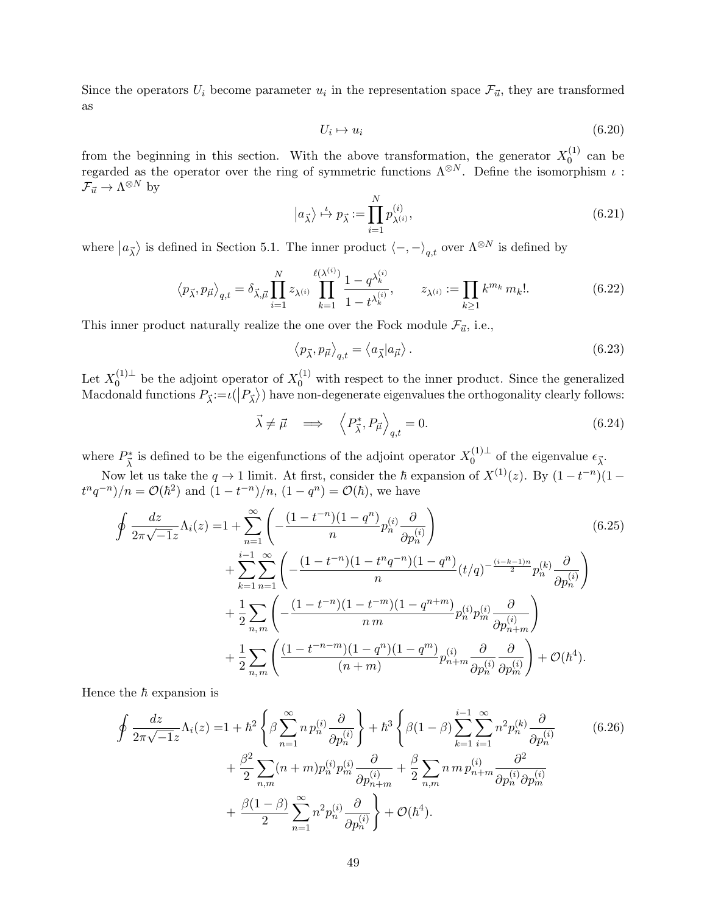Since the operators $U_i$ become parameter $u_i$ in the representation space $\mathcal{F}_{\vec{u}}$, they are transformed as

$$U_i \mapsto u_i \tag{6.20}$$

from the beginning in this section. With the above transformation, the generator $X_0^{(1)}$ can be regarded as the operator over the ring of symmetric functions $\Lambda^{\otimes N}$. Define the isomorphism $\iota : \mathcal{F}_{\vec{u}} \to \Lambda^{\otimes N}$ by

$$\left|a_{\vec{\lambda}}\right\rangle \overset{\iota}{\mapsto} p_{\vec{\lambda}} := \prod_{i=1}^{N} p^{(i)}_{\lambda^{(i)}}, \tag{6.21}$$

where $\left|a_{\vec{\lambda}}\right\rangle$ is defined in Section 5.1. The inner product $\langle -, - \rangle_{q,t}$ over $\Lambda^{\otimes N}$ is defined by

$$\left\langle p_{\vec{\lambda}}, p_{\vec{\mu}} \right\rangle_{q,t} = \delta_{\vec{\lambda},\vec{\mu}} \prod_{i=1}^{N} z_{\lambda^{(i)}} \prod_{k=1}^{\ell(\lambda^{(i)})} \frac{1-q^{\lambda_k^{(i)}}}{1-t^{\lambda_k^{(i)}}}, \qquad z_{\lambda^{(i)}} := \prod_{k\geq 1} k^{m_k}\, m_k!. \tag{6.22}$$

This inner product naturally realize the one over the Fock module $\mathcal{F}_{\vec{u}}$, i.e.,

$$\left\langle p_{\vec{\lambda}}, p_{\vec{\mu}} \right\rangle_{q,t} = \left\langle a_{\vec{\lambda}} | a_{\vec{\mu}} \right\rangle. \tag{6.23}$$

Let $X_0^{(1)\perp}$ be the adjoint operator of $X_0^{(1)}$ with respect to the inner product. Since the generalized Macdonald functions $P_{\vec{\lambda}} := \iota(\left|P_{\vec{\lambda}}\right\rangle)$ have non-degenerate eigenvalues the orthogonality clearly follows:

$$\vec{\lambda} \neq \vec{\mu} \quad \Longrightarrow \quad \left\langle P^*_{\vec{\lambda}}, P_{\vec{\mu}} \right\rangle_{q,t} = 0. \tag{6.24}$$

where $P^*_{\vec{\lambda}}$ is defined to be the eigenfunctions of the adjoint operator $X_0^{(1)\perp}$ of the eigenvalue $\epsilon_{\vec{\lambda}}$.

Now let us take the $q \to 1$ limit. At first, consider the $\hbar$ expansion of $X^{(1)}(z)$. By $(1-t^{-n})(1-t^n q^{-n})/n = \mathcal{O}(\hbar^2)$ and $(1-t^{-n})/n$, $(1-q^n) = \mathcal{O}(\hbar)$, we have

$$\begin{aligned}
\oint \frac{dz}{2\pi\sqrt{-1}z}\Lambda_i(z) =& 1 + \sum_{n=1}^{\infty}\left(-\frac{(1-t^{-n})(1-q^n)}{n} p_n^{(i)} \frac{\partial}{\partial p_n^{(i)}}\right) \\
&+ \sum_{k=1}^{i-1}\sum_{n=1}^{\infty}\left(-\frac{(1-t^{-n})(1-t^n q^{-n})(1-q^n)}{n}(t/q)^{-\frac{(i-k-1)n}{2}} p_n^{(k)} \frac{\partial}{\partial p_n^{(i)}}\right) \\
&+ \frac{1}{2}\sum_{n,\,m}\left(-\frac{(1-t^{-n})(1-t^{-m})(1-q^{n+m})}{n\,m} p_n^{(i)} p_m^{(i)} \frac{\partial}{\partial p_{n+m}^{(i)}}\right) \\
&+ \frac{1}{2}\sum_{n,\,m}\left(\frac{(1-t^{-n-m})(1-q^n)(1-q^m)}{(n+m)} p_{n+m}^{(i)} \frac{\partial}{\partial p_n^{(i)}}\frac{\partial}{\partial p_m^{(i)}}\right) + \mathcal{O}(\hbar^4).
\end{aligned} \tag{6.25}$$

Hence the $\hbar$ expansion is

$$\begin{aligned}
\oint \frac{dz}{2\pi\sqrt{-1}z}\Lambda_i(z) =& 1 + \hbar^2\left\{\beta\sum_{n=1}^{\infty} n\, p_n^{(i)} \frac{\partial}{\partial p_n^{(i)}}\right\} + \hbar^3\left\{\beta(1-\beta)\sum_{k=1}^{i-1}\sum_{i=1}^{\infty} n^2 p_n^{(k)} \frac{\partial}{\partial p_n^{(i)}}\right. \\
&+ \frac{\beta^2}{2}\sum_{n,m}(n+m) p_n^{(i)} p_m^{(i)} \frac{\partial}{\partial p_{n+m}^{(i)}} + \frac{\beta}{2}\sum_{n,m} n\, m\, p_{n+m}^{(i)} \frac{\partial^2}{\partial p_n^{(i)} \partial p_m^{(i)}} \\
&+ \left.\frac{\beta(1-\beta)}{2}\sum_{n=1}^{\infty} n^2 p_n^{(i)} \frac{\partial}{\partial p_n^{(i)}}\right\} + \mathcal{O}(\hbar^4).
\end{aligned} \tag{6.26}$$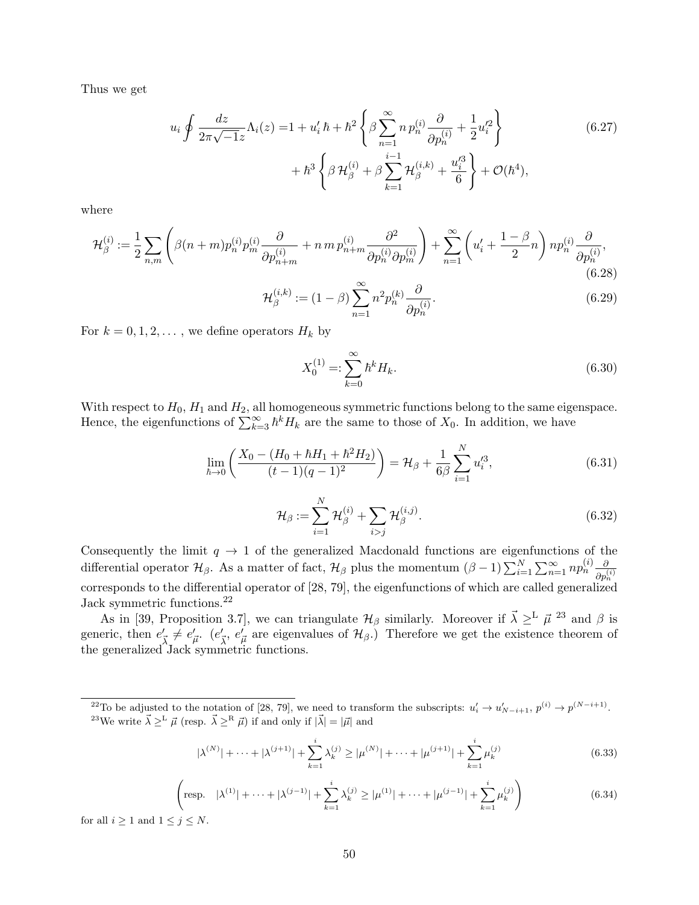Thus we get

$$
\begin{aligned}
u_i \oint \frac{dz}{2\pi\sqrt{-1}z}\Lambda_i(z) =& 1 + u_i'\,\hbar + \hbar^2 \left\{ \beta \sum_{n=1}^{\infty} n\, p_n^{(i)} \frac{\partial}{\partial p_n^{(i)}} + \frac{1}{2} u_i'^2 \right\} \\
&+ \hbar^3 \left\{ \beta\, \mathcal{H}_\beta^{(i)} + \beta \sum_{k=1}^{i-1} \mathcal{H}_\beta^{(i,k)} + \frac{u_i'^3}{6} \right\} + \mathcal{O}(\hbar^4),
\end{aligned}
\tag{6.27}
$$

where

$$
\mathcal{H}_\beta^{(i)} := \frac{1}{2} \sum_{n,m} \left( \beta(n+m) p_n^{(i)} p_m^{(i)} \frac{\partial}{\partial p_{n+m}^{(i)}} + n\,m\, p_{n+m}^{(i)} \frac{\partial^2}{\partial p_n^{(i)} \partial p_m^{(i)}} \right) + \sum_{n=1}^{\infty} \left( u_i' + \frac{1-\beta}{2} n \right) n p_n^{(i)} \frac{\partial}{\partial p_n^{(i)}},
\tag{6.28}
$$

$$
\mathcal{H}_\beta^{(i,k)} := (1-\beta) \sum_{n=1}^{\infty} n^2 p_n^{(k)} \frac{\partial}{\partial p_n^{(i)}}.
\tag{6.29}
$$

For $k = 0, 1, 2, \dots$, we define operators $H_k$ by

$$
X_0^{(1)} =: \sum_{k=0}^{\infty} \hbar^k H_k.
\tag{6.30}
$$

With respect to $H_0$, $H_1$ and $H_2$, all homogeneous symmetric functions belong to the same eigenspace. Hence, the eigenfunctions of $\sum_{k=3}^{\infty} \hbar^k H_k$ are the same to those of $X_0$. In addition, we have

$$
\lim_{\hbar \to 0} \left( \frac{X_0 - (H_0 + \hbar H_1 + \hbar^2 H_2)}{(t-1)(q-1)^2} \right) = \mathcal{H}_\beta + \frac{1}{6\beta} \sum_{i=1}^{N} u_i'^3,
\tag{6.31}
$$

$$
\mathcal{H}_\beta := \sum_{i=1}^{N} \mathcal{H}_\beta^{(i)} + \sum_{i>j} \mathcal{H}_\beta^{(i,j)}.
\tag{6.32}
$$

Consequently the limit $q \to 1$ of the generalized Macdonald functions are eigenfunctions of the differential operator $\mathcal{H}_\beta$. As a matter of fact, $\mathcal{H}_\beta$ plus the momentum $(\beta-1)\sum_{i=1}^{N}\sum_{n=1}^{\infty} n p_n^{(i)} \frac{\partial}{\partial p_n^{(i)}}$ corresponds to the differential operator of [28, 79], the eigenfunctions of which are called generalized Jack symmetric functions.[22]

As in [39, Proposition 3.7], we can triangulate $\mathcal{H}_\beta$ similarly. Moreover if $\vec{\lambda} \geq^{\mathrm{L}} \vec{\mu}$ [23] and $\beta$ is generic, then $e'_{\vec{\lambda}} \neq e'_{\vec{\mu}}$. ($e'_{\vec{\lambda}}$, $e'_{\vec{\mu}}$ are eigenvalues of $\mathcal{H}_\beta$.) Therefore we get the existence theorem of the generalized Jack symmetric functions.

---

[22] To be adjusted to the notation of [28, 79], we need to transform the subscripts: $u_i' \to u_{N-i+1}'$, $p^{(i)} \to p^{(N-i+1)}$.

[23] We write $\vec{\lambda} \geq^{\mathrm{L}} \vec{\mu}$ (resp. $\vec{\lambda} \geq^{\mathrm{R}} \vec{\mu}$) if and only if $|\vec{\lambda}| = |\vec{\mu}|$ and

$$
|\lambda^{(N)}| + \cdots + |\lambda^{(j+1)}| + \sum_{k=1}^{i} \lambda_k^{(j)} \geq |\mu^{(N)}| + \cdots + |\mu^{(j+1)}| + \sum_{k=1}^{i} \mu_k^{(j)}
\tag{6.33}
$$

$$
\left( \text{resp.} \quad |\lambda^{(1)}| + \cdots + |\lambda^{(j-1)}| + \sum_{k=1}^{i} \lambda_k^{(j)} \geq |\mu^{(1)}| + \cdots + |\mu^{(j-1)}| + \sum_{k=1}^{i} \mu_k^{(j)} \right)
\tag{6.34}
$$

for all $i \geq 1$ and $1 \leq j \leq N$.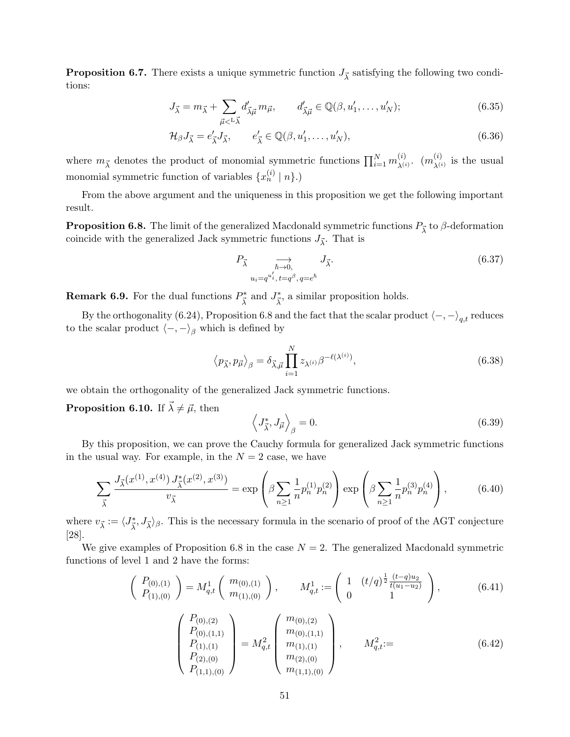**Proposition 6.7.** There exists a unique symmetric function $J_{\vec{\lambda}}$ satisfying the following two conditions:

$$J_{\vec{\lambda}} = m_{\vec{\lambda}} + \sum_{\vec{\mu} <^{\mathrm{L}} \vec{\lambda}} d'_{\vec{\lambda}\vec{\mu}} m_{\vec{\mu}}, \qquad d'_{\vec{\lambda}\vec{\mu}} \in \mathbb{Q}(\beta, u'_1, \ldots, u'_N); \tag{6.35}$$

$$\mathcal{H}_\beta J_{\vec{\lambda}} = e'_{\vec{\lambda}} J_{\vec{\lambda}}, \qquad e'_{\vec{\lambda}} \in \mathbb{Q}(\beta, u'_1, \ldots, u'_N), \tag{6.36}$$

where $m_{\vec{\lambda}}$ denotes the product of monomial symmetric functions $\prod_{i=1}^N m^{(i)}_{\lambda^{(i)}}$. ($m^{(i)}_{\lambda^{(i)}}$ is the usual monomial symmetric function of variables $\{x^{(i)}_n \mid n\}$.)

From the above argument and the uniqueness in this proposition we get the following important result.

**Proposition 6.8.** The limit of the generalized Macdonald symmetric functions $P_{\vec{\lambda}}$ to $\beta$-deformation coincide with the generalized Jack symmetric functions $J_{\vec{\lambda}}$. That is

$$P_{\vec{\lambda}} \underset{\substack{\hbar \to 0, \\ u_i = q^{u'_i},\, t = q^\beta,\, q = e^\hbar}}{\longrightarrow} J_{\vec{\lambda}}. \tag{6.37}$$

**Remark 6.9.** For the dual functions $P^*_{\vec{\lambda}}$ and $J^*_{\vec{\lambda}}$, a similar proposition holds.

By the orthogonality (6.24), Proposition 6.8 and the fact that the scalar product $\langle -, - \rangle_{q,t}$ reduces to the scalar product $\langle -, - \rangle_\beta$ which is defined by

$$\left\langle p_{\vec{\lambda}}, p_{\vec{\mu}} \right\rangle_\beta = \delta_{\vec{\lambda},\vec{\mu}} \prod_{i=1}^N z_{\lambda^{(i)}} \beta^{-\ell(\lambda^{(i)})}, \tag{6.38}$$

we obtain the orthogonality of the generalized Jack symmetric functions.

**Proposition 6.10.** If $\vec{\lambda} \neq \vec{\mu}$, then

$$\left\langle J^*_{\vec{\lambda}}, J_{\vec{\mu}} \right\rangle_\beta = 0. \tag{6.39}$$

By this proposition, we can prove the Cauchy formula for generalized Jack symmetric functions in the usual way. For example, in the $N = 2$ case, we have

$$\sum_{\vec{\lambda}} \frac{J_{\vec{\lambda}}(x^{(1)}, x^{(4)})\, J^*_{\vec{\lambda}}(x^{(2)}, x^{(3)})}{v_{\vec{\lambda}}} = \exp\left( \beta \sum_{n \geq 1} \frac{1}{n} p^{(1)}_n p^{(2)}_n \right) \exp\left( \beta \sum_{n \geq 1} \frac{1}{n} p^{(3)}_n p^{(4)}_n \right), \tag{6.40}$$

where $v_{\vec{\lambda}} := \langle J^*_{\vec{\lambda}}, J_{\vec{\lambda}} \rangle_\beta$. This is the necessary formula in the scenario of proof of the AGT conjecture [28].

We give examples of Proposition 6.8 in the case $N = 2$. The generalized Macdonald symmetric functions of level 1 and 2 have the forms:

$$\begin{pmatrix} P_{(0),(1)} \\ P_{(1),(0)} \end{pmatrix} = M^1_{q,t} \begin{pmatrix} m_{(0),(1)} \\ m_{(1),(0)} \end{pmatrix}, \qquad M^1_{q,t} := \begin{pmatrix} 1 & (t/q)^{\frac{1}{2}} \frac{(t-q)u_2}{t(u_1 - u_2)} \\ 0 & 1 \end{pmatrix}, \tag{6.41}$$

$$\begin{pmatrix} P_{(0),(2)} \\ P_{(0),(1,1)} \\ P_{(1),(1)} \\ P_{(2),(0)} \\ P_{(1,1),(0)} \end{pmatrix} = M^2_{q,t} \begin{pmatrix} m_{(0),(2)} \\ m_{(0),(1,1)} \\ m_{(1),(1)} \\ m_{(2),(0)} \\ m_{(1,1),(0)} \end{pmatrix}, \qquad M^2_{q,t} := \tag{6.42}$$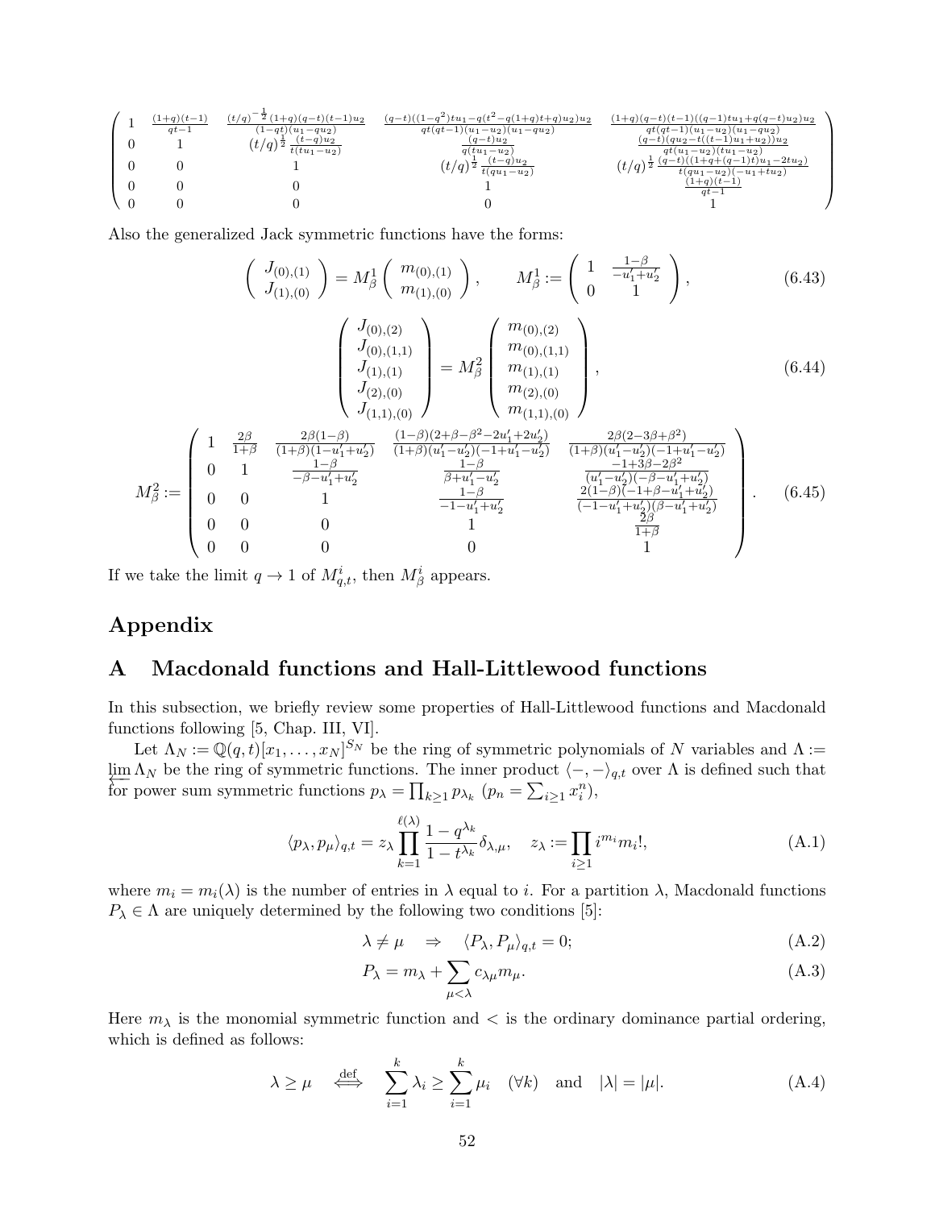$$
\begin{pmatrix}
1 & \frac{(1+q)(t-1)}{qt-1} & \frac{(t/q)^{-\frac{1}{2}}(1+q)(q-t)(t-1)u_2}{(1-qt)(u_1-qu_2)} & \frac{(q-t)((1-q^2)tu_1-q(t^2-q(1+q)t+q)u_2)u_2}{qt(qt-1)(u_1-u_2)(u_1-qu_2)} & \frac{(1+q)(q-t)(t-1)((q-1)tu_1+q(q-t)u_2)u_2}{qt(qt-1)(u_1-u_2)(u_1-qu_2)} \\
0 & 1 & (t/q)^{\frac{1}{2}}\frac{(t-q)u_2}{t(tu_1-u_2)} & \frac{(q-t)u_2}{q(tu_1-u_2)} & \frac{(q-t)(qu_2-t((t-1)u_1+u_2))u_2}{qt(u_1-u_2)(tu_1-u_2)} \\
0 & 0 & 1 & (t/q)^{\frac{1}{2}}\frac{(t-q)u_2}{t(qu_1-u_2)} & (t/q)^{\frac{1}{2}}\frac{(q-t)((1+q+(q-1)t)u_1-2tu_2)}{t(qu_1-u_2)(-u_1+tu_2)} \\
0 & 0 & 0 & 1 & \frac{(1+q)(t-1)}{qt-1} \\
0 & 0 & 0 & 0 & 1
\end{pmatrix}
$$

Also the generalized Jack symmetric functions have the forms:

$$
\begin{pmatrix} J_{(0),(1)} \\ J_{(1),(0)} \end{pmatrix} = M_\beta^1 \begin{pmatrix} m_{(0),(1)} \\ m_{(1),(0)} \end{pmatrix}, \qquad M_\beta^1 := \begin{pmatrix} 1 & \frac{1-\beta}{-u_1'+u_2'} \\ 0 & 1 \end{pmatrix}, \tag{6.43}
$$

$$
\begin{pmatrix} J_{(0),(2)} \\ J_{(0),(1,1)} \\ J_{(1),(1)} \\ J_{(2),(0)} \\ J_{(1,1),(0)} \end{pmatrix} = M_\beta^2 \begin{pmatrix} m_{(0),(2)} \\ m_{(0),(1,1)} \\ m_{(1),(1)} \\ m_{(2),(0)} \\ m_{(1,1),(0)} \end{pmatrix}, \tag{6.44}
$$

$$
M_\beta^2 := \begin{pmatrix}
1 & \frac{2\beta}{1+\beta} & \frac{2\beta(1-\beta)}{(1+\beta)(1-u_1'+u_2')} & \frac{(1-\beta)(2+\beta-\beta^2-2u_1'+2u_2')}{(1+\beta)(u_1'-u_2')(-1+u_1'-u_2')} & \frac{2\beta(2-3\beta+\beta^2)}{(1+\beta)(u_1'-u_2')(-1+u_1'-u_2')} \\
0 & 1 & \frac{1-\beta}{-\beta-u_1'+u_2'} & \frac{1-\beta}{\beta+u_1'-u_2'} & \frac{-1+3\beta-2\beta^2}{(u_1'-u_2')(-\beta-u_1'+u_2')} \\
0 & 0 & 1 & \frac{1-\beta}{-1-u_1'+u_2'} & \frac{2(1-\beta)(-1+\beta-u_1'+u_2')}{(-1-u_1'+u_2')(\beta-u_1'+u_2')} \\
0 & 0 & 0 & 1 & \frac{2\beta}{1+\beta} \\
0 & 0 & 0 & 0 & 1
\end{pmatrix}. \tag{6.45}
$$

If we take the limit $q \to 1$ of $M_{q,t}^i$, then $M_\beta^i$ appears.

# Appendix

## A Macdonald functions and Hall-Littlewood functions

In this subsection, we briefly review some properties of Hall-Littlewood functions and Macdonald functions following [5, Chap. III, VI].

Let $\Lambda_N := \mathbb{Q}(q,t)[x_1,\dots,x_N]^{S_N}$ be the ring of symmetric polynomials of $N$ variables and $\Lambda := \varprojlim \Lambda_N$ be the ring of symmetric functions. The inner product $\langle -,- \rangle_{q,t}$ over $\Lambda$ is defined such that for power sum symmetric functions $p_\lambda = \prod_{k\geq 1} p_{\lambda_k}$ ($p_n = \sum_{i\geq 1} x_i^n$),

$$
\langle p_\lambda, p_\mu \rangle_{q,t} = z_\lambda \prod_{k=1}^{\ell(\lambda)} \frac{1-q^{\lambda_k}}{1-t^{\lambda_k}} \delta_{\lambda,\mu}, \quad z_\lambda := \prod_{i\geq 1} i^{m_i} m_i!, \tag{A.1}
$$

where $m_i = m_i(\lambda)$ is the number of entries in $\lambda$ equal to $i$. For a partition $\lambda$, Macdonald functions $P_\lambda \in \Lambda$ are uniquely determined by the following two conditions [5]:

$$
\lambda \neq \mu \quad \Rightarrow \quad \langle P_\lambda, P_\mu \rangle_{q,t} = 0; \tag{A.2}
$$

$$
P_\lambda = m_\lambda + \sum_{\mu < \lambda} c_{\lambda\mu} m_\mu. \tag{A.3}
$$

Here $m_\lambda$ is the monomial symmetric function and $<$ is the ordinary dominance partial ordering, which is defined as follows:

$$
\lambda \geq \mu \quad \overset{\text{def}}{\Longleftrightarrow} \quad \sum_{i=1}^k \lambda_i \geq \sum_{i=1}^k \mu_i \quad (\forall k) \quad \text{and} \quad |\lambda| = |\mu|. \tag{A.4}
$$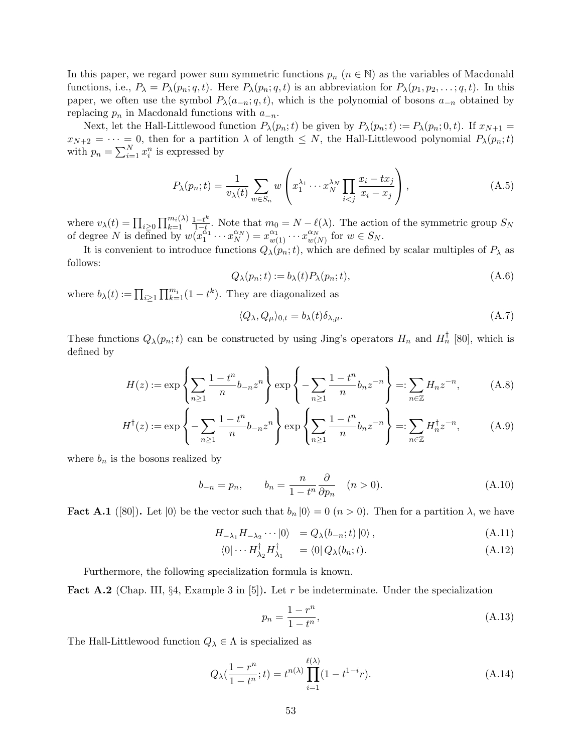In this paper, we regard power sum symmetric functions $p_n$ ($n \in \mathbb{N}$) as the variables of Macdonald functions, i.e., $P_\lambda = P_\lambda(p_n; q, t)$. Here $P_\lambda(p_n; q, t)$ is an abbreviation for $P_\lambda(p_1, p_2, \dots; q, t)$. In this paper, we often use the symbol $P_\lambda(a_{-n}; q, t)$, which is the polynomial of bosons $a_{-n}$ obtained by replacing $p_n$ in Macdonald functions with $a_{-n}$.

Next, let the Hall-Littlewood function $P_\lambda(p_n; t)$ be given by $P_\lambda(p_n; t) := P_\lambda(p_n; 0, t)$. If $x_{N+1} = x_{N+2} = \cdots = 0$, then for a partition $\lambda$ of length $\leq N$, the Hall-Littlewood polynomial $P_\lambda(p_n; t)$ with $p_n = \sum_{i=1}^N x_i^n$ is expressed by

$$
P_\lambda(p_n; t) = \frac{1}{v_\lambda(t)} \sum_{w \in S_n} w \left( x_1^{\lambda_1} \cdots x_N^{\lambda_N} \prod_{i<j} \frac{x_i - t x_j}{x_i - x_j} \right), \tag{A.5}
$$

where $v_\lambda(t) = \prod_{i \geq 0} \prod_{k=1}^{m_i(\lambda)} \frac{1-t^k}{1-t}$. Note that $m_0 = N - \ell(\lambda)$. The action of the symmetric group $S_N$ of degree $N$ is defined by $w(x_1^{\alpha_1} \cdots x_N^{\alpha_N}) = x_{w(1)}^{\alpha_1} \cdots x_{w(N)}^{\alpha_N}$ for $w \in S_N$.

It is convenient to introduce functions $Q_\lambda(p_n; t)$, which are defined by scalar multiples of $P_\lambda$ as follows:

$$
Q_\lambda(p_n; t) := b_\lambda(t) P_\lambda(p_n; t), \tag{A.6}
$$

where $b_\lambda(t) := \prod_{i \geq 1} \prod_{k=1}^{m_i} (1 - t^k)$. They are diagonalized as

$$
\langle Q_\lambda, Q_\mu \rangle_{0,t} = b_\lambda(t) \delta_{\lambda,\mu}. \tag{A.7}
$$

These functions $Q_\lambda(p_n; t)$ can be constructed by using Jing's operators $H_n$ and $H_n^\dagger$ [80], which is defined by

$$
H(z) := \exp\left\{ \sum_{n \geq 1} \frac{1-t^n}{n} b_{-n} z^n \right\} \exp\left\{ -\sum_{n \geq 1} \frac{1-t^n}{n} b_n z^{-n} \right\} =: \sum_{n \in \mathbb{Z}} H_n z^{-n}, \tag{A.8}
$$

$$
H^\dagger(z) := \exp\left\{ -\sum_{n \geq 1} \frac{1-t^n}{n} b_{-n} z^n \right\} \exp\left\{ \sum_{n \geq 1} \frac{1-t^n}{n} b_n z^{-n} \right\} =: \sum_{n \in \mathbb{Z}} H_n^\dagger z^{-n}, \tag{A.9}
$$

where $b_n$ is the bosons realized by

$$
b_{-n} = p_n, \qquad b_n = \frac{n}{1-t^n} \frac{\partial}{\partial p_n} \quad (n > 0). \tag{A.10}
$$

**Fact A.1** ([80])**.** Let $|0\rangle$ be the vector such that $b_n |0\rangle = 0$ ($n > 0$). Then for a partition $\lambda$, we have

$$
H_{-\lambda_1} H_{-\lambda_2} \cdots |0\rangle = Q_\lambda(b_{-n}; t) |0\rangle, \tag{A.11}
$$

$$
\langle 0| \cdots H_{\lambda_2}^\dagger H_{\lambda_1}^\dagger = \langle 0| Q_\lambda(b_n; t). \tag{A.12}
$$

Furthermore, the following specialization formula is known.

**Fact A.2** (Chap. III, §4, Example 3 in [5])**.** Let $r$ be indeterminate. Under the specialization

$$
p_n = \frac{1-r^n}{1-t^n}, \tag{A.13}
$$

The Hall-Littlewood function $Q_\lambda \in \Lambda$ is specialized as

$$
Q_\lambda\left(\frac{1-r^n}{1-t^n}; t\right) = t^{n(\lambda)} \prod_{i=1}^{\ell(\lambda)} (1 - t^{1-i} r). \tag{A.14}
$$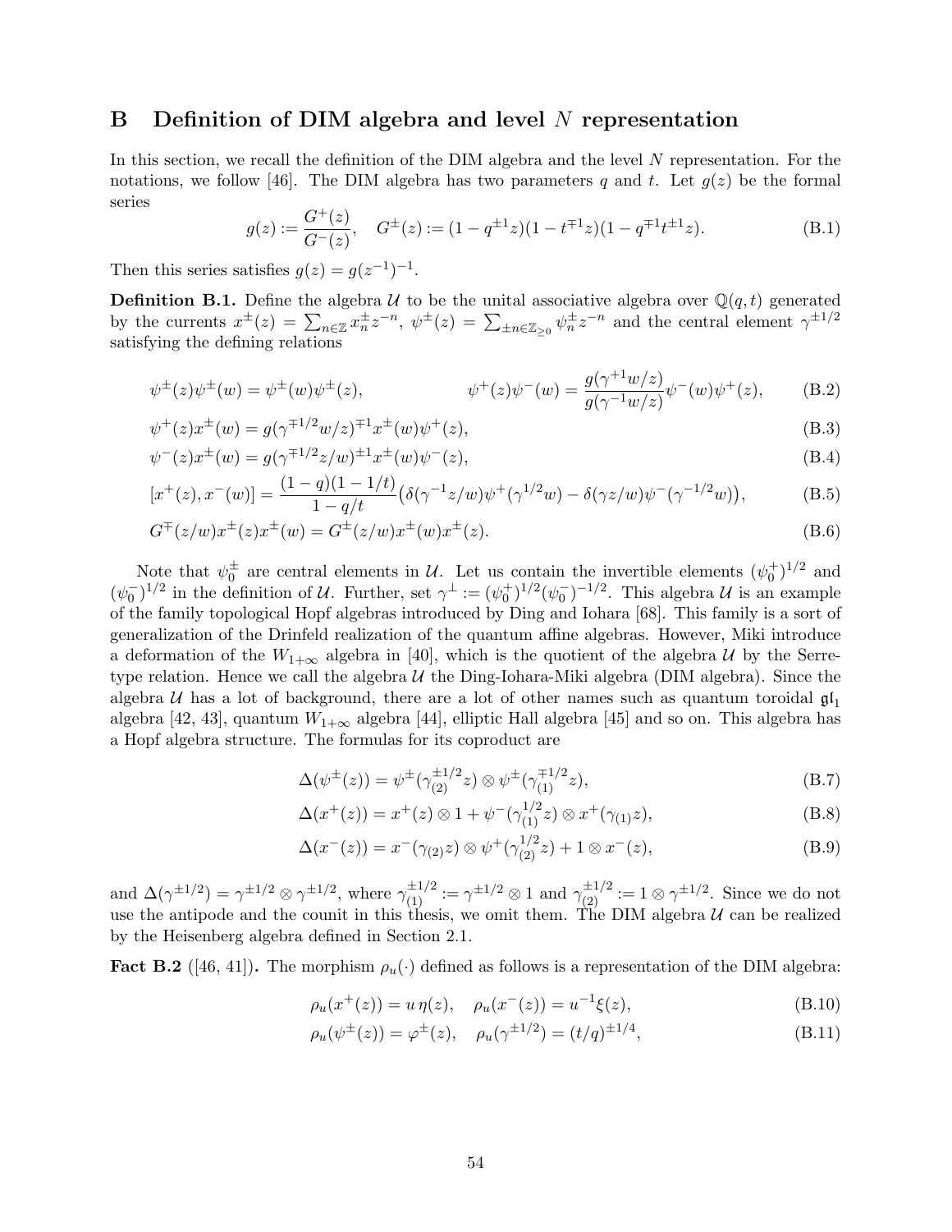## B Definition of DIM algebra and level $N$ representation

In this section, we recall the definition of the DIM algebra and the level $N$ representation. For the notations, we follow [46]. The DIM algebra has two parameters $q$ and $t$. Let $g(z)$ be the formal series

$$g(z) := \frac{G^+(z)}{G^-(z)}, \quad G^\pm(z) := (1 - q^{\pm 1}z)(1 - t^{\mp 1}z)(1 - q^{\mp 1}t^{\pm 1}z). \tag{B.1}$$

Then this series satisfies $g(z) = g(z^{-1})^{-1}$.

**Definition B.1.** Define the algebra $\mathcal{U}$ to be the unital associative algebra over $\mathbb{Q}(q,t)$ generated by the currents $x^\pm(z) = \sum_{n\in\mathbb{Z}} x_n^\pm z^{-n}$, $\psi^\pm(z) = \sum_{\pm n \in \mathbb{Z}_{\geq 0}} \psi_n^\pm z^{-n}$ and the central element $\gamma^{\pm 1/2}$ satisfying the defining relations

$$\psi^\pm(z)\psi^\pm(w) = \psi^\pm(w)\psi^\pm(z), \qquad \psi^+(z)\psi^-(w) = \frac{g(\gamma^{+1}w/z)}{g(\gamma^{-1}w/z)}\psi^-(w)\psi^+(z), \tag{B.2}$$

$$\psi^+(z)x^\pm(w) = g(\gamma^{\mp 1/2}w/z)^{\mp 1}x^\pm(w)\psi^+(z), \tag{B.3}$$

$$\psi^-(z)x^\pm(w) = g(\gamma^{\mp 1/2}z/w)^{\pm 1}x^\pm(w)\psi^-(z), \tag{B.4}$$

$$[x^+(z), x^-(w)] = \frac{(1-q)(1-1/t)}{1-q/t}\big(\delta(\gamma^{-1}z/w)\psi^+(\gamma^{1/2}w) - \delta(\gamma z/w)\psi^-(\gamma^{-1/2}w)\big), \tag{B.5}$$

$$G^\mp(z/w)x^\pm(z)x^\pm(w) = G^\pm(z/w)x^\pm(w)x^\pm(z). \tag{B.6}$$

Note that $\psi_0^\pm$ are central elements in $\mathcal{U}$. Let us contain the invertible elements $(\psi_0^+)^{1/2}$ and $(\psi_0^-)^{1/2}$ in the definition of $\mathcal{U}$. Further, set $\gamma^\perp := (\psi_0^+)^{1/2}(\psi_0^-)^{-1/2}$. This algebra $\mathcal{U}$ is an example of the family topological Hopf algebras introduced by Ding and Iohara [68]. This family is a sort of generalization of the Drinfeld realization of the quantum affine algebras. However, Miki introduce a deformation of the $W_{1+\infty}$ algebra in [40], which is the quotient of the algebra $\mathcal{U}$ by the Serre-type relation. Hence we call the algebra $\mathcal{U}$ the Ding-Iohara-Miki algebra (DIM algebra). Since the algebra $\mathcal{U}$ has a lot of background, there are a lot of other names such as quantum toroidal $\mathfrak{gl}_1$ algebra [42, 43], quantum $W_{1+\infty}$ algebra [44], elliptic Hall algebra [45] and so on. This algebra has a Hopf algebra structure. The formulas for its coproduct are

$$\Delta(\psi^\pm(z)) = \psi^\pm(\gamma_{(2)}^{\pm 1/2}z) \otimes \psi^\pm(\gamma_{(1)}^{\mp 1/2}z), \tag{B.7}$$

$$\Delta(x^+(z)) = x^+(z) \otimes 1 + \psi^-(\gamma_{(1)}^{1/2}z) \otimes x^+(\gamma_{(1)}z), \tag{B.8}$$

$$\Delta(x^-(z)) = x^-(\gamma_{(2)}z) \otimes \psi^+(\gamma_{(2)}^{1/2}z) + 1 \otimes x^-(z), \tag{B.9}$$

and $\Delta(\gamma^{\pm 1/2}) = \gamma^{\pm 1/2} \otimes \gamma^{\pm 1/2}$, where $\gamma_{(1)}^{\pm 1/2} := \gamma^{\pm 1/2} \otimes 1$ and $\gamma_{(2)}^{\pm 1/2} := 1 \otimes \gamma^{\pm 1/2}$. Since we do not use the antipode and the counit in this thesis, we omit them. The DIM algebra $\mathcal{U}$ can be realized by the Heisenberg algebra defined in Section 2.1.

**Fact B.2** ([46, 41])**.** The morphism $\rho_u(\cdot)$ defined as follows is a representation of the DIM algebra:

$$\rho_u(x^+(z)) = u\,\eta(z), \quad \rho_u(x^-(z)) = u^{-1}\xi(z), \tag{B.10}$$

$$\rho_u(\psi^\pm(z)) = \varphi^\pm(z), \quad \rho_u(\gamma^{\pm 1/2}) = (t/q)^{\pm 1/4}, \tag{B.11}$$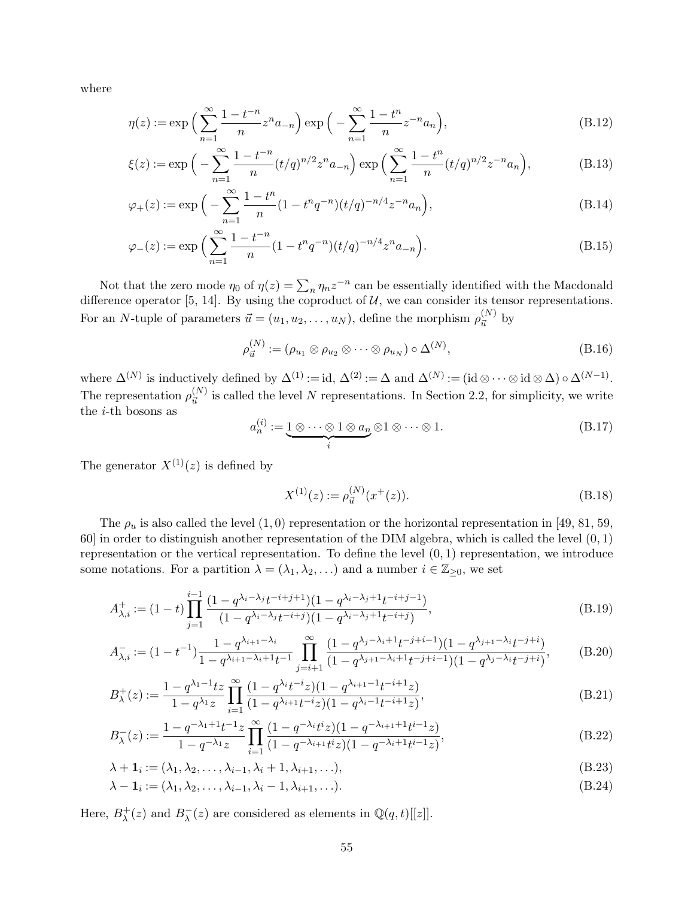where

$$\eta(z) := \exp\Big( \sum_{n=1}^{\infty} \frac{1-t^{-n}}{n} z^n a_{-n} \Big) \exp\Big( -\sum_{n=1}^{\infty} \frac{1-t^{n}}{n} z^{-n} a_{n} \Big), \tag{B.12}$$

$$\xi(z) := \exp\Big( -\sum_{n=1}^{\infty} \frac{1-t^{-n}}{n} (t/q)^{n/2} z^n a_{-n} \Big) \exp\Big( \sum_{n=1}^{\infty} \frac{1-t^{n}}{n} (t/q)^{n/2} z^{-n} a_{n} \Big), \tag{B.13}$$

$$\varphi_{+}(z) := \exp\Big( -\sum_{n=1}^{\infty} \frac{1-t^{n}}{n} (1-t^n q^{-n}) (t/q)^{-n/4} z^{-n} a_{n} \Big), \tag{B.14}$$

$$\varphi_{-}(z) := \exp\Big( \sum_{n=1}^{\infty} \frac{1-t^{-n}}{n} (1-t^n q^{-n}) (t/q)^{-n/4} z^{n} a_{-n} \Big). \tag{B.15}$$

Not that the zero mode $\eta_0$ of $\eta(z) = \sum_n \eta_n z^{-n}$ can be essentially identified with the Macdonald difference operator [5, 14]. By using the coproduct of $\mathcal{U}$, we can consider its tensor representations. For an $N$-tuple of parameters $\vec{u} = (u_1, u_2, \ldots, u_N)$, define the morphism $\rho_{\vec{u}}^{(N)}$ by

$$\rho_{\vec{u}}^{(N)} := (\rho_{u_1} \otimes \rho_{u_2} \otimes \cdots \otimes \rho_{u_N}) \circ \Delta^{(N)}, \tag{B.16}$$

where $\Delta^{(N)}$ is inductively defined by $\Delta^{(1)} := \mathrm{id}$, $\Delta^{(2)} := \Delta$ and $\Delta^{(N)} := (\mathrm{id} \otimes \cdots \otimes \mathrm{id} \otimes \Delta) \circ \Delta^{(N-1)}$. The representation $\rho_{\vec{u}}^{(N)}$ is called the level $N$ representations. In Section 2.2, for simplicity, we write the $i$-th bosons as

$$a_n^{(i)} := \underbrace{1 \otimes \cdots \otimes 1 \otimes a_n}_{i} \otimes 1 \otimes \cdots \otimes 1. \tag{B.17}$$

The generator $X^{(1)}(z)$ is defined by

$$X^{(1)}(z) := \rho_{\vec{u}}^{(N)}(x^{+}(z)). \tag{B.18}$$

The $\rho_u$ is also called the level $(1,0)$ representation or the horizontal representation in [49, 81, 59, 60] in order to distinguish another representation of the DIM algebra, which is called the level $(0,1)$ representation or the vertical representation. To define the level $(0,1)$ representation, we introduce some notations. For a partition $\lambda = (\lambda_1, \lambda_2, \ldots)$ and a number $i \in \mathbb{Z}_{\geq 0}$, we set

$$A^{+}_{\lambda,i} := (1-t) \prod_{j=1}^{i-1} \frac{(1-q^{\lambda_i - \lambda_j} t^{-i+j+1})(1-q^{\lambda_i - \lambda_j + 1} t^{-i+j-1})}{(1-q^{\lambda_i - \lambda_j} t^{-i+j})(1-q^{\lambda_i - \lambda_j + 1} t^{-i+j})}, \tag{B.19}$$

$$A^{-}_{\lambda,i} := (1-t^{-1}) \frac{1-q^{\lambda_{i+1} - \lambda_i}}{1-q^{\lambda_{i+1} - \lambda_i + 1} t^{-1}} \prod_{j=i+1}^{\infty} \frac{(1-q^{\lambda_j - \lambda_i + 1} t^{-j+i-1})(1-q^{\lambda_{j+1} - \lambda_i} t^{-j+i})}{(1-q^{\lambda_{j+1} - \lambda_i + 1} t^{-j+i-1})(1-q^{\lambda_j - \lambda_i} t^{-j+i})}, \tag{B.20}$$

$$B^{+}_{\lambda}(z) := \frac{1-q^{\lambda_1 - 1} t z}{1-q^{\lambda_1} z} \prod_{i=1}^{\infty} \frac{(1-q^{\lambda_i} t^{-i} z)(1-q^{\lambda_{i+1} - 1} t^{-i+1} z)}{(1-q^{\lambda_{i+1}} t^{-i} z)(1-q^{\lambda_i - 1} t^{-i+1} z)}, \tag{B.21}$$

$$B^{-}_{\lambda}(z) := \frac{1-q^{-\lambda_1 + 1} t^{-1} z}{1-q^{-\lambda_1} z} \prod_{i=1}^{\infty} \frac{(1-q^{-\lambda_i} t^{i} z)(1-q^{-\lambda_{i+1} + 1} t^{i-1} z)}{(1-q^{-\lambda_{i+1}} t^{i} z)(1-q^{-\lambda_i + 1} t^{i-1} z)}, \tag{B.22}$$

$$\lambda + \mathbf{1}_i := (\lambda_1, \lambda_2, \ldots, \lambda_{i-1}, \lambda_i + 1, \lambda_{i+1}, \ldots), \tag{B.23}$$

$$\lambda - \mathbf{1}_i := (\lambda_1, \lambda_2, \ldots, \lambda_{i-1}, \lambda_i - 1, \lambda_{i+1}, \ldots). \tag{B.24}$$

Here, $B^{+}_{\lambda}(z)$ and $B^{-}_{\lambda}(z)$ are considered as elements in $\mathbb{Q}(q,t)[[z]]$.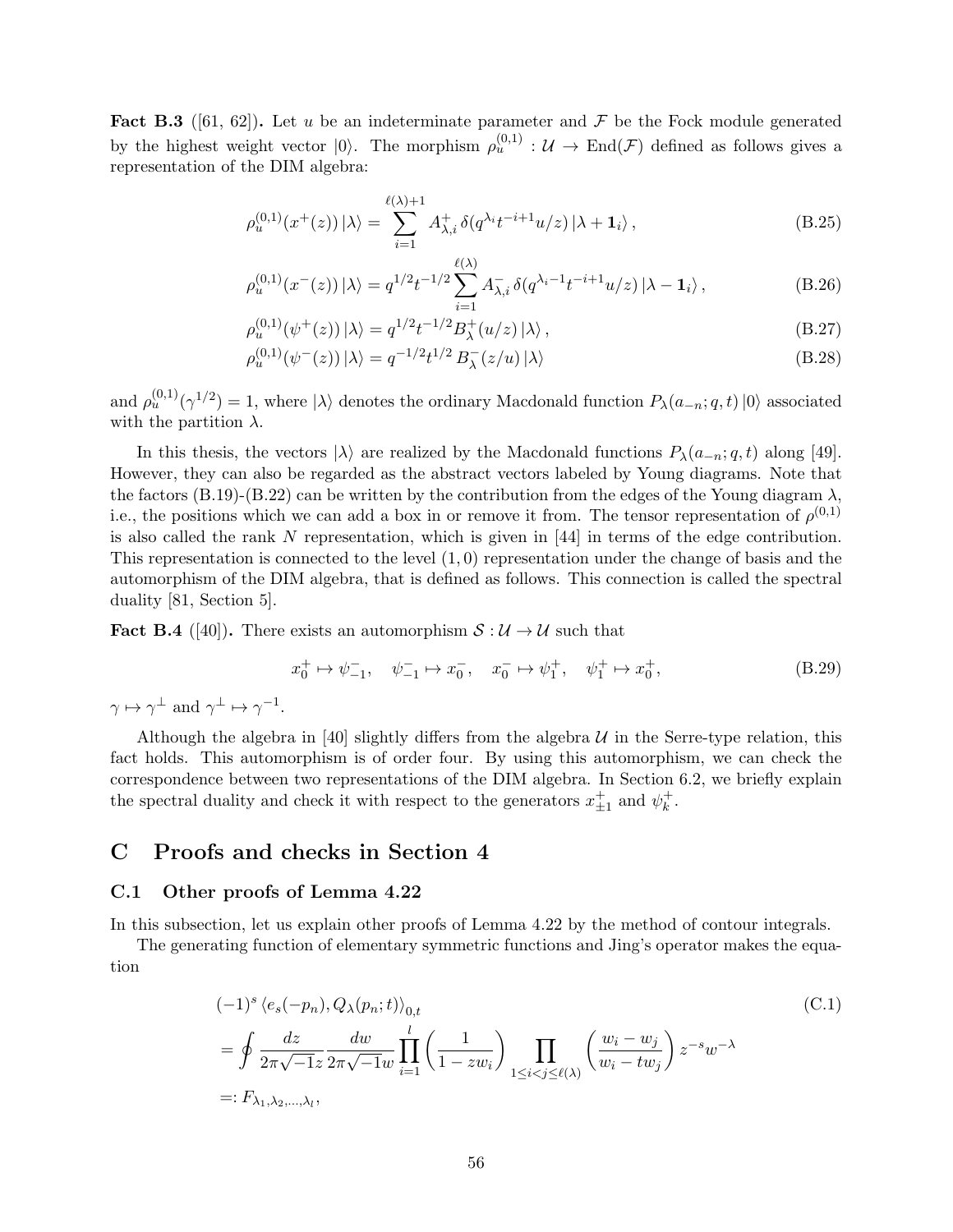**Fact B.3** ([61, 62])**.** Let $u$ be an indeterminate parameter and $\mathcal{F}$ be the Fock module generated by the highest weight vector $|0\rangle$. The morphism $\rho_u^{(0,1)} : \mathcal{U} \to \mathrm{End}(\mathcal{F})$ defined as follows gives a representation of the DIM algebra:

$$\rho_u^{(0,1)}(x^+(z))\,|\lambda\rangle = \sum_{i=1}^{\ell(\lambda)+1} A^+_{\lambda,i}\,\delta(q^{\lambda_i}t^{-i+1}u/z)\,|\lambda+\mathbf{1}_i\rangle\,, \tag{B.25}$$

$$\rho_u^{(0,1)}(x^-(z))\,|\lambda\rangle = q^{1/2}t^{-1/2}\sum_{i=1}^{\ell(\lambda)} A^-_{\lambda,i}\,\delta(q^{\lambda_i-1}t^{-i+1}u/z)\,|\lambda-\mathbf{1}_i\rangle\,, \tag{B.26}$$

$$\rho_u^{(0,1)}(\psi^+(z))\,|\lambda\rangle = q^{1/2}t^{-1/2}B^+_\lambda(u/z)\,|\lambda\rangle\,, \tag{B.27}$$

$$\rho_u^{(0,1)}(\psi^-(z))\,|\lambda\rangle = q^{-1/2}t^{1/2}\,B^-_\lambda(z/u)\,|\lambda\rangle \tag{B.28}$$

and $\rho_u^{(0,1)}(\gamma^{1/2}) = 1$, where $|\lambda\rangle$ denotes the ordinary Macdonald function $P_\lambda(a_{-n};q,t)\,|0\rangle$ associated with the partition $\lambda$.

In this thesis, the vectors $|\lambda\rangle$ are realized by the Macdonald functions $P_\lambda(a_{-n};q,t)$ along [49]. However, they can also be regarded as the abstract vectors labeled by Young diagrams. Note that the factors (B.19)-(B.22) can be written by the contribution from the edges of the Young diagram $\lambda$, i.e., the positions which we can add a box in or remove it from. The tensor representation of $\rho^{(0,1)}$ is also called the rank $N$ representation, which is given in [44] in terms of the edge contribution. This representation is connected to the level $(1,0)$ representation under the change of basis and the automorphism of the DIM algebra, that is defined as follows. This connection is called the spectral duality [81, Section 5].

**Fact B.4** ([40])**.** There exists an automorphism $\mathcal{S} : \mathcal{U} \to \mathcal{U}$ such that

$$x_0^+ \mapsto \psi^-_{-1}, \quad \psi^-_{-1} \mapsto x_0^-, \quad x_0^- \mapsto \psi^+_1, \quad \psi^+_1 \mapsto x_0^+, \tag{B.29}$$

$\gamma \mapsto \gamma^\perp$ and $\gamma^\perp \mapsto \gamma^{-1}$.

Although the algebra in [40] slightly differs from the algebra $\mathcal{U}$ in the Serre-type relation, this fact holds. This automorphism is of order four. By using this automorphism, we can check the correspondence between two representations of the DIM algebra. In Section 6.2, we briefly explain the spectral duality and check it with respect to the generators $x^+_{\pm 1}$ and $\psi^+_k$.

# C Proofs and checks in Section 4

## C.1 Other proofs of Lemma 4.22

In this subsection, let us explain other proofs of Lemma 4.22 by the method of contour integrals.

The generating function of elementary symmetric functions and Jing's operator makes the equation

$$\begin{aligned}
&(-1)^s\,\langle e_s(-p_n), Q_\lambda(p_n;t)\rangle_{0,t} \\
&= \oint \frac{dz}{2\pi\sqrt{-1}z}\frac{dw}{2\pi\sqrt{-1}w}\prod_{i=1}^{l}\left(\frac{1}{1-zw_i}\right)\prod_{1\le i<j\le \ell(\lambda)}\left(\frac{w_i-w_j}{w_i-tw_j}\right)z^{-s}w^{-\lambda} \\
&=: F_{\lambda_1,\lambda_2,\ldots,\lambda_l},
\end{aligned} \tag{C.1}$$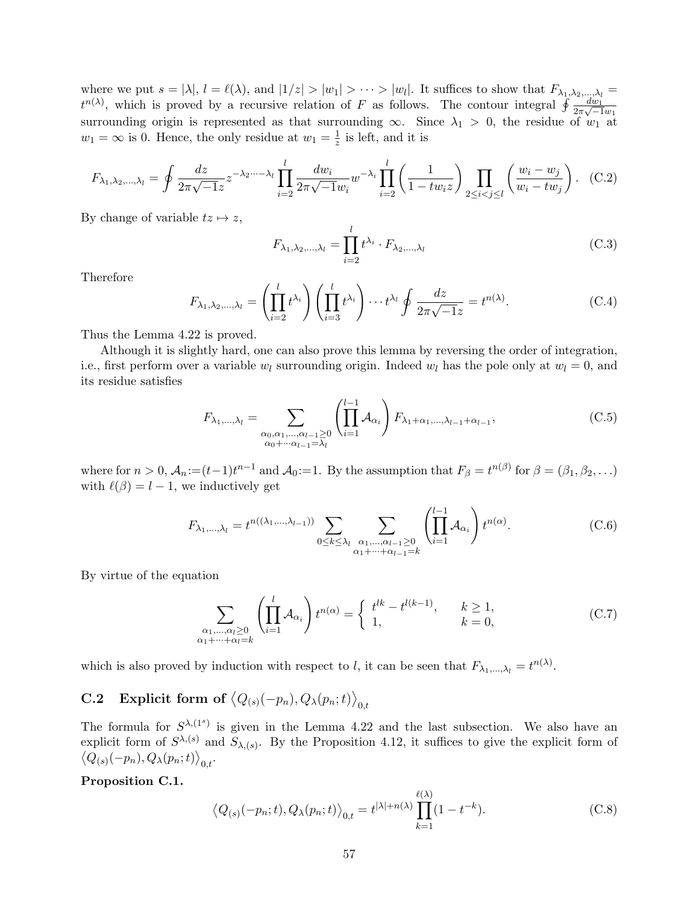where we put $s = |\lambda|$, $l = \ell(\lambda)$, and $|1/z| > |w_1| > \cdots > |w_l|$. It suffices to show that $F_{\lambda_1,\lambda_2,\ldots,\lambda_l} = t^{n(\lambda)}$, which is proved by a recursive relation of $F$ as follows. The contour integral $\oint \frac{dw_1}{2\pi\sqrt{-1}w_1}$ surrounding origin is represented as that surrounding $\infty$. Since $\lambda_1 > 0$, the residue of $w_1$ at $w_1 = \infty$ is 0. Hence, the only residue at $w_1 = \frac{1}{z}$ is left, and it is

$$F_{\lambda_1,\lambda_2,\ldots,\lambda_l} = \oint \frac{dz}{2\pi\sqrt{-1}z} z^{-\lambda_2\cdots-\lambda_l} \prod_{i=2}^{l} \frac{dw_i}{2\pi\sqrt{-1}w_i} w^{-\lambda_i} \prod_{i=2}^{l} \left( \frac{1}{1-tw_i z} \right) \prod_{2\le i<j\le l} \left( \frac{w_i - w_j}{w_i - tw_j} \right). \quad \text{(C.2)}$$

By change of variable $tz \mapsto z$,

$$F_{\lambda_1,\lambda_2,\ldots,\lambda_l} = \prod_{i=2}^{l} t^{\lambda_i} \cdot F_{\lambda_2,\ldots,\lambda_l} \quad \text{(C.3)}$$

Therefore

$$F_{\lambda_1,\lambda_2,\ldots,\lambda_l} = \left( \prod_{i=2}^{l} t^{\lambda_i} \right) \left( \prod_{i=3}^{l} t^{\lambda_i} \right) \cdots t^{\lambda_l} \oint \frac{dz}{2\pi\sqrt{-1}z} = t^{n(\lambda)}. \quad \text{(C.4)}$$

Thus the Lemma 4.22 is proved.

Although it is slightly hard, one can also prove this lemma by reversing the order of integration, i.e., first perform over a variable $w_l$ surrounding origin. Indeed $w_l$ has the pole only at $w_l = 0$, and its residue satisfies

$$F_{\lambda_1,\ldots,\lambda_l} = \sum_{\substack{\alpha_0,\alpha_1,\ldots,\alpha_{l-1}\ge 0 \\ \alpha_0+\cdots\alpha_{l-1}=\lambda_l}} \left( \prod_{i=1}^{l-1} \mathcal{A}_{\alpha_i} \right) F_{\lambda_1+\alpha_1,\ldots,\lambda_{l-1}+\alpha_{l-1}}, \quad \text{(C.5)}$$

where for $n > 0$, $\mathcal{A}_n{:=}(t-1)t^{n-1}$ and $\mathcal{A}_0{:=}1$. By the assumption that $F_\beta = t^{n(\beta)}$ for $\beta = (\beta_1, \beta_2, \ldots)$ with $\ell(\beta) = l-1$, we inductively get

$$F_{\lambda_1,\ldots,\lambda_l} = t^{n((\lambda_1,\ldots,\lambda_{l-1}))} \sum_{0\le k\le\lambda_l} \sum_{\substack{\alpha_1,\ldots,\alpha_{l-1}\ge 0 \\ \alpha_1+\cdots+\alpha_{l-1}=k}} \left( \prod_{i=1}^{l-1} \mathcal{A}_{\alpha_i} \right) t^{n(\alpha)}. \quad \text{(C.6)}$$

By virtue of the equation

$$\sum_{\substack{\alpha_1,\ldots,\alpha_l\ge 0 \\ \alpha_1+\cdots+\alpha_l=k}} \left( \prod_{i=1}^{l} \mathcal{A}_{\alpha_i} \right) t^{n(\alpha)} = \begin{cases} t^{lk} - t^{l(k-1)}, & k \ge 1, \\ 1, & k = 0, \end{cases} \quad \text{(C.7)}$$

which is also proved by induction with respect to $l$, it can be seen that $F_{\lambda_1,\ldots,\lambda_l} = t^{n(\lambda)}$.

## C.2 Explicit form of $\left\langle Q_{(s)}(-p_n), Q_\lambda(p_n;t) \right\rangle_{0,t}$

The formula for $S^{\lambda,(1^s)}$ is given in the Lemma 4.22 and the last subsection. We also have an explicit form of $S^{\lambda,(s)}$ and $S_{\lambda,(s)}$. By the Proposition 4.12, it suffices to give the explicit form of $\left\langle Q_{(s)}(-p_n), Q_\lambda(p_n;t) \right\rangle_{0,t}$.

**Proposition C.1.**

$$\left\langle Q_{(s)}(-p_n;t), Q_\lambda(p_n;t) \right\rangle_{0,t} = t^{|\lambda|+n(\lambda)} \prod_{k=1}^{\ell(\lambda)} (1 - t^{-k}). \quad \text{(C.8)}$$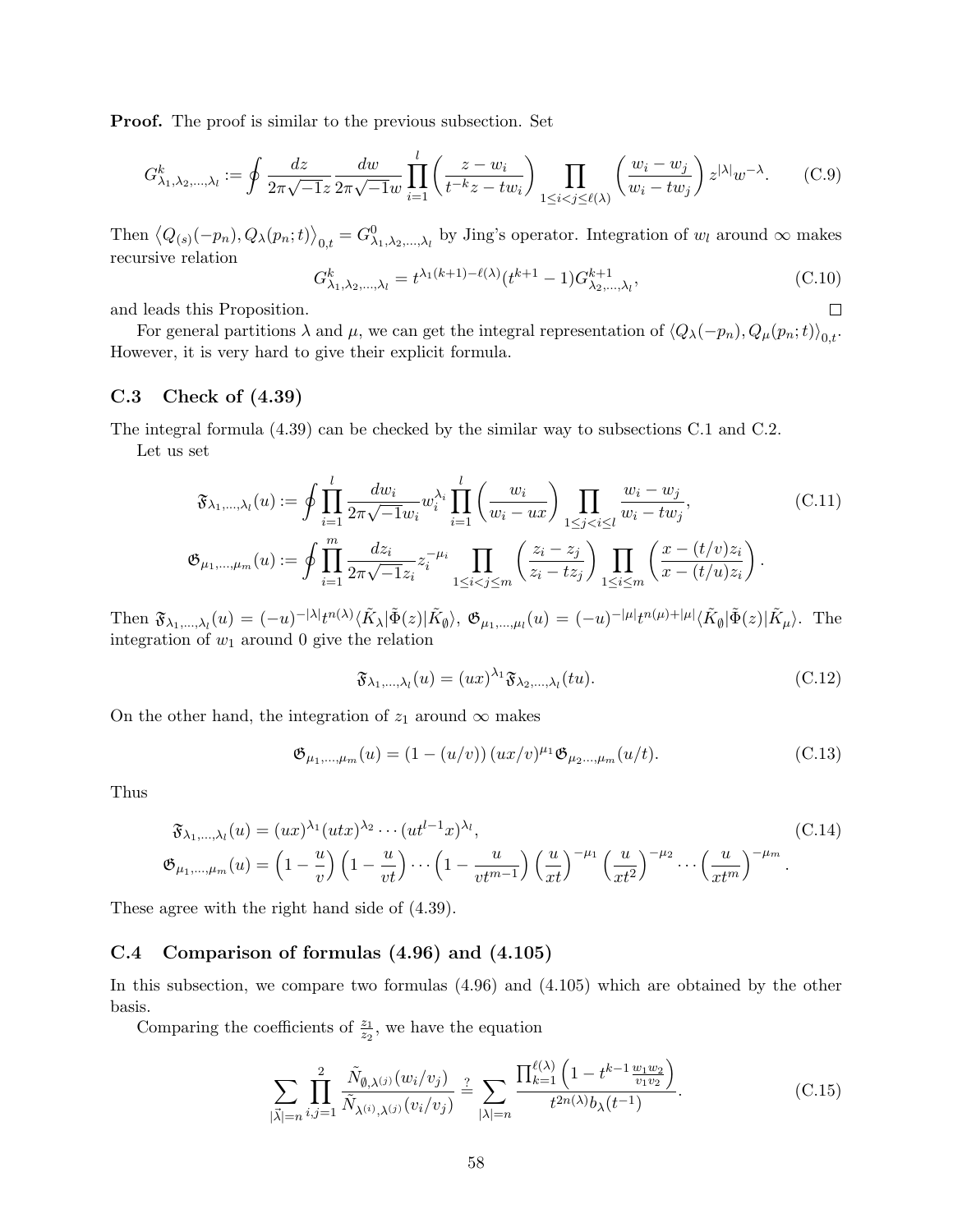**Proof.** The proof is similar to the previous subsection. Set

$$G^k_{\lambda_1,\lambda_2,\ldots,\lambda_l} := \oint \frac{dz}{2\pi\sqrt{-1}z}\frac{dw}{2\pi\sqrt{-1}w}\prod_{i=1}^{l}\left(\frac{z-w_i}{t^{-k}z-tw_i}\right)\prod_{1\le i<j\le \ell(\lambda)}\left(\frac{w_i-w_j}{w_i-tw_j}\right)z^{|\lambda|}w^{-\lambda}. \tag{C.9}$$

Then $\left\langle Q_{(s)}(-p_n), Q_\lambda(p_n;t)\right\rangle_{0,t} = G^0_{\lambda_1,\lambda_2,\ldots,\lambda_l}$ by Jing's operator. Integration of $w_l$ around $\infty$ makes recursive relation

$$G^k_{\lambda_1,\lambda_2,\ldots,\lambda_l} = t^{\lambda_1(k+1)-\ell(\lambda)}(t^{k+1}-1)G^{k+1}_{\lambda_2,\ldots,\lambda_l}, \tag{C.10}$$

and leads this Proposition. $\square$

For general partitions $\lambda$ and $\mu$, we can get the integral representation of $\langle Q_\lambda(-p_n), Q_\mu(p_n;t)\rangle_{0,t}$. However, it is very hard to give their explicit formula.

### C.3 Check of (4.39)

The integral formula (4.39) can be checked by the similar way to subsections C.1 and C.2.

Let us set

$$\mathfrak{F}_{\lambda_1,\ldots,\lambda_l}(u) := \oint \prod_{i=1}^{l}\frac{dw_i}{2\pi\sqrt{-1}w_i}w_i^{\lambda_i}\prod_{i=1}^{l}\left(\frac{w_i}{w_i-ux}\right)\prod_{1\le j<i\le l}\frac{w_i-w_j}{w_i-tw_j}, \tag{C.11}$$

$$\mathfrak{G}_{\mu_1,\ldots,\mu_m}(u) := \oint \prod_{i=1}^{m}\frac{dz_i}{2\pi\sqrt{-1}z_i}z_i^{-\mu_i}\prod_{1\le i<j\le m}\left(\frac{z_i-z_j}{z_i-tz_j}\right)\prod_{1\le i\le m}\left(\frac{x-(t/v)z_i}{x-(t/u)z_i}\right).$$

Then $\mathfrak{F}_{\lambda_1,\ldots,\lambda_l}(u) = (-u)^{-|\lambda|}t^{n(\lambda)}\langle \tilde{K}_\lambda|\tilde{\Phi}(z)|\tilde{K}_\emptyset\rangle$, $\mathfrak{G}_{\mu_1,\ldots,\mu_l}(u) = (-u)^{-|\mu|}t^{n(\mu)+|\mu|}\langle \tilde{K}_\emptyset|\tilde{\Phi}(z)|\tilde{K}_\mu\rangle$. The integration of $w_1$ around 0 give the relation

$$\mathfrak{F}_{\lambda_1,\ldots,\lambda_l}(u) = (ux)^{\lambda_1}\mathfrak{F}_{\lambda_2,\ldots,\lambda_l}(tu). \tag{C.12}$$

On the other hand, the integration of $z_1$ around $\infty$ makes

$$\mathfrak{G}_{\mu_1,\ldots,\mu_m}(u) = \left(1-(u/v)\right)(ux/v)^{\mu_1}\mathfrak{G}_{\mu_2\ldots,\mu_m}(u/t). \tag{C.13}$$

Thus

$$\mathfrak{F}_{\lambda_1,\ldots,\lambda_l}(u) = (ux)^{\lambda_1}(utx)^{\lambda_2}\cdots(ut^{l-1}x)^{\lambda_l}, \tag{C.14}$$

$$\mathfrak{G}_{\mu_1,\ldots,\mu_m}(u) = \left(1-\frac{u}{v}\right)\left(1-\frac{u}{vt}\right)\cdots\left(1-\frac{u}{vt^{m-1}}\right)\left(\frac{u}{xt}\right)^{-\mu_1}\left(\frac{u}{xt^2}\right)^{-\mu_2}\cdots\left(\frac{u}{xt^m}\right)^{-\mu_m}.$$

These agree with the right hand side of (4.39).

### C.4 Comparison of formulas (4.96) and (4.105)

In this subsection, we compare two formulas (4.96) and (4.105) which are obtained by the other basis.

Comparing the coefficients of $\frac{z_1}{z_2}$, we have the equation

$$\sum_{|\vec{\lambda}|=n}\prod_{i,j=1}^{2}\frac{\tilde{N}_{\emptyset,\lambda^{(j)}}(w_i/v_j)}{\tilde{N}_{\lambda^{(i)},\lambda^{(j)}}(v_i/v_j)} \overset{?}{=} \sum_{|\lambda|=n}\frac{\prod_{k=1}^{\ell(\lambda)}\left(1-t^{k-1}\frac{w_1w_2}{v_1v_2}\right)}{t^{2n(\lambda)}b_\lambda(t^{-1})}. \tag{C.15}$$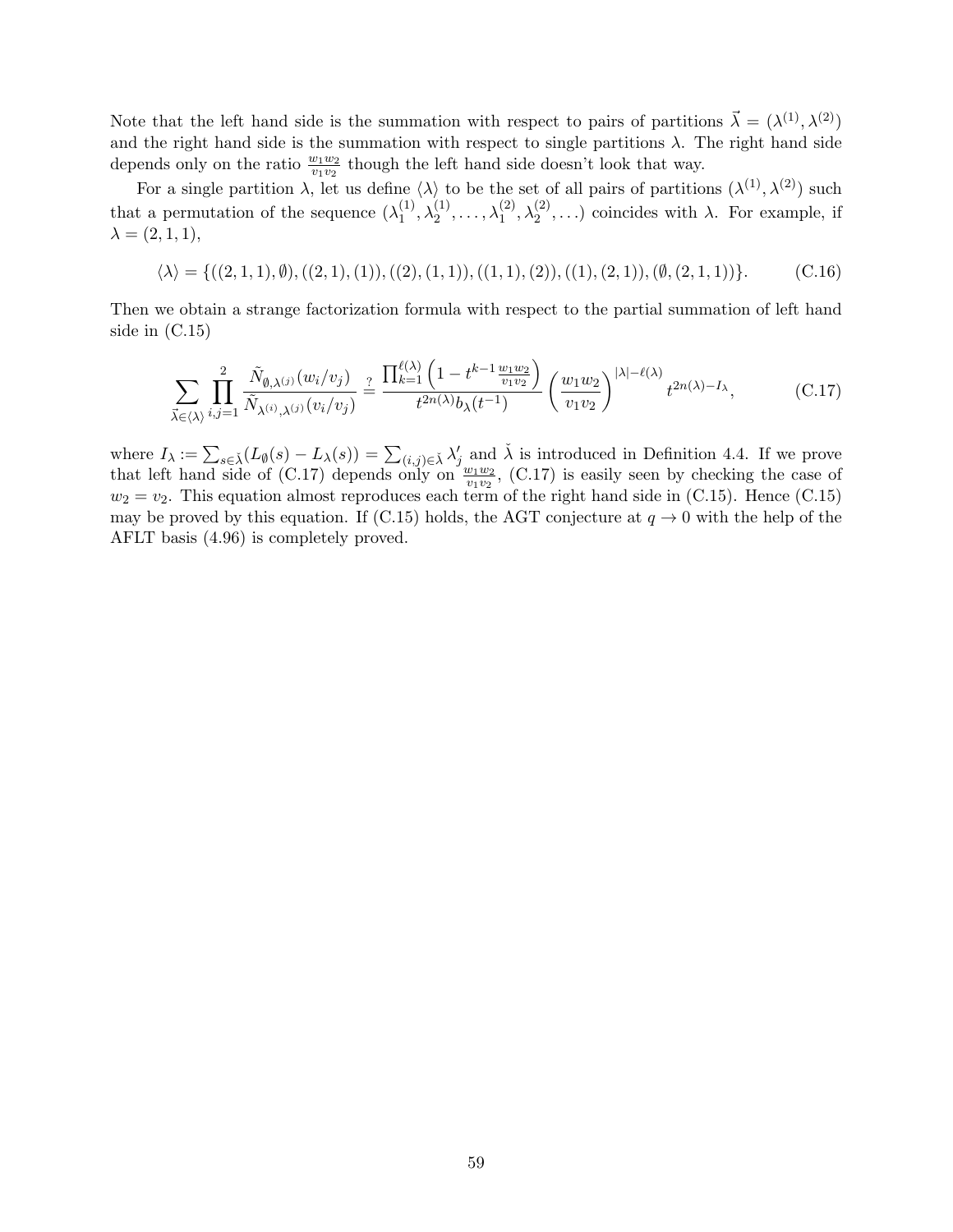Note that the left hand side is the summation with respect to pairs of partitions $\vec{\lambda} = (\lambda^{(1)}, \lambda^{(2)})$ and the right hand side is the summation with respect to single partitions $\lambda$. The right hand side depends only on the ratio $\frac{w_1 w_2}{v_1 v_2}$ though the left hand side doesn't look that way.

For a single partition $\lambda$, let us define $\langle \lambda \rangle$ to be the set of all pairs of partitions $(\lambda^{(1)}, \lambda^{(2)})$ such that a permutation of the sequence $(\lambda_1^{(1)}, \lambda_2^{(1)}, \ldots, \lambda_1^{(2)}, \lambda_2^{(2)}, \ldots)$ coincides with $\lambda$. For example, if $\lambda = (2,1,1)$,

$$\langle \lambda \rangle = \{((2,1,1),\emptyset),((2,1),(1)),((2),(1,1)),((1,1),(2)),((1),(2,1)),(\emptyset,(2,1,1))\}. \tag{C.16}$$

Then we obtain a strange factorization formula with respect to the partial summation of left hand side in (C.15)

$$\sum_{\vec{\lambda} \in \langle \lambda \rangle} \prod_{i,j=1}^{2} \frac{\tilde{N}_{\emptyset,\lambda^{(j)}}(w_i/v_j)}{\tilde{N}_{\lambda^{(i)},\lambda^{(j)}}(v_i/v_j)} \overset{?}{=} \frac{\prod_{k=1}^{\ell(\lambda)} \left(1 - t^{k-1} \frac{w_1 w_2}{v_1 v_2}\right)}{t^{2n(\lambda)} b_\lambda(t^{-1})} \left(\frac{w_1 w_2}{v_1 v_2}\right)^{|\lambda| - \ell(\lambda)} t^{2n(\lambda) - I_\lambda}, \tag{C.17}$$

where $I_\lambda := \sum_{s \in \check{\lambda}} (L_\emptyset(s) - L_\lambda(s)) = \sum_{(i,j) \in \check{\lambda}} \lambda'_j$ and $\check{\lambda}$ is introduced in Definition 4.4. If we prove that left hand side of (C.17) depends only on $\frac{w_1 w_2}{v_1 v_2}$, (C.17) is easily seen by checking the case of $w_2 = v_2$. This equation almost reproduces each term of the right hand side in (C.15). Hence (C.15) may be proved by this equation. If (C.15) holds, the AGT conjecture at $q \to 0$ with the help of the AFLT basis (4.96) is completely proved.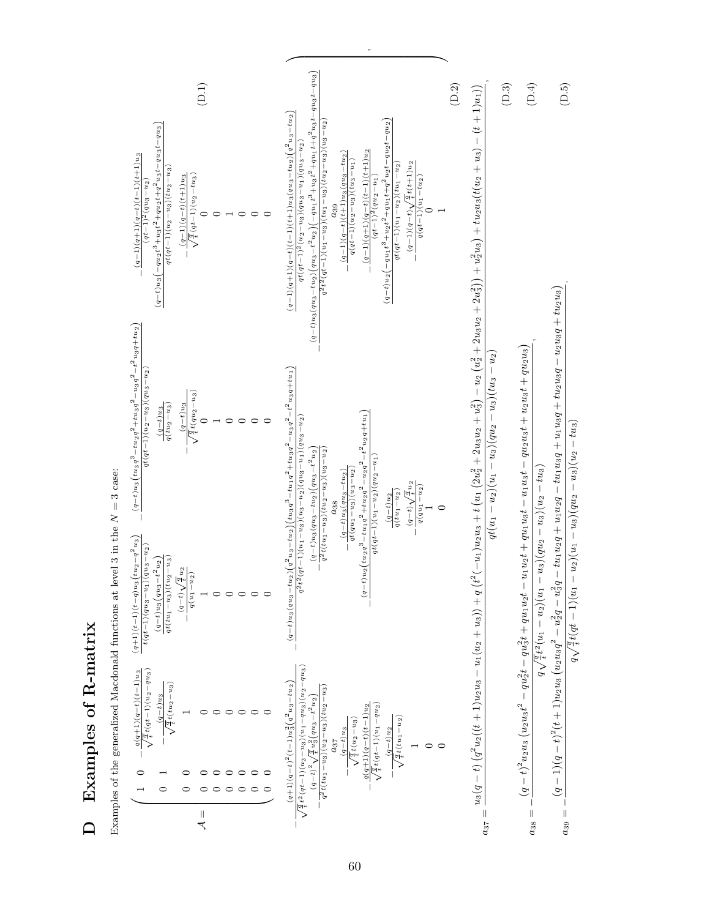# D Examples of R-matrix

Examples of the generalized Macdonald functions at level 3 in the $N=3$ case:

$$
A=\left(\begin{array}{ccccccccc}
1 & 0 & -\frac{q(q+1)(q-t)(t-1)u_3}{\sqrt{\frac{q}{t}}t(qt-1)(u_2-qu_3)} & \frac{(q+1)(t-1)(t-q)u_3(tu_2-q^2u_3)}{t(qt-1)(qu_3-u_1)(qu_3-u_2)} & -\frac{(q-t)u_3(tu_3q^3-tu_2q^2+tu_3q^2-u_3q^2-t^2u_3q+tu_2)}{qt(qt-1)(u_2-u_3)(qu_3-u_2)} & -\frac{(q-1)(q+1)(q-t)(t-1)(t+1)u_3}{(qt-1)^2(qu_3-u_2)} & -\frac{(q+1)(q-t)^2(t-1)u_2^2(q^2u_3-tu_2)}{\sqrt{\frac{q}{t}}t^2(qt-1)(u_2-qu_3)(u_1-qu_3)(u_2-qu_3)} & -\frac{(q-t)u_3(qu_3-tu_2)(q^2u_3-tu_2)(tu_3q^3-tu_1q^2+tu_3q^2-u_3q^2-t^2u_3q+tu_1)}{q^2t^2(qt-1)(u_1-u_3)(u_2-u_3)(qu_3-u_1)(qu_3-u_2)} & \frac{(q-1)(q+1)(q-t)(t-1)(t+1)u_3(qu_3-tu_2)(q^2u_3-tu_2)}{qt(qt-1)^2(u_2-u_3)(qu_3-u_1)(qu_3-u_2)}\\
0 & 1 & -\frac{(q-t)u_3}{\sqrt{\frac{q}{t}}t(tu_2-qu_3)} & \frac{(q-t)u_3(qu_3-t^2u_2)}{qt(tu_1-u_3)(tu_2-u_3)} & \frac{(q-t)u_3}{q(tu_2-u_3)} & \frac{(q-t)u_3(-qu_2t^3+u_3t^2+qu_2t+q^2u_3t-qu_3t-qu_3)}{qt(qt-1)(u_2-u_3)(tu_2-u_3)} & -\frac{(q-t)^2\sqrt{\frac{q}{t}}u_3^2(qu_3-t^2u_2)}{q^2t(tu_1-u_3)(u_2-u_3)(tu_2-u_3)} & -\frac{(q-t)u_3(qu_3-tu_2)(qu_3-t^2u_2)}{q^2t(tu_1-u_3)(tu_2-u_3)(u_3-u_2)} & -\frac{(q-t)u_3(qu_3-tu_2)(-qu_1t^3+u_3t^2+qu_1t+q^2u_3t-qu_3t-qu_3)}{q^2t^2(qt-1)(u_1-u_3)(tu_1-u_3)(tu_2-u_3)(u_3-u_2)}\\
0 & 0 & 1 & -\frac{(q-t)\sqrt{\frac{q}{t}}u_2}{q(u_1-u_2)} & -\frac{(q-t)u_2}{\sqrt{\frac{q}{t}}t(qu_2-u_3)} & -\frac{(q-1)(q-t)(t+1)u_3}{\sqrt{\frac{q}{t}}(qt-1)(u_2-tu_3)} & a_{37} & a_{38} & a_{39}\\
0 & 0 & 0 & 1 & 0 & 0 & -\frac{(q-t)u_3}{\sqrt{\frac{q}{t}}t(u_2-u_3)} & -\frac{(q-t)u_3(qu_3-tu_2)}{qt(qu_1-u_3)(u_3-u_2)} & -\frac{(q-1)(q-t)(t+1)u_3(qu_3-tu_2)}{q(qt-1)(u_2-u_3)(tu_3-u_1)}\\
0 & 0 & 0 & 0 & 1 & 0 & -\frac{q(q+1)(q-t)(t-1)u_2}{\sqrt{\frac{q}{t}}t(qt-1)(u_1-qu_2)} & \frac{(q-t)u_2(tu_2q^3-tu_1q^2+tu_2q^2-u_2q^2-t^2u_2q+tu_1)}{qt(qt-1)(u_1-u_2)(qu_2-u_1)} & -\frac{(q-1)(q+1)(q-t)(t-1)(t+1)u_2}{(qt-1)^2(qu_2-u_1)}\\
0 & 0 & 0 & 0 & 0 & 1 & -\frac{(q-t)u_2}{\sqrt{\frac{q}{t}}t(tu_1-u_2)} & \frac{(q-t)u_2}{q(tu_1-u_2)} & \frac{(q-t)u_2(-qu_1t^3+u_2t^2+qu_1t+q^2u_2t-qu_2t-qu_2)}{qt(qt-1)(u_1-u_2)(tu_1-u_2)}\\
0 & 0 & 0 & 0 & 0 & 0 & 1 & -\frac{(q-t)\sqrt{\frac{q}{t}}u_2}{q(qu_1-u_2)} & -\frac{(q-1)(q-t)\sqrt{\frac{q}{t}}(t+1)u_2}{q(qt-1)(u_1-tu_2)}\\
0 & 0 & 0 & 0 & 0 & 0 & 0 & 1 & 0\\
0 & 0 & 0 & 0 & 0 & 0 & 0 & 0 & 1
\end{array}\right), \tag{D.1, D.2}
$$

$$
a_{37}=\frac{u_3(q-t)\left(q^2u_2((t+1)u_2u_3-u_1(u_2+u_3))+q\left(t^2(-u_1)u_2u_3+t\left(u_1\left(2u_2^2+2u_3u_2+2u_3^2\right)-u_2\left(u_2^2+2u_3u_2+u_3^2\right)\right)+u_2^2u_3\right)+tu_2u_3(t(u_2+u_3)-(t+1)u_1)\right)}{qt(u_1-u_2)(u_1-u_3)(qu_2-u_3)(tu_3-u_2)}, \tag{D.3}
$$

$$
a_{38}=-\frac{(q-t)^2u_2u_3\left(u_2u_3t^2-qu_2^2t-qu_3^2t+qu_1u_2t-u_1u_2t+qu_1u_3t-u_1u_3t-qu_2u_3t+u_2u_3t+qu_2u_3\right)}{q\sqrt{\frac{q}{t}}t^2(u_1-u_2)(u_1-u_3)(qu_2-u_3)(u_2-tu_3)}, \tag{D.4}
$$

$$
a_{39}=-\frac{(q-1)(q-t)^2(t+1)u_2u_3\left(u_2u_3q^2-u_2^2q-u_3^2q-tu_1u_2q+u_1u_2q-tu_1u_3q+u_1u_3q+tu_2u_3q-u_2u_3q+tu_2u_3\right)}{q\sqrt{\frac{q}{t}}t(qt-1)(u_1-u_2)(u_1-u_3)(qu_2-u_3)(u_2-tu_3)}. \tag{D.5}
$$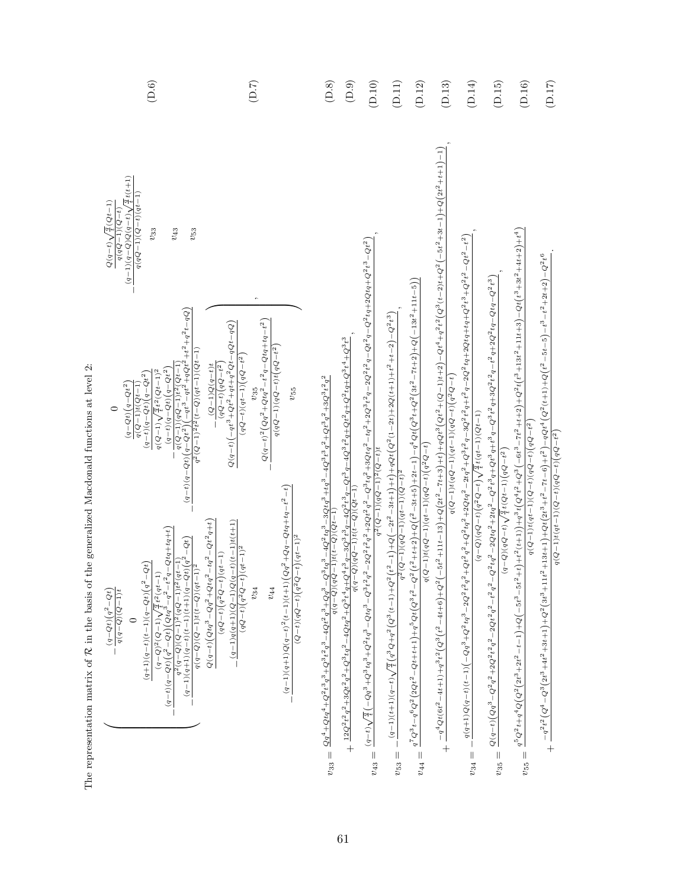The representation matrix of $\mathcal{R}$ in the basis of the generalized Macdonald functions at level 2:

$$
\left(\begin{array}{ccc}
-\frac{(q-Qt)(q^2-Qt)}{q(q-Q)(Q-1)t} & 0 & \frac{Q(q-t)\sqrt{\frac{q}{t}}(Qt-1)}{q(qQ-1)(Q-t)} \\
0 & \frac{(q-Qt)(q-Qt^2)}{q(Q-1)t(Qt-1)} & -\frac{(q-1)(q-Q)Q(q-t)\sqrt{\frac{q}{t}}t(t+1)}{q(qQ-1)(Q-t)(qt-1)} \\
\frac{(q+1)(q-t)(t-1)(q-Qt)(q^2-Qt)}{(q-Q)^2(Q-1)\sqrt{\frac{q}{t}}t^2(qt-1)} & \frac{(q-t)(q-Qt)(q-Qt^2)}{q(Q-1)\sqrt{\frac{q}{t}}t^2(Qt-1)^2} & v_{33} \\
-\frac{(q-t)(q-Qt)(q^2-Qt)\left(Qtq^3-q^2-t^2q-Qtq+tq+t\right)}{q^2(q-Q)(Q-1)^2(qQ-1)t^2(qt-1)} & -\frac{(q-t)(q-Qt)(q-Qt^2)\left(-qt^3-qt^2+qQt^2+t^2+q^2t-qQ\right)}{q^2(Q-1)^2t^2(t-Q)(qt-1)(Qt-1)} & v_{43} \\
-\frac{(q-1)(q+1)(q-t)(t-1)(t+1)(q-Qt)(q^2-Qt)}{q(q-Q)(Q-1)t(t-Q)(qt-1)^2} & -\frac{(q-1)(q+1)(q-t)(t-1)(t+1)(q-Qt)(q-Qt^2)}{q(Q-1)t(t-Q)(qt-1)(Qt-1)^2} & v_{53}
\end{array}\right. \tag{D.6}
$$

$$
\left.\begin{array}{cc}
\frac{Q(q-t)\left(Qtq^3-Qq^2+Qtq^2-tq^2-Qt^2q+t\right)}{(qQ-t)(q^2Q-t)(qt-1)} & -\frac{(Q-1)Q(q-t)t}{(qQ-t)(qQ-t^2)} \\
-\frac{(q-1)q(q+1)(Q-1)Q(q-t)(t-1)t(t+1)}{(qQ-t)(q^2Q-t)(qt-1)^2} & \frac{Q(q-t)\left(-qt^3+Qt^2+qt+q^2Qt-qQt-qQ\right)}{(qQ-t)(qt-1)(qQ-t^2)} \\
v_{34} & v_{35} \\
v_{44} & -\frac{Q(q-t)^2\left(Qq^2+Qtq^2-t^2q-Qtq+tq-t^2\right)}{q(qQ-1)(qQ-t)t(qQ-t^2)} \\
-\frac{(q-1)(q+1)Q(q-t)^2(t-1)(t+1)\left(Qq^2+Qq-Qtq+tq-t^2-t\right)}{(Q-t)(qQ-t)(q^2Q-t)(qt-1)^2} & v_{55}
\end{array}\right), \tag{D.7}
$$

$$
v_{33} = \frac{Qq^4+Qtq^4+Q^2t^3q^3+Q^3t^2q^3-4Q^2t^2q^3-4Q^2tq^3+Qq^3-Q^3tq^3-3Qtq^3+tq^3-4Q^3t^3q^2+Qt^3q^2+Qt^2q^2+3Q^3t^2q^2}{q(q-Q)(qQ-1)t(t-Q)(Qt-1)} \tag{D.8}
$$

$$
+\frac{12Q^2t^2q^2+3Qt^2q^2+Q^3tq^2-4Qtq^2+Q^3t^4q+Q^2t^4q+Q^4t^3q-3Q^3t^3q-4Q^2t^3q-Qt^3q-4Q^3t^2q+Qt^2q+Q^2tq+Q^3t^4+Q^3t^3}{q(q-Q)(qQ-1)t(t-Q)(Qt-1)}, \tag{D.9}
$$

$$
v_{43} = \frac{(q-t)\sqrt{\frac{q}{t}}\left(-Qq^3+Q^3tq^3+Q^2tq^3-Qtq^3-Q^3t^2q^2-2Q^2t^2q^2+2Qt^2q^2-Q^3tq^2+3Qtq^2-tq^2+2Q^3t^3q-2Q^2t^3q-Qt^2q-Q^2tq+2Qtq+Q^3t^3-Q^2t^2\right)}{q^2(Q-1)(qQ-1)^2(Q-t)t}, \tag{D.10}
$$

$$
v_{53} = -\frac{(q-1)(t+1)(q-t)\sqrt{\frac{q}{t}}\left(q^3Q+q^2\left(Q^3(t-1)+Q^2\left(t^2-1\right)+Q\left(-2t^2-3t+1\right)+t\right)+qQt\left(Q^2(1-2t)+2Q(t(t+1)+1)+t^2+t-2\right)-Q^2t^3\right)}{q^2(Q-1)(qQ-1)(qt-1)(Q-t)^2}, \tag{D.11}
$$

$$
v_{44} = \frac{q^7Q^3t-q^6Q^2\left(2Qt^2-Qt+t+1\right)+q^5Qt\left(Q^3t^2-Q^2\left(t^2+t+2\right)+Q\left(t^2-3t+5\right)+2t-1\right)-q^4Qt\left(Q^3t+Q^2\left(3t^2-7t+2\right)+Q\left(-13t^2+11t-5\right)\right)}{q(Q-1)t(qQ-1)(qt-1)(q^2Q-t)} \tag{D.12}
$$

$$
+\frac{-q^4Qt\left(6t^2-4t+1\right)+q^3t^2\left(Q^3\left(t^2-4t+6\right)+Q^2\left(-5t^2+11t-13\right)+Q\left(2t^2-7t+3\right)+t\right)+qQt^3\left(Qt^2+(Q-1)t+2\right)-Qt^4+q^2t^2\left(Q^3(t-2)t+Q^2\left(-5t^2+3t-1\right)+Q\left(2t^2+t+1\right)-1\right)}{q(Q-1)t(qQ-1)(qt-1)(q^2Q-t)}, \tag{D.13}
$$

$$
v_{34} = -\frac{q(q+1)Q(q-t)(t-1)\left(-Qq^3+Q^2tq^3-2Q^2t^2q^2+Qt^2q^2+Q^2tq^2+2Qtq^2-2tq^2+Q^3t^2q-3Q^2t^2q+t^2q-2Q^2tq+2Qtq+tq+Q^2t^3+Q^2t^2-Qt^2-t^2\right)}{(q-Q)(qQ-t)(q^2Q-t)\sqrt{\frac{q}{t}}t(qt-1)(Qt-1)}, \tag{D.14}
$$

$$
v_{35} = \frac{Q(q-t)\left(Qq^3-Q^2q^2+2Q^2t^2q^2-2Qt^2q^2+2tq^2-t^2q^2-Q^2t^3q+Qt^3q+t^3q-Q^3t^2q+3Q^2t^2q-t^2q+2Q^2tq-Qtq-Q^2t^3\right)}{(q-Q)(qQ-t)\sqrt{\frac{q}{t}}t(Qt-1)(qQ-t^2)}, \tag{D.15}
$$

$$
v_{55} = \frac{q^5Q^2t+q^4Q\left(Q^2\left(2t^3+2t^2-t-1\right)+Q\left(-5t^3-5t^2+t\right)+t^2(t+1)\right)+q^3t\left(Q^4t^2+Q^3\left(-6t^3-7t^2+t+2\right)+Q^2t\left(t^3+13t^2+11t+3\right)-Qt\left(t^3+3t^2+4t+2\right)+t^4\right)}{q(Q-1)t(qt-1)(Q-t)(qQ-t)(qQ-t^2)} \tag{D.16}
$$

$$
+\frac{-q^2t^2\left(Q^4-Q^3\left(2t^3+4t^2+3t+1\right)+Q^2\left(3t^3+11t^2+13t+1\right)+Qt\left(2t^3+t^2-7t-6\right)+t^2\right)-qQt^4\left(Q^2(t+1)+Q\left(t^2-5t-5\right)-t^3-t^2+2t+2\right)-Q^2t^6}{q(Q-1)t(qt-1)(Q-t)(qQ-t)(qQ-t^2)}. \tag{D.17}
$$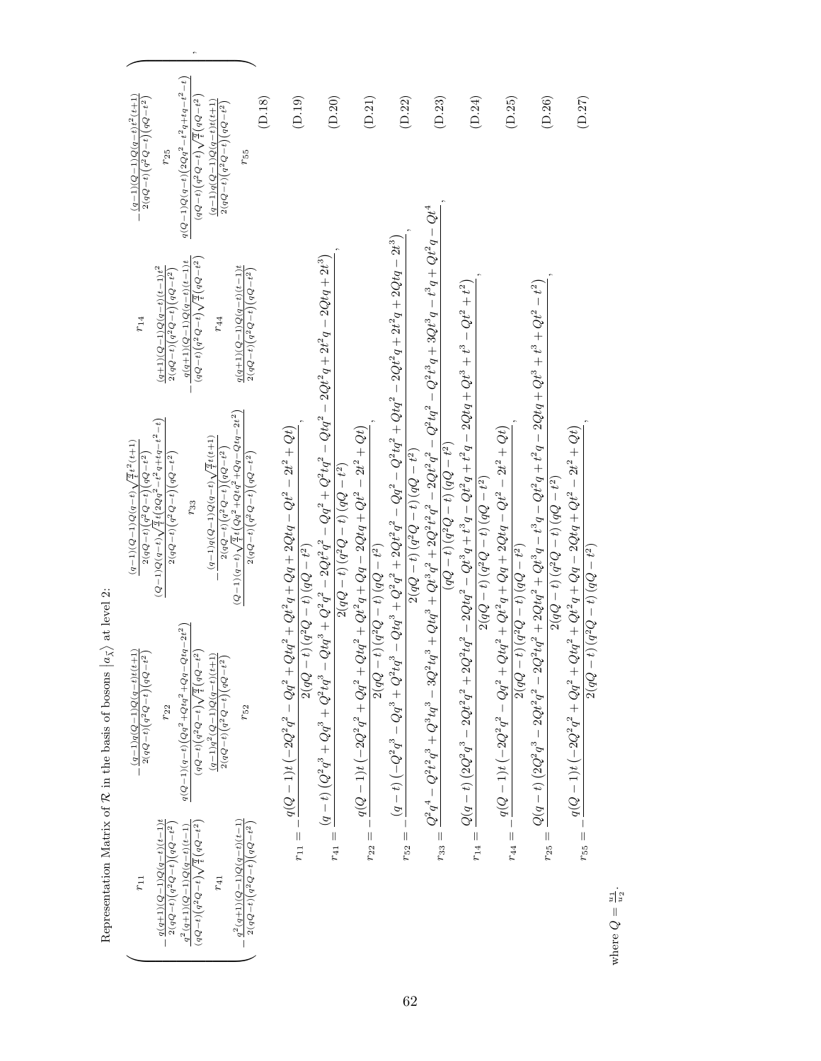Representation Matrix of $\mathcal{R}$ in the basis of bosons $|a_{\vec{\lambda}}\rangle$ at level 2:

$$
\begin{pmatrix}
r_{11} & -\frac{(q-1)q(Q-1)Q(q-t)t(t+1)}{2(qQ-t)(q^2Q-t)(qQ-t^2)} & \frac{(q-1)(Q-1)Q(q-t)\sqrt{\frac{q}{t}}t^2(t+1)}{2(qQ-t)(q^2Q-t)(qQ-t^2)} & r_{14} & -\frac{(q-1)(Q-1)Q(q-t)t^2(t+1)}{2(qQ-t)(q^2Q-t)(qQ-t^2)} \\
-\frac{q(q+1)(Q-1)Q(q-t)(t-1)t}{2(qQ-t)(q^2Q-t)(qQ-t^2)} & r_{22} & \frac{(Q-1)Q(q-t)\sqrt{\frac{q}{t}}t(2Qq^2-t^2q+tq-t^2-t)}{2(qQ-t)(q^2Q-t)(qQ-t^2)} & \frac{(q+1)(Q-1)Q(q-t)(t-1)t^2}{2(qQ-t)(q^2Q-t)(qQ-t^2)} & r_{25} \\
\frac{q^2(q+1)(Q-1)Q(q-t)(t-1)}{(qQ-t)(q^2Q-t)\sqrt{\frac{q}{t}}(qQ-t^2)} & \frac{q(Q-1)(q-t)(Qq^2+Qtq^2+Qq-Qtq-2t^2)}{(qQ-t)(q^2Q-t)\sqrt{\frac{q}{t}}(qQ-t^2)} & r_{33} & -\frac{q(q+1)(Q-1)Q(q-t)(t-1)t}{(qQ-t)(q^2Q-t)\sqrt{\frac{q}{t}}(qQ-t^2)} & \frac{q(Q-1)Q(q-t)(2Qq^2-t^2q+tq-t^2-t)}{(qQ-t)(q^2Q-t)\sqrt{\frac{q}{t}}(qQ-t^2)} \\
r_{41} & \frac{(q-1)q^2(Q-1)Q(q-t)(t+1)}{2(qQ-t)(q^2Q-t)(qQ-t^2)} & -\frac{(q-1)q(Q-1)Q(q-t)\sqrt{\frac{q}{t}}t(t+1)}{2(qQ-t)(q^2Q-t)(qQ-t^2)} & r_{44} & \frac{(q-1)q(Q-1)Q(q-t)t(t+1)}{2(qQ-t)(q^2Q-t)(qQ-t^2)} \\
-\frac{q^2(q+1)(Q-1)Q(q-t)(t-1)}{2(qQ-t)(q^2Q-t)(qQ-t^2)} & r_{52} & \frac{(Q-1)(q-t)\sqrt{\frac{q}{t}}t(Qq^2+Qtq^2+Qq-Qtq-2t^2)}{2(qQ-t)(q^2Q-t)(qQ-t^2)} & \frac{q(q+1)(Q-1)Q(q-t)(t-1)t}{2(qQ-t)(q^2Q-t)(qQ-t^2)} & r_{55}
\end{pmatrix},
\tag{D.18}
$$

$$
r_{11} = -\frac{q(Q-1)t\left(-2Q^2q^2 - Qq^2 + Qtq^2 + Qt^2q + Qq + 2Qtq - Qt^2 - 2t^2 + Qt\right)}{2(qQ-t)(q^2Q-t)(qQ-t^2)},
\tag{D.19}
$$

$$
r_{41} = \frac{(q-t)\left(Q^2q^3 + Qq^3 + Q^2tq^3 - Qtq^3 + Q^2q^2 - 2Qt^2q^2 - Qq^2 + Q^2tq^2 - Qtq^2 - 2Qt^2q + 2t^2q - 2Qtq + 2t^3\right)}{2(qQ-t)(q^2Q-t)(qQ-t^2)},
\tag{D.20}
$$

$$
r_{22} = -\frac{q(Q-1)t\left(-2Q^2q^2 + Qq^2 + Qtq^2 + Qt^2q + Qq - 2Qtq + Qt^2 - 2t^2 + Qt\right)}{2(qQ-t)(q^2Q-t)(qQ-t^2)},
\tag{D.21}
$$

$$
r_{52} = -\frac{(q-t)\left(-Q^2q^3 - Qq^3 + Q^2tq^3 - Qtq^3 + 2Q^2q^2 + 2Qt^2q^2 - Qq^2 - Q^2tq^2 + Qtq^2 - 2Qt^2q + 2t^2q + 2Qtq - 2t^3\right)}{2(qQ-t)(q^2Q-t)(qQ-t^2)},
\tag{D.22}
$$

$$
r_{33} = \frac{Q^2q^4 - Q^2t^2q^3 + Q^3tq^3 - 3Q^2tq^3 + Qtq^3 + Qt^3q^2 + 2Q^2t^2q^2 - 2Qt^2q^2 - Q^2tq^2 - Q^2t^3q + 3Qt^3q - t^3q + Qt^2q - Qt^4}{(qQ-t)(q^2Q-t)(qQ-t^2)},
\tag{D.23}
$$

$$
r_{14} = \frac{Q(q-t)\left(2Q^2q^3 - 2Qt^2q^2 + 2Q^2tq^2 - 2Qtq^2 - Qt^3q + t^3q - Qt^2q + t^2q - 2Qtq + Qt^3 + t^3 - Qt^2 + t^2\right)}{2(qQ-t)(q^2Q-t)(qQ-t^2)},
\tag{D.24}
$$

$$
r_{44} = -\frac{q(Q-1)t\left(-2Q^2q^2 - Qq^2 + Qtq^2 + Qt^2q + Qq + 2Qtq - Qt^2 - 2t^2 + Qt\right)}{2(qQ-t)(q^2Q-t)(qQ-t^2)},
\tag{D.25}
$$

$$
r_{25} = \frac{Q(q-t)\left(2Q^2q^3 - 2Qt^2q^2 - 2Q^2tq^2 + 2Qtq^2 + Qt^3q - t^3q - Qt^2q + t^2q - 2Qtq + Qt^3 + t^3 + Qt^2 - t^2\right)}{2(qQ-t)(q^2Q-t)(qQ-t^2)},
\tag{D.26}
$$

$$
r_{55} = -\frac{q(Q-1)t\left(-2Q^2q^2 + Qq^2 + Qtq^2 + Qt^2q + Qq - 2Qtq + Qt^2 - 2t^2 + Qt\right)}{2(qQ-t)(q^2Q-t)(qQ-t^2)},
\tag{D.27}
$$

where $Q = \frac{u_1}{u_2}$.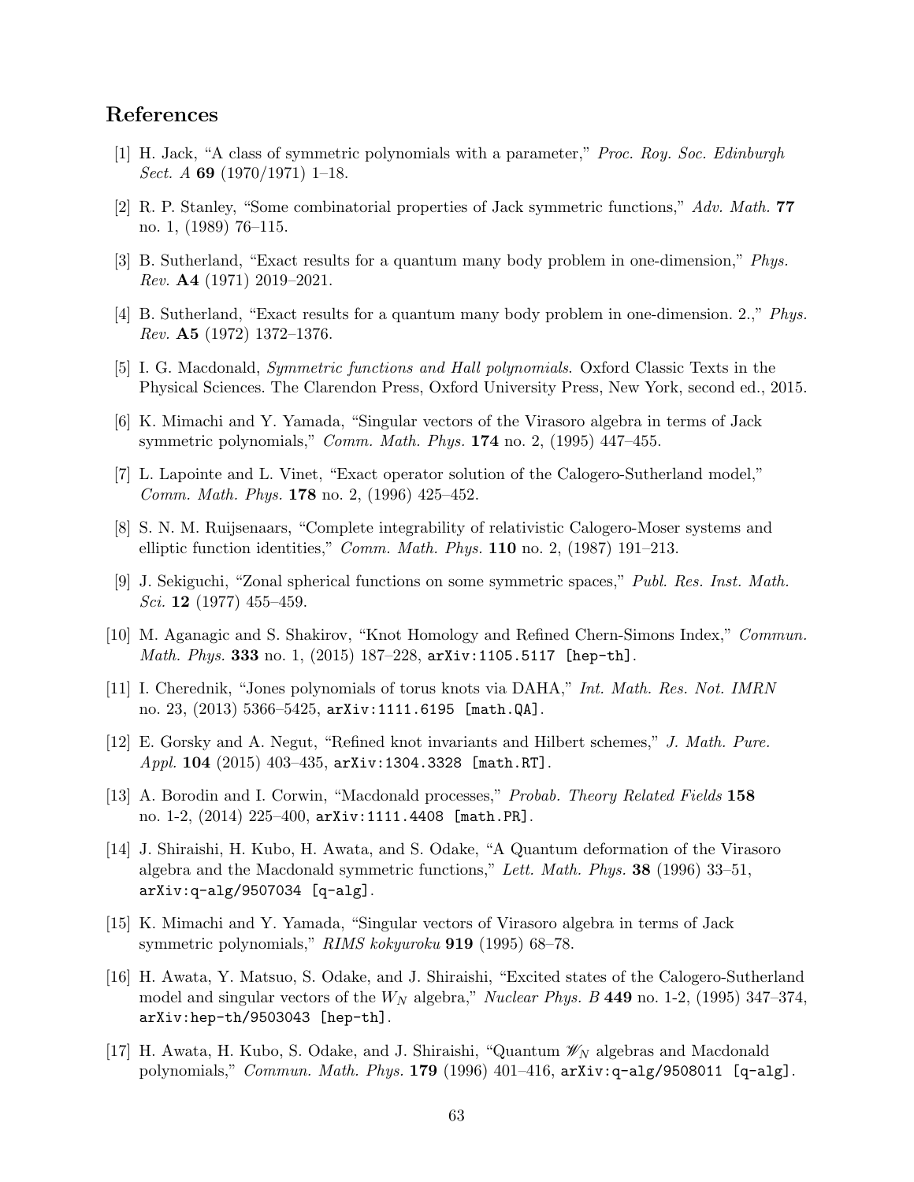## References

[1] H. Jack, "A class of symmetric polynomials with a parameter," *Proc. Roy. Soc. Edinburgh Sect. A* **69** (1970/1971) 1–18.

[2] R. P. Stanley, "Some combinatorial properties of Jack symmetric functions," *Adv. Math.* **77** no. 1, (1989) 76–115.

[3] B. Sutherland, "Exact results for a quantum many body problem in one-dimension," *Phys. Rev.* **A4** (1971) 2019–2021.

[4] B. Sutherland, "Exact results for a quantum many body problem in one-dimension. 2.," *Phys. Rev.* **A5** (1972) 1372–1376.

[5] I. G. Macdonald, *Symmetric functions and Hall polynomials*. Oxford Classic Texts in the Physical Sciences. The Clarendon Press, Oxford University Press, New York, second ed., 2015.

[6] K. Mimachi and Y. Yamada, "Singular vectors of the Virasoro algebra in terms of Jack symmetric polynomials," *Comm. Math. Phys.* **174** no. 2, (1995) 447–455.

[7] L. Lapointe and L. Vinet, "Exact operator solution of the Calogero-Sutherland model," *Comm. Math. Phys.* **178** no. 2, (1996) 425–452.

[8] S. N. M. Ruijsenaars, "Complete integrability of relativistic Calogero-Moser systems and elliptic function identities," *Comm. Math. Phys.* **110** no. 2, (1987) 191–213.

[9] J. Sekiguchi, "Zonal spherical functions on some symmetric spaces," *Publ. Res. Inst. Math. Sci.* **12** (1977) 455–459.

[10] M. Aganagic and S. Shakirov, "Knot Homology and Refined Chern-Simons Index," *Commun. Math. Phys.* **333** no. 1, (2015) 187–228, `arXiv:1105.5117 [hep-th]`.

[11] I. Cherednik, "Jones polynomials of torus knots via DAHA," *Int. Math. Res. Not. IMRN* no. 23, (2013) 5366–5425, `arXiv:1111.6195 [math.QA]`.

[12] E. Gorsky and A. Negut, "Refined knot invariants and Hilbert schemes," *J. Math. Pure. Appl.* **104** (2015) 403–435, `arXiv:1304.3328 [math.RT]`.

[13] A. Borodin and I. Corwin, "Macdonald processes," *Probab. Theory Related Fields* **158** no. 1-2, (2014) 225–400, `arXiv:1111.4408 [math.PR]`.

[14] J. Shiraishi, H. Kubo, H. Awata, and S. Odake, "A Quantum deformation of the Virasoro algebra and the Macdonald symmetric functions," *Lett. Math. Phys.* **38** (1996) 33–51, `arXiv:q-alg/9507034 [q-alg]`.

[15] K. Mimachi and Y. Yamada, "Singular vectors of Virasoro algebra in terms of Jack symmetric polynomials," *RIMS kokyuroku* **919** (1995) 68–78.

[16] H. Awata, Y. Matsuo, S. Odake, and J. Shiraishi, "Excited states of the Calogero-Sutherland model and singular vectors of the $W_N$ algebra," *Nuclear Phys. B* **449** no. 1-2, (1995) 347–374, `arXiv:hep-th/9503043 [hep-th]`.

[17] H. Awata, H. Kubo, S. Odake, and J. Shiraishi, "Quantum $\mathscr{W}_N$ algebras and Macdonald polynomials," *Commun. Math. Phys.* **179** (1996) 401–416, `arXiv:q-alg/9508011 [q-alg]`.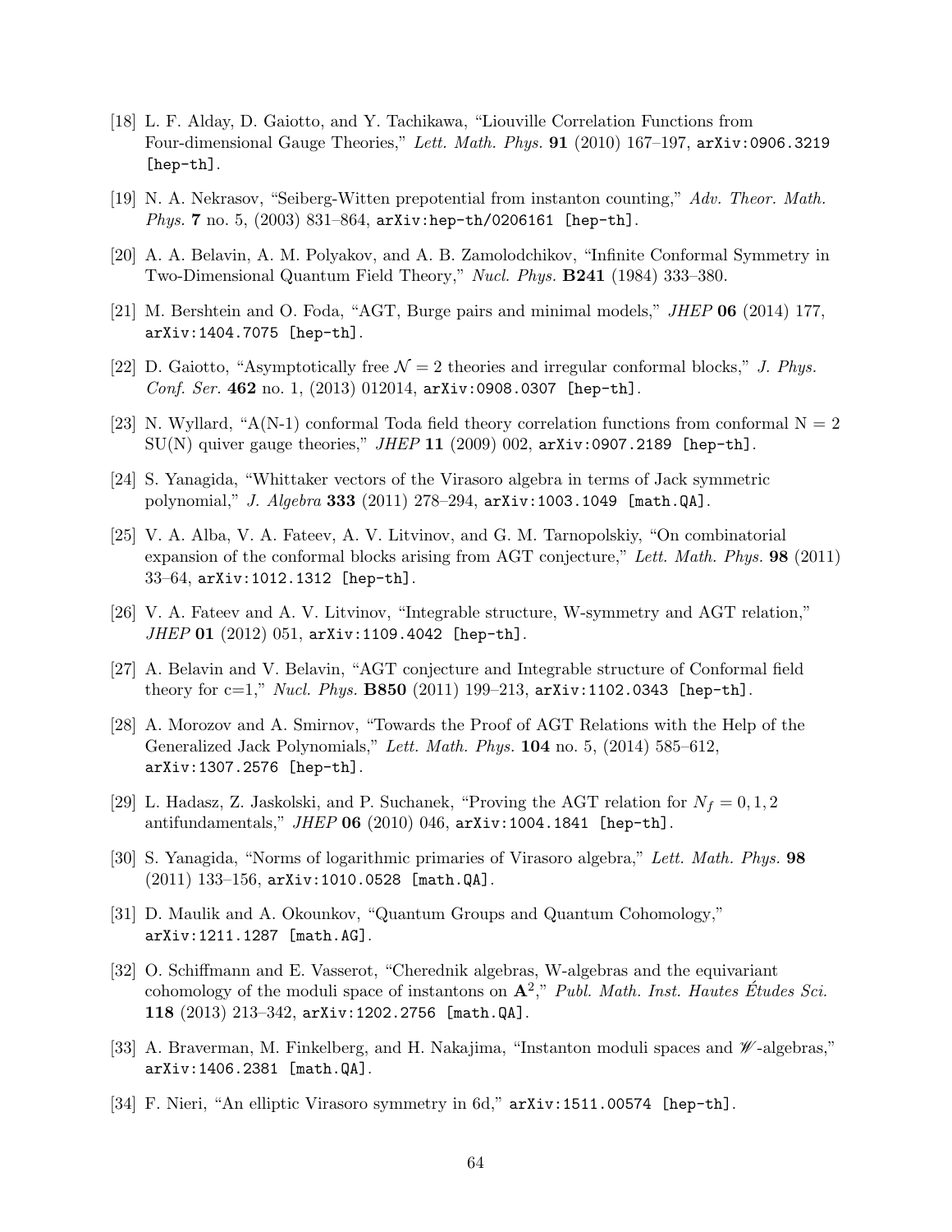[18] L. F. Alday, D. Gaiotto, and Y. Tachikawa, "Liouville Correlation Functions from Four-dimensional Gauge Theories," *Lett. Math. Phys.* **91** (2010) 167–197, arXiv:0906.3219 [hep-th].

[19] N. A. Nekrasov, "Seiberg-Witten prepotential from instanton counting," *Adv. Theor. Math. Phys.* **7** no. 5, (2003) 831–864, arXiv:hep-th/0206161 [hep-th].

[20] A. A. Belavin, A. M. Polyakov, and A. B. Zamolodchikov, "Infinite Conformal Symmetry in Two-Dimensional Quantum Field Theory," *Nucl. Phys.* **B241** (1984) 333–380.

[21] M. Bershtein and O. Foda, "AGT, Burge pairs and minimal models," *JHEP* **06** (2014) 177, arXiv:1404.7075 [hep-th].

[22] D. Gaiotto, "Asymptotically free $\mathcal{N} = 2$ theories and irregular conformal blocks," *J. Phys. Conf. Ser.* **462** no. 1, (2013) 012014, arXiv:0908.0307 [hep-th].

[23] N. Wyllard, "A(N-1) conformal Toda field theory correlation functions from conformal N = 2 SU(N) quiver gauge theories," *JHEP* **11** (2009) 002, arXiv:0907.2189 [hep-th].

[24] S. Yanagida, "Whittaker vectors of the Virasoro algebra in terms of Jack symmetric polynomial," *J. Algebra* **333** (2011) 278–294, arXiv:1003.1049 [math.QA].

[25] V. A. Alba, V. A. Fateev, A. V. Litvinov, and G. M. Tarnopolskiy, "On combinatorial expansion of the conformal blocks arising from AGT conjecture," *Lett. Math. Phys.* **98** (2011) 33–64, arXiv:1012.1312 [hep-th].

[26] V. A. Fateev and A. V. Litvinov, "Integrable structure, W-symmetry and AGT relation," *JHEP* **01** (2012) 051, arXiv:1109.4042 [hep-th].

[27] A. Belavin and V. Belavin, "AGT conjecture and Integrable structure of Conformal field theory for c=1," *Nucl. Phys.* **B850** (2011) 199–213, arXiv:1102.0343 [hep-th].

[28] A. Morozov and A. Smirnov, "Towards the Proof of AGT Relations with the Help of the Generalized Jack Polynomials," *Lett. Math. Phys.* **104** no. 5, (2014) 585–612, arXiv:1307.2576 [hep-th].

[29] L. Hadasz, Z. Jaskolski, and P. Suchanek, "Proving the AGT relation for $N_f = 0, 1, 2$ antifundamentals," *JHEP* **06** (2010) 046, arXiv:1004.1841 [hep-th].

[30] S. Yanagida, "Norms of logarithmic primaries of Virasoro algebra," *Lett. Math. Phys.* **98** (2011) 133–156, arXiv:1010.0528 [math.QA].

[31] D. Maulik and A. Okounkov, "Quantum Groups and Quantum Cohomology," arXiv:1211.1287 [math.AG].

[32] O. Schiffmann and E. Vasserot, "Cherednik algebras, W-algebras and the equivariant cohomology of the moduli space of instantons on $\mathbf{A}^2$," *Publ. Math. Inst. Hautes Études Sci.* **118** (2013) 213–342, arXiv:1202.2756 [math.QA].

[33] A. Braverman, M. Finkelberg, and H. Nakajima, "Instanton moduli spaces and $\mathscr{W}$-algebras," arXiv:1406.2381 [math.QA].

[34] F. Nieri, "An elliptic Virasoro symmetry in 6d," arXiv:1511.00574 [hep-th].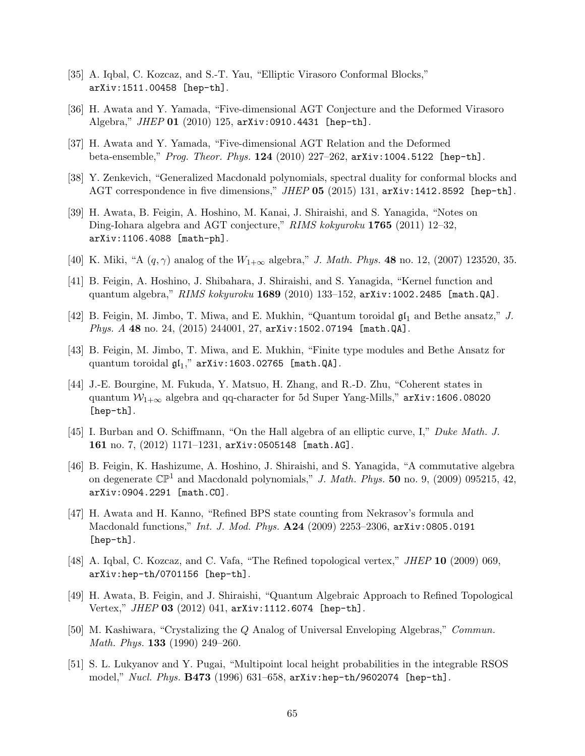[35] A. Iqbal, C. Kozcaz, and S.-T. Yau, "Elliptic Virasoro Conformal Blocks," arXiv:1511.00458 [hep-th].

[36] H. Awata and Y. Yamada, "Five-dimensional AGT Conjecture and the Deformed Virasoro Algebra," *JHEP* **01** (2010) 125, arXiv:0910.4431 [hep-th].

[37] H. Awata and Y. Yamada, "Five-dimensional AGT Relation and the Deformed beta-ensemble," *Prog. Theor. Phys.* **124** (2010) 227–262, arXiv:1004.5122 [hep-th].

[38] Y. Zenkevich, "Generalized Macdonald polynomials, spectral duality for conformal blocks and AGT correspondence in five dimensions," *JHEP* **05** (2015) 131, arXiv:1412.8592 [hep-th].

[39] H. Awata, B. Feigin, A. Hoshino, M. Kanai, J. Shiraishi, and S. Yanagida, "Notes on Ding-Iohara algebra and AGT conjecture," *RIMS kokyuroku* **1765** (2011) 12–32, arXiv:1106.4088 [math-ph].

[40] K. Miki, "A $(q, \gamma)$ analog of the $W_{1+\infty}$ algebra," *J. Math. Phys.* **48** no. 12, (2007) 123520, 35.

[41] B. Feigin, A. Hoshino, J. Shibahara, J. Shiraishi, and S. Yanagida, "Kernel function and quantum algebra," *RIMS kokyuroku* **1689** (2010) 133–152, arXiv:1002.2485 [math.QA].

[42] B. Feigin, M. Jimbo, T. Miwa, and E. Mukhin, "Quantum toroidal $\mathfrak{gl}_1$ and Bethe ansatz," *J. Phys. A* **48** no. 24, (2015) 244001, 27, arXiv:1502.07194 [math.QA].

[43] B. Feigin, M. Jimbo, T. Miwa, and E. Mukhin, "Finite type modules and Bethe Ansatz for quantum toroidal $\mathfrak{gl}_1$," arXiv:1603.02765 [math.QA].

[44] J.-E. Bourgine, M. Fukuda, Y. Matsuo, H. Zhang, and R.-D. Zhu, "Coherent states in quantum $\mathcal{W}_{1+\infty}$ algebra and qq-character for 5d Super Yang-Mills," arXiv:1606.08020 [hep-th].

[45] I. Burban and O. Schiffmann, "On the Hall algebra of an elliptic curve, I," *Duke Math. J.* **161** no. 7, (2012) 1171–1231, arXiv:0505148 [math.AG].

[46] B. Feigin, K. Hashizume, A. Hoshino, J. Shiraishi, and S. Yanagida, "A commutative algebra on degenerate $\mathbb{CP}^1$ and Macdonald polynomials," *J. Math. Phys.* **50** no. 9, (2009) 095215, 42, arXiv:0904.2291 [math.CO].

[47] H. Awata and H. Kanno, "Refined BPS state counting from Nekrasov's formula and Macdonald functions," *Int. J. Mod. Phys.* **A24** (2009) 2253–2306, arXiv:0805.0191 [hep-th].

[48] A. Iqbal, C. Kozcaz, and C. Vafa, "The Refined topological vertex," *JHEP* **10** (2009) 069, arXiv:hep-th/0701156 [hep-th].

[49] H. Awata, B. Feigin, and J. Shiraishi, "Quantum Algebraic Approach to Refined Topological Vertex," *JHEP* **03** (2012) 041, arXiv:1112.6074 [hep-th].

[50] M. Kashiwara, "Crystalizing the $Q$ Analog of Universal Enveloping Algebras," *Commun. Math. Phys.* **133** (1990) 249–260.

[51] S. L. Lukyanov and Y. Pugai, "Multipoint local height probabilities in the integrable RSOS model," *Nucl. Phys.* **B473** (1996) 631–658, arXiv:hep-th/9602074 [hep-th].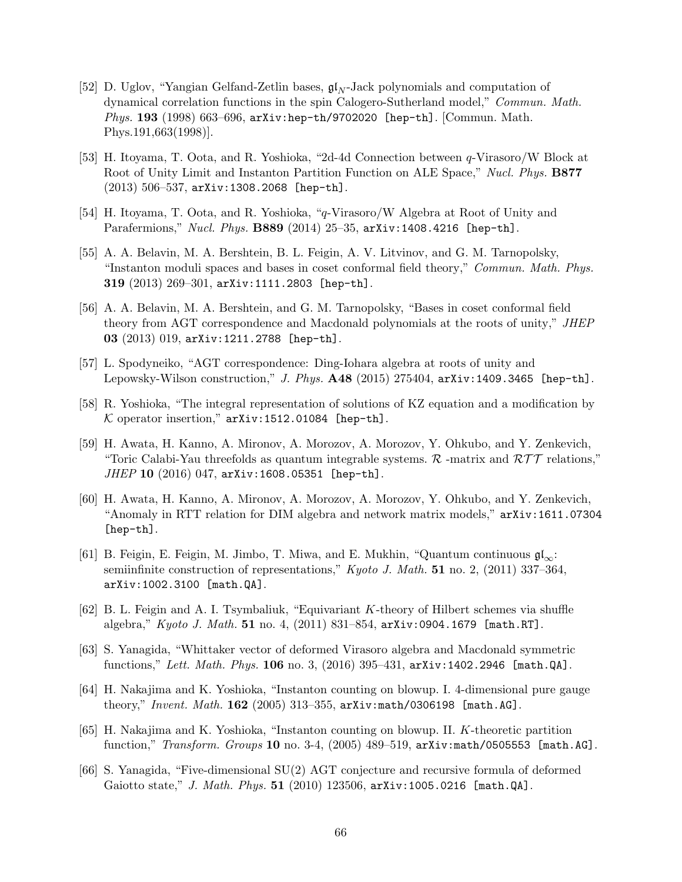[52] D. Uglov, "Yangian Gelfand-Zetlin bases, $\mathfrak{gl}_N$-Jack polynomials and computation of dynamical correlation functions in the spin Calogero-Sutherland model," *Commun. Math. Phys.* **193** (1998) 663–696, arXiv:hep-th/9702020 [hep-th]. [Commun. Math. Phys.191,663(1998)].

[53] H. Itoyama, T. Oota, and R. Yoshioka, "2d-4d Connection between $q$-Virasoro/W Block at Root of Unity Limit and Instanton Partition Function on ALE Space," *Nucl. Phys.* **B877** (2013) 506–537, arXiv:1308.2068 [hep-th].

[54] H. Itoyama, T. Oota, and R. Yoshioka, "$q$-Virasoro/W Algebra at Root of Unity and Parafermions," *Nucl. Phys.* **B889** (2014) 25–35, arXiv:1408.4216 [hep-th].

[55] A. A. Belavin, M. A. Bershtein, B. L. Feigin, A. V. Litvinov, and G. M. Tarnopolsky, "Instanton moduli spaces and bases in coset conformal field theory," *Commun. Math. Phys.* **319** (2013) 269–301, arXiv:1111.2803 [hep-th].

[56] A. A. Belavin, M. A. Bershtein, and G. M. Tarnopolsky, "Bases in coset conformal field theory from AGT correspondence and Macdonald polynomials at the roots of unity," *JHEP* **03** (2013) 019, arXiv:1211.2788 [hep-th].

[57] L. Spodyneiko, "AGT correspondence: Ding-Iohara algebra at roots of unity and Lepowsky-Wilson construction," *J. Phys.* **A48** (2015) 275404, arXiv:1409.3465 [hep-th].

[58] R. Yoshioka, "The integral representation of solutions of KZ equation and a modification by $\mathcal{K}$ operator insertion," arXiv:1512.01084 [hep-th].

[59] H. Awata, H. Kanno, A. Mironov, A. Morozov, A. Morozov, Y. Ohkubo, and Y. Zenkevich, "Toric Calabi-Yau threefolds as quantum integrable systems. $\mathcal{R}$ -matrix and $\mathcal{RTT}$ relations," *JHEP* **10** (2016) 047, arXiv:1608.05351 [hep-th].

[60] H. Awata, H. Kanno, A. Mironov, A. Morozov, A. Morozov, Y. Ohkubo, and Y. Zenkevich, "Anomaly in RTT relation for DIM algebra and network matrix models," arXiv:1611.07304 [hep-th].

[61] B. Feigin, E. Feigin, M. Jimbo, T. Miwa, and E. Mukhin, "Quantum continuous $\mathfrak{gl}_\infty$: semiinfinite construction of representations," *Kyoto J. Math.* **51** no. 2, (2011) 337–364, arXiv:1002.3100 [math.QA].

[62] B. L. Feigin and A. I. Tsymbaliuk, "Equivariant $K$-theory of Hilbert schemes via shuffle algebra," *Kyoto J. Math.* **51** no. 4, (2011) 831–854, arXiv:0904.1679 [math.RT].

[63] S. Yanagida, "Whittaker vector of deformed Virasoro algebra and Macdonald symmetric functions," *Lett. Math. Phys.* **106** no. 3, (2016) 395–431, arXiv:1402.2946 [math.QA].

[64] H. Nakajima and K. Yoshioka, "Instanton counting on blowup. I. 4-dimensional pure gauge theory," *Invent. Math.* **162** (2005) 313–355, arXiv:math/0306198 [math.AG].

[65] H. Nakajima and K. Yoshioka, "Instanton counting on blowup. II. $K$-theoretic partition function," *Transform. Groups* **10** no. 3-4, (2005) 489–519, arXiv:math/0505553 [math.AG].

[66] S. Yanagida, "Five-dimensional SU(2) AGT conjecture and recursive formula of deformed Gaiotto state," *J. Math. Phys.* **51** (2010) 123506, arXiv:1005.0216 [math.QA].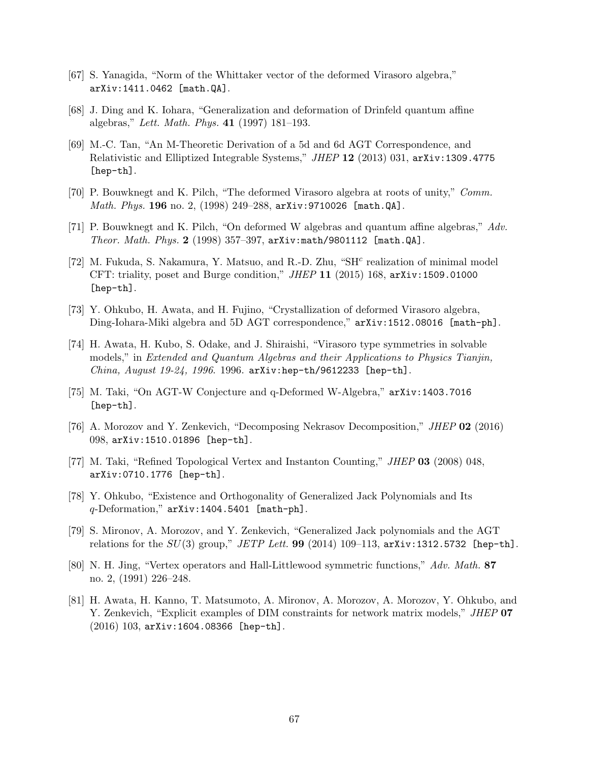[67] S. Yanagida, "Norm of the Whittaker vector of the deformed Virasoro algebra," `arXiv:1411.0462 [math.QA]`.

[68] J. Ding and K. Iohara, "Generalization and deformation of Drinfeld quantum affine algebras," *Lett. Math. Phys.* **41** (1997) 181–193.

[69] M.-C. Tan, "An M-Theoretic Derivation of a 5d and 6d AGT Correspondence, and Relativistic and Elliptized Integrable Systems," *JHEP* **12** (2013) 031, `arXiv:1309.4775 [hep-th]`.

[70] P. Bouwknegt and K. Pilch, "The deformed Virasoro algebra at roots of unity," *Comm. Math. Phys.* **196** no. 2, (1998) 249–288, `arXiv:9710026 [math.QA]`.

[71] P. Bouwknegt and K. Pilch, "On deformed W algebras and quantum affine algebras," *Adv. Theor. Math. Phys.* **2** (1998) 357–397, `arXiv:math/9801112 [math.QA]`.

[72] M. Fukuda, S. Nakamura, Y. Matsuo, and R.-D. Zhu, "$\mathrm{SH}^c$ realization of minimal model CFT: triality, poset and Burge condition," *JHEP* **11** (2015) 168, `arXiv:1509.01000 [hep-th]`.

[73] Y. Ohkubo, H. Awata, and H. Fujino, "Crystallization of deformed Virasoro algebra, Ding-Iohara-Miki algebra and 5D AGT correspondence," `arXiv:1512.08016 [math-ph]`.

[74] H. Awata, H. Kubo, S. Odake, and J. Shiraishi, "Virasoro type symmetries in solvable models," in *Extended and Quantum Algebras and their Applications to Physics Tianjin, China, August 19-24, 1996*. 1996. `arXiv:hep-th/9612233 [hep-th]`.

[75] M. Taki, "On AGT-W Conjecture and q-Deformed W-Algebra," `arXiv:1403.7016 [hep-th]`.

[76] A. Morozov and Y. Zenkevich, "Decomposing Nekrasov Decomposition," *JHEP* **02** (2016) 098, `arXiv:1510.01896 [hep-th]`.

[77] M. Taki, "Refined Topological Vertex and Instanton Counting," *JHEP* **03** (2008) 048, `arXiv:0710.1776 [hep-th]`.

[78] Y. Ohkubo, "Existence and Orthogonality of Generalized Jack Polynomials and Its $q$-Deformation," `arXiv:1404.5401 [math-ph]`.

[79] S. Mironov, A. Morozov, and Y. Zenkevich, "Generalized Jack polynomials and the AGT relations for the $SU(3)$ group," *JETP Lett.* **99** (2014) 109–113, `arXiv:1312.5732 [hep-th]`.

[80] N. H. Jing, "Vertex operators and Hall-Littlewood symmetric functions," *Adv. Math.* **87** no. 2, (1991) 226–248.

[81] H. Awata, H. Kanno, T. Matsumoto, A. Mironov, A. Morozov, A. Morozov, Y. Ohkubo, and Y. Zenkevich, "Explicit examples of DIM constraints for network matrix models," *JHEP* **07** (2016) 103, `arXiv:1604.08366 [hep-th]`.